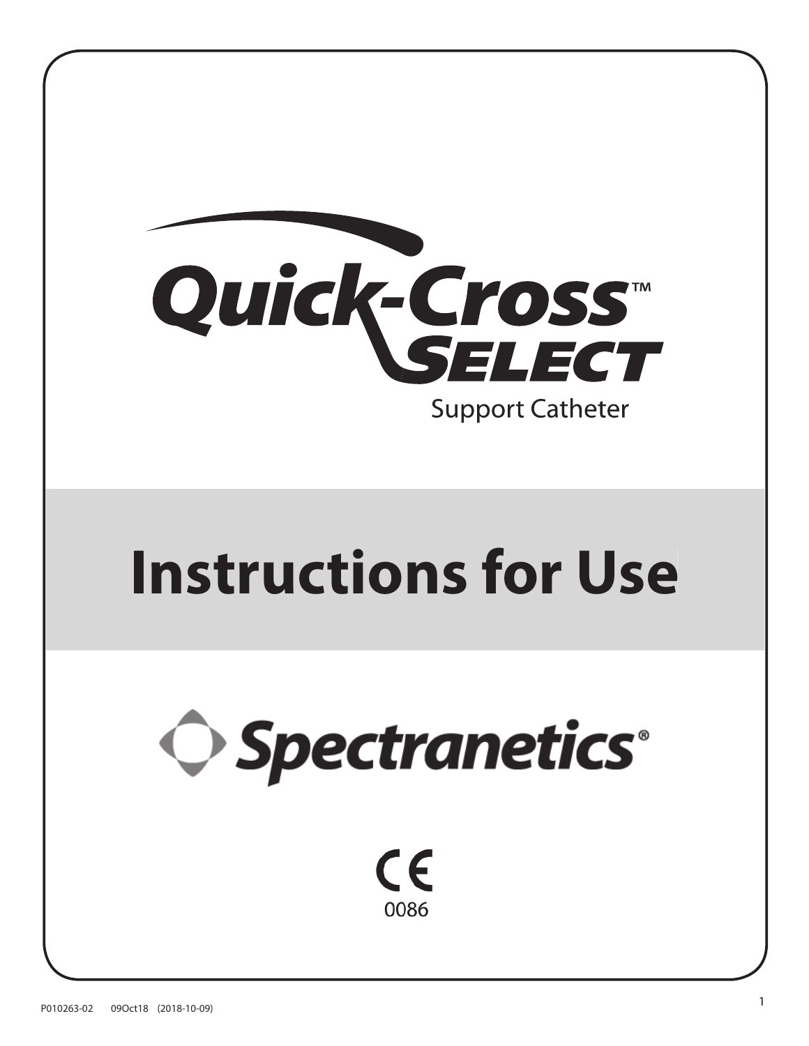# Quick-Cross™ Select

Support Catheter

# Instructions for Use

Spectranetics®

CE 0086

P010263-02 09Oct18 (2018-10-09)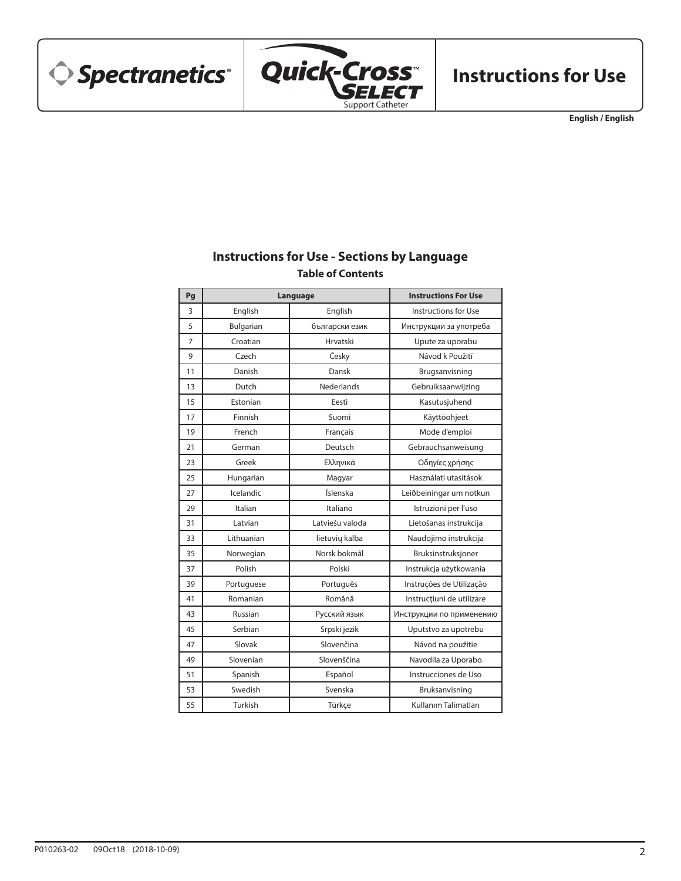Spectranetics® | Quick-Cross™ SELECT Support Catheter | **Instructions for Use**

**English / English**

## Instructions for Use - Sections by Language

### Table of Contents

| Pg | Language | | Instructions For Use |
|---|---|---|---|
| 3 | English | English | Instructions for Use |
| 5 | Bulgarian | български език | Инструкции за употреба |
| 7 | Croatian | Hrvatski | Upute za uporabu |
| 9 | Czech | Česky | Návod k Použití |
| 11 | Danish | Dansk | Brugsanvisning |
| 13 | Dutch | Nederlands | Gebruiksaanwijzing |
| 15 | Estonian | Eesti | Kasutusjuhend |
| 17 | Finnish | Suomi | Käyttöohjeet |
| 19 | French | Français | Mode d'emploi |
| 21 | German | Deutsch | Gebrauchsanweisung |
| 23 | Greek | Ελληνικά | Οδηγίες χρήσης |
| 25 | Hungarian | Magyar | Használati utasítások |
| 27 | Icelandic | Íslenska | Leiðbeiningar um notkun |
| 29 | Italian | Italiano | Istruzioni per l'uso |
| 31 | Latvian | Latviešu valoda | Lietošanas instrukcija |
| 33 | Lithuanian | lietuvių kalba | Naudojimo instrukcija |
| 35 | Norwegian | Norsk bokmål | Bruksinstruksjoner |
| 37 | Polish | Polski | Instrukcja użytkowania |
| 39 | Portuguese | Português | Instruções de Utilização |
| 41 | Romanian | Română | Instrucţiuni de utilizare |
| 43 | Russian | Русский язык | Инструкции по применению |
| 45 | Serbian | Srpski jezik | Uputstvo za upotrebu |
| 47 | Slovak | Slovenčina | Návod na použitie |
| 49 | Slovenian | Slovenščina | Navodila za Uporabo |
| 51 | Spanish | Español | Instrucciones de Uso |
| 53 | Swedish | Svenska | Bruksanvisning |
| 55 | Turkish | Türkçe | Kullanım Talimatları |

P010263-02 09Oct18 (2018-10-09)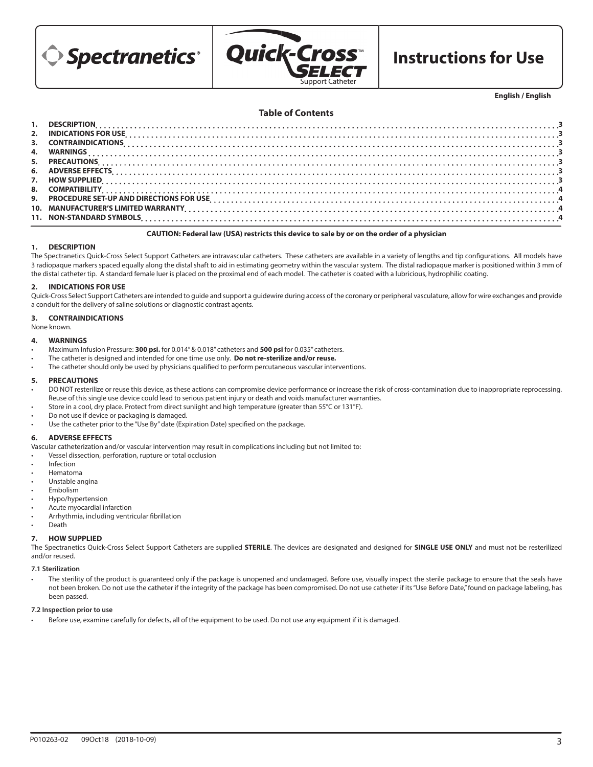Spectranetics® Quick-Cross™ Select Support Catheter

# Instructions for Use

**English / English**

## Table of Contents

1. DESCRIPTION .... 3
2. INDICATIONS FOR USE .... 3
3. CONTRAINDICATIONS .... 3
4. WARNINGS .... 3
5. PRECAUTIONS .... 3
6. ADVERSE EFFECTS .... 3
7. HOW SUPPLIED .... 3
8. COMPATIBILITY .... 4
9. PROCEDURE SET-UP AND DIRECTIONS FOR USE .... 4
10. MANUFACTURER'S LIMITED WARRANTY .... 4
11. NON-STANDARD SYMBOLS .... 4

**CAUTION: Federal law (USA) restricts this device to sale by or on the order of a physician**

### 1. DESCRIPTION

The Spectranetics Quick-Cross Select Support Catheters are intravascular catheters. These catheters are available in a variety of lengths and tip configurations. All models have 3 radiopaque markers spaced equally along the distal shaft to aid in estimating geometry within the vascular system. The distal radiopaque marker is positioned within 3 mm of the distal catheter tip. A standard female luer is placed on the proximal end of each model. The catheter is coated with a lubricious, hydrophilic coating.

### 2. INDICATIONS FOR USE

Quick-Cross Select Support Catheters are intended to guide and support a guidewire during access of the coronary or peripheral vasculature, allow for wire exchanges and provide a conduit for the delivery of saline solutions or diagnostic contrast agents.

### 3. CONTRAINDICATIONS

None known.

### 4. WARNINGS

- Maximum Infusion Pressure: **300 psi.** for 0.014" & 0.018" catheters and **500 psi** for 0.035" catheters.
- The catheter is designed and intended for one time use only. **Do not re-sterilize and/or reuse.**
- The catheter should only be used by physicians qualified to perform percutaneous vascular interventions.

### 5. PRECAUTIONS

- DO NOT resterilize or reuse this device, as these actions can compromise device performance or increase the risk of cross-contamination due to inappropriate reprocessing. Reuse of this single use device could lead to serious patient injury or death and voids manufacturer warranties.
- Store in a cool, dry place. Protect from direct sunlight and high temperature (greater than 55°C or 131°F).
- Do not use if device or packaging is damaged.
- Use the catheter prior to the "Use By" date (Expiration Date) specified on the package.

### 6. ADVERSE EFFECTS

Vascular catheterization and/or vascular intervention may result in complications including but not limited to:

- Vessel dissection, perforation, rupture or total occlusion
- Infection
- Hematoma
- Unstable angina
- Embolism
- Hypo/hypertension
- Acute myocardial infarction
- Arrhythmia, including ventricular fibrillation
- Death

### 7. HOW SUPPLIED

The Spectranetics Quick-Cross Select Support Catheters are supplied **STERILE**. The devices are designated and designed for **SINGLE USE ONLY** and must not be resterilized and/or reused.

#### 7.1 Sterilization

- The sterility of the product is guaranteed only if the package is unopened and undamaged. Before use, visually inspect the sterile package to ensure that the seals have not been broken. Do not use the catheter if the integrity of the package has been compromised. Do not use catheter if its "Use Before Date," found on package labeling, has been passed.

#### 7.2 Inspection prior to use

- Before use, examine carefully for defects, all of the equipment to be used. Do not use any equipment if it is damaged.

P010263-02 09Oct18 (2018-10-09)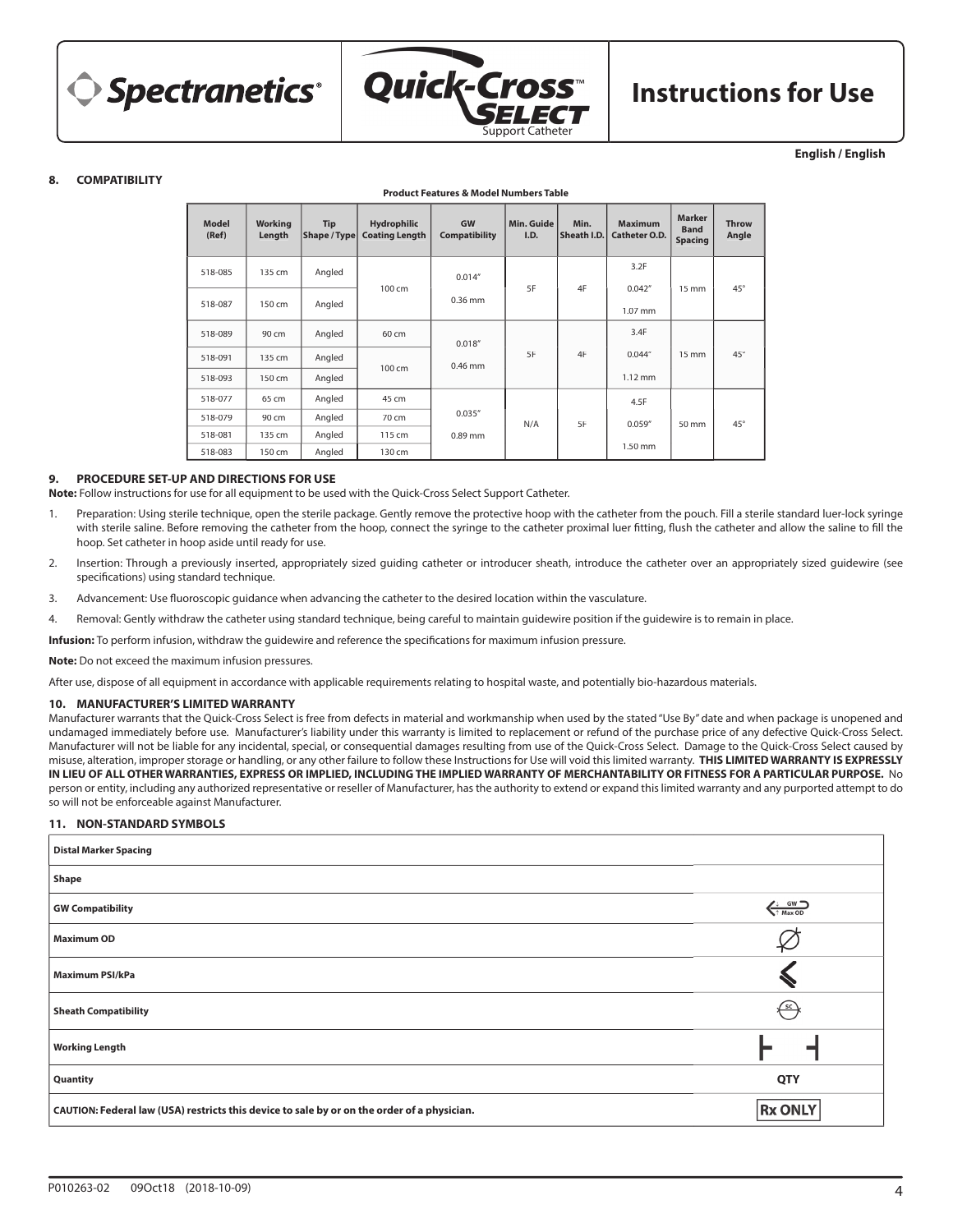**English / English**

## 8. COMPATIBILITY

**Product Features & Model Numbers Table**

| Model (Ref) | Working Length | Tip Shape / Type | Hydrophilic Coating Length | GW Compatibility | Min. Guide I.D. | Min. Sheath I.D. | Maximum Catheter O.D. | Marker Band Spacing | Throw Angle |
|---|---|---|---|---|---|---|---|---|---|
| 518-085 | 135 cm | Angled | 100 cm | 0.014″ 0.36 mm | 5F | 4F | 3.2F 0.042″ 1.07 mm | 15 mm | 45° |
| 518-087 | 150 cm | Angled | | | | | | | |
| 518-089 | 90 cm | Angled | 60 cm | 0.018″ 0.46 mm | 5F | 4F | 3.4F 0.044″ 1.12 mm | 15 mm | 45° |
| 518-091 | 135 cm | Angled | 100 cm | | | | | | |
| 518-093 | 150 cm | Angled | | | | | | | |
| 518-077 | 65 cm | Angled | 45 cm | 0.035″ 0.89 mm | N/A | 5F | 4.5F 0.059″ 1.50 mm | 50 mm | 45° |
| 518-079 | 90 cm | Angled | 70 cm | | | | | | |
| 518-081 | 135 cm | Angled | 115 cm | | | | | | |
| 518-083 | 150 cm | Angled | 130 cm | | | | | | |

## 9. PROCEDURE SET-UP AND DIRECTIONS FOR USE

**Note:** Follow instructions for use for all equipment to be used with the Quick-Cross Select Support Catheter.

1. Preparation: Using sterile technique, open the sterile package. Gently remove the protective hoop with the catheter from the pouch. Fill a sterile standard luer-lock syringe with sterile saline. Before removing the catheter from the hoop, connect the syringe to the catheter proximal luer fitting, flush the catheter and allow the saline to fill the hoop. Set catheter in hoop aside until ready for use.
2. Insertion: Through a previously inserted, appropriately sized guiding catheter or introducer sheath, introduce the catheter over an appropriately sized guidewire (see specifications) using standard technique.
3. Advancement: Use fluoroscopic guidance when advancing the catheter to the desired location within the vasculature.
4. Removal: Gently withdraw the catheter using standard technique, being careful to maintain guidewire position if the guidewire is to remain in place.

**Infusion:** To perform infusion, withdraw the guidewire and reference the specifications for maximum infusion pressure.

**Note:** Do not exceed the maximum infusion pressures.

After use, dispose of all equipment in accordance with applicable requirements relating to hospital waste, and potentially bio-hazardous materials.

## 10. MANUFACTURER'S LIMITED WARRANTY

Manufacturer warrants that the Quick-Cross Select is free from defects in material and workmanship when used by the stated "Use By" date and when package is unopened and undamaged immediately before use. Manufacturer's liability under this warranty is limited to replacement or refund of the purchase price of any defective Quick-Cross Select. Manufacturer will not be liable for any incidental, special, or consequential damages resulting from use of the Quick-Cross Select. Damage to the Quick-Cross Select caused by misuse, alteration, improper storage or handling, or any other failure to follow these Instructions for Use will void this limited warranty. **THIS LIMITED WARRANTY IS EXPRESSLY IN LIEU OF ALL OTHER WARRANTIES, EXPRESS OR IMPLIED, INCLUDING THE IMPLIED WARRANTY OF MERCHANTABILITY OR FITNESS FOR A PARTICULAR PURPOSE.** No person or entity, including any authorized representative or reseller of Manufacturer, has the authority to extend or expand this limited warranty and any purported attempt to do so will not be enforceable against Manufacturer.

## 11. NON-STANDARD SYMBOLS

| Symbol Description | Symbol |
|---|---|
| **Distal Marker Spacing** | |
| **Shape** | |
| **GW Compatibility** | GW Max OD |
| **Maximum OD** | Ø |
| **Maximum PSI/kPa** | |
| **Sheath Compatibility** | SC |
| **Working Length** | |
| **Quantity** | QTY |
| **CAUTION: Federal law (USA) restricts this device to sale by or on the order of a physician.** | Rx ONLY |

P010263-02 09Oct18 (2018-10-09)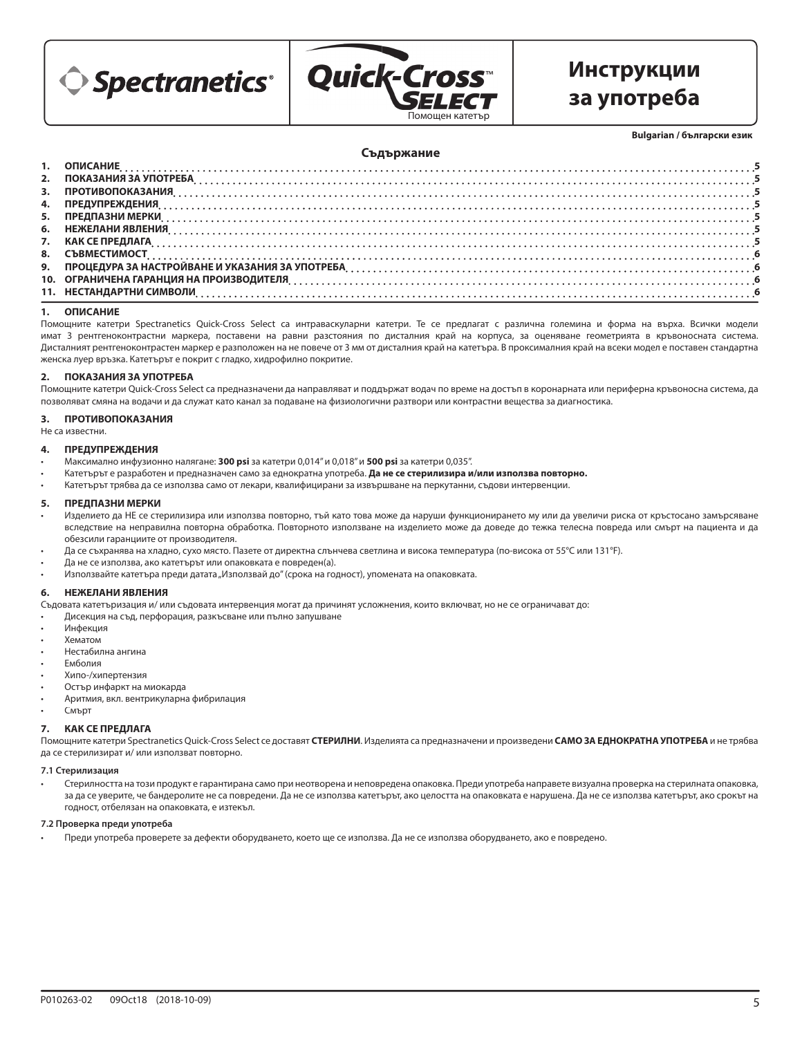Spectranetics® | Quick-Cross™ SELECT Помощен катетър | **Инструкции за употреба**

**Bulgarian / български език**

## Съдържание

1. ОПИСАНИЕ ... 5
2. ПОКАЗАНИЯ ЗА УПОТРЕБА ... 5
3. ПРОТИВОПОКАЗАНИЯ ... 5
4. ПРЕДУПРЕЖДЕНИЯ ... 5
5. ПРЕДПАЗНИ МЕРКИ ... 5
6. НЕЖЕЛАНИ ЯВЛЕНИЯ ... 5
7. КАК СЕ ПРЕДЛАГА ... 5
8. СЪВМЕСТИМОСТ ... 6
9. ПРОЦЕДУРА ЗА НАСТРОЙВАНЕ И УКАЗАНИЯ ЗА УПОТРЕБА ... 6
10. ОГРАНИЧЕНА ГАРАНЦИЯ НА ПРОИЗВОДИТЕЛЯ ... 6
11. НЕСТАНДАРТНИ СИМВОЛИ ... 6

## 1. ОПИСАНИЕ

Помощните катетри Spectranetics Quick-Cross Select са интраваскуларни катетри. Те се предлагат с различна големина и форма на върха. Всички модели имат 3 рентгеноконтрастни маркера, поставени на равни разстояния по дисталния край на корпуса, за оценяване геометрията в кръвоносната система. Дисталният рентгеноконтрастен маркер е разположен на не повече от 3 мм от дисталния край на катетъра. В проксималния край на всеки модел е поставен стандартна женска луер връзка. Катетърът е покрит с гладко, хидрофилно покритие.

## 2. ПОКАЗАНИЯ ЗА УПОТРЕБА

Помощните катетри Quick-Cross Select са предназначени да направляват и поддържат водач по време на достъп в коронарната или периферна кръвоносна система, да позволяват смяна на водачи и да служат като канал за подаване на физиологични разтвори или контрастни вещества за диагностика.

## 3. ПРОТИВОПОКАЗАНИЯ

Не са известни.

## 4. ПРЕДУПРЕЖДЕНИЯ

- Максимално инфузионно налягане: **300 psi** за катетри 0,014" и 0,018" и **500 psi** за катетри 0,035".
- Катетърът е разработен и предназначен само за еднократна употреба. **Да не се стерилизира и/или използва повторно.**
- Катетърът трябва да се използва само от лекари, квалифицирани за извършване на перкутанни, съдови интервенции.

## 5. ПРЕДПАЗНИ МЕРКИ

- Изделието да НЕ се стерилизира или използва повторно, тъй като това може да наруши функционирането му или да увеличи риска от кръстосано замърсяване вследствие на неправилна повторна обработка. Повторното използване на изделието може да доведе до тежка телесна повреда или смърт на пациента и да обезсили гаранциите от производителя.
- Да се съхранява на хладно, сухо място. Пазете от директна слънчева светлина и висока температура (по-висока от 55°C или 131°F).
- Да не се използва, ако катетърът или опаковката е повреден(а).
- Използвайте катетъра преди датата „Използвай до" (срока на годност), упомената на опаковката.

## 6. НЕЖЕЛАНИ ЯВЛЕНИЯ

Съдовата катетъризация и/ или съдовата интервенция могат да причинят усложнения, които включват, но не се ограничават до:

- Дисекция на съд, перфорация, разкъсване или пълно запушване
- Инфекция
- Хематом
- Нестабилна ангина
- Емболия
- Хипо-/хипертензия
- Остър инфаркт на миокарда
- Аритмия, вкл. вентрикуларна фибрилация
- Смърт

## 7. КАК СЕ ПРЕДЛАГА

Помощните катетри Spectranetics Quick-Cross Select се доставят **СТЕРИЛНИ**. Изделията са предназначени и произведени **САМО ЗА ЕДНОКРАТНА УПОТРЕБА** и не трябва да се стерилизират и/ или използват повторно.

### 7.1 Стерилизация

- Стерилността на този продукт е гарантирана само при неотворена и неповредена опаковка. Преди употреба направете визуална проверка на стерилната опаковка, за да се уверите, че бандеролите не са повредени. Да не се използва катетърът, ако целостта на опаковката е нарушена. Да не се използва катетърът, ако срокът на годност, отбелязан на опаковката, е изтекъл.

### 7.2 Проверка преди употреба

- Преди употреба проверете за дефекти оборудването, което ще се използва. Да не се използва оборудването, ако е повредено.

P010263-02 09Oct18 (2018-10-09)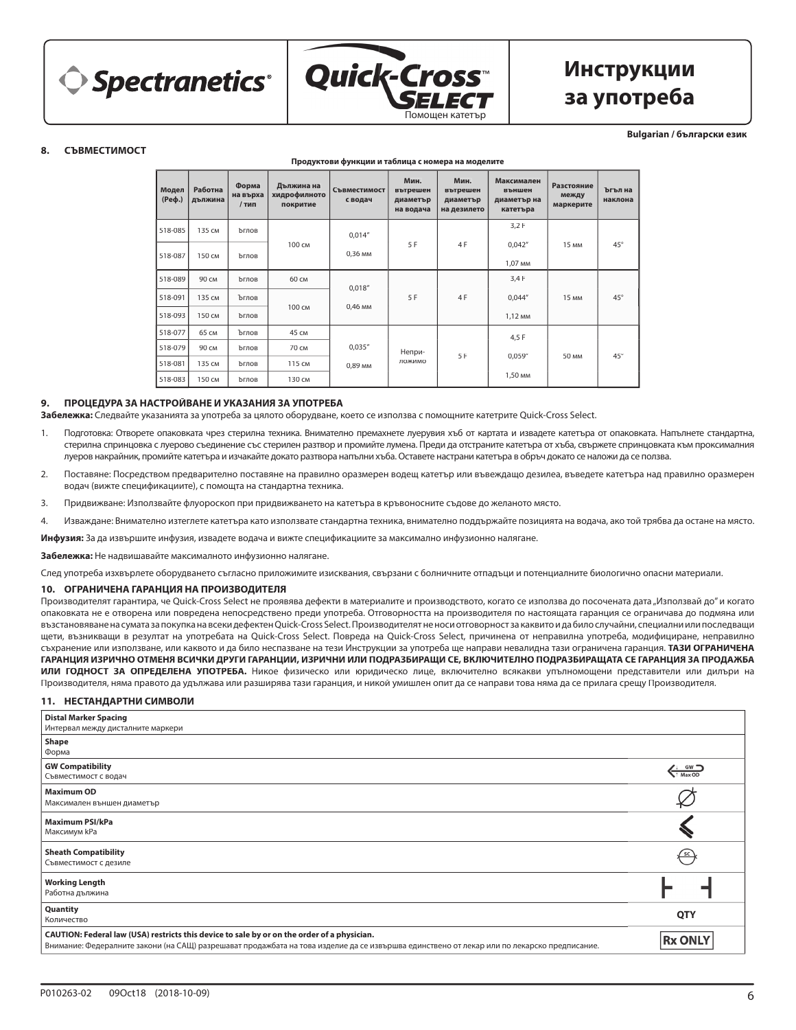Bulgarian / български език

## 8. СЪВМЕСТИМОСТ

**Продуктови функции и таблица с номера на моделите**

| Модел (Реф.) | Работна дължина | Форма на върха / тип | Дължина на хидрофилното покритие | Съвместимост с водач | Мин. вътрешен диаметър на водача | Мин. вътрешен диаметър на дезилето | Максимален външен диаметър на катетъра | Разстояние между маркерите | Ъгъл на наклона |
|---|---|---|---|---|---|---|---|---|---|
| 518-085 | 135 см | Ъглов | 100 см | 0,014" 0,36 мм | 5 F | 4 F | 3,2 F 0,042" 1,07 мм | 15 мм | 45° |
| 518-087 | 150 см | Ъглов | | | | | | | |
| 518-089 | 90 см | Ъглов | 60 см | 0,018" 0,46 мм | 5 F | 4 F | 3,4 F 0,044" 1,12 мм | 15 мм | 45° |
| 518-091 | 135 см | Ъглов | 100 см | | | | | | |
| 518-093 | 150 см | Ъглов | | | | | | | |
| 518-077 | 65 см | Ъглов | 45 см | 0,035" 0,89 мм | Неприложимо | 5 F | 4,5 F 0,059" 1,50 мм | 50 мм | 45° |
| 518-079 | 90 см | Ъглов | 70 см | | | | | | |
| 518-081 | 135 см | Ъглов | 115 см | | | | | | |
| 518-083 | 150 см | Ъглов | 130 см | | | | | | |

## 9. ПРОЦЕДУРА ЗА НАСТРОЙВАНЕ И УКАЗАНИЯ ЗА УПОТРЕБА

**Забележка:** Следвайте указанията за употреба за цялото оборудване, което се използва с помощните катетрите Quick-Cross Select.

1. Подготовка: Отворете опаковката чрез стерилна техника. Внимателно премахнете луерувия хъб от картата и извадете катетъра от опаковката. Напълнете стандартна, стерилна спринцовка с луерово съединение със стерилен разтвор и промийте лумена. Преди да отстраните катетъра от хъба, свържете спринцовката към проксималния луеров накрайник, промийте катетъра и изчакайте докато разтвора напълни хъба. Оставете настрани катетъра в обръч докато се наложи да се ползва.
2. Поставяне: Посредством предварително поставяне на правилно оразмерен водещ катетър или въвеждащо дезилеа, въведете катетъра над правилно оразмерен водач (вижте спецификациите), с помощта на стандартна техника.
3. Придвижване: Използвайте флуороскоп при придвижването на катетъра в кръвоносните съдове до желаното място.
4. Изваждане: Внимателно изтеглете катетъра като използвате стандартна техника, внимателно поддържайте позицията на водача, ако той трябва да остане на място.

**Инфузия:** За да извършите инфузия, извадете водача и вижте спецификациите за максимално инфузионно налягане.

**Забележка:** Не надвишавайте максималното инфузионно налягане.

След употреба изхвърлете оборудването съгласно приложимите изисквания, свързани с болничните отпадъци и потенциалните биологично опасни материали.

## 10. ОГРАНИЧЕНА ГАРАНЦИЯ НА ПРОИЗВОДИТЕЛЯ

Производителят гарантира, че Quick-Cross Select не проявява дефекти в материалите и производството, когато се използва до посочената дата „Използвай до" и когато опаковката не е отворена или повредена непосредствено преди употреба. Отговорността на производителя по настоящата гаранция се ограничава до подмяна или възстановяване на сумата за покупка на всеки дефектен Quick-Cross Select. Производителят не носи отговорност за каквито и да било случайни, специални или последващи щети, възникващи в резултат на употребата на Quick-Cross Select. Повреда на Quick-Cross Select, причинена от неправилна употреба, модифициране, неправилно съхранение или използване, или каквото и да било неспазване на тези Инструкции за употреба ще направи невалидна тази ограничена гаранция. **ТАЗИ ОГРАНИЧЕНА ГАРАНЦИЯ ИЗРИЧНО ОТМЕНЯ ВСИЧКИ ДРУГИ ГАРАНЦИИ, ИЗРИЧНИ ИЛИ ПОДРАЗБИРАЩИ СЕ, ВКЛЮЧИТЕЛНО ПОДРАЗБИРАЩАТА СЕ ГАРАНЦИЯ ЗА ПРОДАЖБА ИЛИ ГОДНОСТ ЗА ОПРЕДЕЛЕНА УПОТРЕБА.** Никое физическо или юридическо лице, включително всякакви упълномощени представители или дилъри на Производителя, няма правото да удължава или разширява тази гаранция, и никой умишлен опит да се направи това няма да се прилага срещу Производителя.

## 11. НЕСТАНДАРТНИ СИМВОЛИ

| Описание | Символ |
|---|---|
| **Distal Marker Spacing** Интервал между дисталните маркери | |
| **Shape** Форма | |
| **GW Compatibility** Съвместимост с водач | GW Max OD |
| **Maximum OD** Максимален външен диаметър | Ø |
| **Maximum PSI/kPa** Максимум kPa | |
| **Sheath Compatibility** Съвместимост с дезиле | SC |
| **Working Length** Работна дължина | |
| **Quantity** Количество | QTY |
| **CAUTION: Federal law (USA) restricts this device to sale by or on the order of a physician.** Внимание: Федералните закони (на САЩ) разрешават продажбата на това изделие да се извършва единствено от лекар или по лекарско предписание. | Rx ONLY |

P010263-02 09Oct18 (2018-10-09)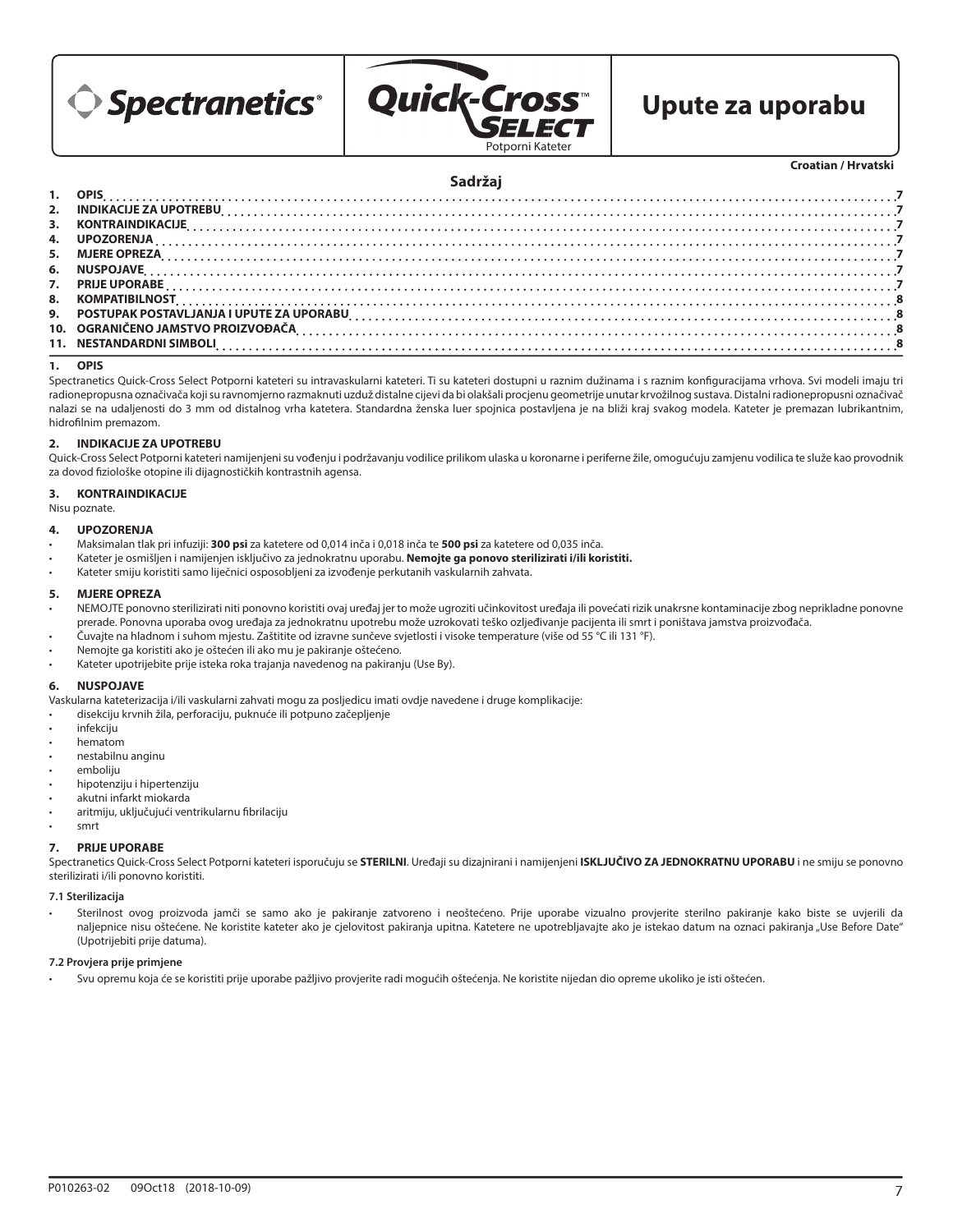Spectranetics® | Quick-Cross™ SELECT Potporni Kateter

# Upute za uporabu

**Croatian / Hrvatski**

## Sadržaj

1. OPIS ... 7
2. INDIKACIJE ZA UPOTREBU ... 7
3. KONTRAINDIKACIJE ... 7
4. UPOZORENJA ... 7
5. MJERE OPREZA ... 7
6. NUSPOJAVE ... 7
7. PRIJE UPORABE ... 7
8. KOMPATIBILNOST ... 8
9. POSTUPAK POSTAVLJANJA I UPUTE ZA UPORABU ... 8
10. OGRANIČENO JAMSTVO PROIZVOĐAČA ... 8
11. NESTANDARDNI SIMBOLI ... 8

## 1. OPIS

Spectranetics Quick-Cross Select Potporni kateteri su intravaskularni kateteri. Ti su kateteri dostupni u raznim dužinama i s raznim konfiguracijama vrhova. Svi modeli imaju tri radionepropusna označivača koji su ravnomjerno razmaknuti uzduž distalne cijevi da bi olakšali procjenu geometrije unutar krvožilnog sustava. Distalni radionepropusni označivač nalazi se na udaljenosti do 3 mm od distalnog vrha katetera. Standardna ženska luer spojnica postavljena je na bliži kraj svakog modela. Kateter je premazan lubrikantnim, hidrofilnim premazom.

## 2. INDIKACIJE ZA UPOTREBU

Quick-Cross Select Potporni kateteri namijenjeni su vođenju i podržavanju vodilice prilikom ulaska u koronarne i periferne žile, omogućuju zamjenu vodilica te služe kao provodnik za dovod fiziološke otopine ili dijagnostičkih kontrastnih agensa.

## 3. KONTRAINDIKACIJE

Nisu poznate.

## 4. UPOZORENJA

- Maksimalan tlak pri infuziji: **300 psi** za katetere od 0,014 inča i 0,018 inča te **500 psi** za katetere od 0,035 inča.
- Kateter je osmišljen i namijenjen isključivo za jednokratnu uporabu. **Nemojte ga ponovo sterilizirati i/ili koristiti.**
- Kateter smiju koristiti samo liječnici osposobljeni za izvođenje perkutanih vaskularnih zahvata.

## 5. MJERE OPREZA

- NEMOJTE ponovno sterilizirati niti ponovno koristiti ovaj uređaj jer to može ugroziti učinkovitost uređaja ili povećati rizik unakrsne kontaminacije zbog neprikladne ponovne prerade. Ponovna uporaba ovog uređaja za jednokratnu upotrebu može uzrokovati teško ozljeđivanje pacijenta ili smrt i poništava jamstva proizvođača.
- Čuvajte na hladnom i suhom mjestu. Zaštitite od izravne sunčeve svjetlosti i visoke temperature (više od 55 °C ili 131 °F).
- Nemojte ga koristiti ako je oštećen ili ako mu je pakiranje oštećeno.
- Kateter upotrijebite prije isteka roka trajanja navedenog na pakiranju (Use By).

## 6. NUSPOJAVE

Vaskularna kateterizacija i/ili vaskularni zahvati mogu za posljedicu imati ovdje navedene i druge komplikacije:

- disekciju krvnih žila, perforaciju, puknuće ili potpuno začepljenje
- infekciju
- hematom
- nestabilnu anginu
- emboliju
- hipotenziju i hipertenziju
- akutni infarkt miokarda
- aritmiju, uključujući ventrikularnu fibrilaciju
- smrt

## 7. PRIJE UPORABE

Spectranetics Quick-Cross Select Potporni kateteri isporučuju se **STERILNI**. Uređaji su dizajnirani i namijenjeni **ISKLJUČIVO ZA JEDNOKRATNU UPORABU** i ne smiju se ponovno sterilizirati i/ili ponovno koristiti.

### 7.1 Sterilizacija

- Sterilnost ovog proizvoda jamči se samo ako je pakiranje zatvoreno i neoštećeno. Prije uporabe vizualno provjerite sterilno pakiranje kako biste se uvjerili da naljepnice nisu oštećene. Ne koristite kateter ako je cjelovitost pakiranja upitna. Katetere ne upotrebljavajte ako je istekao datum na oznaci pakiranja „Use Before Date“ (Upotrijebiti prije datuma).

### 7.2 Provjera prije primjene

- Svu opremu koja će se koristiti prije uporabe pažljivo provjerite radi mogućih oštećenja. Ne koristite nijedan dio opreme ukoliko je isti oštećen.

P010263-02 09Oct18 (2018-10-09)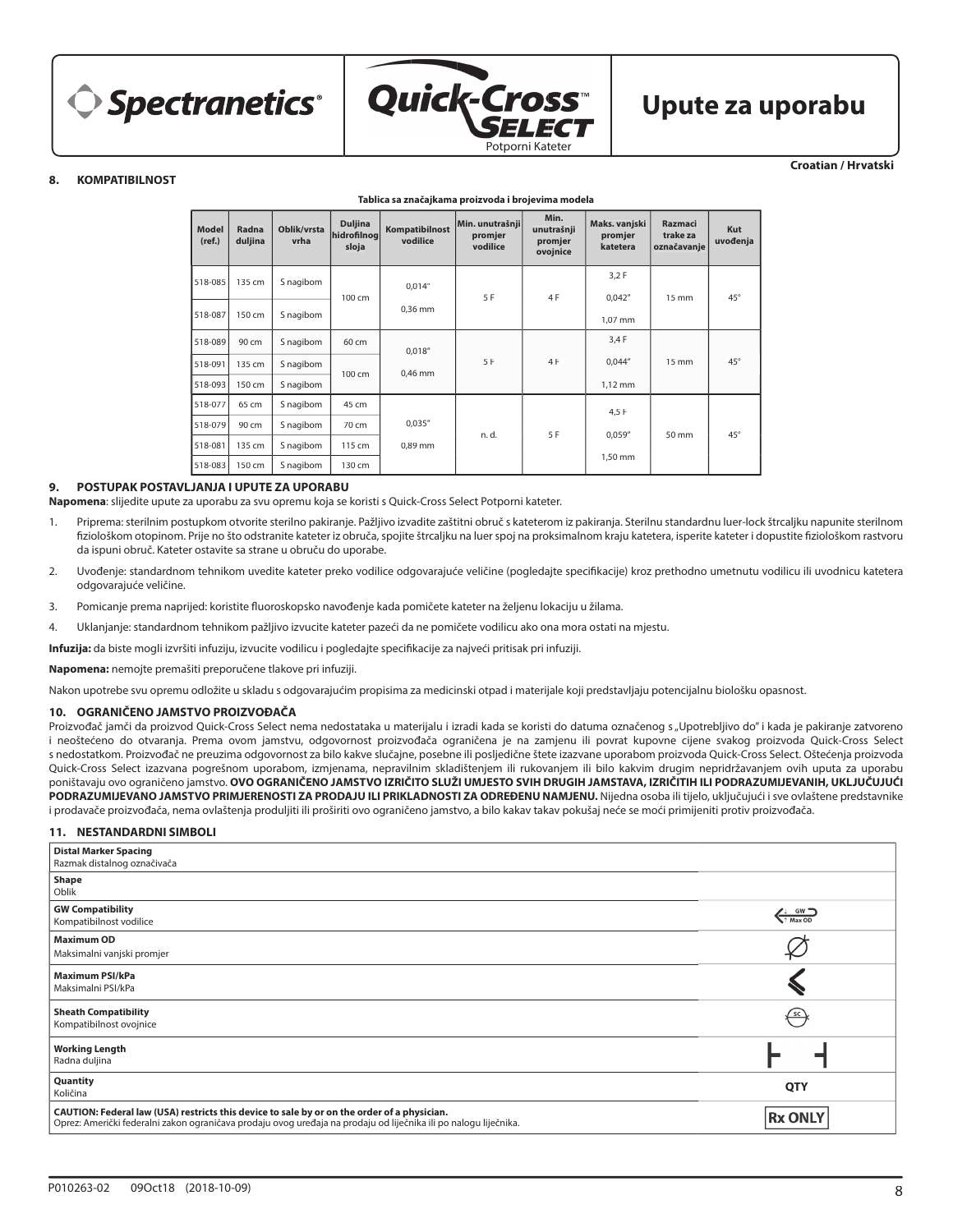Upute za uporabu

Croatian / Hrvatski

## 8. KOMPATIBILNOST

**Tablica sa značajkama proizvoda i brojevima modela**

| Model (ref.) | Radna duljina | Oblik/vrsta vrha | Duljina hidrofilnog sloja | Kompatibilnost vodilice | Min. unutrašnji promjer vodilice | Min. unutrašnji promjer ovojnice | Maks. vanjski promjer katetera | Razmaci trake za označavanje | Kut uvođenja |
|---|---|---|---|---|---|---|---|---|---|
| 518-085 | 135 cm | S nagibom | 100 cm | 0,014" 0,36 mm | 5 F | 4 F | 3,2 F 0,042" 1,07 mm | 15 mm | 45° |
| 518-087 | 150 cm | S nagibom | | | | | | | |
| 518-089 | 90 cm | S nagibom | 60 cm | 0,018" 0,46 mm | 5 F | 4 F | 3,4 F 0,044" 1,12 mm | 15 mm | 45° |
| 518-091 | 135 cm | S nagibom | 100 cm | | | | | | |
| 518-093 | 150 cm | S nagibom | | | | | | | |
| 518-077 | 65 cm | S nagibom | 45 cm | 0,035" 0,89 mm | n. d. | 5 F | 4,5 F 0,059" 1,50 mm | 50 mm | 45° |
| 518-079 | 90 cm | S nagibom | 70 cm | | | | | | |
| 518-081 | 135 cm | S nagibom | 115 cm | | | | | | |
| 518-083 | 150 cm | S nagibom | 130 cm | | | | | | |

## 9. POSTUPAK POSTAVLJANJA I UPUTE ZA UPORABU

**Napomena**: slijedite upute za uporabu za svu opremu koja se koristi s Quick-Cross Select Potporni kateter.

1. Priprema: sterilnim postupkom otvorite sterilno pakiranje. Pažljivo izvadite zaštitni obruč s kateterom iz pakiranja. Sterilnu standardnu luer-lock štrcaljku napunite sterilnom fiziološkom otopinom. Prije no što odstranite kateter iz obruča, spojite štrcaljku na luer spoj na proksimalnom kraju katetera, isperite kateter i dopustite fiziološkom rastvoru da ispuni obruč. Kateter ostavite sa strane u obruču do uporabe.
2. Uvođenje: standardnom tehnikom uvedite kateter preko vodilice odgovarajuće veličine (pogledajte specifikacije) kroz prethodno umetnutu vodilicu ili uvodnicu katetera odgovarajuće veličine.
3. Pomicanje prema naprijed: koristite fluoroskopsko navođenje kada pomičete kateter na željenu lokaciju u žilama.
4. Uklanjanje: standardnom tehnikom pažljivo izvucite kateter pazeći da ne pomičete vodilicu ako ona mora ostati na mjestu.

**Infuzija:** da biste mogli izvršiti infuziju, izvucite vodilicu i pogledajte specifikacije za najveći pritisak pri infuziji.

**Napomena:** nemojte premašiti preporučene tlakove pri infuziji.

Nakon upotrebe svu opremu odložite u skladu s odgovarajućim propisima za medicinski otpad i materijale koji predstavljaju potencijalnu biološku opasnost.

## 10. OGRANIČENO JAMSTVO PROIZVOĐAČA

Proizvođač jamči da proizvod Quick-Cross Select nema nedostataka u materijalu i izradi kada se koristi do datuma označenog s „Upotrebljivo do" i kada je pakiranje zatvoreno i neoštećeno do otvaranja. Prema ovom jamstvu, odgovornost proizvođača ograničena je na zamjenu ili povrat kupovne cijene svakog proizvoda Quick-Cross Select s nedostatkom. Proizvođač ne preuzima odgovornost za bilo kakve slučajne, posebne ili posljedične štete izazvane uporabom proizvoda Quick-Cross Select. Oštećenja proizvoda Quick-Cross Select izazvana pogrešnom uporabom, izmjenama, nepravilnim skladištenjem ili rukovanjem ili bilo kakvim drugim nepridržavanjem ovih uputa za uporabu poništavaju ovo ograničeno jamstvo. **OVO OGRANIČENO JAMSTVO IZRIČITO SLUŽI UMJESTO SVIH DRUGIH JAMSTAVA, IZRIČITIH ILI PODRAZUMIJEVANIH, UKLJUČUJUĆI PODRAZUMIJEVANO JAMSTVO PRIMJERENOSTI ZA PRODAJU ILI PRIKLADNOSTI ZA ODREĐENU NAMJENU.** Nijedna osoba ili tijelo, uključujući i sve ovlaštene predstavnike i prodavače proizvođača, nema ovlaštenja produljiti ili proširiti ovo ograničeno jamstvo, a bilo kakav takav pokušaj neće se moći primijeniti protiv proizvođača.

## 11. NESTANDARDNI SIMBOLI

| Simbol | |
|---|---|
| **Distal Marker Spacing** Razmak distalnog označivača | |
| **Shape** Oblik | |
| **GW Compatibility** Kompatibilnost vodilice | GW Max OD |
| **Maximum OD** Maksimalni vanjski promjer | |
| **Maximum PSI/kPa** Maksimalni PSI/kPa | |
| **Sheath Compatibility** Kompatibilnost ovojnice | SC |
| **Working Length** Radna duljina | |
| **Quantity** Količina | QTY |
| **CAUTION: Federal law (USA) restricts this device to sale by or on the order of a physician.** Oprez: Američki federalni zakon ograničava prodaju ovog uređaja na prodaju od liječnika ili po nalogu liječnika. | Rx ONLY |

P010263-02 09Oct18 (2018-10-09)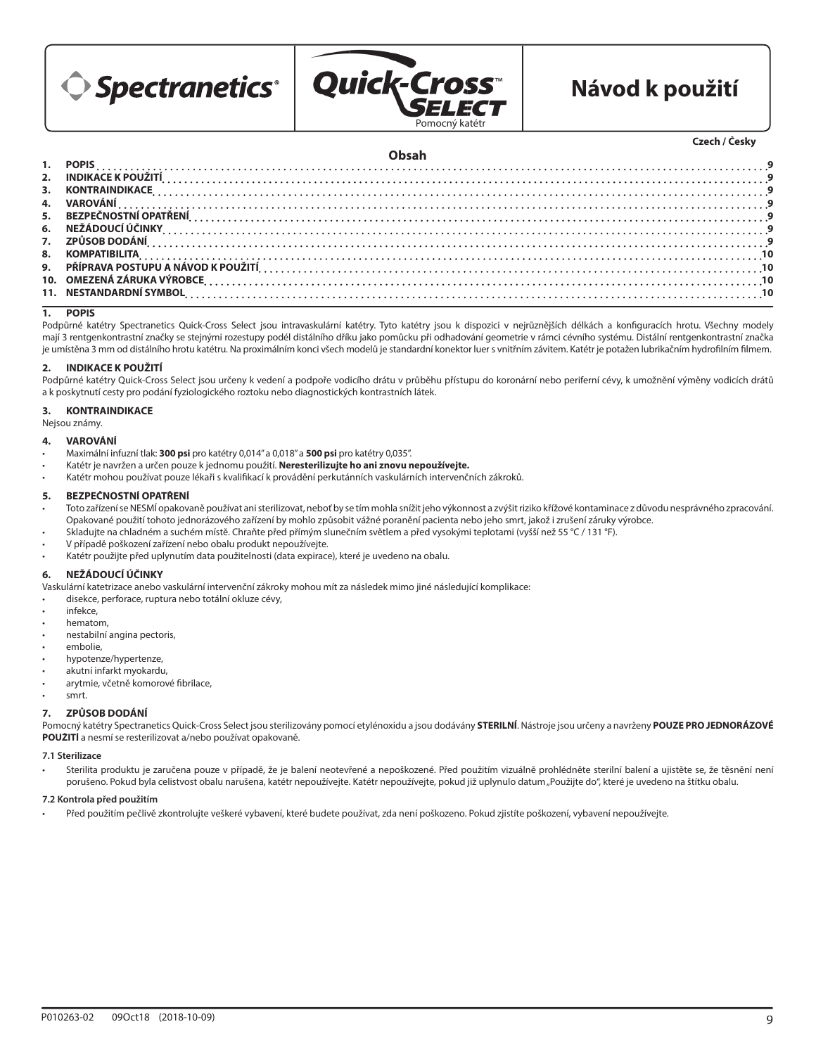Spectranetics® Quick-Cross™ SELECT Pomocný katétr

# Návod k použití

**Czech / Česky**

## Obsah

1. POPIS ... 9
2. INDIKACE K POUŽITÍ ... 9
3. KONTRAINDIKACE ... 9
4. VAROVÁNÍ ... 9
5. BEZPEČNOSTNÍ OPATŘENÍ ... 9
6. NEŽÁDOUCÍ ÚČINKY ... 9
7. ZPŮSOB DODÁNÍ ... 9
8. KOMPATIBILITA ... 10
9. PŘÍPRAVA POSTUPU A NÁVOD K POUŽITÍ ... 10
10. OMEZENÁ ZÁRUKA VÝROBCE ... 10
11. NESTANDARDNÍ SYMBOL ... 10

## 1. POPIS

Podpůrné katétry Spectranetics Quick-Cross Select jsou intravaskulární katétry. Tyto katétry jsou k dispozici v nejrůznějších délkách a konfiguracích hrotu. Všechny modely mají 3 rentgenkontrastní značky se stejnými rozestupy podél distálního dříku jako pomůcku při odhadování geometrie v rámci cévního systému. Distální rentgenkontrastní značka je umístěna 3 mm od distálního hrotu katétru. Na proximálním konci všech modelů je standardní konektor luer s vnitřním závitem. Katétr je potažen lubrikačním hydrofilním filmem.

## 2. INDIKACE K POUŽITÍ

Podpůrné katétry Quick-Cross Select jsou určeny k vedení a podpoře vodicího drátu v průběhu přístupu do koronární nebo periferní cévy, k umožnění výměny vodicích drátů a k poskytnutí cesty pro podání fyziologického roztoku nebo diagnostických kontrastních látek.

## 3. KONTRAINDIKACE

Nejsou známy.

## 4. VAROVÁNÍ

- Maximální infuzní tlak: **300 psi** pro katétry 0,014" a 0,018" a **500 psi** pro katétry 0,035".
- Katétr je navržen a určen pouze k jednomu použití. **Neresterilizujte ho ani znovu nepoužívejte.**
- Katétr mohou používat pouze lékaři s kvalifikací k provádění perkutánních vaskulárních intervenčních zákroků.

## 5. BEZPEČNOSTNÍ OPATŘENÍ

- Toto zařízení se NESMÍ opakovaně používat ani sterilizovat, neboť by se tím mohla snížit jeho výkonnost a zvýšit riziko křížové kontaminace z důvodu nesprávného zpracování. Opakované použití tohoto jednorázového zařízení by mohlo způsobit vážné poranění pacienta nebo jeho smrt, jakož i zrušení záruky výrobce.
- Skladujte na chladném a suchém místě. Chraňte před přímým slunečním světlem a před vysokými teplotami (vyšší než 55 °C / 131 °F).
- V případě poškození zařízení nebo obalu produkt nepoužívejte.
- Katétr použijte před uplynutím data použitelnosti (data expirace), které je uvedeno na obalu.

## 6. NEŽÁDOUCÍ ÚČINKY

Vaskulární katetrizace anebo vaskulární intervenční zákroky mohou mít za následek mimo jiné následující komplikace:

- disekce, perforace, ruptura nebo totální okluze cévy,
- infekce,
- hematom,
- nestabilní angina pectoris,
- embolie,
- hypotenze/hypertenze,
- akutní infarkt myokardu,
- arytmie, včetně komorové fibrilace,
- smrt.

## 7. ZPŮSOB DODÁNÍ

Pomocný katétry Spectranetics Quick-Cross Select jsou sterilizovány pomocí etylénoxidu a jsou dodávány **STERILNÍ**. Nástroje jsou určeny a navrženy **POUZE PRO JEDNORÁZOVÉ POUŽITÍ** a nesmí se resterilizovat a/nebo používat opakovaně.

### 7.1 Sterilizace

- Sterilita produktu je zaručena pouze v případě, že je balení neotevřené a nepoškozené. Před použitím vizuálně prohlédněte sterilní balení a ujistěte se, že těsnění není porušeno. Pokud byla celistvost obalu narušena, katétr nepoužívejte. Katétr nepoužívejte, pokud již uplynulo datum „Použijte do", které je uvedeno na štítku obalu.

### 7.2 Kontrola před použitím

- Před použitím pečlivě zkontrolujte veškeré vybavení, které budete používat, zda není poškozeno. Pokud zjistíte poškození, vybavení nepoužívejte.

P010263-02 09Oct18 (2018-10-09)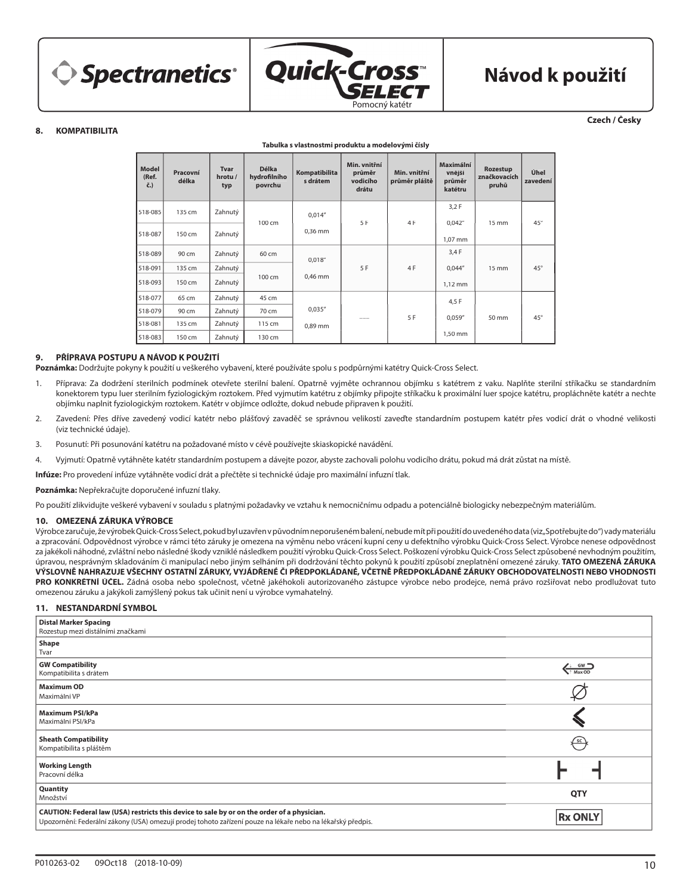**Spectranetics** | **Quick-Cross SELECT** Pomocný katétr | **Návod k použití**

**Czech / Česky**

## 8. KOMPATIBILITA

**Tabulka s vlastnostmi produktu a modelovými čísly**

| Model (Ref. č.) | Pracovní délka | Tvar hrotu / typ | Délka hydrofilního povrchu | Kompatibilita s drátem | Min. vnitřní průměr vodicího drátu | Min. vnitřní průměr pláště | Maximální vnější průměr katétru | Rozestup značkovacích pruhů | Úhel zavedení |
|---|---|---|---|---|---|---|---|---|---|
| 518-085 | 135 cm | Zahnutý | 100 cm | 0,014" 0,36 mm | 5 F | 4 F | 3,2 F 0,042" 1,07 mm | 15 mm | 45° |
| 518-087 | 150 cm | Zahnutý | | | | | | | |
| 518-089 | 90 cm | Zahnutý | 60 cm | 0,018" 0,46 mm | 5 F | 4 F | 3,4 F 0,044" 1,12 mm | 15 mm | 45° |
| 518-091 | 135 cm | Zahnutý | 100 cm | | | | | | |
| 518-093 | 150 cm | Zahnutý | | | | | | | |
| 518-077 | 65 cm | Zahnutý | 45 cm | 0,035" 0,89 mm | —— | 5 F | 4,5 F 0,059" 1,50 mm | 50 mm | 45° |
| 518-079 | 90 cm | Zahnutý | 70 cm | | | | | | |
| 518-081 | 135 cm | Zahnutý | 115 cm | | | | | | |
| 518-083 | 150 cm | Zahnutý | 130 cm | | | | | | |

## 9. PŘÍPRAVA POSTUPU A NÁVOD K POUŽITÍ

**Poznámka:** Dodržujte pokyny k použití u veškerého vybavení, které používáte spolu s podpůrnými katétry Quick-Cross Select.

1. Příprava: Za dodržení sterilních podmínek otevřete sterilní balení. Opatrně vyjměte ochrannou objímku s katétrem z vaku. Naplňte sterilní stříkačku se standardním konektorem typu luer sterilním fyziologickým roztokem. Před vyjmutím katétru z objímky připojte stříkačku k proximální luer spojce katétru, propláchněte katétr a nechte objímku naplnit fyziologickým roztokem. Katétr v objímce odložte, dokud nebude připraven k použití.
2. Zavedení: Přes dříve zavedený vodicí katétr nebo plášťový zavaděč se správnou velikostí zaveďte standardním postupem katétr přes vodicí drát o vhodné velikosti (viz technické údaje).
3. Posunutí: Při posunování katétru na požadované místo v cévě používejte skiaskopické navádění.
4. Vyjmutí: Opatrně vytáhněte katétr standardním postupem a dávejte pozor, abyste zachovali polohu vodicího drátu, pokud má drát zůstat na místě.

**Infúze:** Pro provedení infúze vytáhněte vodicí drát a přečtěte si technické údaje pro maximální infuzní tlak.

**Poznámka:** Nepřekračujte doporučené infuzní tlaky.

Po použití zlikvidujte veškeré vybavení v souladu s platnými požadavky ve vztahu k nemocničnímu odpadu a potenciálně biologicky nebezpečným materiálům.

## 10. OMEZENÁ ZÁRUKA VÝROBCE

Výrobce zaručuje, že výrobek Quick-Cross Select, pokud byl uzavřen v původním neporušeném balení, nebude mít při použití do uvedeného data (viz„Spotřebujte do") vady materiálu a zpracování. Odpovědnost výrobce v rámci této záruky je omezena na výměnu nebo vrácení kupní ceny u defektního výrobku Quick-Cross Select. Výrobce nenese odpovědnost za jakékoli náhodné, zvláštní nebo následné škody vzniklé následkem použití výrobku Quick-Cross Select. Poškození výrobku Quick-Cross Select způsobené nevhodným použitím, úpravou, nesprávným skladováním či manipulací nebo jiným selháním při dodržování těchto pokynů k použití způsobí zneplatnění omezené záruky. **TATO OMEZENÁ ZÁRUKA VÝSLOVNĚ NAHRAZUJE VŠECHNY OSTATNÍ ZÁRUKY, VYJÁDŘENÉ ČI PŘEDPOKLÁDANÉ, VČETNĚ PŘEDPOKLÁDANÉ ZÁRUKY OBCHODOVATELNOSTI NEBO VHODNOSTI PRO KONKRÉTNÍ ÚČEL.** Žádná osoba nebo společnost, včetně jakéhokoli autorizovaného zástupce výrobce nebo prodejce, nemá právo rozšiřovat nebo prodlužovat tuto omezenou záruku a jakýkoli zamýšlený pokus tak učinit není u výrobce vymahatelný.

## 11. NESTANDARDNÍ SYMBOL

| Symbol | |
|---|---|
| **Distal Marker Spacing** Rozestup mezi distálními značkami | |
| **Shape** Tvar | |
| **GW Compatibility** Kompatibilita s drátem | GW Max OD |
| **Maximum OD** Maximální VP | Ø |
| **Maximum PSI/kPa** Maximální PSI/kPa | |
| **Sheath Compatibility** Kompatibilita s pláštěm | SC |
| **Working Length** Pracovní délka | |
| **Quantity** Množství | QTY |
| **CAUTION: Federal law (USA) restricts this device to sale by or on the order of a physician.** Upozornění: Federální zákony (USA) omezují prodej tohoto zařízení pouze na lékaře nebo na lékařský předpis. | Rx ONLY |

P010263-02 09Oct18 (2018-10-09)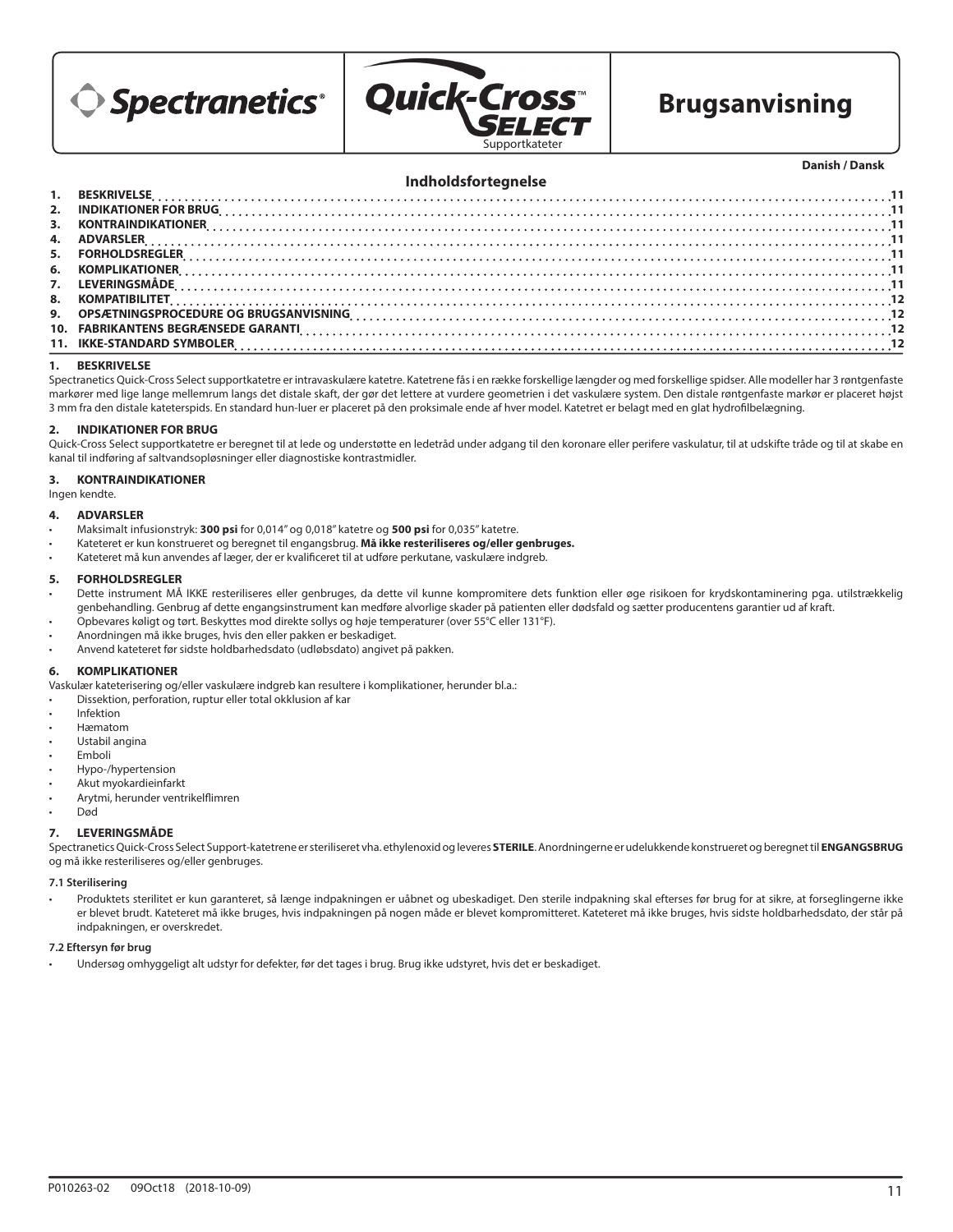Spectranetics®

Quick-Cross™ SELECT
Supportkateter

# Brugsanvisning

**Danish / Dansk**

## Indholdsfortegnelse

| | | |
|---|---|---|
| **1.** | **BESKRIVELSE** | **11** |
| **2.** | **INDIKATIONER FOR BRUG** | **11** |
| **3.** | **KONTRAINDIKATIONER** | **11** |
| **4.** | **ADVARSLER** | **11** |
| **5.** | **FORHOLDSREGLER** | **11** |
| **6.** | **KOMPLIKATIONER** | **11** |
| **7.** | **LEVERINGSMÅDE** | **11** |
| **8.** | **KOMPATIBILITET** | **12** |
| **9.** | **OPSÆTNINGSPROCEDURE OG BRUGSANVISNING** | **12** |
| **10.** | **FABRIKANTENS BEGRÆNSEDE GARANTI** | **12** |
| **11.** | **IKKE-STANDARD SYMBOLER** | **12** |

## 1. BESKRIVELSE

Spectranetics Quick-Cross Select supportkatetre er intravaskulære katetre. Katetrene fås i en række forskellige længder og med forskellige spidser. Alle modeller har 3 røntgenfaste markører med lige lange mellemrum langs det distale skaft, der gør det lettere at vurdere geometrien i det vaskulære system. Den distale røntgenfaste markør er placeret højst 3 mm fra den distale kateterspids. En standard hun-luer er placeret på den proksimale ende af hver model. Katetret er belagt med en glat hydrofilbelægning.

## 2. INDIKATIONER FOR BRUG

Quick-Cross Select supportkatetre er beregnet til at lede og understøtte en ledetråd under adgang til den koronare eller perifere vaskulatur, til at udskifte tråde og til at skabe en kanal til indføring af saltvandsopløsninger eller diagnostiske kontrastmidler.

## 3. KONTRAINDIKATIONER

Ingen kendte.

## 4. ADVARSLER

- Maksimalt infusionstryk: **300 psi** for 0,014" og 0,018" katetre og **500 psi** for 0,035" katetre.
- Kateteret er kun konstrueret og beregnet til engangsbrug. **Må ikke resteriliseres og/eller genbruges.**
- Kateteret må kun anvendes af læger, der er kvalificeret til at udføre perkutane, vaskulære indgreb.

## 5. FORHOLDSREGLER

- Dette instrument MÅ IKKE resteriliseres eller genbruges, da dette vil kunne kompromitere dets funktion eller øge risikoen for krydskontaminering pga. utilstrækkelig genbehandling. Genbrug af dette engangsinstrument kan medføre alvorlige skader på patienten eller dødsfald og sætter producentens garantier ud af kraft.
- Opbevares køligt og tørt. Beskyttes mod direkte sollys og høje temperaturer (over 55°C eller 131°F).
- Anordningen må ikke bruges, hvis den eller pakken er beskadiget.
- Anvend kateteret før sidste holdbarhedsdato (udløbsdato) angivet på pakken.

## 6. KOMPLIKATIONER

Vaskulær kateterisering og/eller vaskulære indgreb kan resultere i komplikationer, herunder bl.a.:

- Dissektion, perforation, ruptur eller total okklusion af kar
- Infektion
- Hæmatom
- Ustabil angina
- Emboli
- Hypo-/hypertension
- Akut myokardieinfarkt
- Arytmi, herunder ventrikelflimren
- Død

## 7. LEVERINGSMÅDE

Spectranetics Quick-Cross Select Support-katetrene er steriliseret vha. ethylenoxid og leveres **STERILE**. Anordningerne er udelukkende konstrueret og beregnet til **ENGANGSBRUG** og må ikke resteriliseres og/eller genbruges.

### 7.1 Sterilisering

- Produktets sterilitet er kun garanteret, så længe indpakningen er uåbnet og ubeskadiget. Den sterile indpakning skal efterses før brug for at sikre, at forseglingerne ikke er blevet brudt. Kateteret må ikke bruges, hvis indpakningen på nogen måde er blevet kompromitteret. Kateteret må ikke bruges, hvis sidste holdbarhedsdato, der står på indpakningen, er overskredet.

### 7.2 Eftersyn før brug

- Undersøg omhyggeligt alt udstyr for defekter, før det tages i brug. Brug ikke udstyret, hvis det er beskadiget.

P010263-02 09Oct18 (2018-10-09)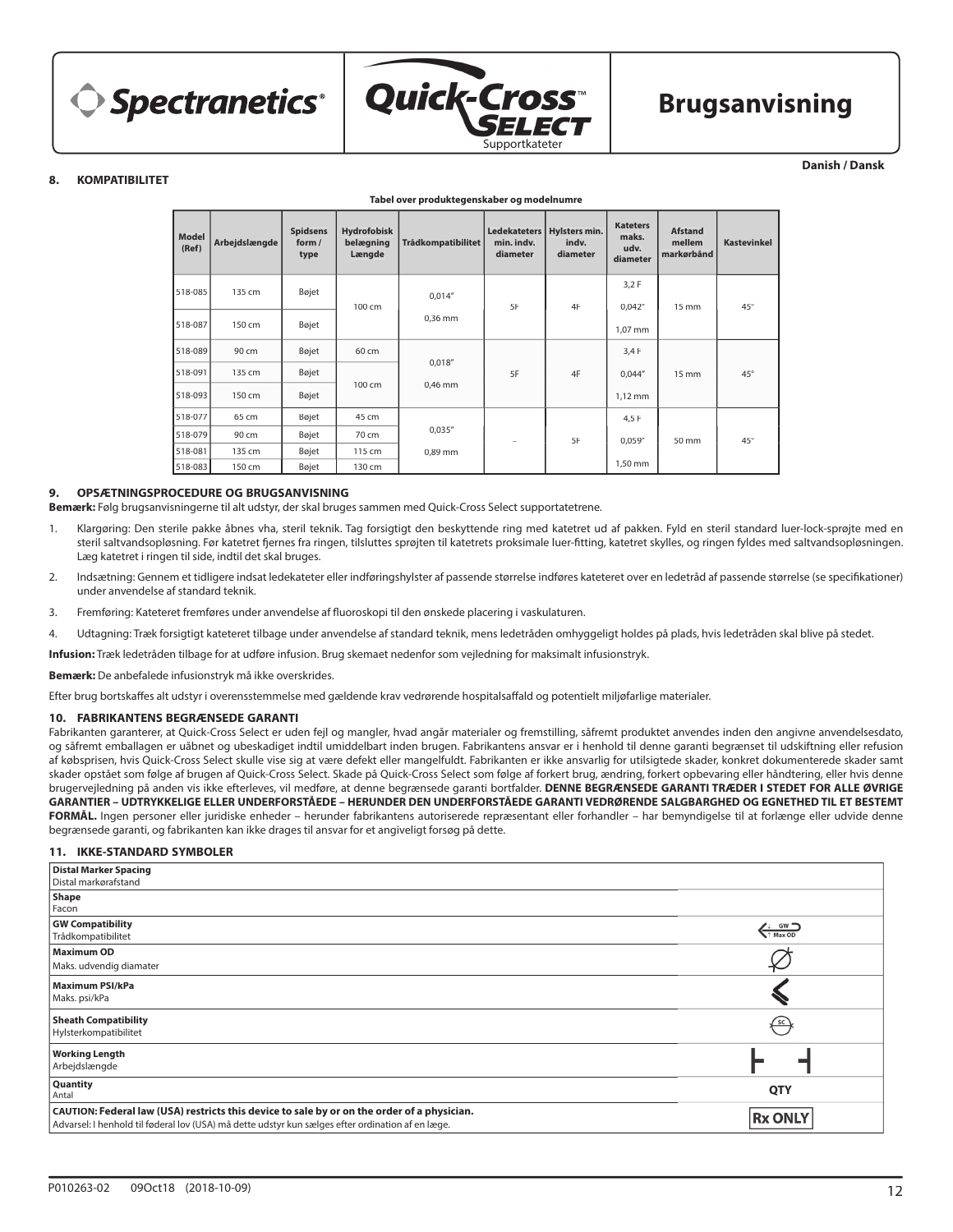Spectranetics® | Quick-Cross™ SELECT Supportkateter | **Brugsanvisning**

**Danish / Dansk**

## 8. KOMPATIBILITET

**Tabel over produktegenskaber og modelnumre**

| Model (Ref) | Arbejdslængde | Spidsens form / type | Hydrofobisk belægning Længde | Trådkompatibilitet | Ledekateters min. indv. diameter | Hylsters min. indv. diameter | Kateters maks. udv. diameter | Afstand mellem markørbånd | Kastevinkel |
|---|---|---|---|---|---|---|---|---|---|
| 518-085 | 135 cm | Bøjet | 100 cm | 0,014" 0,36 mm | 5F | 4F | 3,2 F 0,042" 1,07 mm | 15 mm | 45° |
| 518-087 | 150 cm | Bøjet | | | | | | | |
| 518-089 | 90 cm | Bøjet | 60 cm | 0,018" 0,46 mm | 5F | 4F | 3,4 F 0,044" 1,12 mm | 15 mm | 45° |
| 518-091 | 135 cm | Bøjet | 100 cm | | | | | | |
| 518-093 | 150 cm | Bøjet | | | | | | | |
| 518-077 | 65 cm | Bøjet | 45 cm | 0,035" 0,89 mm | – | 5F | 4,5 F 0,059" 1,50 mm | 50 mm | 45° |
| 518-079 | 90 cm | Bøjet | 70 cm | | | | | | |
| 518-081 | 135 cm | Bøjet | 115 cm | | | | | | |
| 518-083 | 150 cm | Bøjet | 130 cm | | | | | | |

## 9. OPSÆTNINGSPROCEDURE OG BRUGSANVISNING

**Bemærk:** Følg brugsanvisningerne til alt udstyr, der skal bruges sammen med Quick-Cross Select supportatetrene.

1. Klargøring: Den sterile pakke åbnes vha, steril teknik. Tag forsigtigt den beskyttende ring med katetret ud af pakken. Fyld en steril standard luer-lock-sprøjte med en steril saltvandsopløsning. Før katetret fjernes fra ringen, tilsluttes sprøjten til katetrets proksimale luer-fitting, katetret skylles, og ringen fyldes med saltvandsopløsningen. Læg katetret i ringen til side, indtil det skal bruges.
2. Indsætning: Gennem et tidligere indsat ledekateter eller indføringshylster af passende størrelse indføres kateteret over en ledetråd af passende størrelse (se specifikationer) under anvendelse af standard teknik.
3. Fremføring: Kateteret fremføres under anvendelse af fluoroskopi til den ønskede placering i vaskulaturen.
4. Udtagning: Træk forsigtigt kateteret tilbage under anvendelse af standard teknik, mens ledetråden omhyggeligt holdes på plads, hvis ledetråden skal blive på stedet.

**Infusion:** Træk ledetråden tilbage for at udføre infusion. Brug skemaet nedenfor som vejledning for maksimalt infusionstryk.

**Bemærk:** De anbefalede infusionstryk må ikke overskrides.

Efter brug bortskaffes alt udstyr i overensstemmelse med gældende krav vedrørende hospitalsaffald og potentielt miljøfarlige materialer.

## 10. FABRIKANTENS BEGRÆNSEDE GARANTI

Fabrikanten garanterer, at Quick-Cross Select er uden fejl og mangler, hvad angår materialer og fremstilling, såfremt produktet anvendes inden den angivne anvendelsesdato, og såfremt emballagen er uåbnet og ubeskadiget indtil umiddelbart inden brugen. Fabrikantens ansvar er i henhold til denne garanti begrænset til udskiftning eller refusion af købsprisen, hvis Quick-Cross Select skulle vise sig at være defekt eller mangelfuldt. Fabrikanten er ikke ansvarlig for utilsigtede skader, konkret dokumenterede skader samt skader opstået som følge af brugen af Quick-Cross Select. Skade på Quick-Cross Select som følge af forkert brug, ændring, forkert opbevaring eller håndtering, eller hvis denne brugervejledning på anden vis ikke efterleves, vil medføre, at denne begrænsede garanti bortfalder. **DENNE BEGRÆNSEDE GARANTI TRÆDER I STEDET FOR ALLE ØVRIGE GARANTIER – UDTRYKKELIGE ELLER UNDERFORSTÅEDE – HERUNDER DEN UNDERFORSTÅEDE GARANTI VEDRØRENDE SALGBARGHED OG EGNETHED TIL ET BESTEMT FORMÅL.** Ingen personer eller juridiske enheder – herunder fabrikantens autoriserede repræsentant eller forhandler – har bemyndigelse til at forlænge eller udvide denne begrænsede garanti, og fabrikanten kan ikke drages til ansvar for et angiveligt forsøg på dette.

## 11. IKKE-STANDARD SYMBOLER

| | |
|---|---|
| **Distal Marker Spacing** Distal markørafstand | |
| **Shape** Facon | |
| **GW Compatibility** Trådkompatibilitet | GW Max OD |
| **Maximum OD** Maks. udvendig diamater | ⌀ |
| **Maximum PSI/kPa** Maks. psi/kPa | |
| **Sheath Compatibility** Hylsterkompatibilitet | SC |
| **Working Length** Arbejdslængde | |
| **Quantity** Antal | QTY |
| **CAUTION: Federal law (USA) restricts this device to sale by or on the order of a physician.** Advarsel: I henhold til føderal lov (USA) må dette udstyr kun sælges efter ordination af en læge. | Rx ONLY |

P010263-02 09Oct18 (2018-10-09)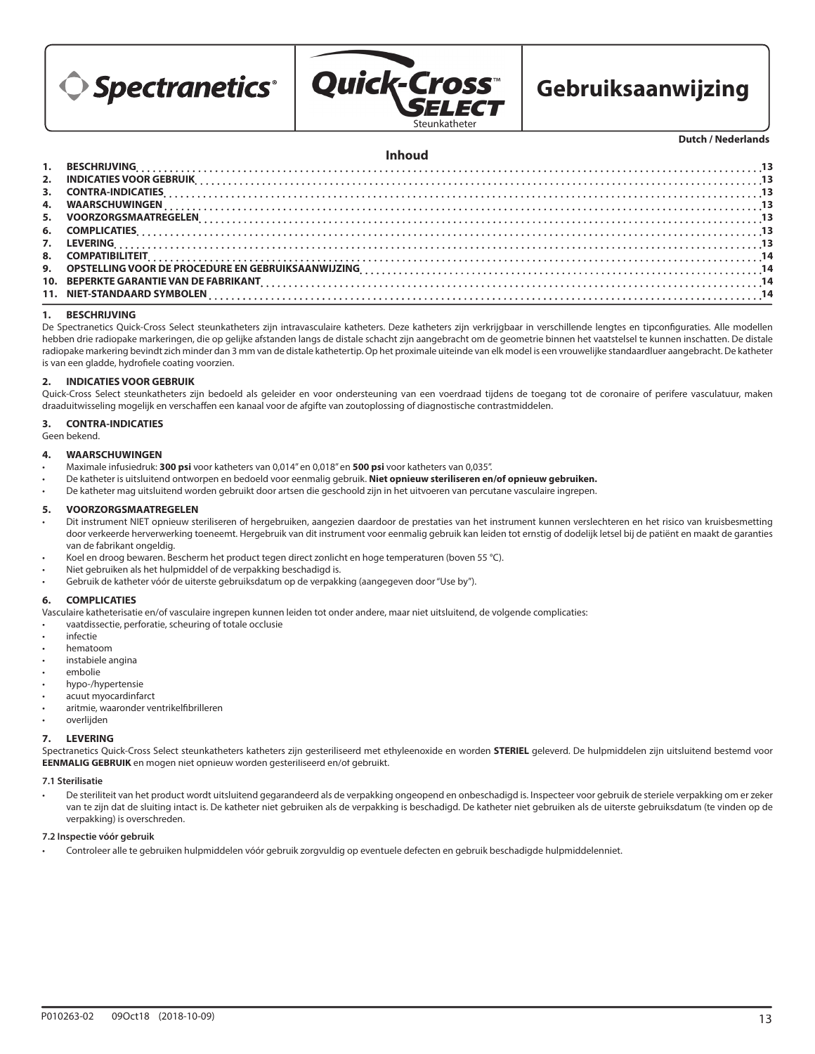Spectranetics® Quick-Cross™ Select Steunkatheter

# Gebruiksaanwijzing

Dutch / Nederlands

## Inhoud

1. BESCHRIJVING ..... 13
2. INDICATIES VOOR GEBRUIK ..... 13
3. CONTRA-INDICATIES ..... 13
4. WAARSCHUWINGEN ..... 13
5. VOORZORGSMAATREGELEN ..... 13
6. COMPLICATIES ..... 13
7. LEVERING ..... 13
8. COMPATIBILITEIT ..... 14
9. OPSTELLING VOOR DE PROCEDURE EN GEBRUIKSAANWIJZING ..... 14
10. BEPERKTE GARANTIE VAN DE FABRIKANT ..... 14
11. NIET-STANDAARD SYMBOLEN ..... 14

## 1. BESCHRIJVING

De Spectranetics Quick-Cross Select steunkatheters zijn intravasculaire katheters. Deze katheters zijn verkrijgbaar in verschillende lengtes en tipconfiguraties. Alle modellen hebben drie radiopake markeringen, die op gelijke afstanden langs de distale schacht zijn aangebracht om de geometrie binnen het vaatstelsel te kunnen inschatten. De distale radiopake markering bevindt zich minder dan 3 mm van de distale kathetertip. Op het proximale uiteinde van elk model is een vrouwelijke standaardluer aangebracht. De katheter is van een gladde, hydrofiele coating voorzien.

## 2. INDICATIES VOOR GEBRUIK

Quick-Cross Select steunkatheters zijn bedoeld als geleider en voor ondersteuning van een voerdraad tijdens de toegang tot de coronaire of perifere vasculatuur, maken draaduitwisseling mogelijk en verschaffen een kanaal voor de afgifte van zoutoplossing of diagnostische contrastmiddelen.

## 3. CONTRA-INDICATIES

Geen bekend.

## 4. WAARSCHUWINGEN

- Maximale infusiedruk: **300 psi** voor katheters van 0,014" en 0,018" en **500 psi** voor katheters van 0,035".
- De katheter is uitsluitend ontworpen en bedoeld voor eenmalig gebruik. **Niet opnieuw steriliseren en/of opnieuw gebruiken.**
- De katheter mag uitsluitend worden gebruikt door artsen die geschoold zijn in het uitvoeren van percutane vasculaire ingrepen.

## 5. VOORZORGSMAATREGELEN

- Dit instrument NIET opnieuw steriliseren of hergebruiken, aangezien daardoor de prestaties van het instrument kunnen verslechteren en het risico van kruisbesmetting door verkeerde herverwerking toeneemt. Hergebruik van dit instrument voor eenmalig gebruik kan leiden tot ernstig of dodelijk letsel bij de patiënt en maakt de garanties van de fabrikant ongeldig.
- Koel en droog bewaren. Bescherm het product tegen direct zonlicht en hoge temperaturen (boven 55 °C).
- Niet gebruiken als het hulpmiddel of de verpakking beschadigd is.
- Gebruik de katheter vóór de uiterste gebruiksdatum op de verpakking (aangegeven door "Use by").

## 6. COMPLICATIES

Vasculaire katheterisatie en/of vasculaire ingrepen kunnen leiden tot onder andere, maar niet uitsluitend, de volgende complicaties:

- vaatdissectie, perforatie, scheuring of totale occlusie
- infectie
- hematoom
- instabiele angina
- embolie
- hypo-/hypertensie
- acuut myocardinfarct
- aritmie, waaronder ventrikelfibrilleren
- overlijden

## 7. LEVERING

Spectranetics Quick-Cross Select steunkatheters katheters zijn gesteriliseerd met ethyleenoxide en worden **STERIEL** geleverd. De hulpmiddelen zijn uitsluitend bestemd voor **EENMALIG GEBRUIK** en mogen niet opnieuw worden gesteriliseerd en/of gebruikt.

### 7.1 Sterilisatie

- De steriliteit van het product wordt uitsluitend gegarandeerd als de verpakking ongeopend en onbeschadigd is. Inspecteer voor gebruik de steriele verpakking om er zeker van te zijn dat de sluiting intact is. De katheter niet gebruiken als de verpakking is beschadigd. De katheter niet gebruiken als de uiterste gebruiksdatum (te vinden op de verpakking) is overschreden.

### 7.2 Inspectie vóór gebruik

- Controleer alle te gebruiken hulpmiddelen vóór gebruik zorgvuldig op eventuele defecten en gebruik beschadigde hulpmiddelenniet.

P010263-02 09Oct18 (2018-10-09)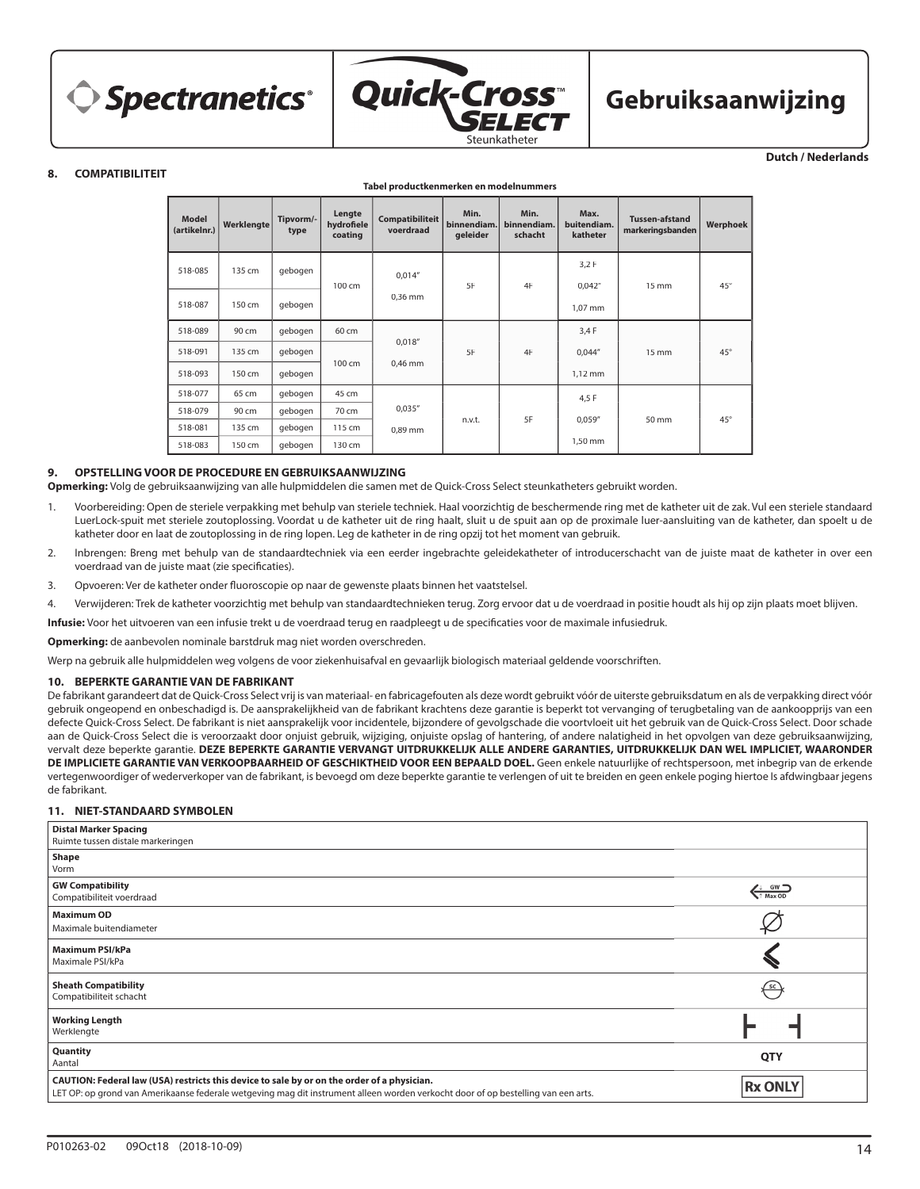Dutch / Nederlands

## 8. COMPATIBILITEIT

**Tabel productkenmerken en modelnummers**

| Model (artikelnr.) | Werklengte | Tipvorm/-type | Lengte hydrofiele coating | Compatibiliteit voerdraad | Min. binnendiam. geleider | Min. binnendiam. schacht | Max. buitendiam. katheter | Tussen-afstand markeringsbanden | Werphoek |
|---|---|---|---|---|---|---|---|---|---|
| 518-085 | 135 cm | gebogen | 100 cm | 0,014" 0,36 mm | 5F | 4F | 3,2 F 0,042" 1,07 mm | 15 mm | 45° |
| 518-087 | 150 cm | gebogen | | | | | | | |
| 518-089 | 90 cm | gebogen | 60 cm | 0,018" 0,46 mm | 5F | 4F | 3,4 F 0,044" 1,12 mm | 15 mm | 45° |
| 518-091 | 135 cm | gebogen | 100 cm | | | | | | |
| 518-093 | 150 cm | gebogen | | | | | | | |
| 518-077 | 65 cm | gebogen | 45 cm | 0,035" 0,89 mm | n.v.t. | 5F | 4,5 F 0,059" 1,50 mm | 50 mm | 45° |
| 518-079 | 90 cm | gebogen | 70 cm | | | | | | |
| 518-081 | 135 cm | gebogen | 115 cm | | | | | | |
| 518-083 | 150 cm | gebogen | 130 cm | | | | | | |

## 9. OPSTELLING VOOR DE PROCEDURE EN GEBRUIKSAANWIJZING

**Opmerking:** Volg de gebruiksaanwijzing van alle hulpmiddelen die samen met de Quick-Cross Select steunkatheters gebruikt worden.

1. Voorbereiding: Open de steriele verpakking met behulp van steriele techniek. Haal voorzichtig de beschermende ring met de katheter uit de zak. Vul een steriele standaard LuerLock-spuit met steriele zoutoplossing. Voordat u de katheter uit de ring haalt, sluit u de spuit aan op de proximale luer-aansluiting van de katheter, dan spoelt u de katheter door en laat de zoutoplossing in de ring lopen. Leg de katheter in de ring opzij tot het moment van gebruik.
2. Inbrengen: Breng met behulp van de standaardtechniek via een eerder ingebrachte geleidekatheter of introducerschacht van de juiste maat de katheter in over een voerdraad van de juiste maat (zie specificaties).
3. Opvoeren: Ver de katheter onder fluoroscopie op naar de gewenste plaats binnen het vaatstelsel.
4. Verwijderen: Trek de katheter voorzichtig met behulp van standaardtechnieken terug. Zorg ervoor dat u de voerdraad in positie houdt als hij op zijn plaats moet blijven.

**Infusie:** Voor het uitvoeren van een infusie trekt u de voerdraad terug en raadpleegt u de specificaties voor de maximale infusiedruk.

**Opmerking:** de aanbevolen nominale barstdruk mag niet worden overschreden.

Werp na gebruik alle hulpmiddelen weg volgens de voor ziekenhuisafval en gevaarlijk biologisch materiaal geldende voorschriften.

## 10. BEPERKTE GARANTIE VAN DE FABRIKANT

De fabrikant garandeert dat de Quick-Cross Select vrij is van materiaal- en fabricagefouten als deze wordt gebruikt vóór de uiterste gebruiksdatum en als de verpakking direct vóór gebruik ongeopend en onbeschadigd is. De aansprakelijkheid van de fabrikant krachtens deze garantie is beperkt tot vervanging of terugbetaling van de aankoopprijs van een defecte Quick-Cross Select. De fabrikant is niet aansprakelijk voor incidentele, bijzondere of gevolgschade die voortvloeit uit het gebruik van de Quick-Cross Select. Door schade aan de Quick-Cross Select die is veroorzaakt door onjuist gebruik, wijziging, onjuiste opslag of hantering, of andere nalatigheid in het opvolgen van deze gebruiksaanwijzing, vervalt deze beperkte garantie. **DEZE BEPERKTE GARANTIE VERVANGT UITDRUKKELIJK ALLE ANDERE GARANTIES, UITDRUKKELIJK DAN WEL IMPLICIET, WAARONDER DE IMPLICIETE GARANTIE VAN VERKOOPBAARHEID OF GESCHIKTHEID VOOR EEN BEPAALD DOEL.** Geen enkele natuurlijke of rechtspersoon, met inbegrip van de erkende vertegenwoordiger of wederverkoper van de fabrikant, is bevoegd om deze beperkte garantie te verlengen of uit te breiden en geen enkele poging hiertoe Is afdwingbaar jegens de fabrikant.

## 11. NIET-STANDAARD SYMBOLEN

| Symbool | |
|---|---|
| **Distal Marker Spacing** Ruimte tussen distale markeringen | |
| **Shape** Vorm | |
| **GW Compatibility** Compatibiliteit voerdraad | GW Max OD |
| **Maximum OD** Maximale buitendiameter | |
| **Maximum PSI/kPa** Maximale PSI/kPa | |
| **Sheath Compatibility** Compatibiliteit schacht | SC |
| **Working Length** Werklengte | |
| **Quantity** Aantal | QTY |
| **CAUTION: Federal law (USA) restricts this device to sale by or on the order of a physician.** LET OP: op grond van Amerikaanse federale wetgeving mag dit instrument alleen worden verkocht door of op bestelling van een arts. | Rx ONLY |

P010263-02 09Oct18 (2018-10-09)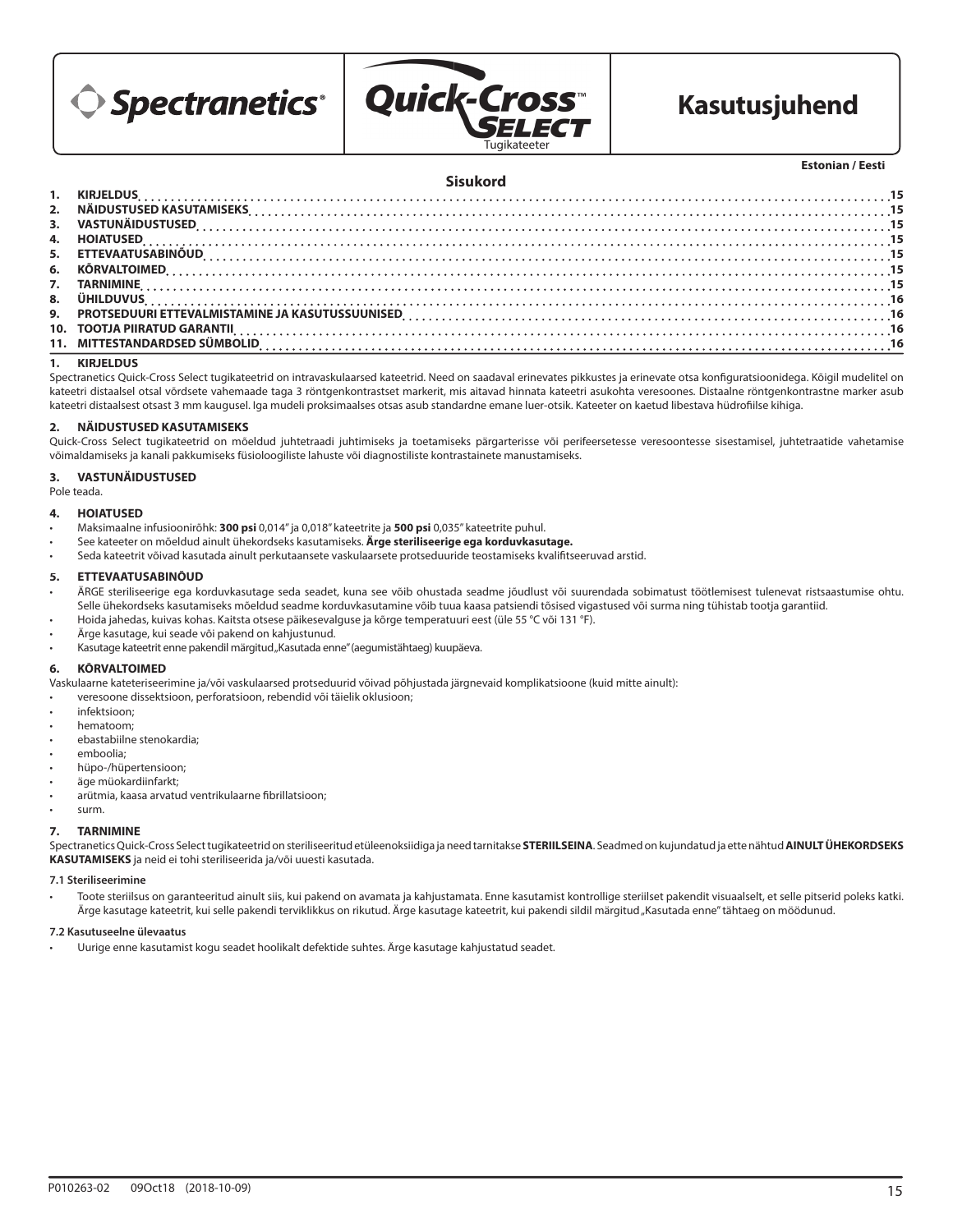Spectranetics®

Quick-Cross™ SELECT

Tugikateeter

# Kasutusjuhend

**Estonian / Eesti**

## Sisukord

1. KIRJELDUS .....15
2. NÄIDUSTUSED KASUTAMISEKS .....15
3. VASTUNÄIDUSTUSED .....15
4. HOIATUSED .....15
5. ETTEVAATUSABINÕUD .....15
6. KÕRVALTOIMED .....15
7. TARNIMINE .....15
8. ÜHILDUVUS .....16
9. PROTSEDUURI ETTEVALMISTAMINE JA KASUTUSSUUNISED .....16
10. TOOTJA PIIRATUD GARANTII .....16
11. MITTESTANDARDSED SÜMBOLID .....16

## 1. KIRJELDUS

Spectranetics Quick-Cross Select tugikateetrid on intravaskulaarsed kateetrid. Need on saadaval erinevates pikkustes ja erinevate otsa konfiguratsioonidega. Kõigil mudelitel on kateetri distaalsel otsal võrdsete vahemaade taga 3 röntgenkontrastset markerit, mis aitavad hinnata kateetri asukohta veresoones. Distaalne röntgenkontrastne marker asub kateetri distaalsest otsast 3 mm kaugusel. Iga mudeli proksimaalses otsas asub standardne emane luer-otsik. Kateeter on kaetud libestava hüdrofiilse kihiga.

## 2. NÄIDUSTUSED KASUTAMISEKS

Quick-Cross Select tugikateetrid on mõeldud juhtetraadi juhtimiseks ja toetamiseks pärgarterisse või perifeersetesse veresoontesse sisestamisel, juhtetraatide vahetamise võimaldamiseks ja kanali pakkumiseks füsioloogiliste lahuste või diagnostiliste kontrastainete manustamiseks.

## 3. VASTUNÄIDUSTUSED

Pole teada.

## 4. HOIATUSED

- Maksimaalne infusioonirõhk: **300 psi** 0,014" ja 0,018" kateetrite ja **500 psi** 0,035" kateetrite puhul.
- See kateeter on mõeldud ainult ühekordseks kasutamiseks. **Ärge steriliseerige ega korduvkasutage.**
- Seda kateetrit võivad kasutada ainult perkutaansete vaskulaarsete protseduuride teostamiseks kvalifitseeruvad arstid.

## 5. ETTEVAATUSABINÕUD

- ÄRGE steriliseerige ega korduvkasutage seda seadet, kuna see võib ohustada seadme jõudlust või suurendada sobimatust töötlemisest tulenevat ristsaastumise ohtu. Selle ühekordseks kasutamiseks mõeldud seadme korduvkasutamine võib tuua kaasa patsiendi tõsised vigastused või surma ning tühistab tootja garantiid.
- Hoida jahedas, kuivas kohas. Kaitsta otsese päikesevalguse ja kõrge temperatuuri eest (üle 55 °C või 131 °F).
- Ärge kasutage, kui seade või pakend on kahjustunud.
- Kasutage kateetrit enne pakendil märgitud „Kasutada enne" (aegumistähtaeg) kuupäeva.

## 6. KÕRVALTOIMED

Vaskulaarne kateteriseerimine ja/või vaskulaarsed protseduurid võivad põhjustada järgnevaid komplikatsioone (kuid mitte ainult):

- veresoone dissektsioon, perforatsioon, rebendid või täielik oklusioon;
- infektsioon;
- hematoom;
- ebastabiilne stenokardia;
- emboolia;
- hüpo-/hüpertensioon;
- äge müokardiinfarkt;
- arütmia, kaasa arvatud ventrikulaarne fibrillatsioon;
- surm.

## 7. TARNIMINE

Spectranetics Quick-Cross Select tugikateetrid on steriliseeritud etüleenoksiidiga ja need tarnitakse **STERIILSEINA**. Seadmed on kujundatud ja ette nähtud **AINULT ÜHEKORDSEKS KASUTAMISEKS** ja neid ei tohi steriliseerida ja/või uuesti kasutada.

### 7.1 Steriliseerimine

- Toote steriilsus on garanteeritud ainult siis, kui pakend on avamata ja kahjustamata. Enne kasutamist kontrollige steriilset pakendit visuaalselt, et selle pitserid poleks katki. Ärge kasutage kateetrit, kui selle pakendi terviklikkus on rikutud. Ärge kasutage kateetrit, kui pakendi sildil märgitud „Kasutada enne" tähtaeg on möödunud.

### 7.2 Kasutuseelne ülevaatus

- Uurige enne kasutamist kogu seadet hoolikalt defektide suhtes. Ärge kasutage kahjustatud seadet.

P010263-02 09Oct18 (2018-10-09)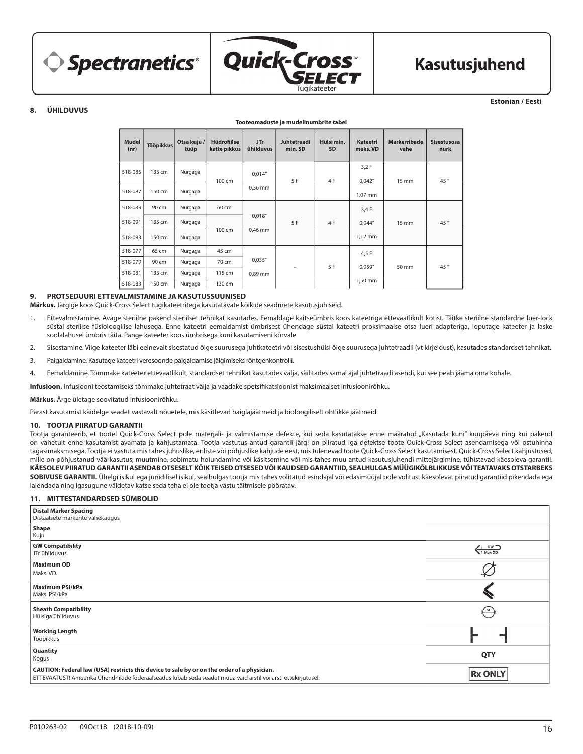# Kasutusjuhend

**Estonian / Eesti**

## 8. ÜHILDUVUS

**Tooteomaduste ja mudelinumbrite tabel**

| Mudel (nr) | Tööpikkus | Otsa kuju / tüüp | Hüdrofiilse katte pikkus | JTr ühilduvus | Juhtetraadi min. SD | Hülsi min. SD | Kateetri maks. VD | Markerribade vahe | Sisestusosa nurk |
|---|---|---|---|---|---|---|---|---|---|
| 518-085 | 135 cm | Nurgaga | 100 cm | 0,014" 0,36 mm | 5 F | 4 F | 3,2 F 0,042" 1,07 mm | 15 mm | 45 ° |
| 518-087 | 150 cm | Nurgaga | | | | | | | |
| 518-089 | 90 cm | Nurgaga | 60 cm | 0,018" 0,46 mm | 5 F | 4 F | 3,4 F 0,044" 1,12 mm | 15 mm | 45 ° |
| 518-091 | 135 cm | Nurgaga | 100 cm | | | | | | |
| 518-093 | 150 cm | Nurgaga | | | | | | | |
| 518-077 | 65 cm | Nurgaga | 45 cm | 0,035" 0,89 mm | – | 5 F | 4,5 F 0,059" 1,50 mm | 50 mm | 45 ° |
| 518-079 | 90 cm | Nurgaga | 70 cm | | | | | | |
| 518-081 | 135 cm | Nurgaga | 115 cm | | | | | | |
| 518-083 | 150 cm | Nurgaga | 130 cm | | | | | | |

## 9. PROTSEDUURI ETTEVALMISTAMINE JA KASUTUSSUUNISED

**Märkus.** Järgige koos Quick-Cross Select tugikateetritega kasutatavate kõikide seadmete kasutusjuhiseid.

1. Ettevalmistamine. Avage steriilne pakend steriilset tehnikat kasutades. Eemaldage kaitseümbris koos kateetriga ettevaatlikult kotist. Täitke steriilne standardne luer-lock süstal steriilse füsioloogilise lahusega. Enne kateetri eemaldamist ümbrisest ühendage süstal kateetri proksimaalse otsa lueri adapteriga, loputage kateeter ja laske soolalahusel ümbris täita. Pange kateeter koos ümbrisega kuni kasutamiseni kõrvale.
2. Sisestamine. Viige kateeter läbi eelnevalt sisestatud õige suurusega juhtkateetri või sisestushülsi õige suurusega juhtetraadil (vt kirjeldust), kasutades standardset tehnikat.
3. Paigaldamine. Kasutage kateetri veresoonde paigaldamise jälgimiseks röntgenkontrolli.
4. Eemaldamine. Tõmmake kateeter ettevaatlikult, standardset tehnikat kasutades välja, säilitades samal ajal juhtetraadi asendi, kui see peab jääma oma kohale.

**Infusioon.** Infusiooni teostamiseks tõmmake juhtetraat välja ja vaadake spetsifikatsioonist maksimaalset infusioonirõhku.

**Märkus.** Ärge ületage soovitatud infusioonirõhku.

Pärast kasutamist käidelge seadet vastavalt nõuetele, mis käsitlevad haiglajäätmeid ja bioloogiliselt ohtlikke jäätmeid.

## 10. TOOTJA PIIRATUD GARANTII

Tootja garanteerib, et tootel Quick-Cross Select pole materjali- ja valmistamise defekte, kui seda kasutatakse enne määratud „Kasutada kuni" kuupäeva ning kui pakend on vahetult enne kasutamist avamata ja kahjustamata. Tootja vastutus antud garantii järgi on piiratud iga defektse toote Quick-Cross Select asendamisega või ostuhinna tagasimaksmisega. Tootja ei vastuta mis tahes juhuslike, eriliste või põhjuslike kahjude eest, mis tulenevad toote Quick-Cross Select kasutamisest. Quick-Cross Select kahjustused, mille on põhjustanud väärkasutus, muutmine, sobimatu hoiundamine või käsitsemine või mis tahes muu antud kasutusjuhendi mittejärgimine, tühistavad käesoleva garantii. **KÄESOLEV PIIRATUD GARANTII ASENDAB OTSESELT KÕIK TEISED OTSESED VÕI KAUDSED GARANTIID, SEALHULGAS MÜÜGIKÕLBLIKKUSE VÕI TEATAVAKS OTSTARBEKS SOBIVUSE GARANTII.** Ühelgi isikul ega juriidilisel isikul, sealhulgas tootja mis tahes volitatud esindajal või edasimüüjal pole volitust käesolevat piiratud garantiid pikendada ega laiendada ning igasugune väidetav katse seda teha ei ole tootja vastu täitmisele pööratav.

## 11. MITTESTANDARDSED SÜMBOLID

| Sümbol | |
|---|---|
| **Distal Marker Spacing** Distaalsete markerite vahekaugus | |
| **Shape** Kuju | |
| **GW Compatibility** JTr ühilduvus | GW Max OD |
| **Maximum OD** Maks. VD. | |
| **Maximum PSI/kPa** Maks. PSI/kPa | |
| **Sheath Compatibility** Hülsiga ühilduvus | SC |
| **Working Length** Tööpikkus | |
| **Quantity** Kogus | QTY |
| **CAUTION: Federal law (USA) restricts this device to sale by or on the order of a physician.** ETTEVAATUST! Ameerika Ühendriikide föderaalseadus lubab seda seadet müüa vaid arstil või arsti ettekirjutusel. | Rx ONLY |

P010263-02 09Oct18 (2018-10-09)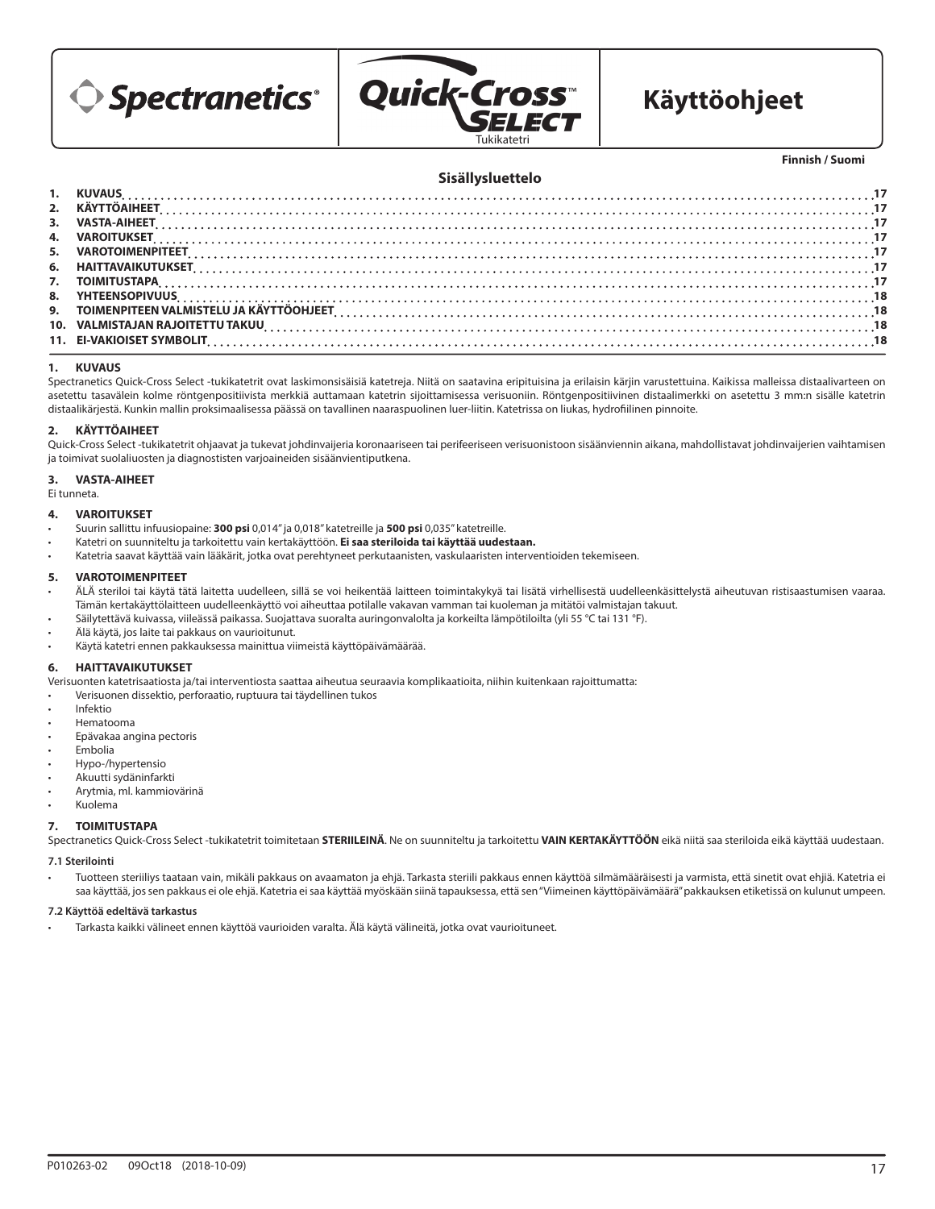Spectranetics® Quick-Cross™ SELECT Tukikatetri

# Käyttöohjeet

Finnish / Suomi

## Sisällysluettelo

1. KUVAUS ..... 17
2. KÄYTTÖAIHEET ..... 17
3. VASTA-AIHEET ..... 17
4. VAROITUKSET ..... 17
5. VAROTOIMENPITEET ..... 17
6. HAITTAVAIKUTUKSET ..... 17
7. TOIMITUSTAPA ..... 17
8. YHTEENSOPIVUUS ..... 18
9. TOIMENPITEEN VALMISTELU JA KÄYTTÖOHJEET ..... 18
10. VALMISTAJAN RAJOITETTU TAKUU ..... 18
11. EI-VAKIOISET SYMBOLIT ..... 18

## 1. KUVAUS

Spectranetics Quick-Cross Select -tukikatetrit ovat laskimonsisäisiä katetreja. Niitä on saatavina eripituisina ja erilaisin kärjin varustettuina. Kaikissa malleissa distaalivarteen on asetettu tasavälein kolme röntgenpositiivista merkkiä auttamaan katetrin sijoittamisessa verisuoniin. Röntgenpositiivinen distaalimerkki on asetettu 3 mm:n sisälle katetrin distaalikärjestä. Kunkin mallin proksimaalisessa päässä on tavallinen naaraspuolinen luer-liitin. Katetrissa on liukas, hydrofiilinen pinnoite.

## 2. KÄYTTÖAIHEET

Quick-Cross Select -tukikatetrit ohjaavat ja tukevat johdinvaijeria koronaariseen tai perifeeriseen verisuonistoon sisäänviennin aikana, mahdollistavat johdinvaijerien vaihtamisen ja toimivat suolaliuosten ja diagnostisten varjoaineiden sisäänvientiputkena.

## 3. VASTA-AIHEET

Ei tunneta.

## 4. VAROITUKSET

- Suurin sallittu infuusiopaine: **300 psi** 0,014" ja 0,018" katetreille ja **500 psi** 0,035" katetreille.
- Katetri on suunniteltu ja tarkoitettu vain kertakäyttöön. **Ei saa steriloida tai käyttää uudestaan.**
- Katetria saavat käyttää vain lääkärit, jotka ovat perehtyneet perkutaanisten, vaskulaaristen interventioiden tekemiseen.

## 5. VAROTOIMENPITEET

- ÄLÄ steriloi tai käytä tätä laitetta uudelleen, sillä se voi heikentää laitteen toimintakykyä tai lisätä virhellisestä uudelleenkäsittelystä aiheutuvan ristisaastumisen vaaraa. Tämän kertakäyttölaitteen uudelleenkäyttö voi aiheuttaa potilalle vakavan vamman tai kuoleman ja mitätöi valmistajan takuut.
- Säilytettävä kuivassa, viileässä paikassa. Suojattava suoralta auringonvalolta ja korkeilta lämpötiloilta (yli 55 °C tai 131 °F).
- Älä käytä, jos laite tai pakkaus on vaurioitunut.
- Käytä katetri ennen pakkauksessa mainittua viimeistä käyttöpäivämäärää.

## 6. HAITTAVAIKUTUKSET

Verisuonten katetrisaatiosta ja/tai interventiosta saattaa aiheutua seuraavia komplikaatioita, niihin kuitenkaan rajoittumatta:

- Verisuonen dissektio, perforaatio, ruptuura tai täydellinen tukos
- Infektio
- Hematooma
- Epävakaa angina pectoris
- Embolia
- Hypo-/hypertensio
- Akuutti sydäninfarkti
- Arytmia, ml. kammiovärinä
- Kuolema

## 7. TOIMITUSTAPA

Spectranetics Quick-Cross Select -tukikatetrit toimitetaan **STERIILEINÄ**. Ne on suunniteltu ja tarkoitettu **VAIN KERTAKÄYTTÖÖN** eikä niitä saa steriloida eikä käyttää uudestaan.

### 7.1 Sterilointi

- Tuotteen steriiliys taataan vain, mikäli pakkaus on avaamaton ja ehjä. Tarkasta steriili pakkaus ennen käyttöä silmämääräisesti ja varmista, että sinetit ovat ehjiä. Katetria ei saa käyttää, jos sen pakkaus ei ole ehjä. Katetria ei saa käyttää myöskään siinä tapauksessa, että sen "Viimeinen käyttöpäivämäärä" pakkauksen etiketissä on kulunut umpeen.

### 7.2 Käyttöä edeltävä tarkastus

- Tarkasta kaikki välineet ennen käyttöä vaurioiden varalta. Älä käytä välineitä, jotka ovat vaurioituneet.

P010263-02 09Oct18 (2018-10-09)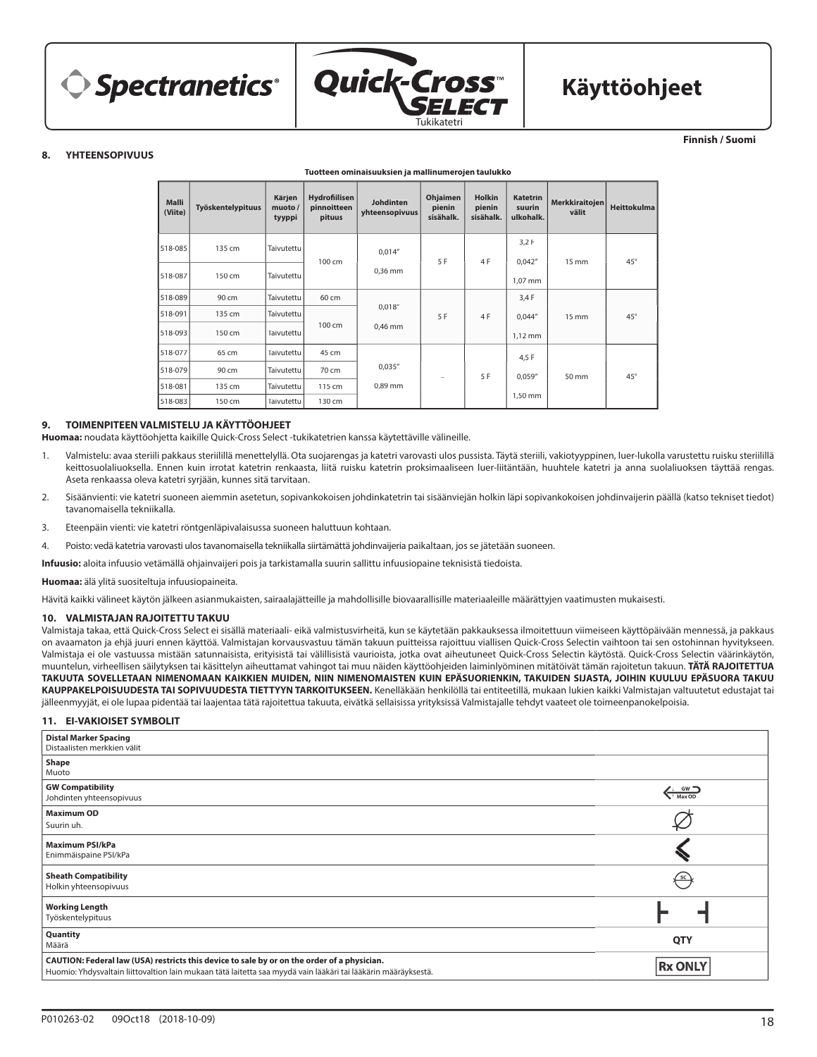**Finnish / Suomi**

## 8. YHTEENSOPIVUUS

**Tuotteen ominaisuuksien ja mallinumerojen taulukko**

| Malli (Viite) | Työskentelypituus | Kärjen muoto / tyyppi | Hydrofiilisen pinnoitteen pituus | Johdinten yhteensopivuus | Ohjaimen pienin sisähalk. | Holkin pienin sisähalk. | Katetrin suurin ulkohalk. | Merkkiraitojen välit | Heittokulma |
|---|---|---|---|---|---|---|---|---|---|
| 518-085 | 135 cm | Taivutettu | 100 cm | 0,014″ 0,36 mm | 5 F | 4 F | 3,2 F 0,042″ 1,07 mm | 15 mm | 45° |
| 518-087 | 150 cm | Taivutettu | | | | | | | |
| 518-089 | 90 cm | Taivutettu | 60 cm | 0,018″ 0,46 mm | 5 F | 4 F | 3,4 F 0,044″ 1,12 mm | 15 mm | 45° |
| 518-091 | 135 cm | Taivutettu | 100 cm | | | | | | |
| 518-093 | 150 cm | Taivutettu | | | | | | | |
| 518-077 | 65 cm | Taivutettu | 45 cm | 0,035″ 0,89 mm | – | 5 F | 4,5 F 0,059″ 1,50 mm | 50 mm | 45° |
| 518-079 | 90 cm | Taivutettu | 70 cm | | | | | | |
| 518-081 | 135 cm | Taivutettu | 115 cm | | | | | | |
| 518-083 | 150 cm | Taivutettu | 130 cm | | | | | | |

## 9. TOIMENPITEEN VALMISTELU JA KÄYTTÖOHJEET

**Huomaa:** noudata käyttöohjetta kaikille Quick-Cross Select -tukikatetrien kanssa käytettäville välineille.

1. Valmistelu: avaa steriili pakkaus steriilillä menettelyllä. Ota suojarengas ja katetri varovasti ulos pussista. Täytä steriili, vakiotyyppinen, luer-lukolla varustettu ruisku steriilillä keittosuolaliuoksella. Ennen kuin irrotat katetrin renkaasta, liitä ruisku katetrin proksimaaliseen luer-liitäntään, huuhtele katetri ja anna suolaliuoksen täyttää rengas. Aseta renkaassa oleva katetri syrjään, kunnes sitä tarvitaan.
2. Sisäänvienti: vie katetri suoneen aiemmin asetetun, sopivankokoisen johdinkatetrin tai sisäänviejän holkin läpi sopivankokoisen johdinvaijerin päällä (katso tekniset tiedot) tavanomaisella tekniikalla.
3. Eteenpäin vienti: vie katetri röntgenläpivalaisussa suoneen haluttuun kohtaan.
4. Poisto: vedä katetria varovasti ulos tavanomaisella tekniikalla siirtämättä johdinvaijeria paikaltaan, jos se jätetään suoneen.

**Infuusio:** aloita infuusio vetämällä ohjainvaijeri pois ja tarkistamalla suurin sallittu infuusiopaine teknisistä tiedoista.

**Huomaa:** älä ylitä suositeltuja infuusiopaineita.

Hävitä kaikki välineet käytön jälkeen asianmukaisten, sairaalajätteille ja mahdollisille biovaarallisille materiaaleille määrättyjen vaatimusten mukaisesti.

## 10. VALMISTAJAN RAJOITETTU TAKUU

Valmistaja takaa, että Quick-Cross Select ei sisällä materiaali- eikä valmistusvirheitä, kun se käytetään pakkauksessa ilmoitettuun viimeiseen käyttöpäivään mennessä, ja pakkaus on avaamaton ja ehjä juuri ennen käyttöä. Valmistajan korvausvastuu tämän takuun puitteissa rajoittuu viallisen Quick-Cross Selectin vaihtoon tai sen ostohinnan hyvitykseen. Valmistaja ei ole vastuussa mistään satunnaisista, erityisistä tai välillisistä vaurioista, jotka ovat aiheutuneet Quick-Cross Selectin käytöstä. Quick-Cross Selectin väärinkäytön, muuntelun, virheellisen säilytyksen tai käsittelyn aiheuttamat vahingot tai muu näiden käyttöohjeiden laiminlyöminen mitätöivät tämän rajoitetun takuun. **TÄTÄ RAJOITETTUA TAKUUTA SOVELLETAAN NIMENOMAAN KAIKKIEN MUIDEN, NIIN NIMENOMAISTEN KUIN EPÄSUORIENKIN, TAKUIDEN SIJASTA, JOIHIN KUULUU EPÄSUORA TAKUU KAUPPAKELPOISUUDESTA TAI SOPIVUUDESTA TIETTYYN TARKOITUKSEEN.** Kenelläkään henkilöllä tai entiteetillä, mukaan lukien kaikki Valmistajan valtuutetut edustajat tai jälleenmyyjät, ei ole lupaa pidentää tai laajentaa tätä rajoitettua takuuta, eivätkä sellaisissa yrityksissä Valmistajalle tehdyt vaateet ole toimeenpanokelpoisia.

## 11. EI-VAKIOISET SYMBOLIT

| Symboli | |
|---|---|
| **Distal Marker Spacing** Distaalisten merkkien välit | |
| **Shape** Muoto | |
| **GW Compatibility** Johdinten yhteensopivuus | GW Max OD |
| **Maximum OD** Suurin uh. | Ø |
| **Maximum PSI/kPa** Enimmäispaine PSI/kPa | |
| **Sheath Compatibility** Holkin yhteensopivuus | SC |
| **Working Length** Työskentelypituus | |
| **Quantity** Määrä | QTY |
| **CAUTION: Federal law (USA) restricts this device to sale by or on the order of a physician.** Huomio: Yhdysvaltain liittovaltion lain mukaan tätä laitetta saa myydä vain lääkäri tai lääkärin määräyksestä. | Rx ONLY |

P010263-02 09Oct18 (2018-10-09)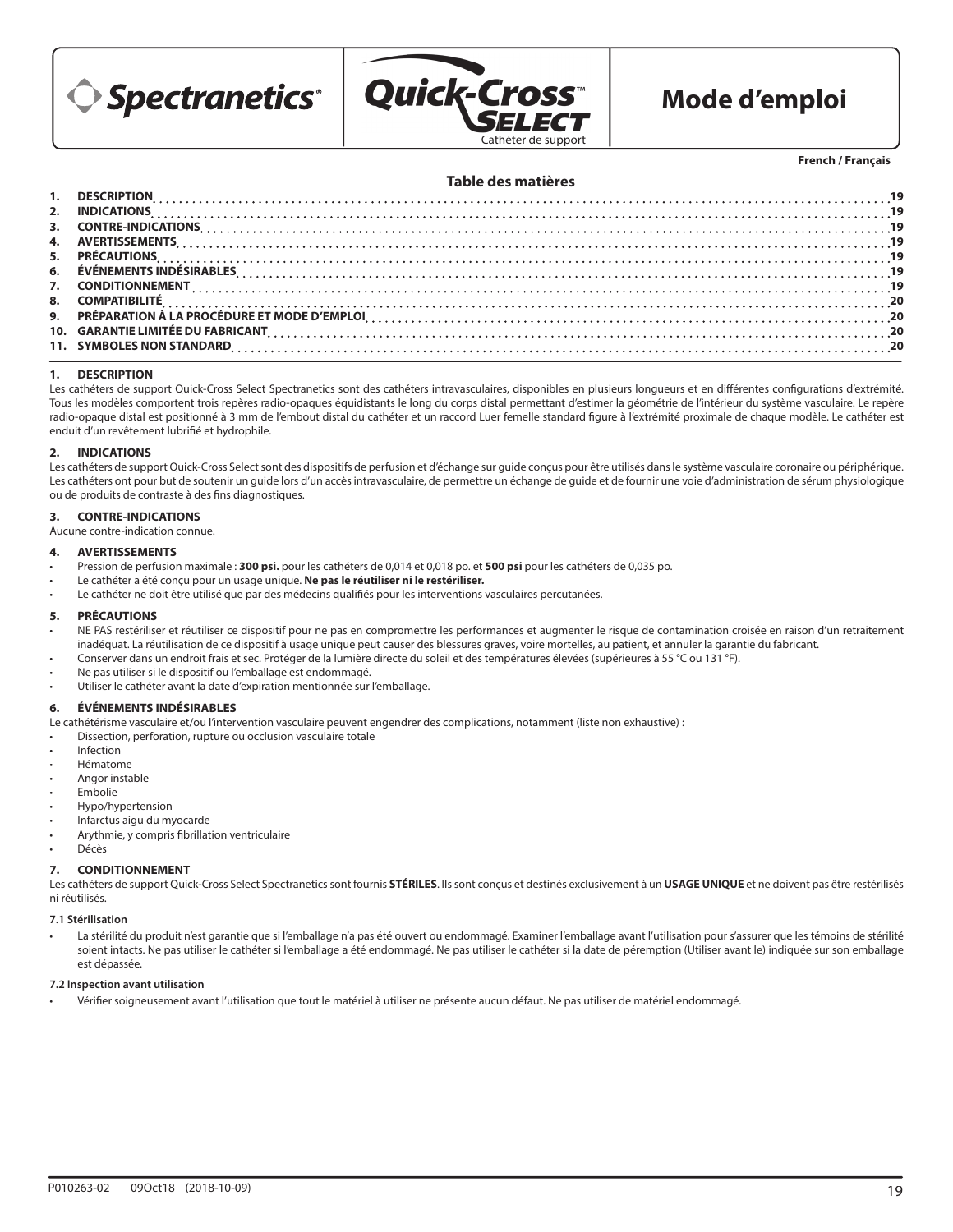Spectranetics® | Quick-Cross™ Select — Cathéter de support

# Mode d'emploi

**French / Français**

## Table des matières

1. DESCRIPTION .... 19
2. INDICATIONS .... 19
3. CONTRE-INDICATIONS .... 19
4. AVERTISSEMENTS .... 19
5. PRÉCAUTIONS .... 19
6. ÉVÉNEMENTS INDÉSIRABLES .... 19
7. CONDITIONNEMENT .... 19
8. COMPATIBILITÉ .... 20
9. PRÉPARATION À LA PROCÉDURE ET MODE D'EMPLOI .... 20
10. GARANTIE LIMITÉE DU FABRICANT .... 20
11. SYMBOLES NON STANDARD .... 20

## 1. DESCRIPTION

Les cathéters de support Quick-Cross Select Spectranetics sont des cathéters intravasculaires, disponibles en plusieurs longueurs et en différentes configurations d'extrémité. Tous les modèles comportent trois repères radio-opaques équidistants le long du corps distal permettant d'estimer la géométrie de l'intérieur du système vasculaire. Le repère radio-opaque distal est positionné à 3 mm de l'embout distal du cathéter et un raccord Luer femelle standard figure à l'extrémité proximale de chaque modèle. Le cathéter est enduit d'un revêtement lubrifié et hydrophile.

## 2. INDICATIONS

Les cathéters de support Quick-Cross Select sont des dispositifs de perfusion et d'échange sur guide conçus pour être utilisés dans le système vasculaire coronaire ou périphérique. Les cathéters ont pour but de soutenir un guide lors d'un accès intravasculaire, de permettre un échange de guide et de fournir une voie d'administration de sérum physiologique ou de produits de contraste à des fins diagnostiques.

## 3. CONTRE-INDICATIONS

Aucune contre-indication connue.

## 4. AVERTISSEMENTS

- Pression de perfusion maximale : **300 psi.** pour les cathéters de 0,014 et 0,018 po. et **500 psi** pour les cathéters de 0,035 po.
- Le cathéter a été conçu pour un usage unique. **Ne pas le réutiliser ni le restériliser.**
- Le cathéter ne doit être utilisé que par des médecins qualifiés pour les interventions vasculaires percutanées.

## 5. PRÉCAUTIONS

- NE PAS restériliser et réutiliser ce dispositif pour ne pas en compromettre les performances et augmenter le risque de contamination croisée en raison d'un retraitement inadéquat. La réutilisation de ce dispositif à usage unique peut causer des blessures graves, voire mortelles, au patient, et annuler la garantie du fabricant.
- Conserver dans un endroit frais et sec. Protéger de la lumière directe du soleil et des températures élevées (supérieures à 55 °C ou 131 °F).
- Ne pas utiliser si le dispositif ou l'emballage est endommagé.
- Utiliser le cathéter avant la date d'expiration mentionnée sur l'emballage.

## 6. ÉVÉNEMENTS INDÉSIRABLES

Le cathétérisme vasculaire et/ou l'intervention vasculaire peuvent engendrer des complications, notamment (liste non exhaustive) :

- Dissection, perforation, rupture ou occlusion vasculaire totale
- Infection
- Hématome
- Angor instable
- Embolie
- Hypo/hypertension
- Infarctus aigu du myocarde
- Arythmie, y compris fibrillation ventriculaire
- Décès

## 7. CONDITIONNEMENT

Les cathéters de support Quick-Cross Select Spectranetics sont fournis **STÉRILES**. Ils sont conçus et destinés exclusivement à un **USAGE UNIQUE** et ne doivent pas être restérilisés ni réutilisés.

### 7.1 Stérilisation

- La stérilité du produit n'est garantie que si l'emballage n'a pas été ouvert ou endommagé. Examiner l'emballage avant l'utilisation pour s'assurer que les témoins de stérilité soient intacts. Ne pas utiliser le cathéter si l'emballage a été endommagé. Ne pas utiliser le cathéter si la date de péremption (Utiliser avant le) indiquée sur son emballage est dépassée.

### 7.2 Inspection avant utilisation

- Vérifier soigneusement avant l'utilisation que tout le matériel à utiliser ne présente aucun défaut. Ne pas utiliser de matériel endommagé.

P010263-02 09Oct18 (2018-10-09)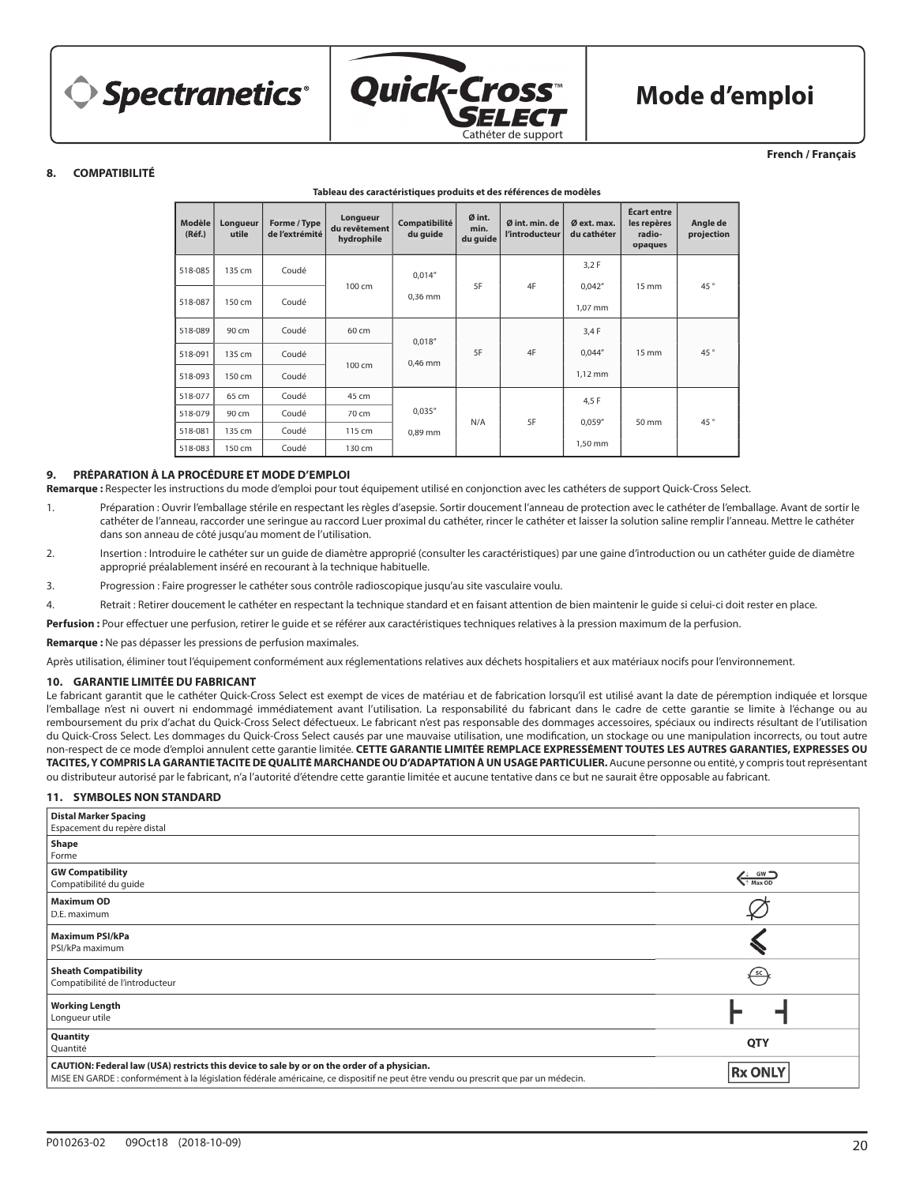**French / Français**

## 8. COMPATIBILITÉ

**Tableau des caractéristiques produits et des références de modèles**

| Modèle (Réf.) | Longueur utile | Forme / Type de l'extrémité | Longueur du revêtement hydrophile | Compatibilité du guide | Ø int. min. du guide | Ø int. min. de l'introducteur | Ø ext. max. du cathéter | Écart entre les repères radio-opaques | Angle de projection |
|---|---|---|---|---|---|---|---|---|---|
| 518-085 | 135 cm | Coudé | 100 cm | 0,014" 0,36 mm | 5F | 4F | 3,2 F 0,042" 1,07 mm | 15 mm | 45 ° |
| 518-087 | 150 cm | Coudé | | | | | | | |
| 518-089 | 90 cm | Coudé | 60 cm | 0,018" 0,46 mm | 5F | 4F | 3,4 F 0,044" 1,12 mm | 15 mm | 45 ° |
| 518-091 | 135 cm | Coudé | 100 cm | | | | | | |
| 518-093 | 150 cm | Coudé | | | | | | | |
| 518-077 | 65 cm | Coudé | 45 cm | 0,035" 0,89 mm | N/A | 5F | 4,5 F 0,059" 1,50 mm | 50 mm | 45 ° |
| 518-079 | 90 cm | Coudé | 70 cm | | | | | | |
| 518-081 | 135 cm | Coudé | 115 cm | | | | | | |
| 518-083 | 150 cm | Coudé | 130 cm | | | | | | |

## 9. PRÉPARATION À LA PROCÉDURE ET MODE D'EMPLOI

**Remarque :** Respecter les instructions du mode d'emploi pour tout équipement utilisé en conjonction avec les cathéters de support Quick-Cross Select.

1. Préparation : Ouvrir l'emballage stérile en respectant les règles d'asepsie. Sortir doucement l'anneau de protection avec le cathéter de l'emballage. Avant de sortir le cathéter de l'anneau, raccorder une seringue au raccord Luer proximal du cathéter, rincer le cathéter et laisser la solution saline remplir l'anneau. Mettre le cathéter dans son anneau de côté jusqu'au moment de l'utilisation.
2. Insertion : Introduire le cathéter sur un guide de diamètre approprié (consulter les caractéristiques) par une gaine d'introduction ou un cathéter guide de diamètre approprié préalablement inséré en recourant à la technique habituelle.
3. Progression : Faire progresser le cathéter sous contrôle radioscopique jusqu'au site vasculaire voulu.
4. Retrait : Retirer doucement le cathéter en respectant la technique standard et en faisant attention de bien maintenir le guide si celui-ci doit rester en place.

**Perfusion :** Pour effectuer une perfusion, retirer le guide et se référer aux caractéristiques techniques relatives à la pression maximum de la perfusion.

**Remarque :** Ne pas dépasser les pressions de perfusion maximales.

Après utilisation, éliminer tout l'équipement conformément aux réglementations relatives aux déchets hospitaliers et aux matériaux nocifs pour l'environnement.

## 10. GARANTIE LIMITÉE DU FABRICANT

Le fabricant garantit que le cathéter Quick-Cross Select est exempt de vices de matériau et de fabrication lorsqu'il est utilisé avant la date de péremption indiquée et lorsque l'emballage n'est ni ouvert ni endommagé immédiatement avant l'utilisation. La responsabilité du fabricant dans le cadre de cette garantie se limite à l'échange ou au remboursement du prix d'achat du Quick-Cross Select défectueux. Le fabricant n'est pas responsable des dommages accessoires, spéciaux ou indirects résultant de l'utilisation du Quick-Cross Select. Les dommages du Quick-Cross Select causés par une mauvaise utilisation, une modification, un stockage ou une manipulation incorrects, ou tout autre non-respect de ce mode d'emploi annulent cette garantie limitée. **CETTE GARANTIE LIMITÉE REMPLACE EXPRESSÉMENT TOUTES LES AUTRES GARANTIES, EXPRESSES OU TACITES, Y COMPRIS LA GARANTIE TACITE DE QUALITÉ MARCHANDE OU D'ADAPTATION À UN USAGE PARTICULIER.** Aucune personne ou entité, y compris tout représentant ou distributeur autorisé par le fabricant, n'a l'autorité d'étendre cette garantie limitée et aucune tentative dans ce but ne saurait être opposable au fabricant.

## 11. SYMBOLES NON STANDARD

| Symbole | |
|---|---|
| **Distal Marker Spacing** Espacement du repère distal | |
| **Shape** Forme | |
| **GW Compatibility** Compatibilité du guide | GW Max OD |
| **Maximum OD** D.E. maximum | Ø |
| **Maximum PSI/kPa** PSI/kPa maximum | |
| **Sheath Compatibility** Compatibilité de l'introducteur | SC |
| **Working Length** Longueur utile | |
| **Quantity** Quantité | QTY |
| **CAUTION: Federal law (USA) restricts this device to sale by or on the order of a physician.** MISE EN GARDE : conformément à la législation fédérale américaine, ce dispositif ne peut être vendu ou prescrit que par un médecin. | Rx ONLY |

P010263-02 09Oct18 (2018-10-09)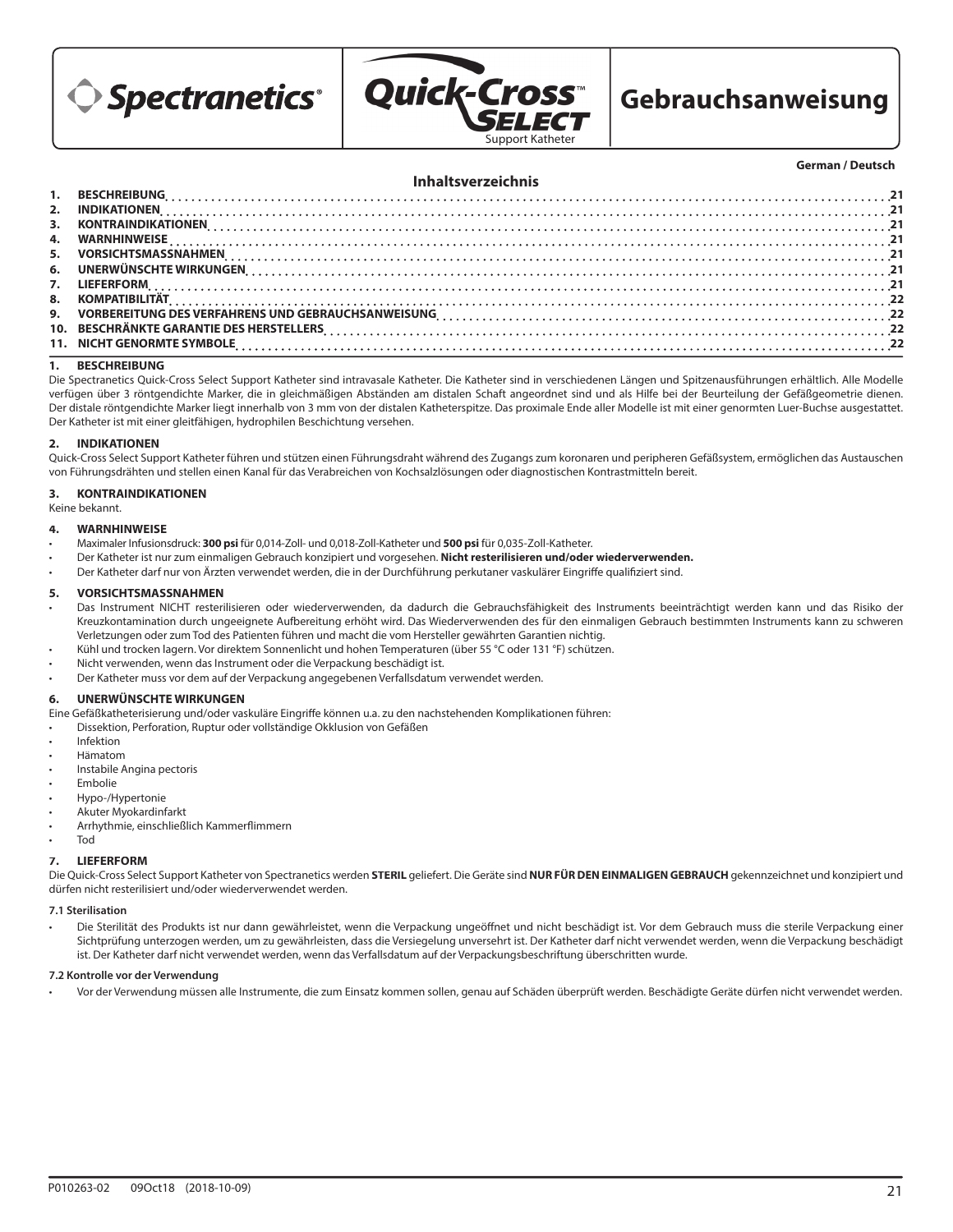# Spectranetics® Quick-Cross™ Select Support Katheter — Gebrauchsanweisung

**German / Deutsch**

## Inhaltsverzeichnis

| | | |
|---|---|---|
| 1. | BESCHREIBUNG | 21 |
| 2. | INDIKATIONEN | 21 |
| 3. | KONTRAINDIKATIONEN | 21 |
| 4. | WARNHINWEISE | 21 |
| 5. | VORSICHTSMASSNAHMEN | 21 |
| 6. | UNERWÜNSCHTE WIRKUNGEN | 21 |
| 7. | LIEFERFORM | 21 |
| 8. | KOMPATIBILITÄT | 22 |
| 9. | VORBEREITUNG DES VERFAHRENS UND GEBRAUCHSANWEISUNG | 22 |
| 10. | BESCHRÄNKTE GARANTIE DES HERSTELLERS | 22 |
| 11. | NICHT GENORMTE SYMBOLE | 22 |

## 1. BESCHREIBUNG

Die Spectranetics Quick-Cross Select Support Katheter sind intravasale Katheter. Die Katheter sind in verschiedenen Längen und Spitzenausführungen erhältlich. Alle Modelle verfügen über 3 röntgendichte Marker, die in gleichmäßigen Abständen am distalen Schaft angeordnet sind und als Hilfe bei der Beurteilung der Gefäßgeometrie dienen. Der distale röntgendichte Marker liegt innerhalb von 3 mm von der distalen Katheterspitze. Das proximale Ende aller Modelle ist mit einer genormten Luer-Buchse ausgestattet. Der Katheter ist mit einer gleitfähigen, hydrophilen Beschichtung versehen.

## 2. INDIKATIONEN

Quick-Cross Select Support Katheter führen und stützen einen Führungsdraht während des Zugangs zum koronaren und peripheren Gefäßsystem, ermöglichen das Austauschen von Führungsdrähten und stellen einen Kanal für das Verabreichen von Kochsalzlösungen oder diagnostischen Kontrastmitteln bereit.

## 3. KONTRAINDIKATIONEN

Keine bekannt.

## 4. WARNHINWEISE

- Maximaler Infusionsdruck: **300 psi** für 0,014-Zoll- und 0,018-Zoll-Katheter und **500 psi** für 0,035-Zoll-Katheter.
- Der Katheter ist nur zum einmaligen Gebrauch konzipiert und vorgesehen. **Nicht resterilisieren und/oder wiederverwenden.**
- Der Katheter darf nur von Ärzten verwendet werden, die in der Durchführung perkutaner vaskulärer Eingriffe qualifiziert sind.

## 5. VORSICHTSMASSNAHMEN

- Das Instrument NICHT resterilisieren oder wiederverwenden, da dadurch die Gebrauchsfähigkeit des Instruments beeinträchtigt werden kann und das Risiko der Kreuzkontamination durch ungeeignete Aufbereitung erhöht wird. Das Wiederverwenden des für den einmaligen Gebrauch bestimmten Instruments kann zu schweren Verletzungen oder zum Tod des Patienten führen und macht die vom Hersteller gewährten Garantien nichtig.
- Kühl und trocken lagern. Vor direktem Sonnenlicht und hohen Temperaturen (über 55 °C oder 131 °F) schützen.
- Nicht verwenden, wenn das Instrument oder die Verpackung beschädigt ist.
- Der Katheter muss vor dem auf der Verpackung angegebenen Verfallsdatum verwendet werden.

## 6. UNERWÜNSCHTE WIRKUNGEN

Eine Gefäßkatheterisierung und/oder vaskuläre Eingriffe können u.a. zu den nachstehenden Komplikationen führen:

- Dissektion, Perforation, Ruptur oder vollständige Okklusion von Gefäßen
- Infektion
- Hämatom
- Instabile Angina pectoris
- Embolie
- Hypo-/Hypertonie
- Akuter Myokardinfarkt
- Arrhythmie, einschließlich Kammerflimmern
- Tod

## 7. LIEFERFORM

Die Quick-Cross Select Support Katheter von Spectranetics werden **STERIL** geliefert. Die Geräte sind **NUR FÜR DEN EINMALIGEN GEBRAUCH** gekennzeichnet und konzipiert und dürfen nicht resterilisiert und/oder wiederverwendet werden.

### 7.1 Sterilisation

- Die Sterilität des Produkts ist nur dann gewährleistet, wenn die Verpackung ungeöffnet und nicht beschädigt ist. Vor dem Gebrauch muss die sterile Verpackung einer Sichtprüfung unterzogen werden, um zu gewährleisten, dass die Versiegelung unversehrt ist. Der Katheter darf nicht verwendet werden, wenn die Verpackung beschädigt ist. Der Katheter darf nicht verwendet werden, wenn das Verfallsdatum auf der Verpackungsbeschriftung überschritten wurde.

### 7.2 Kontrolle vor der Verwendung

- Vor der Verwendung müssen alle Instrumente, die zum Einsatz kommen sollen, genau auf Schäden überprüft werden. Beschädigte Geräte dürfen nicht verwendet werden.

P010263-02 09Oct18 (2018-10-09)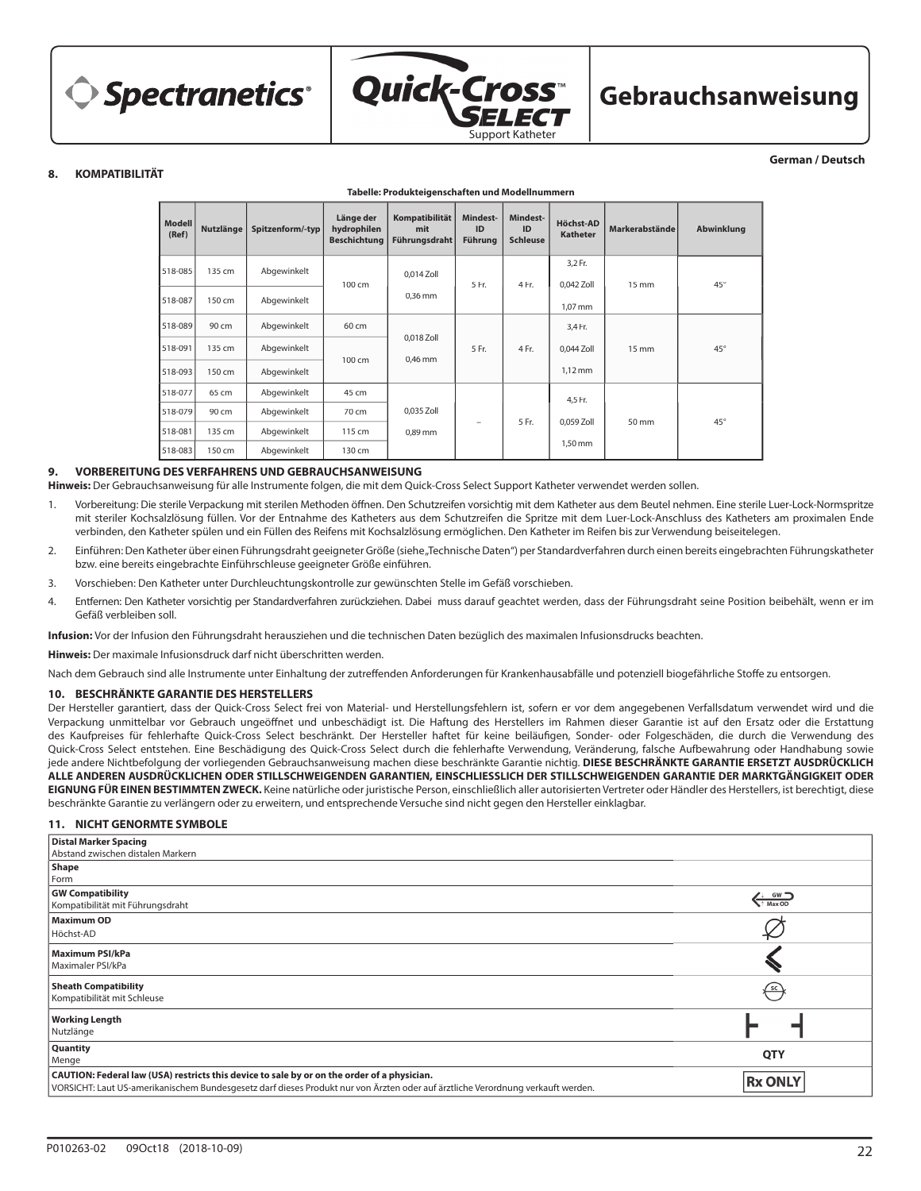**German / Deutsch**

## 8. KOMPATIBILITÄT

**Tabelle: Produkteigenschaften und Modellnummern**

| Modell (Ref) | Nutzlänge | Spitzenform/-typ | Länge der hydrophilen Beschichtung | Kompatibilität mit Führungsdraht | Mindest-ID Führung | Mindest-ID Schleuse | Höchst-AD Katheter | Markerabstände | Abwinklung |
|---|---|---|---|---|---|---|---|---|---|
| 518-085 | 135 cm | Abgewinkelt | 100 cm | 0,014 Zoll 0,36 mm | 5 Fr. | 4 Fr. | 3,2 Fr. 0,042 Zoll 1,07 mm | 15 mm | 45° |
| 518-087 | 150 cm | Abgewinkelt | | | | | | | |
| 518-089 | 90 cm | Abgewinkelt | 60 cm | 0,018 Zoll 0,46 mm | 5 Fr. | 4 Fr. | 3,4 Fr. 0,044 Zoll 1,12 mm | 15 mm | 45° |
| 518-091 | 135 cm | Abgewinkelt | 100 cm | | | | | | |
| 518-093 | 150 cm | Abgewinkelt | | | | | | | |
| 518-077 | 65 cm | Abgewinkelt | 45 cm | 0,035 Zoll 0,89 mm | – | 5 Fr. | 4,5 Fr. 0,059 Zoll 1,50 mm | 50 mm | 45° |
| 518-079 | 90 cm | Abgewinkelt | 70 cm | | | | | | |
| 518-081 | 135 cm | Abgewinkelt | 115 cm | | | | | | |
| 518-083 | 150 cm | Abgewinkelt | 130 cm | | | | | | |

## 9. VORBEREITUNG DES VERFAHRENS UND GEBRAUCHSANWEISUNG

**Hinweis:** Der Gebrauchsanweisung für alle Instrumente folgen, die mit dem Quick-Cross Select Support Katheter verwendet werden sollen.

1. Vorbereitung: Die sterile Verpackung mit sterilen Methoden öffnen. Den Schutzreifen vorsichtig mit dem Katheter aus dem Beutel nehmen. Eine sterile Luer-Lock-Normspritze mit steriler Kochsalzlösung füllen. Vor der Entnahme des Katheters aus dem Schutzreifen die Spritze mit dem Luer-Lock-Anschluss des Katheters am proximalen Ende verbinden, den Katheter spülen und ein Füllen des Reifens mit Kochsalzlösung ermöglichen. Den Katheter im Reifen bis zur Verwendung beiseitelegen.
2. Einführen: Den Katheter über einen Führungsdraht geeigneter Größe (siehe „Technische Daten") per Standardverfahren durch einen bereits eingebrachten Führungskatheter bzw. eine bereits eingebrachte Einführschleuse geeigneter Größe einführen.
3. Vorschieben: Den Katheter unter Durchleuchtungskontrolle zur gewünschten Stelle im Gefäß vorschieben.
4. Entfernen: Den Katheter vorsichtig per Standardverfahren zurückziehen. Dabei muss darauf geachtet werden, dass der Führungsdraht seine Position beibehält, wenn er im Gefäß verbleiben soll.

**Infusion:** Vor der Infusion den Führungsdraht herausziehen und die technischen Daten bezüglich des maximalen Infusionsdrucks beachten.

**Hinweis:** Der maximale Infusionsdruck darf nicht überschritten werden.

Nach dem Gebrauch sind alle Instrumente unter Einhaltung der zutreffenden Anforderungen für Krankenhausabfälle und potenziell biogefährliche Stoffe zu entsorgen.

## 10. BESCHRÄNKTE GARANTIE DES HERSTELLERS

Der Hersteller garantiert, dass der Quick-Cross Select frei von Material- und Herstellungsfehlern ist, sofern er vor dem angegebenen Verfallsdatum verwendet wird und die Verpackung unmittelbar vor Gebrauch ungeöffnet und unbeschädigt ist. Die Haftung des Herstellers im Rahmen dieser Garantie ist auf den Ersatz oder die Erstattung des Kaufpreises für fehlerhafte Quick-Cross Select beschränkt. Der Hersteller haftet für keine beiläufigen, Sonder- oder Folgeschäden, die durch die Verwendung des Quick-Cross Select entstehen. Eine Beschädigung des Quick-Cross Select durch die fehlerhafte Verwendung, Veränderung, falsche Aufbewahrung oder Handhabung sowie jede andere Nichtbefolgung der vorliegenden Gebrauchsanweisung machen diese beschränkte Garantie nichtig. **DIESE BESCHRÄNKTE GARANTIE ERSETZT AUSDRÜCKLICH ALLE ANDEREN AUSDRÜCKLICHEN ODER STILLSCHWEIGENDEN GARANTIEN, EINSCHLIESSLICH DER STILLSCHWEIGENDEN GARANTIE DER MARKTGÄNGIGKEIT ODER EIGNUNG FÜR EINEN BESTIMMTEN ZWECK.** Keine natürliche oder juristische Person, einschließlich aller autorisierten Vertreter oder Händler des Herstellers, ist berechtigt, diese beschränkte Garantie zu verlängern oder zu erweitern, und entsprechende Versuche sind nicht gegen den Hersteller einklagbar.

## 11. NICHT GENORMTE SYMBOLE

| Beschreibung | Symbol |
|---|---|
| **Distal Marker Spacing** Abstand zwischen distalen Markern | |
| **Shape** Form | |
| **GW Compatibility** Kompatibilität mit Führungsdraht | GW Max OD |
| **Maximum OD** Höchst-AD | |
| **Maximum PSI/kPa** Maximaler PSI/kPa | |
| **Sheath Compatibility** Kompatibilität mit Schleuse | SC |
| **Working Length** Nutzlänge | |
| **Quantity** Menge | QTY |
| **CAUTION: Federal law (USA) restricts this device to sale by or on the order of a physician.** VORSICHT: Laut US-amerikanischem Bundesgesetz darf dieses Produkt nur von Ärzten oder auf ärztliche Verordnung verkauft werden. | Rx ONLY |

P010263-02 09Oct18 (2018-10-09)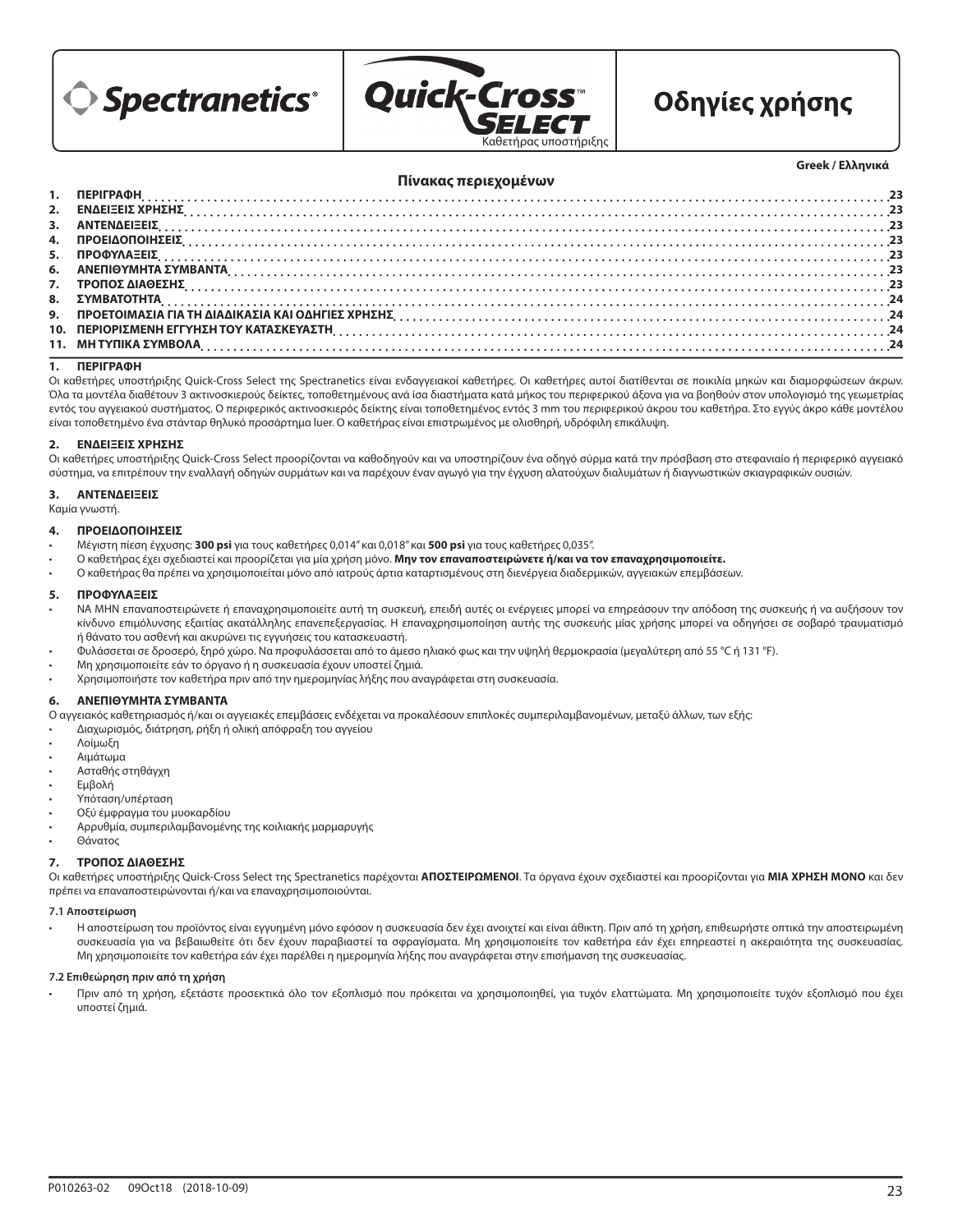Spectranetics®

Quick-Cross™ SELECT

Καθετήρας υποστήριξης

# Οδηγίες χρήσης

**Greek / Ελληνικά**

## Πίνακας περιεχομένων

1. ΠΕΡΙΓΡΑΦΗ ... 23
2. ΕΝΔΕΙΞΕΙΣ ΧΡΗΣΗΣ ... 23
3. ΑΝΤΕΝΔΕΙΞΕΙΣ ... 23
4. ΠΡΟΕΙΔΟΠΟΙΗΣΕΙΣ ... 23
5. ΠΡΟΦΥΛΑΞΕΙΣ ... 23
6. ΑΝΕΠΙΘΥΜΗΤΑ ΣΥΜΒΑΝΤΑ ... 23
7. ΤΡΟΠΟΣ ΔΙΑΘΕΣΗΣ ... 23
8. ΣΥΜΒΑΤΟΤΗΤΑ ... 24
9. ΠΡΟΕΤΟΙΜΑΣΙΑ ΓΙΑ ΤΗ ΔΙΑΔΙΚΑΣΙΑ ΚΑΙ ΟΔΗΓΙΕΣ ΧΡΗΣΗΣ ... 24
10. ΠΕΡΙΟΡΙΣΜΕΝΗ ΕΓΓΥΗΣΗ ΤΟΥ ΚΑΤΑΣΚΕΥΑΣΤΗ ... 24
11. ΜΗ ΤΥΠΙΚΑ ΣΥΜΒΟΛΑ ... 24

## 1. ΠΕΡΙΓΡΑΦΗ

Οι καθετήρες υποστήριξης Quick-Cross Select της Spectranetics είναι ενδαγγειακοί καθετήρες. Οι καθετήρες αυτοί διατίθενται σε ποικιλία μηκών και διαμορφώσεων άκρων. Όλα τα μοντέλα διαθέτουν 3 ακτινοσκιερούς δείκτες, τοποθετημένους ανά ίσα διαστήματα κατά μήκος του περιφερικού άξονα για να βοηθούν στον υπολογισμό της γεωμετρίας εντός του αγγειακού συστήματος. Ο περιφερικός ακτινοσκιερός δείκτης είναι τοποθετημένος εντός 3 mm του περιφερικού άκρου του καθετήρα. Στο εγγύς άκρο κάθε μοντέλου είναι τοποθετημένο ένα στάνταρ θηλυκό προσάρτημα luer. Ο καθετήρας είναι επιστρωμένος με ολισθηρή, υδρόφιλη επικάλυψη.

## 2. ΕΝΔΕΙΞΕΙΣ ΧΡΗΣΗΣ

Οι καθετήρες υποστήριξης Quick-Cross Select προορίζονται να καθοδηγούν και να υποστηρίζουν ένα οδηγό σύρμα κατά την πρόσβαση στο στεφανιαίο ή περιφερικό αγγειακό σύστημα, να επιτρέπουν την εναλλαγή οδηγών συρμάτων και να παρέχουν έναν αγωγό για την έγχυση αλατούχων διαλυμάτων ή διαγνωστικών σκιαγραφικών ουσιών.

## 3. ΑΝΤΕΝΔΕΙΞΕΙΣ

Καμία γνωστή.

## 4. ΠΡΟΕΙΔΟΠΟΙΗΣΕΙΣ

- Μέγιστη πίεση έγχυσης: **300 psi** για τους καθετήρες 0,014″ και 0,018″ και **500 psi** για τους καθετήρες 0,035″.
- Ο καθετήρας έχει σχεδιαστεί και προορίζεται για μία χρήση μόνο. **Μην τον επαναποστειρώνετε ή/και να τον επαναχρησιμοποιείτε.**
- Ο καθετήρας θα πρέπει να χρησιμοποιείται μόνο από ιατρούς άρτια καταρτισμένους στη διενέργεια διαδερμικών, αγγειακών επεμβάσεων.

## 5. ΠΡΟΦΥΛΑΞΕΙΣ

- ΝΑ ΜΗΝ επαναποστειρώνετε ή επαναχρησιμοποιείτε αυτή τη συσκευή, επειδή αυτές οι ενέργειες μπορεί να επηρεάσουν την απόδοση της συσκευής ή να αυξήσουν τον κίνδυνο επιμόλυνσης εξαιτίας ακατάλληλης επανεπεξεργασίας. Η επαναχρησιμοποίηση αυτής της συσκευής μίας χρήσης μπορεί να οδηγήσει σε σοβαρό τραυματισμό ή θάνατο του ασθενή και ακυρώνει τις εγγυήσεις του κατασκευαστή.
- Φυλάσσεται σε δροσερό, ξηρό χώρο. Να προφυλάσσεται από το άμεσο ηλιακό φως και την υψηλή θερμοκρασία (μεγαλύτερη από 55 °C ή 131 °F).
- Μη χρησιμοποιείτε εάν το όργανο ή η συσκευασία έχουν υποστεί ζημιά.
- Χρησιμοποιήστε τον καθετήρα πριν από την ημερομηνίας λήξης που αναγράφεται στη συσκευασία.

## 6. ΑΝΕΠΙΘΥΜΗΤΑ ΣΥΜΒΑΝΤΑ

Ο αγγειακός καθετηριασμός ή/και οι αγγειακές επεμβάσεις ενδέχεται να προκαλέσουν επιπλοκές συμπεριλαμβανομένων, μεταξύ άλλων, των εξής:

- Διαχωρισμός, διάτρηση, ρήξη ή ολική απόφραξη του αγγείου
- Λοίμωξη
- Αιμάτωμα
- Ασταθής στηθάγχη
- Εμβολή
- Υπόταση/υπέρταση
- Οξύ έμφραγμα του μυοκαρδίου
- Αρρυθμία, συμπεριλαμβανομένης της κοιλιακής μαρμαρυγής
- Θάνατος

## 7. ΤΡΟΠΟΣ ΔΙΑΘΕΣΗΣ

Οι καθετήρες υποστήριξης Quick-Cross Select της Spectranetics παρέχονται **ΑΠΟΣΤΕΙΡΩΜΕΝΟΙ**. Τα όργανα έχουν σχεδιαστεί και προορίζονται για **ΜΙΑ ΧΡΗΣΗ ΜΟΝΟ** και δεν πρέπει να επαναποστειρώνονται ή/και να επαναχρησιμοποιούνται.

### 7.1 Αποστείρωση

- Η αποστείρωση του προϊόντος είναι εγγυημένη μόνο εφόσον η συσκευασία δεν έχει ανοιχτεί και είναι άθικτη. Πριν από τη χρήση, επιθεωρήστε οπτικά την αποστειρωμένη συσκευασία για να βεβαιωθείτε ότι δεν έχουν παραβιαστεί τα σφραγίσματα. Μη χρησιμοποιείτε τον καθετήρα εάν έχει επηρεαστεί η ακεραιότητα της συσκευασίας. Μη χρησιμοποιείτε τον καθετήρα εάν έχει παρέλθει η ημερομηνία λήξης που αναγράφεται στην επισήμανση της συσκευασίας.

### 7.2 Επιθεώρηση πριν από τη χρήση

- Πριν από τη χρήση, εξετάστε προσεκτικά όλο τον εξοπλισμό που πρόκειται να χρησιμοποιηθεί, για τυχόν ελαττώματα. Μη χρησιμοποιείτε τυχόν εξοπλισμό που έχει υποστεί ζημιά.

P010263-02 09Oct18 (2018-10-09)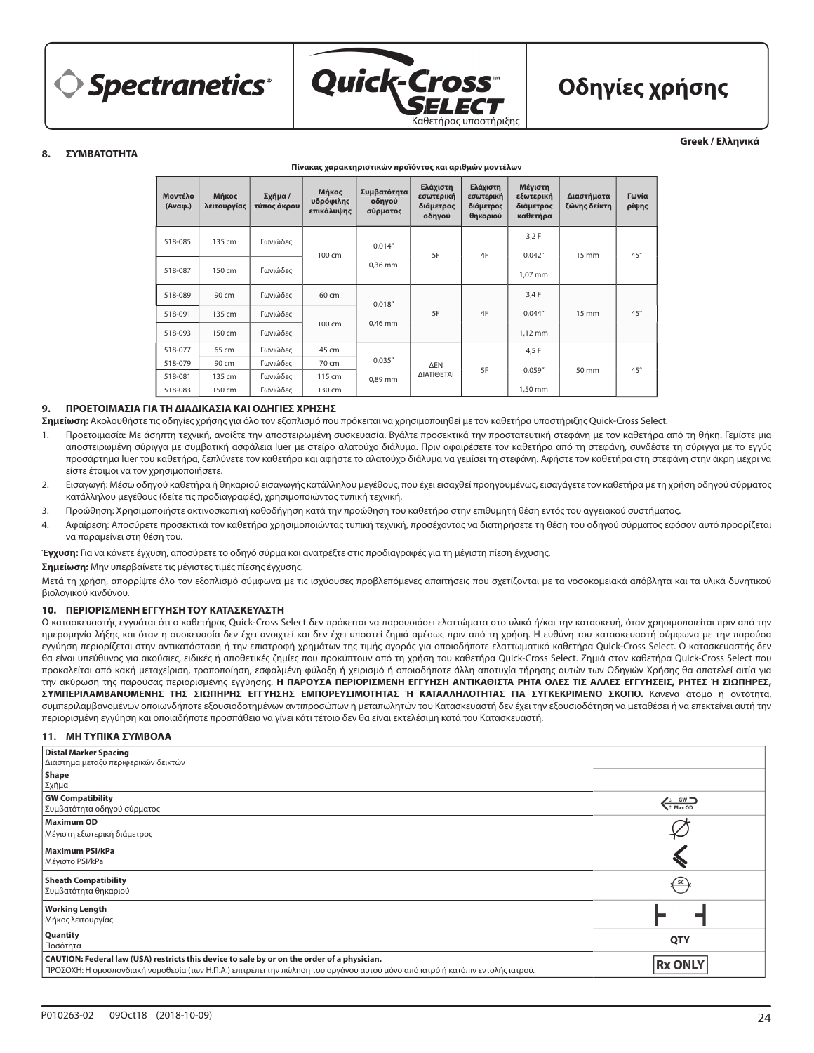# Spectranetics® Quick-Cross™ SELECT Καθετήρας υποστήριξης

# Οδηγίες χρήσης

Greek / Ελληνικά

## 8. ΣΥΜΒΑΤΟΤΗΤΑ

**Πίνακας χαρακτηριστικών προϊόντος και αριθμών μοντέλων**

| Μοντέλο (Αναφ.) | Μήκος λειτουργίας | Σχήμα / τύπος άκρου | Μήκος υδρόφιλης επικάλυψης | Συμβατότητα οδηγού σύρματος | Ελάχιστη εσωτερική διάμετρος οδηγού | Ελάχιστη εσωτερική διάμετρος θηκαριού | Μέγιστη εξωτερική διάμετρος καθετήρα | Διαστήματα ζώνης δείκτη | Γωνία ρίψης |
|---|---|---|---|---|---|---|---|---|---|
| 518-085 | 135 cm | Γωνιώδες | 100 cm | 0,014" 0,36 mm | 5F | 4F | 3,2 F 0,042" 1,07 mm | 15 mm | 45° |
| 518-087 | 150 cm | Γωνιώδες | | | | | | | |
| 518-089 | 90 cm | Γωνιώδες | 60 cm | 0,018" 0,46 mm | 5F | 4F | 3,4 F 0,044" 1,12 mm | 15 mm | 45° |
| 518-091 | 135 cm | Γωνιώδες | 100 cm | | | | | | |
| 518-093 | 150 cm | Γωνιώδες | | | | | | | |
| 518-077 | 65 cm | Γωνιώδες | 45 cm | 0,035" 0,89 mm | ΔΕΝ ΔΙΑΤΙΘΕΤΑΙ | 5F | 4,5 F 0,059" 1,50 mm | 50 mm | 45° |
| 518-079 | 90 cm | Γωνιώδες | 70 cm | | | | | | |
| 518-081 | 135 cm | Γωνιώδες | 115 cm | | | | | | |
| 518-083 | 150 cm | Γωνιώδες | 130 cm | | | | | | |

## 9. ΠΡΟΕΤΟΙΜΑΣΙΑ ΓΙΑ ΤΗ ΔΙΑΔΙΚΑΣΙΑ ΚΑΙ ΟΔΗΓΙΕΣ ΧΡΗΣΗΣ

**Σημείωση:** Ακολουθήστε τις οδηγίες χρήσης για όλο τον εξοπλισμό που πρόκειται να χρησιμοποιηθεί με τον καθετήρα υποστήριξης Quick-Cross Select.

1. Προετοιμασία: Με άσηπτη τεχνική, ανοίξτε την αποστειρωμένη συσκευασία. Βγάλτε προσεκτικά την προστατευτική στεφάνη με τον καθετήρα από τη θήκη. Γεμίστε μια αποστειρωμένη σύριγγα με συμβατική ασφάλεια luer με στείρο αλατούχο διάλυμα. Πριν αφαιρέσετε τον καθετήρα από τη στεφάνη, συνδέστε τη σύριγγα με το εγγύς προσάρτημα luer του καθετήρα, ξεπλύνετε τον καθετήρα και αφήστε το αλατούχο διάλυμα να γεμίσει τη στεφάνη. Αφήστε τον καθετήρα στη στεφάνη στην άκρη μέχρι να είστε έτοιμοι να τον χρησιμοποιήσετε.
2. Εισαγωγή: Μέσω οδηγού καθετήρα ή θηκαριού εισαγωγής κατάλληλου μεγέθους, που έχει εισαχθεί προηγουμένως, εισαγάγετε τον καθετήρα με τη χρήση οδηγού σύρματος κατάλληλου μεγέθους (δείτε τις προδιαγραφές), χρησιμοποιώντας τυπική τεχνική.
3. Προώθηση: Χρησιμοποιήστε ακτινοσκοπική καθοδήγηση κατά την προώθηση του καθετήρα στην επιθυμητή θέση εντός του αγγειακού συστήματος.
4. Αφαίρεση: Αποσύρετε προσεκτικά τον καθετήρα χρησιμοποιώντας τυπική τεχνική, προσέχοντας να διατηρήσετε τη θέση του οδηγού σύρματος εφόσον αυτό προορίζεται να παραμείνει στη θέση του.

**Έγχυση:** Για να κάνετε έγχυση, αποσύρετε το οδηγό σύρμα και ανατρέξτε στις προδιαγραφές για τη μέγιστη πίεση έγχυσης.

**Σημείωση:** Μην υπερβαίνετε τις μέγιστες τιμές πίεσης έγχυσης.

Μετά τη χρήση, απορρίψτε όλο τον εξοπλισμό σύμφωνα με τις ισχύουσες προβλεπόμενες απαιτήσεις που σχετίζονται με τα νοσοκομειακά απόβλητα και τα υλικά δυνητικού βιολογικού κινδύνου.

## 10. ΠΕΡΙΟΡΙΣΜΕΝΗ ΕΓΓΥΗΣΗ ΤΟΥ ΚΑΤΑΣΚΕΥΑΣΤΗ

Ο κατασκευαστής εγγυάται ότι ο καθετήρας Quick-Cross Select δεν πρόκειται να παρουσιάσει ελαττώματα στο υλικό ή/και την κατασκευή, όταν χρησιμοποιείται πριν από την ημερομηνία λήξης και όταν η συσκευασία δεν έχει ανοιχτεί και δεν έχει υποστεί ζημιά αμέσως πριν από τη χρήση. Η ευθύνη του κατασκευαστή σύμφωνα με την παρούσα εγγύηση περιορίζεται στην αντικατάσταση ή την επιστροφή χρημάτων της τιμής αγοράς για οποιοδήποτε ελαττωματικό καθετήρα Quick-Cross Select. Ο κατασκευαστής δεν θα είναι υπεύθυνος για ακούσιες, ειδικές ή αποθετικές ζημίες που προκύπτουν από τη χρήση του καθετήρα Quick-Cross Select. Ζημιά στον καθετήρα Quick-Cross Select που προκαλείται από κακή μεταχείριση, τροποποίηση, εσφαλμένη φύλαξη ή χειρισμό ή οποιαδήποτε άλλη αποτυχία τήρησης αυτών των Οδηγιών Χρήσης θα αποτελεί αιτία για την ακύρωση της παρούσας περιορισμένης εγγύησης. **Η ΠΑΡΟΥΣΑ ΠΕΡΙΟΡΙΣΜΕΝΗ ΕΓΓΥΗΣΗ ΑΝΤΙΚΑΘΙΣΤΑ ΡΗΤΑ ΟΛΕΣ ΤΙΣ ΑΛΛΕΣ ΕΓΓΥΗΣΕΙΣ, ΡΗΤΕΣ Ή ΣΙΩΠΗΡΕΣ, ΣΥΜΠΕΡΙΛΑΜΒΑΝΟΜΕΝΗΣ ΤΗΣ ΣΙΩΠΗΡΗΣ ΕΓΓΥΗΣΗΣ ΕΜΠΟΡΕΥΣΙΜΟΤΗΤΑΣ Ή ΚΑΤΑΛΛΗΛΟΤΗΤΑΣ ΓΙΑ ΣΥΓΚΕΚΡΙΜΕΝΟ ΣΚΟΠΟ.** Κανένα άτομο ή οντότητα, συμπεριλαμβανομένων οποιωνδήποτε εξουσιοδοτημένων αντιπροσώπων ή μεταπωλητών του Κατασκευαστή δεν έχει την εξουσιοδότηση να μεταθέσει ή να επεκτείνει αυτή την περιορισμένη εγγύηση και οποιαδήποτε προσπάθεια να γίνει κάτι τέτοιο δεν θα είναι εκτελέσιμη κατά του Κατασκευαστή.

## 11. ΜΗ ΤΥΠΙΚΑ ΣΥΜΒΟΛΑ

| Σύμβολο | |
|---|---|
| **Distal Marker Spacing** Διάστημα μεταξύ περιφερικών δεικτών | |
| **Shape** Σχήμα | |
| **GW Compatibility** Συμβατότητα οδηγού σύρματος | GW / Max OD |
| **Maximum OD** Μέγιστη εξωτερική διάμετρος | Ø |
| **Maximum PSI/kPa** Μέγιστο PSI/kPa | |
| **Sheath Compatibility** Συμβατότητα θηκαριού | SC |
| **Working Length** Μήκος λειτουργίας | |
| **Quantity** Ποσότητα | QTY |
| **CAUTION: Federal law (USA) restricts this device to sale by or on the order of a physician.** ΠΡΟΣΟΧΗ: Η ομοσπονδιακή νομοθεσία (των Η.Π.Α.) επιτρέπει την πώληση του οργάνου αυτού μόνο από ιατρό ή κατόπιν εντολής ιατρού. | Rx ONLY |

P010263-02 09Oct18 (2018-10-09)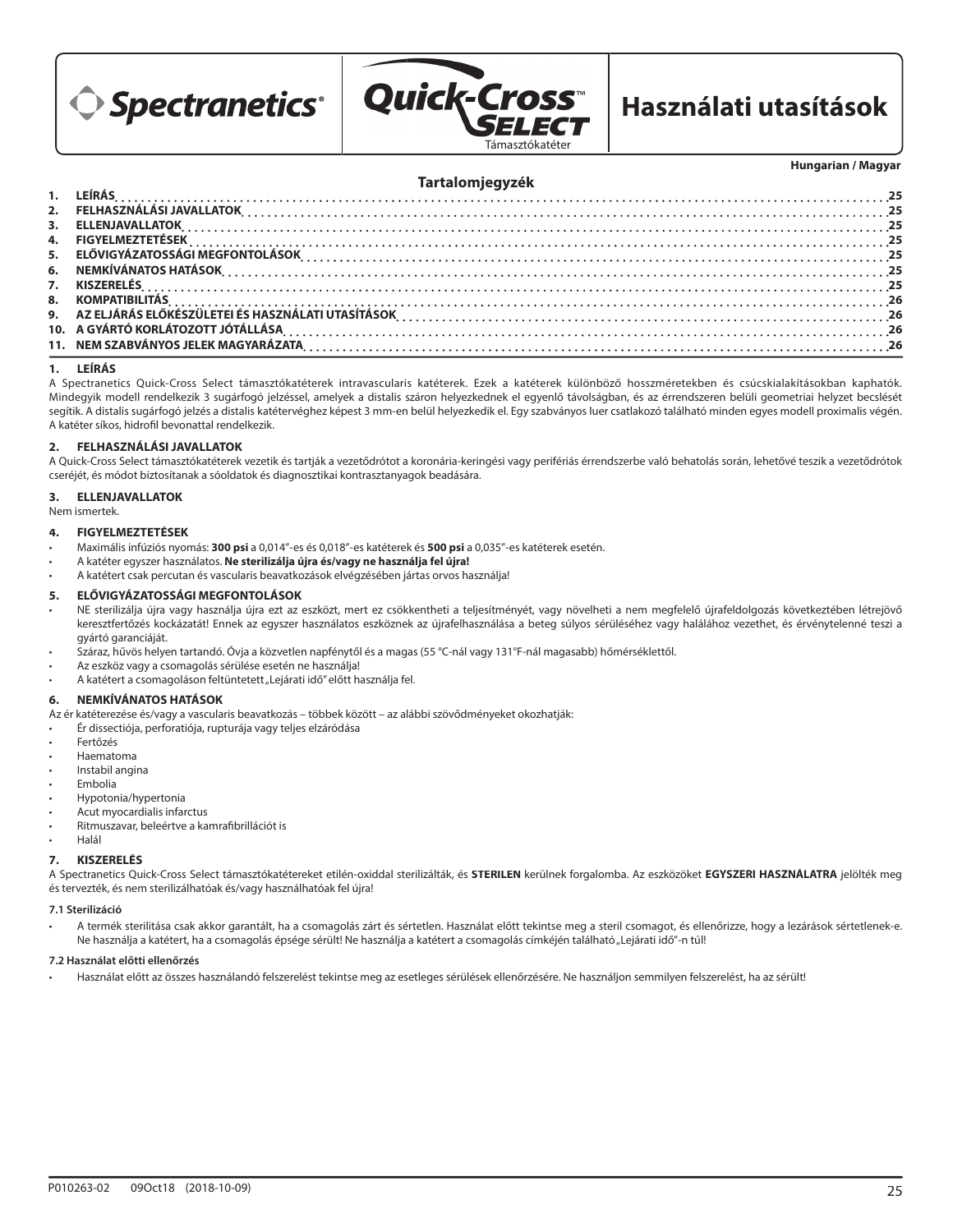Spectranetics® | Quick-Cross™ SELECT Támasztókatéter | Használati utasítások

Hungarian / Magyar

## Tartalomjegyzék

| | | |
|---|---|---|
| 1. | LEÍRÁS | 25 |
| 2. | FELHASZNÁLÁSI JAVALLATOK | 25 |
| 3. | ELLENJAVALLATOK | 25 |
| 4. | FIGYELMEZTETÉSEK | 25 |
| 5. | ELŐVIGYÁZATOSSÁGI MEGFONTOLÁSOK | 25 |
| 6. | NEMKÍVÁNATOS HATÁSOK | 25 |
| 7. | KISZERELÉS | 25 |
| 8. | KOMPATIBILITÁS | 26 |
| 9. | AZ ELJÁRÁS ELŐKÉSZÜLETEI ÉS HASZNÁLATI UTASÍTÁSOK | 26 |
| 10. | A GYÁRTÓ KORLÁTOZOTT JÓTÁLLÁSA | 26 |
| 11. | NEM SZABVÁNYOS JELEK MAGYARÁZATA | 26 |

## 1. LEÍRÁS

A Spectranetics Quick-Cross Select támasztókatéterek intravascularis katéterek. Ezek a katéterek különböző hosszméretekben és csúcskialakításokban kaphatók. Mindegyik modell rendelkezik 3 sugárfogó jelzéssel, amelyek a distalis száron helyezkednek el egyenlő távolságban, és az érrendszeren belüli geometriai helyzet becslését segítik. A distalis sugárfogó jelzés a distalis katétervéghez képest 3 mm-en belül helyezkedik el. Egy szabványos luer csatlakozó található minden egyes modell proximalis végén. A katéter síkos, hidrofil bevonattal rendelkezik.

## 2. FELHASZNÁLÁSI JAVALLATOK

A Quick-Cross támasztókatéterek vezetik és tartják a vezetődrótot a koronária-keringési vagy perifériás érrendszerbe való behatolás során, lehetővé teszik a vezetődrótok cseréjét, és módot biztosítanak a sóoldatok és diagnosztikai kontrasztanyagok beadására.

## 3. ELLENJAVALLATOK

Nem ismertek.

## 4. FIGYELMEZTETÉSEK

- Maximális infúziós nyomás: **300 psi** a 0,014"-es és 0,018"-es katéterek és **500 psi** a 0,035"-es katéterek esetén.
- A katéter egyszer használatos. **Ne sterilizálja újra és/vagy ne használja fel újra!**
- A katétert csak percutan és vascularis beavatkozások elvégzésében jártas orvos használja!

## 5. ELŐVIGYÁZATOSSÁGI MEGFONTOLÁSOK

- NE sterilizálja újra vagy használja újra ezt az eszközt, mert ez csökkentheti a teljesítményét, vagy növelheti a nem megfelelő újrafeldolgozás következtében létrejövő keresztfertőzés kockázatát! Ennek az egyszer használatos eszköznek az újrafelhasználása a beteg súlyos sérüléséhez vagy halálához vezethet, és érvénytelenné teszi a gyártó garanciáját.
- Száraz, hűvös helyen tartandó. Óvja a közvetlen napfénytől és a magas (55 °C-nál vagy 131°F-nál magasabb) hőmérséklettől.
- Az eszköz vagy a csomagolás sérülése esetén ne használja!
- A katétert a csomagoláson feltüntetett „Lejárati idő" előtt használja fel.

## 6. NEMKÍVÁNATOS HATÁSOK

Az ér katéterezése és/vagy a vascularis beavatkozás – többek között – az alábbi szövődményeket okozhatják:

- Ér dissectiója, perforatiója, rupturája vagy teljes elzáródása
- Fertőzés
- Haematoma
- Instabil angina
- Embolia
- Hypotonia/hypertonia
- Acut myocardialis infarctus
- Ritmuszavar, beleértve a kamrafibrillációt is
- Halál

## 7. KISZERELÉS

A Spectranetics Quick-Cross Select támasztókatétereket etilén-oxiddal sterilizálták, és **STERILEN** kerülnek forgalomba. Az eszközöket **EGYSZERI HASZNÁLATRA** jelölték meg és tervezték, és nem sterilizálhatóak és/vagy használhatóak fel újra!

### 7.1 Sterilizáció

- A termék sterilitása csak akkor garantált, ha a csomagolás zárt és sértetlen. Használat előtt tekintse meg a steril csomagot, és ellenőrizze, hogy a lezárások sértetlenek-e. Ne használja a katétert, ha a csomagolás épsége sérült! Ne használja a katétert a csomagolás címkéjén található „Lejárati idő"-n túl!

### 7.2 Használat előtti ellenőrzés

- Használat előtt az összes használandó felszerelést tekintse meg az esetleges sérülések ellenőrzésére. Ne használjon semmilyen felszerelést, ha az sérült!

P010263-02 09Oct18 (2018-10-09)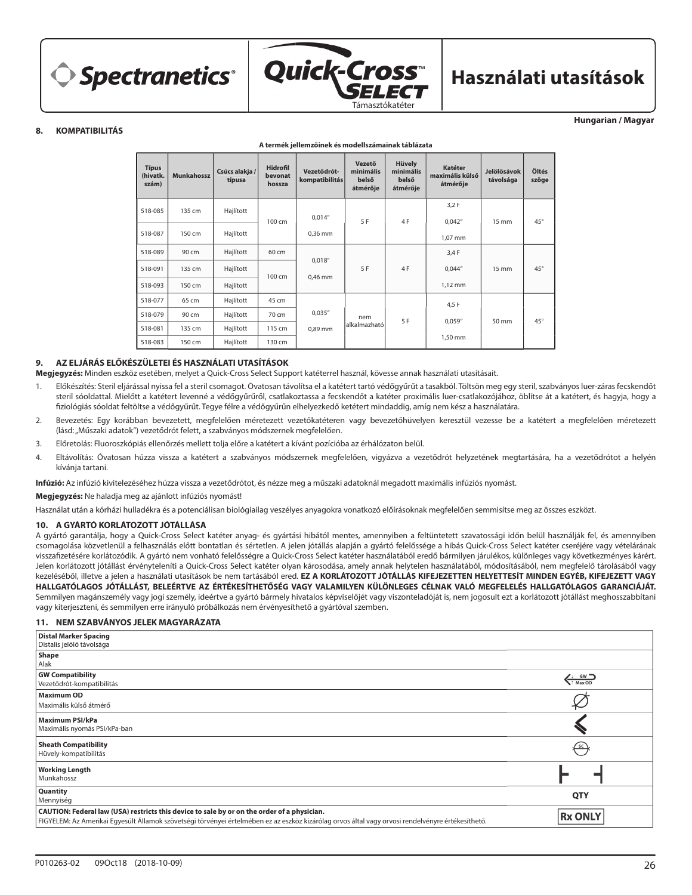## 8. KOMPATIBILITÁS

**A termék jellemzőinek és modellszámainak táblázata**

| Típus (hivatk. szám) | Munkahossz | Csúcs alakja / típusa | Hidrofil bevonat hossza | Vezetődrót-kompatibilitás | Vezető minimális belső átmérője | Hüvely minimális belső átmérője | Katéter maximális külső átmérője | Jelölősávok távolsága | Öltés szöge |
|---|---|---|---|---|---|---|---|---|---|
| 518-085 | 135 cm | Hajlított | 100 cm | 0,014" 0,36 mm | 5 F | 4 F | 3,2 F 0,042" 1,07 mm | 15 mm | 45° |
| 518-087 | 150 cm | Hajlított | | | | | | | |
| 518-089 | 90 cm | Hajlított | 60 cm | 0,018" 0,46 mm | 5 F | 4 F | 3,4 F 0,044" 1,12 mm | 15 mm | 45° |
| 518-091 | 135 cm | Hajlított | 100 cm | | | | | | |
| 518-093 | 150 cm | Hajlított | | | | | | | |
| 518-077 | 65 cm | Hajlított | 45 cm | 0,035" 0,89 mm | nem alkalmazható | 5 F | 4,5 F 0,059" 1,50 mm | 50 mm | 45° |
| 518-079 | 90 cm | Hajlított | 70 cm | | | | | | |
| 518-081 | 135 cm | Hajlított | 115 cm | | | | | | |
| 518-083 | 150 cm | Hajlított | 130 cm | | | | | | |

## 9. AZ ELJÁRÁS ELŐKÉSZÜLETEI ÉS HASZNÁLATI UTASÍTÁSOK

**Megjegyzés:** Minden eszköz esetében, melyet a Quick-Cross Select Support katéterrel használ, kövesse annak használati utasításait.

1. Előkészítés: Steril eljárással nyissa fel a steril csomagot. Óvatosan távolítsa el a katétert tartó védőgyűrűt a tasakból. Töltsön meg egy steril, szabványos luer-záras fecskendőt steril sóoldattal. Mielőtt a katétert levenné a védőgyűrűről, csatlakoztassa a fecskendőt a katéter proximális luer-csatlakozójához, öblítse át a katétert, és hagyja, hogy a fiziológiás sóoldat feltöltse a védőgyűrűt. Tegye félre a védőgyűrűn elhelyezkedő katétert mindaddig, amíg nem kész a használatára.
2. Bevezetés: Egy korábban bevezetett, megfelelően méretezett vezetőkatéteren vagy bevezetőhüvelyen keresztül vezesse be a katétert a megfelelően méretezett (lásd: „Műszaki adatok") vezetődrót felett, a szabványos módszernek megfelelően.
3. Előretolás: Fluoroszkópiás ellenőrzés mellett tolja előre a katétert a kívánt pozícióba az érhálózaton belül.
4. Eltávolítás: Óvatosan húzza vissza a katétert a szabványos módszernek megfelelően, vigyázva a vezetődrót helyzetének megtartására, ha a vezetődrótot a helyén kívánja tartani.

**Infúzió:** Az infúzió kivitelezéséhez húzza vissza a vezetődrótot, és nézze meg a műszaki adatoknál megadott maximális infúziós nyomást.

**Megjegyzés:** Ne haladja meg az ajánlott infúziós nyomást!

Használat után a kórházi hulladékra és a potenciálisan biológiailag veszélyes anyagokra vonatkozó előírásoknak megfelelően semmisítse meg az összes eszközt.

## 10. A GYÁRTÓ KORLÁTOZOTT JÓTÁLLÁSA

A gyártó garantálja, hogy a Quick-Cross Select katéter anyag- és gyártási hibától mentes, amennyiben a feltüntetett szavatossági időn belül használják fel, és amennyiben csomagolása közvetlenül a felhasználás előtt bontatlan és sértetlen. A jelen jótállás alapján a gyártó felelőssége a hibás Quick-Cross Select katéter cseréjére vagy vételárának visszafizetésére korlátozódik. A gyártó nem vonható felelősségre a Quick-Cross Select katéter használatából eredő bármilyen járulékos, különleges vagy következményes kárért. Jelen korlátozott jótállást érvényteleníti a Quick-Cross Select katéter olyan károsodása, amely annak helytelen használatából, módosításából, nem megfelelő tárolásából vagy kezeléséből, illetve a jelen a használati utasítások be nem tartásából ered. **EZ A KORLÁTOZOTT JÓTÁLLÁS KIFEJEZETTEN HELYETTESÍT MINDEN EGYÉB, KIFEJEZETT VAGY HALLGATÓLAGOS JÓTÁLLÁST, BELEÉRTVE AZ ÉRTÉKESÍTHETŐSÉG VAGY VALAMILYEN KÜLÖNLEGES CÉLNAK VALÓ MEGFELELÉS HALLGATÓLAGOS GARANCIÁJÁT.** Semmilyen magánszemély vagy jogi személy, ideértve a gyártó bármely hivatalos képviselőjét vagy viszonteladóját is, nem jogosult ezt a korlátozott jótállást meghosszabbítani vagy kiterjeszteni, és semmilyen erre irányuló próbálkozás nem érvényesíthető a gyártóval szemben.

## 11. NEM SZABVÁNYOS JELEK MAGYARÁZATA

| | |
|---|---|
| **Distal Marker Spacing**<br>Distalis jelölő távolsága | |
| **Shape**<br>Alak | |
| **GW Compatibility**<br>Vezetődrót-kompatibilitás | GW Max OD |
| **Maximum OD**<br>Maximális külső átmérő | |
| **Maximum PSI/kPa**<br>Maximális nyomás PSI/kPa-ban | |
| **Sheath Compatibility**<br>Hüvely-kompatibilitás | SC |
| **Working Length**<br>Munkahossz | |
| **Quantity**<br>Mennyiség | QTY |
| **CAUTION: Federal law (USA) restricts this device to sale by or on the order of a physician.**<br>FIGYELEM: Az Amerikai Egyesült Államok szövetségi törvényei értelmében ez az eszköz kizárólag orvos által vagy orvosi rendelvényre értékesíthető. | Rx ONLY |

P010263-02 09Oct18 (2018-10-09)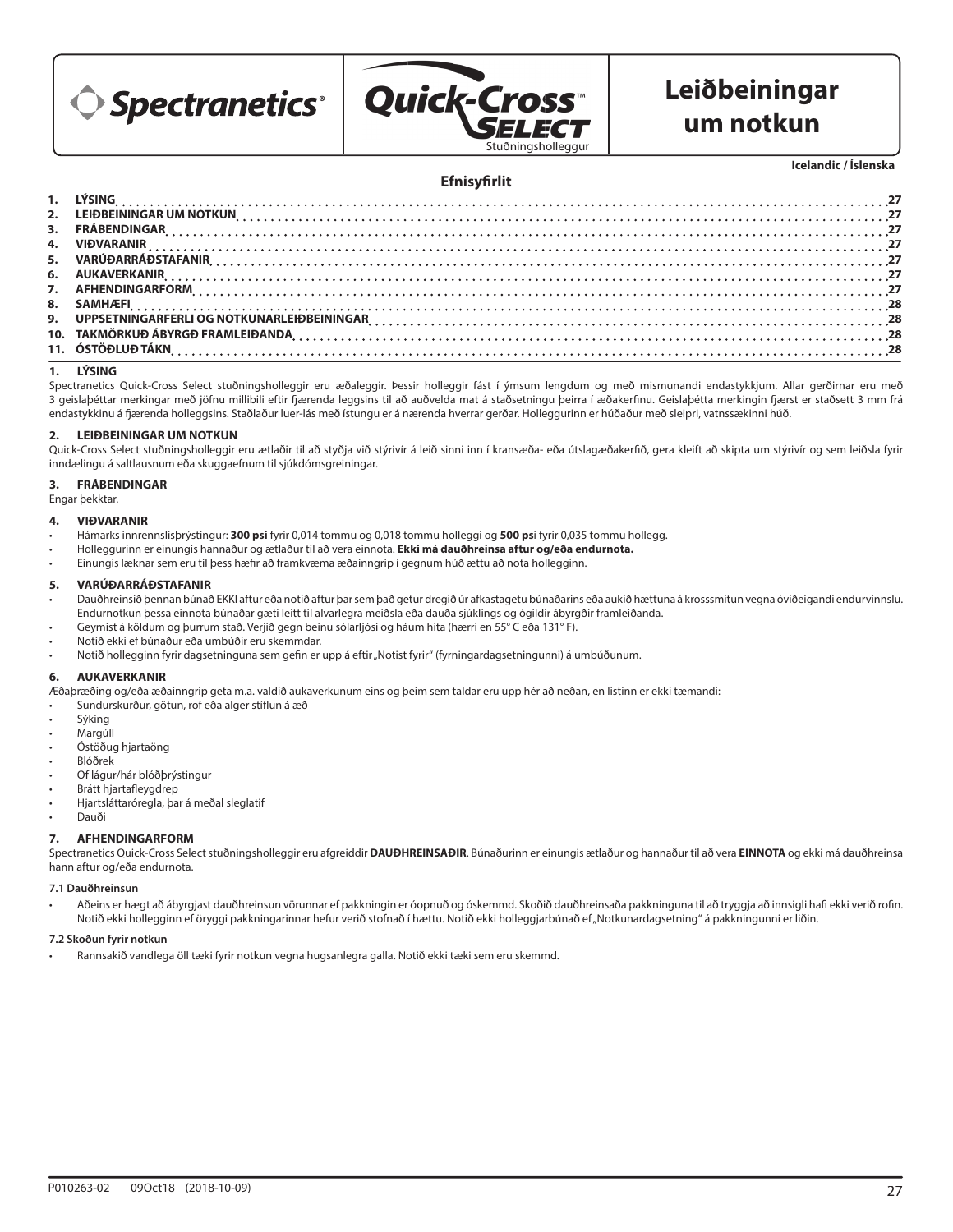Spectranetics®

Quick-Cross™ SELECT
Stuðningsholleggur

# Leiðbeiningar um notkun

**Icelandic / Íslenska**

## Efnisyfirlit

1. LÝSING ... 27
2. LEIÐBEININGAR UM NOTKUN ... 27
3. FRÁBENDINGAR ... 27
4. VIÐVARANIR ... 27
5. VARÚÐARRÁÐSTAFANIR ... 27
6. AUKAVERKANIR ... 27
7. AFHENDINGARFORM ... 27
8. SAMHÆFI ... 28
9. UPPSETNINGARFERLI OG NOTKUNARLEIÐBEININGAR ... 28
10. TAKMÖRKUÐ ÁBYRGÐ FRAMLEIÐANDA ... 28
11. ÓSTÖÐLUÐ TÁKN ... 28

### 1. LÝSING

Spectranetics Quick-Cross Select stuðningsholleggir eru æðaleggir. Þessir holleggir fást í ýmsum lengdum og með mismunandi endastykkjum. Allar gerðirnar eru með 3 geislaþéttar merkingar með jöfnu millibili eftir fjærenda leggsins til að auðvelda mat á staðsetningu þeirra í æðakerfinu. Geislaþétta merkingin fjærst er staðsett 3 mm frá endastykkinu á fjærenda holleggsins. Staðlaður luer-lás með ístungu er á nærenda hverrar gerðar. Holleggurinn er húðaður með sleipri, vatnssækinni húð.

### 2. LEIÐBEININGAR UM NOTKUN

Quick-Cross Select stuðningsholleggir eru ætlaðir til að styðja við stýrivír á leið sinni inn í kransæða- eða útslagæðakerfið, gera kleift að skipta um stýrivír og sem leiðsla fyrir inndælingu á saltlausnum eða skuggaefnum til sjúkdómsgreiningar.

### 3. FRÁBENDINGAR

Engar þekktar.

### 4. VIÐVARANIR

- Hámarks innrennslisþrýstingur: **300 psi** fyrir 0,014 tommu og 0,018 tommu holleggi og **500 ps**i fyrir 0,035 tommu hollegg.
- Holleggurinn er einungis hannaður og ætlaður til að vera einnota. **Ekki má dauðhreinsa aftur og/eða endurnota.**
- Einungis læknar sem eru til þess hæfir að framkvæma æðainngrip í gegnum húð ættu að nota hollegginn.

### 5. VARÚÐARRÁÐSTAFANIR

- Dauðhreinsið þennan búnað EKKI aftur eða notið aftur þar sem það getur dregið úr afkastagetu búnaðarins eða aukið hættuna á krosssmitun vegna óviðeigandi endurvinnslu. Endurnotkun þessa einnota búnaðar gæti leitt til alvarlegra meiðsla eða dauða sjúklings og ógildir ábyrgðir framleiðanda.
- Geymist á köldum og þurrum stað. Verjið gegn beinu sólarljósi og háum hita (hærri en 55° C eða 131° F).
- Notið ekki ef búnaður eða umbúðir eru skemmdar.
- Notið hollegginn fyrir dagsetninguna sem gefin er upp á eftir „Notist fyrir" (fyrningardagsetningunni) á umbúðunum.

### 6. AUKAVERKANIR

Æðaþræðing og/eða æðainngrip geta m.a. valdið aukaverkunum eins og þeim sem taldar eru upp hér að neðan, en listinn er ekki tæmandi:

- Sundurskurður, götun, rof eða alger stíflun á æð
- Sýking
- Margúll
- Óstöðug hjartaöng
- Blóðrek
- Of lágur/hár blóðþrýstingur
- Brátt hjartafleygdrep
- Hjartsláttarórégla, þar á meðal sleglatif
- Dauði

### 7. AFHENDINGARFORM

Spectranetics Quick-Cross Select stuðningsholleggir eru afgreiddir **DAUÐHREINSAÐIR**. Búnaðurinn er einungis ætlaður og hannaður til að vera **EINNOTA** og ekki má dauðhreinsa hann aftur og/eða endurnota.

#### 7.1 Dauðhreinsun

- Aðeins er hægt að ábyrgjast dauðhreinsun vörunnar ef pakkningin er óopnuð og óskemmd. Skoðið dauðhreinsaða pakkninguna til að tryggja að innsigli hafi ekki verið rofin. Notið ekki hollegginn ef öryggi pakkningarinnar hefur verið stofnað í hættu. Notið ekki holleggjarbúnað ef „Notkunardagsetning" á pakkningunni er liðin.

#### 7.2 Skoðun fyrir notkun

- Rannsakið vandlega öll tæki fyrir notkun vegna hugsanlegra galla. Notið ekki tæki sem eru skemmd.

P010263-02 09Oct18 (2018-10-09)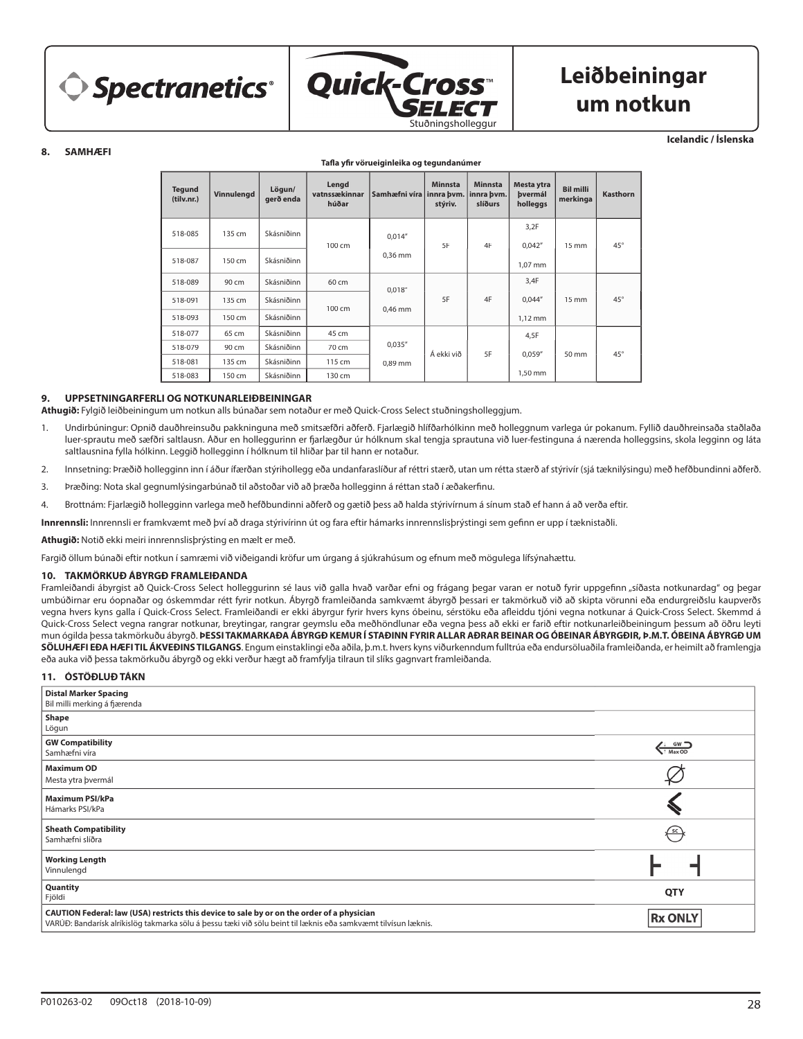# Leiðbeiningar um notkun

Quick-Cross™ SELECT Stuðningsholleggur

Icelandic / Íslenska

## 8. SAMHÆFI

**Tafla yfir vörueiginleika og tegundanúmer**

| Tegund (tilv.nr.) | Vinnulengd | Lögun/ gerð enda | Lengd vatnssækinnar húðar | Samhæfni víra | Minnsta innra þvm. stýriv. | Minnsta innra þvm. slíðurs | Mesta ytra þvermál holleggs | Bil milli merkinga | Kasthorn |
|---|---|---|---|---|---|---|---|---|---|
| 518-085 | 135 cm | Skásniðinn | 100 cm | 0,014" 0,36 mm | 5F | 4F | 3,2F 0,042" 1,07 mm | 15 mm | 45° |
| 518-087 | 150 cm | Skásniðinn | | | | | | | |
| 518-089 | 90 cm | Skásniðinn | 60 cm | 0,018" 0,46 mm | 5F | 4F | 3,4F 0,044" 1,12 mm | 15 mm | 45° |
| 518-091 | 135 cm | Skásniðinn | 100 cm | | | | | | |
| 518-093 | 150 cm | Skásniðinn | | | | | | | |
| 518-077 | 65 cm | Skásniðinn | 45 cm | 0,035" 0,89 mm | Á ekki við | 5F | 4,5F 0,059" 1,50 mm | 50 mm | 45° |
| 518-079 | 90 cm | Skásniðinn | 70 cm | | | | | | |
| 518-081 | 135 cm | Skásniðinn | 115 cm | | | | | | |
| 518-083 | 150 cm | Skásniðinn | 130 cm | | | | | | |

## 9. UPPSETNINGARFERLI OG NOTKUNARLEIÐBEININGAR

**Athugið:** Fylgið leiðbeiningum um notkun alls búnaðar sem notaður er með Quick-Cross Select stuðningsholleggjum.

1. Undirbúningur: Opnið dauðhreinsuðu pakkninguna með smitsæfðri aðferð. Fjarlægið hlífðarhólkinn með holleggnum varlega úr pokanum. Fyllið dauðhreinsaða staðlaða luer-sprautu með sæfðri saltlausn. Áður en holleggurinn er fjarlægður úr hólknum skal tengja sprautuna við luer-festinguna á nærenda holleggsins, skola legginn og láta saltlausnina fylla hólkinn. Leggið holegginn í hólknum til hliðar þar til hann er notaður.
2. Innsetning: Þræðið hollegginn inn í áður ífærðan stýrihollegg eða undanfaraslíður af réttri stærð, utan um rétta stærð af stýrivír (sjá tæknilýsingu) með hefðbundinni aðferð.
3. Þræðing: Nota skal gegnumlýsingarbúnað til aðstoðar við að þræða hollegginn á réttan stað í æðakerfinu.
4. Brottnám: Fjarlægið hollegginn varlega með hefðbundinni aðferð og gætið þess að halda stýrivírnum á sínum stað ef hann á að verða eftir.

**Innrennsli:** Innrennsli er framkvæmt með því að draga stýrivírinn út og fara eftir hámarks innrennslisþrýstingi sem gefinn er upp í tæknistaðli.

**Athugið:** Notið ekki meiri innrennslisþrýsting en mælt er með.

Fargið öllum búnaði eftir notkun í samræmi við viðeigandi kröfur um úrgang á sjúkrahúsum og efnum með mögulega lífsýnahættu.

## 10. TAKMÖRKUÐ ÁBYRGÐ FRAMLEIÐANDA

Framleiðandi ábyrgist að Quick-Cross Select holleggurinn sé laus við galla hvað varðar efni og frágang þegar varan er notuð fyrir uppgefinn „síðasta notkunardag" og þegar umbúðirnar eru óopnaðar og óskemmdar rétt fyrir notkun. Ábyrgð framleiðanda samkvæmt ábyrgð þessari er takmörkuð við að skipta vörunni eða endurgreiðslu kaupverðs vegna hvers kyns galla í Quick-Cross Select. Framleiðandi er ekki ábyrgur fyrir hvers kyns óbeinu, sérstöku eða afleiddu tjóni vegna notkunar á Quick-Cross Select. Skemmd á Quick-Cross Select vegna rangrar notkunar, breytingar, rangrar geymslu eða meðhöndlunar eða vegna þess að ekki er farið eftir notkunarleiðbeiningum þessum að öðru leyti mun ógilda þessa takmörkuðu ábyrgð. **ÞESSI TAKMARKAÐA ÁBYRGÐ KEMUR Í STAÐINN FYRIR ALLAR AÐRAR BEINAR OG ÓBEINAR ÁBYRGÐIR, Þ.M.T. ÓBEINA ÁBYRGÐ UM SÖLUHÆFI EÐA HÆFI TIL ÁKVEÐINS TILGANGS**. Engum einstaklingi eða aðila, þ.m.t. hvers kyns viðurkenndum fulltrúa eða endursöluaðila framleiðanda, er heimilt að framlengja eða auka við þessa takmörkuðu ábyrgð og ekki verður hægt að framfylgja tilraun til slíks gagnvart framleiðanda.

## 11. ÓSTÖÐLUÐ TÁKN

| | |
|---|---|
| **Distal Marker Spacing** Bil milli merkinga á fjærenda | |
| **Shape** Lögun | |
| **GW Compatibility** Samhæfni víra | GW Max OD |
| **Maximum OD** Mesta ytra þvermál | ⌀ |
| **Maximum PSI/kPa** Hámarks PSI/kPa | |
| **Sheath Compatibility** Samhæfni slíðra | SC |
| **Working Length** Vinnulengd | |
| **Quantity** Fjöldi | QTY |
| **CAUTION Federal: law (USA) restricts this device to sale by or on the order of a physician** VARÚÐ: Bandarísk alríkislög takmarka sölu á þessu tæki við sölu beint til læknis eða samkvæmt tilvísun læknis. | Rx ONLY |

P010263-02 09Oct18 (2018-10-09)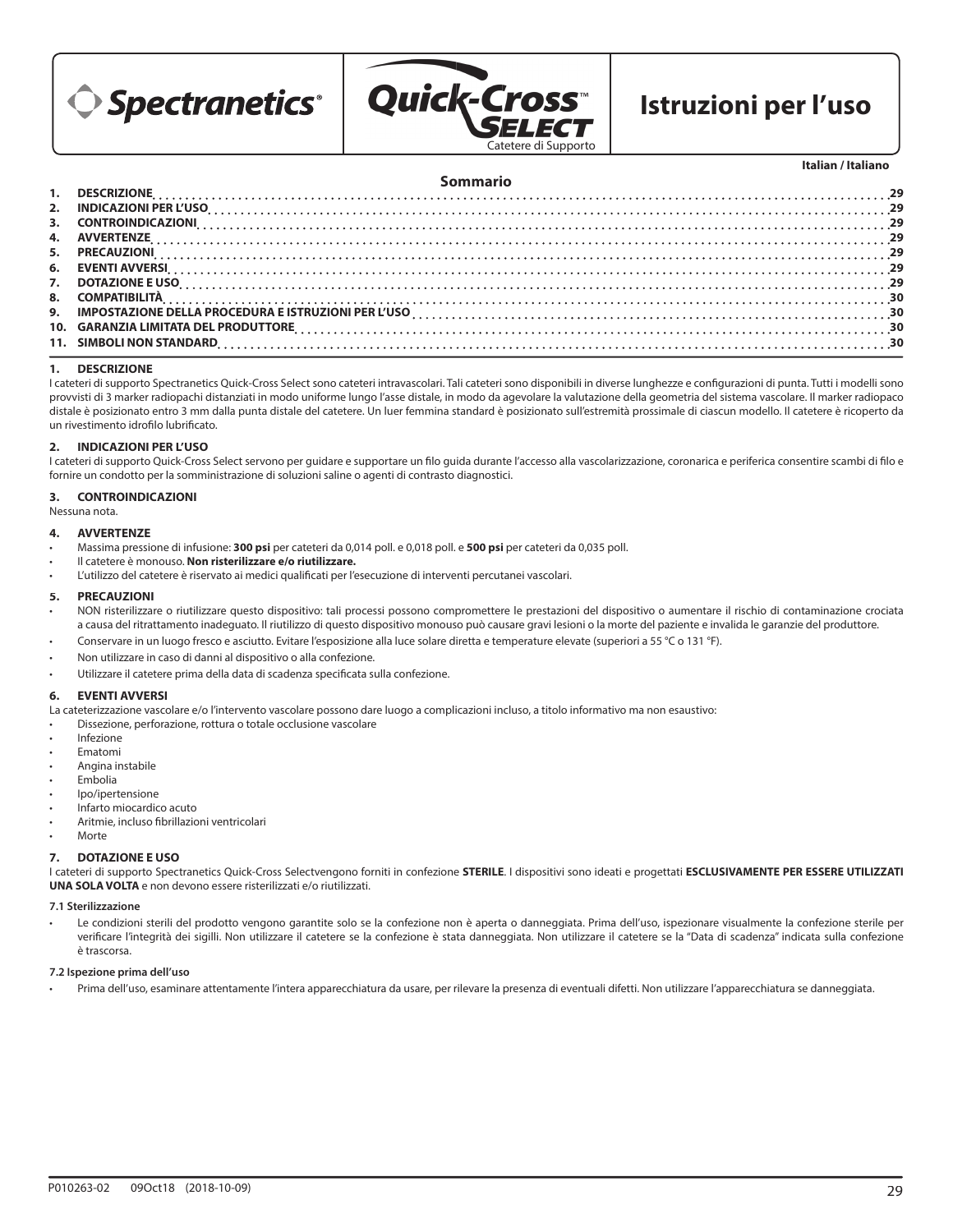# Spectranetics® Quick-Cross™ Select

Catetere di Supporto

# Istruzioni per l'uso

**Italian / Italiano**

## Sommario

| | | |
|---|---|---|
| 1. | DESCRIZIONE | 29 |
| 2. | INDICAZIONI PER L'USO | 29 |
| 3. | CONTROINDICAZIONI | 29 |
| 4. | AVVERTENZE | 29 |
| 5. | PRECAUZIONI | 29 |
| 6. | EVENTI AVVERSI | 29 |
| 7. | DOTAZIONE E USO | 29 |
| 8. | COMPATIBILITÀ | 30 |
| 9. | IMPOSTAZIONE DELLA PROCEDURA E ISTRUZIONI PER L'USO | 30 |
| 10. | GARANZIA LIMITATA DEL PRODUTTORE | 30 |
| 11. | SIMBOLI NON STANDARD | 30 |

## 1. DESCRIZIONE

I cateteri di supporto Spectranetics Quick-Cross Select sono cateteri intravascolari. Tali cateteri sono disponibili in diverse lunghezze e configurazioni di punta. Tutti i modelli sono provvisti di 3 marker radiopachi distanziati in modo uniforme lungo l'asse distale, in modo da agevolare la valutazione della geometria del sistema vascolare. Il marker radiopaco distale è posizionato entro 3 mm dalla punta distale del catetere. Un luer femmina standard è posizionato sull'estremità prossimale di ciascun modello. Il catetere è ricoperto da un rivestimento idrofilo lubrificato.

## 2. INDICAZIONI PER L'USO

I cateteri di supporto Quick-Cross Select servono per guidare e supportare un filo guida durante l'accesso alla vascolarizzazione, coronarica e periferica consentire scambi di filo e fornire un condotto per la somministrazione di soluzioni saline o agenti di contrasto diagnostici.

## 3. CONTROINDICAZIONI

Nessuna nota.

## 4. AVVERTENZE

- Massima pressione di infusione: **300 psi** per cateteri da 0,014 poll. e 0,018 poll. e **500 psi** per cateteri da 0,035 poll.
- Il catetere è monouso. **Non risterilizzare e/o riutilizzare.**
- L'utilizzo del catetere è riservato ai medici qualificati per l'esecuzione di interventi percutanei vascolari.

## 5. PRECAUZIONI

- NON risterilizzare o riutilizzare questo dispositivo: tali processi possono compromettere le prestazioni del dispositivo o aumentare il rischio di contaminazione crociata a causa del ritrattamento inadeguato. Il riutilizzo di questo dispositivo monouso può causare gravi lesioni o la morte del paziente e invalida le garanzie del produttore.
- Conservare in un luogo fresco e asciutto. Evitare l'esposizione alla luce solare diretta e temperature elevate (superiori a 55 °C o 131 °F).
- Non utilizzare in caso di danni al dispositivo o alla confezione.
- Utilizzare il catetere prima della data di scadenza specificata sulla confezione.

## 6. EVENTI AVVERSI

La cateterizzazione vascolare e/o l'intervento vascolare possono dare luogo a complicazioni incluso, a titolo informativo ma non esaustivo:

- Dissezione, perforazione, rottura o totale occlusione vascolare
- Infezione
- Ematomi
- Angina instabile
- Embolia
- Ipo/ipertensione
- Infarto miocardico acuto
- Aritmie, incluso fibrillazioni ventricolari
- Morte

## 7. DOTAZIONE E USO

I cateteri di supporto Spectranetics Quick-Cross Selectvengono forniti in confezione **STERILE**. I dispositivi sono ideati e progettati **ESCLUSIVAMENTE PER ESSERE UTILIZZATI UNA SOLA VOLTA** e non devono essere risterilizzati e/o riutilizzati.

### 7.1 Sterilizzazione

- Le condizioni sterili del prodotto vengono garantite solo se la confezione non è aperta o danneggiata. Prima dell'uso, ispezionare visualmente la confezione sterile per verificare l'integrità dei sigilli. Non utilizzare il catetere se la confezione è stata danneggiata. Non utilizzare il catetere se la "Data di scadenza" indicata sulla confezione è trascorsa.

### 7.2 Ispezione prima dell'uso

- Prima dell'uso, esaminare attentamente l'intera apparecchiatura da usare, per rilevare la presenza di eventuali difetti. Non utilizzare l'apparecchiatura se danneggiata.

P010263-02 09Oct18 (2018-10-09)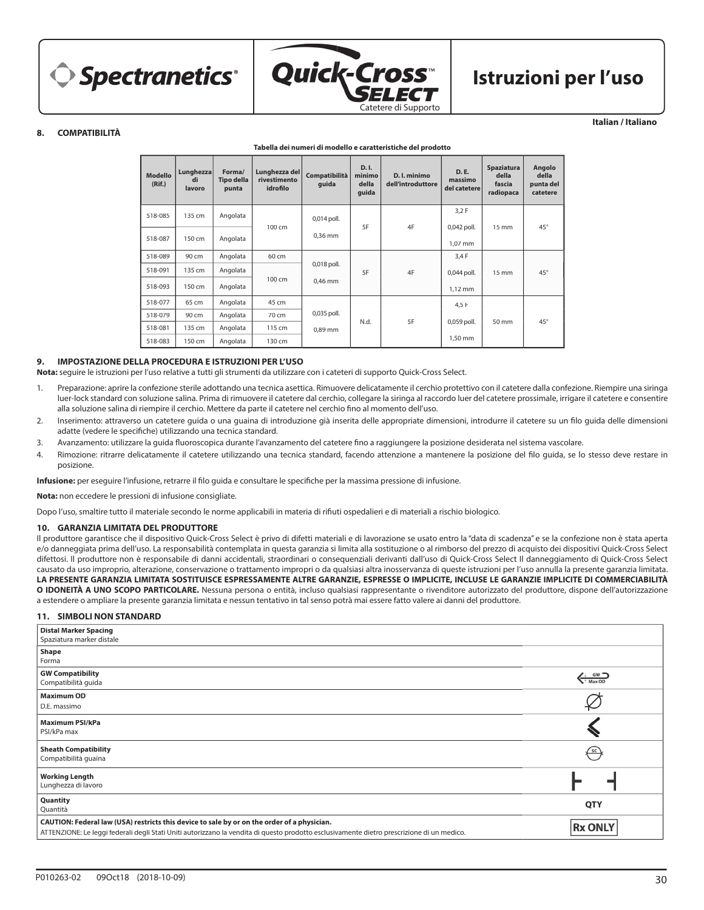Istruzioni per l'uso

Italian / Italiano

## 8. COMPATIBILITÀ

**Tabella dei numeri di modello e caratteristiche del prodotto**

| Modello (Rif.) | Lunghezza di lavoro | Forma/ Tipo della punta | Lunghezza del rivestimento idrofilo | Compatibilità guida | D. I. minimo della guida | D. I. minimo dell'introduttore | D. E. massimo del catetere | Spaziatura della fascia radiopaca | Angolo della punta del catetere |
|---|---|---|---|---|---|---|---|---|---|
| 518-085 | 135 cm | Angolata | 100 cm | 0,014 poll. 0,36 mm | 5F | 4F | 3,2 F 0,042 poll. 1,07 mm | 15 mm | 45° |
| 518-087 | 150 cm | Angolata | | | | | | | |
| 518-089 | 90 cm | Angolata | 60 cm | 0,018 poll. 0,46 mm | 5F | 4F | 3,4 F 0,044 poll. 1,12 mm | 15 mm | 45° |
| 518-091 | 135 cm | Angolata | 100 cm | | | | | | |
| 518-093 | 150 cm | Angolata | | | | | | | |
| 518-077 | 65 cm | Angolata | 45 cm | 0,035 poll. 0,89 mm | N.d. | 5F | 4,5 F 0,059 poll. 1,50 mm | 50 mm | 45° |
| 518-079 | 90 cm | Angolata | 70 cm | | | | | | |
| 518-081 | 135 cm | Angolata | 115 cm | | | | | | |
| 518-083 | 150 cm | Angolata | 130 cm | | | | | | |

## 9. IMPOSTAZIONE DELLA PROCEDURA E ISTRUZIONI PER L'USO

**Nota:** seguire le istruzioni per l'uso relative a tutti gli strumenti da utilizzare con i cateteri di supporto Quick-Cross Select.

1. Preparazione: aprire la confezione sterile adottando una tecnica asettica. Rimuovere delicatamente il cerchio protettivo con il catetere dalla confezione. Riempire una siringa luer-lock standard con soluzione salina. Prima di rimuovere il catetere dal cerchio, collegare la siringa al raccordo luer del catetere prossimale, irrigare il catetere e consentire alla soluzione salina di riempire il cerchio. Mettere da parte il catetere nel cerchio fino al momento dell'uso.
2. Inserimento: attraverso un catetere guida o una guaina di introduzione già inserita delle appropriate dimensioni, introdurre il catetere su un filo guida delle dimensioni adatte (vedere le specifiche) utilizzando una tecnica standard.
3. Avanzamento: utilizzare la guida fluoroscopica durante l'avanzamento del catetere fino a raggiungere la posizione desiderata nel sistema vascolare.
4. Rimozione: ritrarre delicatamente il catetere utilizzando una tecnica standard, facendo attenzione a mantenere la posizione del filo guida, se lo stesso deve restare in posizione.

**Infusione:** per eseguire l'infusione, retrarre il filo guida e consultare le specifiche per la massima pressione di infusione.

**Nota:** non eccedere le pressioni di infusione consigliate.

Dopo l'uso, smaltire tutto il materiale secondo le norme applicabili in materia di rifiuti ospedalieri e di materiali a rischio biologico.

## 10. GARANZIA LIMITATA DEL PRODUTTORE

Il produttore garantisce che il dispositivo Quick-Cross Select è privo di difetti materiali e di lavorazione se usato entro la "data di scadenza" e se la confezione non è stata aperta e/o danneggiata prima dell'uso. La responsabilità contemplata in questa garanzia si limita alla sostituzione o al rimborso del prezzo di acquisto dei dispositivi Quick-Cross Select difettosi. Il produttore non è responsabile di danni accidentali, straordinari o consequenziali derivanti dall'uso di Quick-Cross Select Il danneggiamento di Quick-Cross Select causato da uso improprio, alterazione, conservazione o trattamento impropri o da qualsiasi altra inosservanza di queste istruzioni per l'uso annulla la presente garanzia limitata. **LA PRESENTE GARANZIA LIMITATA SOSTITUISCE ESPRESSAMENTE ALTRE GARANZIE, ESPRESSE O IMPLICITE, INCLUSE LE GARANZIE IMPLICITE DI COMMERCIABILITÀ O IDONEITÀ A UNO SCOPO PARTICOLARE.** Nessuna persona o entità, incluso qualsiasi rappresentante o rivenditore autorizzato del produttore, dispone dell'autorizzazione a estendere o ampliare la presente garanzia limitata e nessun tentativo in tal senso potrà mai essere fatto valere ai danni del produttore.

## 11. SIMBOLI NON STANDARD

| Simbolo | |
|---|---|
| **Distal Marker Spacing** Spaziatura marker distale | |
| **Shape** Forma | |
| **GW Compatibility** Compatibilità guida | GW Max OD |
| **Maximum OD** D.E. massimo | Ø |
| **Maximum PSI/kPa** PSI/kPa max | |
| **Sheath Compatibility** Compatibilità guaina | SC |
| **Working Length** Lunghezza di lavoro | |
| **Quantity** Quantità | QTY |
| **CAUTION: Federal law (USA) restricts this device to sale by or on the order of a physician.** ATTENZIONE: Le leggi federali degli Stati Uniti autorizzano la vendita di questo prodotto esclusivamente dietro prescrizione di un medico. | Rx ONLY |

P010263-02 09Oct18 (2018-10-09)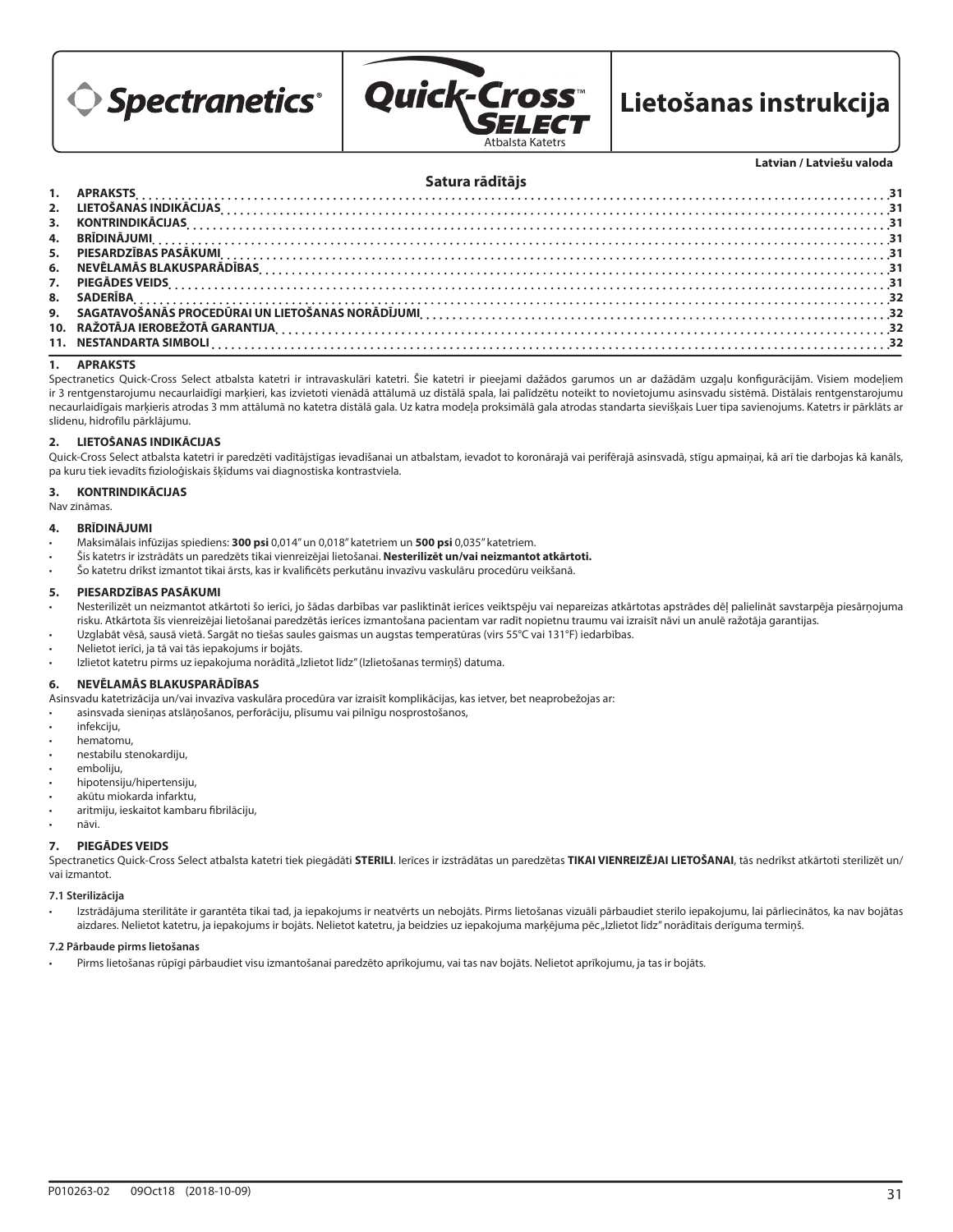Spectranetics® | Quick-Cross™ SELECT Atbalsta Katetrs | Lietošanas instrukcija

Latvian / Latviešu valoda

## Satura rādītājs

| | | |
|---|---|---|
| 1. | APRAKSTS | 31 |
| 2. | LIETOŠANAS INDIKĀCIJAS | 31 |
| 3. | KONTRINDIKĀCIJAS | 31 |
| 4. | BRĪDINĀJUMI | 31 |
| 5. | PIESARDZĪBAS PASĀKUMI | 31 |
| 6. | NEVĒLAMĀS BLAKUSPARĀDĪBAS | 31 |
| 7. | PIEGĀDES VEIDS | 31 |
| 8. | SADERĪBA | 32 |
| 9. | SAGATAVOŠANĀS PROCEDŪRAI UN LIETOŠANAS NORĀDĪJUMI | 32 |
| 10. | RAŽOTĀJA IEROBEŽOTĀ GARANTIJA | 32 |
| 11. | NESTANDARTA SIMBOLI | 32 |

## 1. APRAKSTS

Spectranetics Quick-Cross Select atbalsta katetri ir intravaskulāri katetri. Šie katetri ir pieejami dažādos garumos un ar dažādām uzgaļu konfigurācijām. Visiem modeļiem ir 3 rentgenstarojumu necaurlaidīgi marķieri, kas izvietoti vienādā attālumā uz distālā spala, lai palīdzētu noteikt to novietojumu asinsvadu sistēmā. Distālais rentgenstarojumu necaurlaidīgais marķieris atrodas 3 mm attālumā no katetra distālā gala. Uz katra modeļa proksimālā gala atrodas standarta sievišķais Luer tipa savienojums. Katetrs ir pārklāts ar slidenu, hidrofilu pārklājumu.

## 2. LIETOŠANAS INDIKĀCIJAS

Quick-Cross Select atbalsta katetri ir paredzēti vadītājstīgas ievadīšanai un atbalstam, ievadot to koronārajā vai perifērajā asinsvadā, stīgu apmaiņai, kā arī tie darbojas kā kanāls, pa kuru tiek ievadīts fizioloģiskais šķīdums vai diagnostiska kontrastviela.

## 3. KONTRINDIKĀCIJAS

Nav zināmas.

## 4. BRĪDINĀJUMI

- Maksimālais infūzijas spiediens: **300 psi** 0,014" un 0,018" katetriem un **500 psi** 0,035" katetriem.
- Šis katetrs ir izstrādāts un paredzēts tikai vienreizējai lietošanai. **Nesterilizēt un/vai neizmantot atkārtoti.**
- Šo katetru drīkst izmantot tikai ārsts, kas ir kvalificēts perkutānu invazīvu vaskulāru procedūru veikšanā.

## 5. PIESARDZĪBAS PASĀKUMI

- Nesterilizēt un neizmantot atkārtoti šo ierīci, jo šādas darbības var pasliktināt ierīces veiktspēju vai nepareizas atkārtotas apstrādes dēļ palielināt savstarpēja piesārņojuma risku. Atkārtota šīs vienreizējai lietošanai paredzētās ierīces izmantošana pacientam var radīt nopietnu traumu vai izraisīt nāvi un anulē ražotāja garantijas.
- Uzglabāt vēsā, sausā vietā. Sargāt no tiešas saules gaismas un augstas temperatūras (virs 55°C vai 131°F) iedarbības.
- Nelietot ierīci, ja tā vai tās iepakojums ir bojāts.
- Izlietot katetru pirms uz iepakojuma norādītā „Izlietot līdz" (Izlietošanas termiņš) datuma.

## 6. NEVĒLAMĀS BLAKUSPARĀDĪBAS

Asinsvadu katetrizācija un/vai invazīva vaskulāra procedūra var izraisīt komplikācijas, kas ietver, bet neaprobežojas ar:

- asinsvada sieniņas atslāņošanos, perforāciju, plīsumu vai pilnīgu nosprostošanos,
- infekciju,
- hematomu,
- nestabilu stenokardiju,
- emboliju,
- hipotensiju/hipertensiju,
- akūtu miokarda infarktu,
- aritmiju, ieskaitot kambaru fibrilāciju,
- nāvi.

## 7. PIEGĀDES VEIDS

Spectranetics Quick-Cross Select atbalsta katetri tiek piegādāti **STERILI**. Ierīces ir izstrādātas un paredzētas **TIKAI VIENREIZĒJAI LIETOŠANAI**, tās nedrīkst atkārtoti sterilizēt un/vai izmantot.

### 7.1 Sterilizācija

- Izstrādājuma sterilitāte ir garantēta tikai tad, ja iepakojums ir neatvērts un nebojāts. Pirms lietošanas vizuāli pārbaudiet sterilo iepakojumu, lai pārliecinātos, ka nav bojātas aizdares. Nelietot katetru, ja iepakojums ir bojāts. Nelietot katetru, ja beidzies uz iepakojuma marķējuma pēc „Izlietot līdz" norādītais derīguma termiņš.

### 7.2 Pārbaude pirms lietošanas

- Pirms lietošanas rūpīgi pārbaudiet visu izmantošanai paredzēto aprīkojumu, vai tas nav bojāts. Nelietot aprīkojumu, ja tas ir bojāts.

P010263-02 09Oct18 (2018-10-09)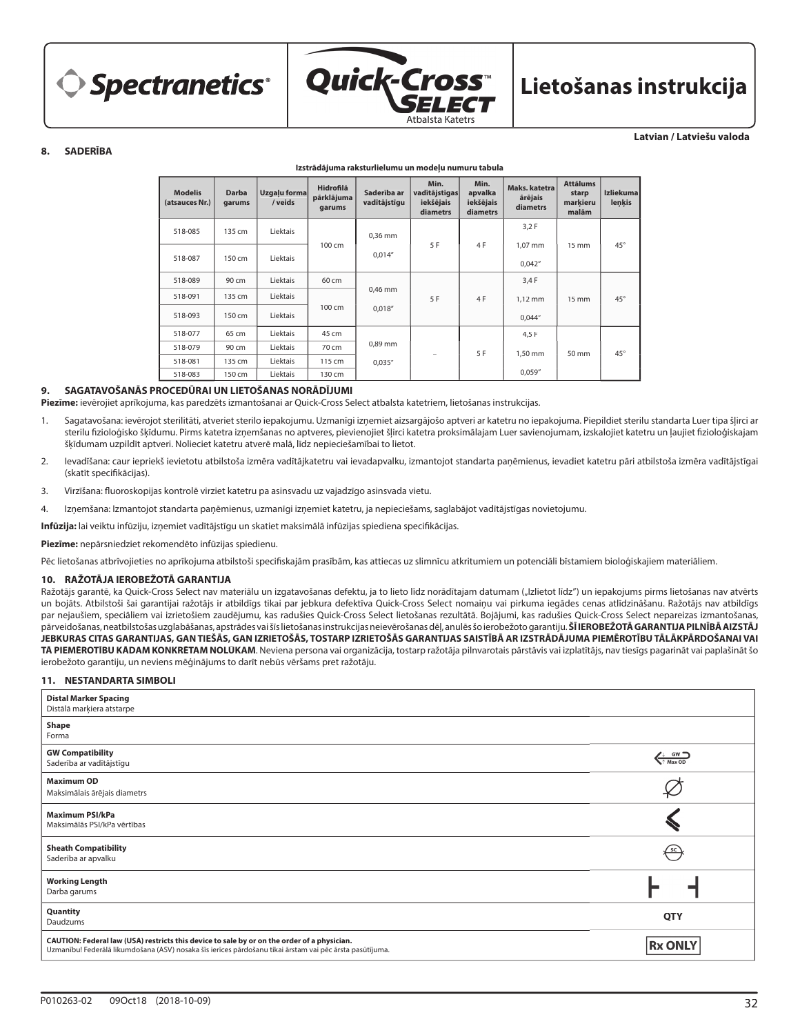Latvian / Latviešu valoda

## 8. SADERĪBA

**Izstrādājuma raksturlielumu un modeļu numuru tabula**

| Modelis (atsauces Nr.) | Darba garums | Uzgaļu forma / veids | Hidrofilā pārklājuma garums | Saderība ar vadītājstīgu | Min. vadītājstīgas iekšējais diametrs | Min. apvalka iekšējais diametrs | Maks. katetra ārējais diametrs | Attālums starp marķieru malām | Izliekuma leņķis |
|---|---|---|---|---|---|---|---|---|---|
| 518-085 | 135 cm | Liektais | 100 cm | 0,36 mm 0,014" | 5 F | 4 F | 3,2 F 1,07 mm 0,042" | 15 mm | 45° |
| 518-087 | 150 cm | Liektais | | | | | | | |
| 518-089 | 90 cm | Liektais | 60 cm | 0,46 mm 0,018" | 5 F | 4 F | 3,4 F 1,12 mm 0,044" | 15 mm | 45° |
| 518-091 | 135 cm | Liektais | 100 cm | | | | | | |
| 518-093 | 150 cm | Liektais | | | | | | | |
| 518-077 | 65 cm | Liektais | 45 cm | 0,89 mm 0,035" | – | 5 F | 4,5 F 1,50 mm 0,059" | 50 mm | 45° |
| 518-079 | 90 cm | Liektais | 70 cm | | | | | | |
| 518-081 | 135 cm | Liektais | 115 cm | | | | | | |
| 518-083 | 150 cm | Liektais | 130 cm | | | | | | |

## 9. SAGATAVOŠANĀS PROCEDŪRAI UN LIETOŠANAS NORĀDĪJUMI

**Piezīme:** ievērojiet aprīkojuma, kas paredzēts izmantošanai ar Quick-Cross Select atbalsta katetriem, lietošanas instrukcijas.

1. Sagatavošana: ievērojot sterilitāti, atveriet sterilo iepakojumu. Uzmanīgi izņemiet aizsargājošo aptveri ar katetru no iepakojuma. Piepildiet sterilu standarta Luer tipa šļirci ar sterilu fizioloģisko šķīdumu. Pirms katetra izņemšanas no aptveres, pievienojiet šļirci katetra proksimālajam Luer savienojumam, izskalojiet katetru un ļaujiet fizioloģiskajam šķīdumam uzpildīt aptveri. Nolieciet katetru atverē malā, līdz nepieciešamībai to lietot.
2. Ievadīšana: caur iepriekš ievietotu atbilstoša izmēra vadītājkatetru vai ievadapvalku, izmantojot standarta paņēmienus, ievadiet katetru pāri atbilstoša izmēra vadītājstīgai (skatīt specifikācijas).
3. Virzīšana: fluoroskopijas kontrolē virziet katetru pa asinsvadu uz vajadzīgo asinsvada vietu.
4. Izņemšana: Izmantojot standarta paņēmienus, uzmanīgi izņemiet katetru, ja nepieciešams, saglabājot vadītājstīgas novietojumu.

**Infūzija:** lai veiktu infūziju, izņemiet vadītājstīgu un skatiet maksimālā infūzijas spiediena specifikācijas.

**Piezīme:** nepārsniedziet rekomendēto infūzijas spiedienu.

Pēc lietošanas atbrīvojieties no aprīkojuma atbilstoši specifiskajām prasībām, kas attiecas uz slimnīcu atkritumiem un potenciāli bīstamiem bioloģiskajiem materiāliem.

## 10. RAŽOTĀJA IEROBEŽOTĀ GARANTIJA

Ražotājs garantē, ka Quick-Cross Select nav materiālu un izgatavošanas defektu, ja to lieto līdz norādītajam datumam („Izlietot līdz") un iepakojums pirms lietošanas nav atvērts un bojāts. Atbilstoši šai garantijai ražotājs ir atbildīgs tikai par jebkura defektīva Quick-Cross Select nomaiņu vai pirkuma iegādes cenas atlīdzināšanu. Ražotājs nav atbildīgs par nejaušiem, speciāliem vai izrietošiem zaudējumu, kas radušies Quick-Cross Select lietošanas rezultātā. Bojājumi, kas radušies Quick-Cross Select nepareizas izmantošanas, pārveidošanas, neatbilstošas uzglabāšanas, apstrādes vai šīs lietošanas instrukcijas neievērošanas dēļ, anulēs šo ierobežoto garantiju. **ŠĪ IEROBEŽOTĀ GARANTIJA PILNĪBĀ AIZSTĀJ JEBKURAS CITAS GARANTIJAS, GAN TIEŠĀS, GAN IZRIETOŠĀS, TOSTARP IZRIETOŠĀS GARANTIJAS SAISTĪBĀ AR IZSTRĀDĀJUMA PIEMĒROTĪBU TĀLĀKPĀRDOŠANAI VAI TĀ PIEMĒROTĪBU KĀDAM KONKRĒTAM NOLŪKAM**. Neviena persona vai organizācija, tostarp ražotāja pilnvarotais pārstāvis vai izplatītājs, nav tiesīgs pagarināt vai paplašināt šo ierobežoto garantiju, un neviens mēģinājums to darīt nebūs vēršams pret ražotāju.

## 11. NESTANDARTA SIMBOLI

| Simbols | |
|---|---|
| **Distal Marker Spacing** Distālā marķiera atstarpe | |
| **Shape** Forma | |
| **GW Compatibility** Saderība ar vadītājstīgu | GW Max OD |
| **Maximum OD** Maksimālais ārējais diametrs | |
| **Maximum PSI/kPa** Maksimālās PSI/kPa vērtības | |
| **Sheath Compatibility** Saderība ar apvalku | SC |
| **Working Length** Darba garums | |
| **Quantity** Daudzums | QTY |
| **CAUTION: Federal law (USA) restricts this device to sale by or on the order of a physician.** Uzmanību! Federālā likumdošana (ASV) nosaka šīs ierīces pārdošanu tikai ārstam vai pēc ārsta pasūtījuma. | Rx ONLY |

P010263-02 09Oct18 (2018-10-09)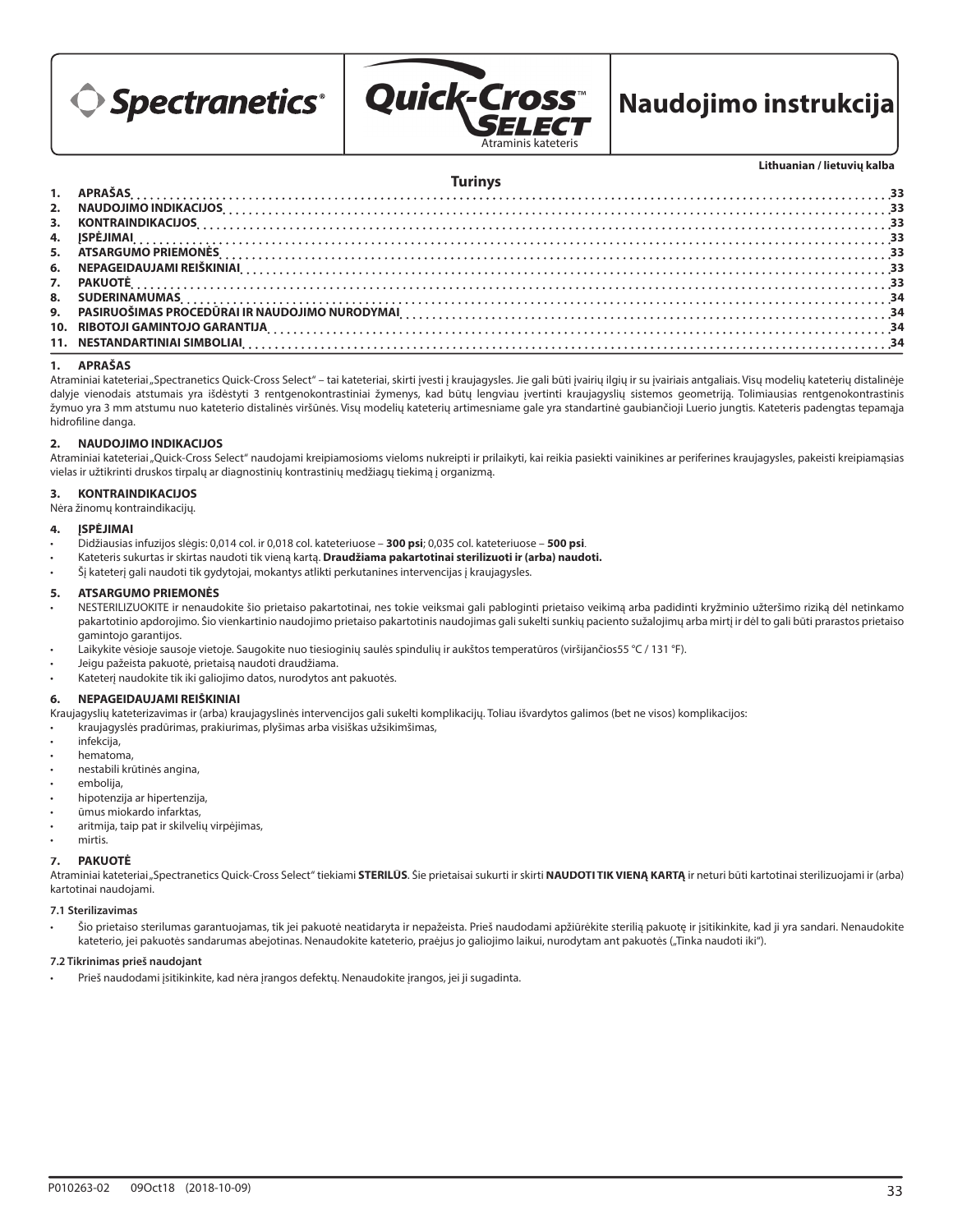Spectranetics® Quick-Cross™ SELECT Atraminis kateteris

# Naudojimo instrukcija

**Lithuanian / lietuvių kalba**

## Turinys

| | | |
|---|---|---|
| 1. | APRAŠAS | 33 |
| 2. | NAUDOJIMO INDIKACIJOS | 33 |
| 3. | KONTRAINDIKACIJOS | 33 |
| 4. | ĮSPĖJIMAI | 33 |
| 5. | ATSARGUMO PRIEMONĖS | 33 |
| 6. | NEPAGEIDAUJAMI REIŠKINIAI | 33 |
| 7. | PAKUOTĖ | 33 |
| 8. | SUDERINAMUMAS | 34 |
| 9. | PASIRUOŠIMAS PROCEDŪRAI IR NAUDOJIMO NURODYMAI | 34 |
| 10. | RIBOTOJI GAMINTOJO GARANTIJA | 34 |
| 11. | NESTANDARTINIAI SIMBOLIAI | 34 |

## 1. APRAŠAS

Atraminiai kateteriai „Spectranetics Quick-Cross Select" – tai kateteriai, skirti įvesti į kraujagysles. Jie gali būti įvairių ilgių ir su įvairiais antgaliais. Visų modelių kateterių distalinėje dalyje vienodais atstumais yra išdėstyti 3 rentgenokontrastiniai žymenys, kad būtų lengviau įvertinti kraujagyslių sistemos geometriją. Tolimiausias rentgenokontrastinis žymuo yra 3 mm atstumu nuo kateterio distalinės viršūnės. Visų modelių kateterių artimesniame gale yra standartinė gaubiančioji Luerio jungtis. Kateteris padengtas tepamąja hidrofiline danga.

## 2. NAUDOJIMO INDIKACIJOS

Atraminiai kateteriai „Quick-Cross Select" naudojami kreipiamosioms vieloms nukreipti ir prilaikyti, kai reikia pasiekti vainikines ar periferines kraujagysles, pakeisti kreipiamąsias vielas ir užtikrinti druskos tirpalų ar diagnostinių kontrastinių medžiagų tiekimą į organizmą.

## 3. KONTRAINDIKACIJOS

Nėra žinomų kontraindikacijų.

## 4. ĮSPĖJIMAI

- Didžiausias infuzijos slėgis: 0,014 col. ir 0,018 col. kateteriuose – **300 psi**; 0,035 col. kateteriuose – **500 psi**.
- Kateteris sukurtas ir skirtas naudoti tik vieną kartą. **Draudžiama pakartotinai sterilizuoti ir (arba) naudoti.**
- Šį kateterį gali naudoti tik gydytojai, mokantys atlikti perkutanines intervencijas į kraujagysles.

## 5. ATSARGUMO PRIEMONĖS

- NESTERILIZUOKITE ir nenaudokite šio prietaiso pakartotinai, nes tokie veiksmai gali pabloginti prietaiso veikimą arba padidinti kryžminio užteršimo riziką dėl netinkamo pakartotinio apdorojimo. Šio vienkartinio naudojimo prietaiso pakartotinis naudojimas gali sukelti sunkių paciento sužalojimų arba mirtį ir dėl to gali būti prarastos prietaiso gamintojo garantijos.
- Laikykite vėsioje sausoje vietoje. Saugokite nuo tiesioginių saulės spindulių ir aukštos temperatūros (viršijančios55 °C / 131 °F).
- Jeigu pažeista pakuotė, prietaisą naudoti draudžiama.
- Kateterį naudokite tik iki galiojimo datos, nurodytos ant pakuotės.

## 6. NEPAGEIDAUJAMI REIŠKINIAI

Kraujagyslių kateterizavimas ir (arba) kraujagyslinės intervencijos gali sukelti komplikacijų. Toliau išvardytos galimos (bet ne visos) komplikacijos:

- kraujagyslės pradūrimas, prakiurimas, plyšimas arba visiškas užsikimšimas,
- infekcija,
- hematoma,
- nestabili krūtinės angina,
- embolija,
- hipotenzija ar hipertenzija,
- ūmus miokardo infarktas,
- aritmija, taip pat ir skilvelių virpėjimas,
- mirtis.

## 7. PAKUOTĖ

Atraminiai kateteriai „Spectranetics Quick-Cross Select" tiekiami **STERILŪS**. Šie prietaisai sukurti ir skirti **NAUDOTI TIK VIENĄ KARTĄ** ir neturi būti kartotinai sterilizuojami ir (arba) kartotinai naudojami.

### 7.1 Sterilizavimas

- Šio prietaiso sterilumas garantuojamas, tik jei pakuotė neatidaryta ir nepažeista. Prieš naudodami apžiūrėkite sterilią pakuotę ir įsitikinkite, kad ji yra sandari. Nenaudokite kateterio, jei pakuotės sandarumas abejotinas. Nenaudokite kateterio, praėjus jo galiojimo laikui, nurodytam ant pakuotės („Tinka naudoti iki").

### 7.2 Tikrinimas prieš naudojant

- Prieš naudodami įsitikinkite, kad nėra įrangos defektų. Nenaudokite įrangos, jei ji sugadinta.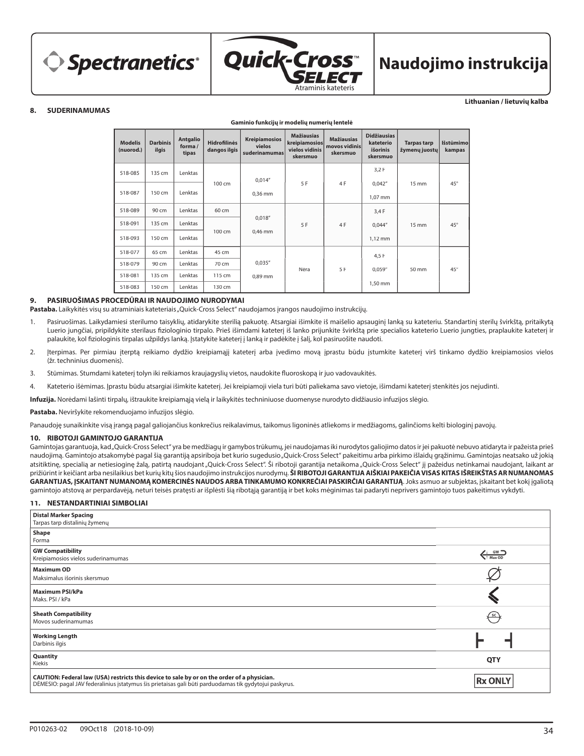Naudojimo instrukcija

Lithuanian / lietuvių kalba

## 8. SUDERINAMUMAS

**Gaminio funkcijų ir modelių numerių lentelė**

| Modelis (nuorod.) | Darbinis ilgis | Antgalio forma / tipas | Hidrofilinės dangos ilgis | Kreipiamosios vielos suderinamumas | Mažiausias kreipiamosios vielos vidinis skersmuo | Mažiausias movos vidinis skersmuo | Didžiausias kateterio išorinis skersmuo | Tarpas tarp žymenų juostų | Išstūmimo kampas |
|---|---|---|---|---|---|---|---|---|---|
| 518-085 | 135 cm | Lenktas | 100 cm | 0,014" 0,36 mm | 5 F | 4 F | 3,2 F 0,042" 1,07 mm | 15 mm | 45° |
| 518-087 | 150 cm | Lenktas | | | | | | | |
| 518-089 | 90 cm | Lenktas | 60 cm | 0,018" 0,46 mm | 5 F | 4 F | 3,4 F 0,044" 1,12 mm | 15 mm | 45° |
| 518-091 | 135 cm | Lenktas | 100 cm | | | | | | |
| 518-093 | 150 cm | Lenktas | | | | | | | |
| 518-077 | 65 cm | Lenktas | 45 cm | 0,035" 0,89 mm | Nėra | 5 F | 4,5 F 0,059" 1,50 mm | 50 mm | 45° |
| 518-079 | 90 cm | Lenktas | 70 cm | | | | | | |
| 518-081 | 135 cm | Lenktas | 115 cm | | | | | | |
| 518-083 | 150 cm | Lenktas | 130 cm | | | | | | |

## 9. PASIRUOŠIMAS PROCEDŪRAI IR NAUDOJIMO NURODYMAI

**Pastaba.** Laikykitės visų su atraminiais kateteriais „Quick-Cross Select" naudojamos įrangos naudojimo instrukcijų.

1. Pasiruošimas. Laikydamiesi sterilumo taisyklių, atidarykite sterilią pakuotę. Atsargiai išimkite iš maišelio apsauginį lanką su kateteriu. Standartinį sterilų švirkštą, pritaikytą Luerio jungčiai, pripildykite sterilaus fiziologinio tirpalo. Prieš išimdami kateterį iš lanko prijunkite švirkštą prie specialios kateterio Luerio jungties, praplaukite kateterį ir palaukite, kol fiziologinis tirpalas užpildys lanką. Įstatykite kateterį į lanką ir padėkite į šalį, kol pasiruošite naudoti.
2. Įterpimas. Per pirmiau įterptą reikiamo dydžio kreipiamąjį kateterį arba įvedimo movą įprastu būdu įstumkite kateterį virš tinkamo dydžio kreipiamosios vielos (žr. techninius duomenis).
3. Stūmimas. Stumdami kateterį tolyn iki reikiamos kraujagyslių vietos, naudokite fluoroskopą ir juo vadovaukitės.
4. Kateterio išėmimas. Įprastu būdu atsargiai išimkite kateterį. Jei kreipiamoji viela turi būti paliekama savo vietoje, išimdami kateterį stenkitės jos nejudinti.

**Infuzija.** Norėdami lašinti tirpalų, ištraukite kreipiamąją vielą ir laikykitės techniniuose duomenyse nurodyto didžiausio infuzijos slėgio.

**Pastaba.** Neviršykite rekomenduojamo infuzijos slėgio.

Panaudoję sunaikinkite visą įrangą pagal galiojančius konkrečius reikalavimus, taikomus ligoninės atliekoms ir medžiagoms, galinčioms kelti biologinį pavojų.

## 10. RIBOTOJI GAMINTOJO GARANTIJA

Gamintojas garantuoja, kad „Quick-Cross Select" yra be medžiagų ir gamybos trūkumų, jei naudojamas iki nurodytos galiojimo datos ir jei pakuotė nebuvo atidaryta ir pažeista prieš naudojimą. Gamintojo atsakomybė pagal šią garantiją apsiriboja bet kurio sugedusio „Quick-Cross Select" pakeitimu arba pirkimo išlaidų grąžinimu. Gamintojas neatsako už jokią atsitiktinę, specialią ar netiesioginę žalą, patirtą naudojant „Quick-Cross Select". Ši ribotoji garantija netaikoma „Quick-Cross Select" jį pažeidus netinkamai naudojant, laikant ar prižiūrint ir keičiant arba nesilaikius bet kurių kitų šios naudojimo instrukcijos nurodymų. **ŠI RIBOTOJI GARANTIJA AIŠKIAI PAKEIČIA VISAS KITAS IŠREIKŠTAS AR NUMANOMAS GARANTIJAS, ĮSKAITANT NUMANOMĄ KOMERCINĖS NAUDOS ARBA TINKAMUMO KONKREČIAI PASKIRČIAI GARANTIJĄ**. Joks asmuo ar subjektas, įskaitant bet kokį įgaliotą gamintojo atstovą ar perpardavėją, neturi teisės pratęsti ar išplėsti šią ribotąją garantiją ir bet koks mėginimas tai padaryti neprivers gamintojo tuos pakeitimus vykdyti.

## 11. NESTANDARTINIAI SIMBOLIAI

| Simbolis | |
|---|---|
| **Distal Marker Spacing** Tarpas tarp distalinių žymenų | |
| **Shape** Forma | |
| **GW Compatibility** Kreipiamosios vielos suderinamumas | GW Max OD |
| **Maximum OD** Maksimalus išorinis skersmuo | ∅ |
| **Maximum PSI/kPa** Maks. PSI / kPa | |
| **Sheath Compatibility** Movos suderinamumas | SC |
| **Working Length** Darbinis ilgis | |
| **Quantity** Kiekis | QTY |
| **CAUTION: Federal law (USA) restricts this device to sale by or on the order of a physician.** DĖMESIO: pagal JAV federalinius įstatymus šis prietaisas gali būti parduodamas tik gydytojui paskyrus. | Rx ONLY |

P010263-02 09Oct18 (2018-10-09)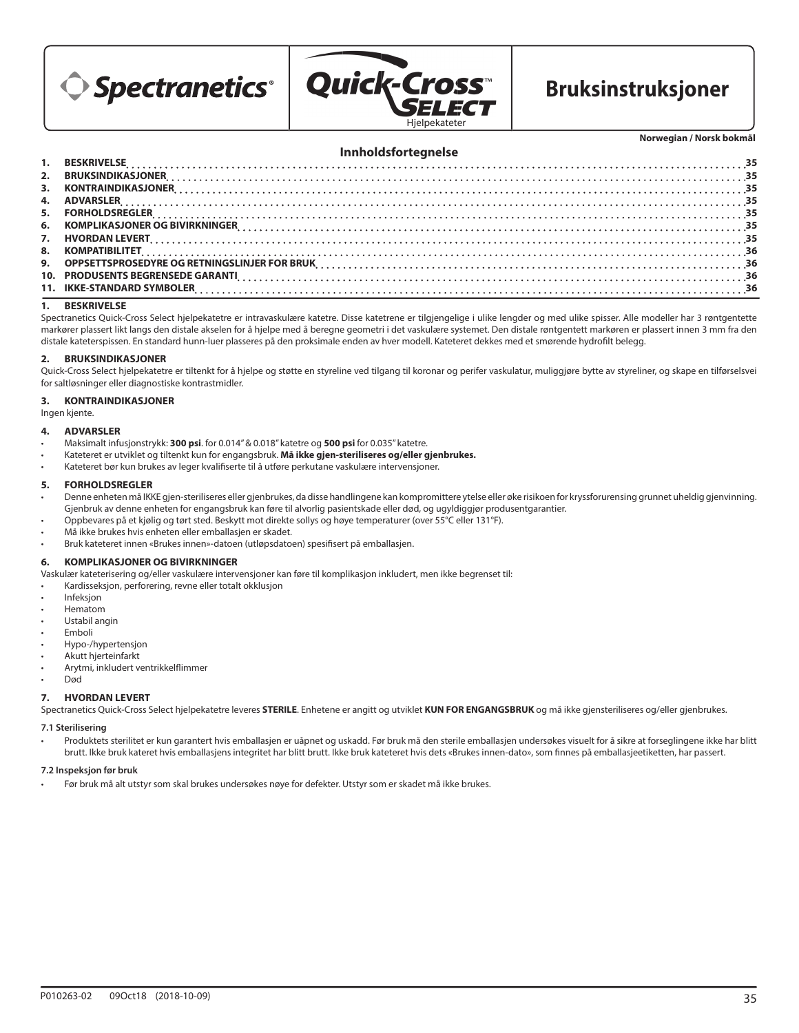Spectranetics® | Quick-Cross™ SELECT Hjelpekateter | **Bruksinstruksjoner**

**Norwegian / Norsk bokmål**

## Innholdsfortegnelse

| | | |
|---|---|---|
| 1. | BESKRIVELSE | 35 |
| 2. | BRUKSINDIKASJONER | 35 |
| 3. | KONTRAINDIKASJONER | 35 |
| 4. | ADVARSLER | 35 |
| 5. | FORHOLDSREGLER | 35 |
| 6. | KOMPLIKASJONER OG BIVIRKNINGER | 35 |
| 7. | HVORDAN LEVERT | 35 |
| 8. | KOMPATIBILITET | 36 |
| 9. | OPPSETTSPROSEDYRE OG RETNINGSLINJER FOR BRUK | 36 |
| 10. | PRODUSENTS BEGRENSEDE GARANTI | 36 |
| 11. | IKKE-STANDARD SYMBOLER | 36 |

## 1. BESKRIVELSE

Spectranetics Quick-Cross Select hjelpekatetre er intravaskulære katetre. Disse katetrene er tilgjengelige i ulike lengder og med ulike spisser. Alle modeller har 3 røntgentette markører plassert likt langs den distale akselen for å hjelpe med å beregne geometri i det vaskulære systemet. Den distale røntgentett markøren er plassert innen 3 mm fra den distale kateterspissen. En standard hunn-luer plasseres på den proksimale enden av hver modell. Kateteret dekkes med et smørende hydrofilt belegg.

## 2. BRUKSINDIKASJONER

Quick-Cross Select hjelpekatetre er tiltenkt for å hjelpe og støtte en styreline ved tilgang til koronar og perifer vaskulatur, muliggjøre bytte av styreliner, og skape en tilførselsvei for saltløsninger eller diagnostiske kontrastmidler.

## 3. KONTRAINDIKASJONER

Ingen kjente.

## 4. ADVARSLER

- Maksimalt infusjonstrykk: **300 psi**. for 0.014" & 0.018" katetre og **500 psi** for 0.035" katetre.
- Kateteret er utviklet og tiltenkt kun for engangsbruk. **Må ikke gjen-steriliseres og/eller gjenbrukes.**
- Kateteret bør kun brukes av leger kvalifiserte til å utføre perkutane vaskulære intervensjoner.

## 5. FORHOLDSREGLER

- Denne enheten må IKKE gjen-steriliseres eller gjenbrukes, da disse handlingene kan kompromittere ytelse eller øke risikoen for kryssforurensing grunnet uheldig gjenvinning. Gjenbruk av denne enheten for engangsbruk kan føre til alvorlig pasientskade eller død, og ugyldiggjør produsentgarantier.
- Oppbevares på et kjølig og tørt sted. Beskytt mot direkte sollys og høye temperaturer (over 55°C eller 131°F).
- Må ikke brukes hvis enheten eller emballasjen er skadet.
- Bruk kateteret innen «Brukes innen»-datoen (utløpsdatoen) spesifisert på emballasjen.

## 6. KOMPLIKASJONER OG BIVIRKNINGER

Vaskulær kateterisering og/eller vaskulære intervensjoner kan føre til komplikasjon inkludert, men ikke begrenset til:

- Kardisseksjon, perforering, revne eller totalt okklusjon
- Infeksjon
- Hematom
- Ustabil angin
- Emboli
- Hypo-/hypertensjon
- Akutt hjerteinfarkt
- Arytmi, inkludert ventrikkelflimmer
- Død

## 7. HVORDAN LEVERT

Spectranetics Quick-Cross Select hjelpekatetre leveres **STERILE**. Enhetene er angitt og utviklet **KUN FOR ENGANGSBRUK** og må ikke gjensteriliseres og/eller gjenbrukes.

### 7.1 Sterilisering

- Produktets sterilitet er kun garantert hvis emballasjen er uåpnet og uskadd. Før bruk må den sterile emballasjen undersøkes visuelt for å sikre at forseglingene ikke har blitt brutt. Ikke bruk kateret hvis emballasjens integritet har blitt brutt. Ikke bruk kateteret hvis dets «Brukes innen-dato», som finnes på emballasjeetiketten, har passert.

### 7.2 Inspeksjon før bruk

- Før bruk må alt utstyr som skal brukes undersøkes nøye for defekter. Utstyr som er skadet må ikke brukes.

P010263-02 09Oct18 (2018-10-09)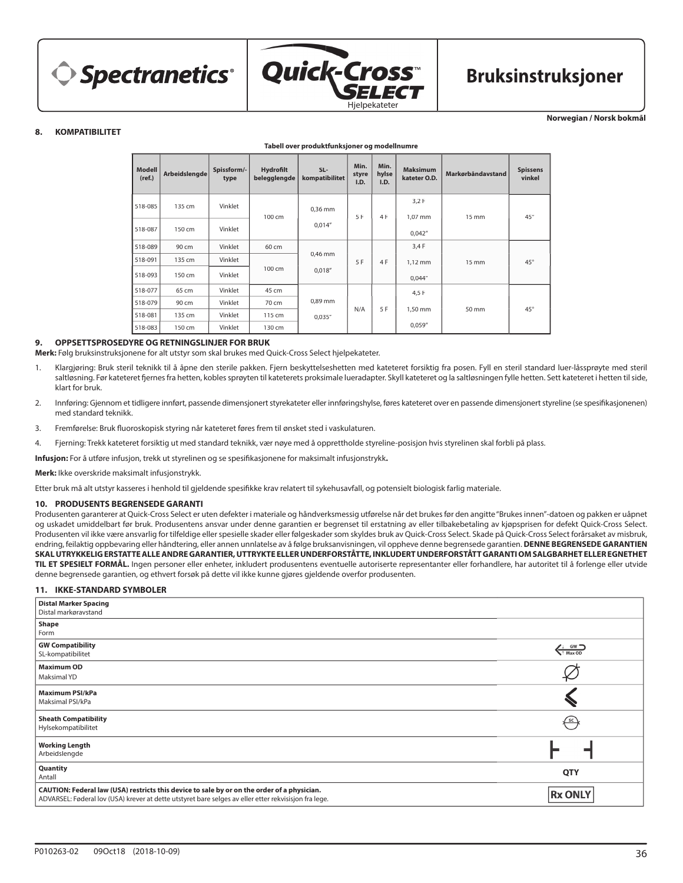**Spectranetics®** **Quick-Cross™ SELECT** Hjelpekateter

# Bruksinstruksjoner

**Norwegian / Norsk bokmål**

## 8. KOMPATIBILITET

**Tabell over produktfunksjoner og modellnumre**

| Modell (ref.) | Arbeidslengde | Spissform/-type | Hydrofilt belegglengde | SL-kompatibilitet | Min. styre I.D. | Min. hylse I.D. | Maksimum kateter O.D. | Markørbåndavstand | Spissens vinkel |
|---|---|---|---|---|---|---|---|---|---|
| 518-085 | 135 cm | Vinklet | 100 cm | 0,36 mm 0,014" | 5 F | 4 F | 3,2 F 1,07 mm 0,042" | 15 mm | 45° |
| 518-087 | 150 cm | Vinklet | | | | | | | |
| 518-089 | 90 cm | Vinklet | 60 cm | 0,46 mm 0,018" | 5 F | 4 F | 3,4 F 1,12 mm 0,044" | 15 mm | 45° |
| 518-091 | 135 cm | Vinklet | 100 cm | | | | | | |
| 518-093 | 150 cm | Vinklet | | | | | | | |
| 518-077 | 65 cm | Vinklet | 45 cm | 0,89 mm 0,035" | N/A | 5 F | 4,5 F 1,50 mm 0,059" | 50 mm | 45° |
| 518-079 | 90 cm | Vinklet | 70 cm | | | | | | |
| 518-081 | 135 cm | Vinklet | 115 cm | | | | | | |
| 518-083 | 150 cm | Vinklet | 130 cm | | | | | | |

## 9. OPPSETTSPROSEDYRE OG RETNINGSLINJER FOR BRUK

**Merk:** Følg bruksinstruksjonene for alt utstyr som skal brukes med Quick-Cross Select hjelpekateter.

1. Klargjøring: Bruk steril teknikk til å åpne den sterile pakken. Fjern beskyttelseshetten med kateteret forsiktig fra posen. Fyll en steril standard luer-låssprøyte med steril saltløsning. Før kateteret fjernes fra hetten, kobles sprøyten til kateterets proksimale lueradapter. Skyll kateteret og la saltløsningen fylle hetten. Sett kateteret i hetten til side, klart for bruk.
2. Innføring: Gjennom et tidligere innført, passende dimensjonert styrekateter eller innføringshylse, føres kateteret over en passende dimensjonert styreline (se spesifikasjonenen) med standard teknikk.
3. Fremførelse: Bruk fluoroskopisk styring når kateteret føres frem til ønsket sted i vaskulaturen.
4. Fjerning: Trekk kateteret forsiktig ut med standard teknikk, vær nøye med å opprettholde styreline-posisjon hvis styrelinen skal forbli på plass.

**Infusjon:** For å utføre infusjon, trekk ut styrelinen og se spesifikasjonene for maksimalt infusjonstrykk**.**

**Merk:** Ikke overskride maksimalt infusjonstrykk.

Etter bruk må alt utstyr kasseres i henhold til gjeldende spesifikke krav relatert til sykehusavfall, og potensielt biologisk farlig materiale.

## 10. PRODUSENTS BEGRENSEDE GARANTI

Produsenten garanterer at Quick-Cross Select er uten defekter i materiale og håndverksmessig utførelse når det brukes før den angitte "Brukes innen"-datoen og pakken er uåpnet og uskadet umiddelbart før bruk. Produsentens ansvar under denne garantien er begrenset til erstatning av eller tilbakebetaling av kjøpsprisen for defekt Quick-Cross Select. Produsenten vil ikke være ansvarlig for tilfeldige eller spesielle skader eller følgeskader som skyldes bruk av Quick-Cross Select. Skade på Quick-Cross Select forårsaket av misbruk, endring, feilaktig oppbevaring eller håndtering, eller annen unnlatelse av å følge bruksanvisningen, vil oppheve denne begrensede garantien. **DENNE BEGRENSEDE GARANTIEN SKAL UTRYKKELIG ERSTATTE ALLE ANDRE GARANTIER, UTTRYKTE ELLER UNDERFORSTÅTTE, INKLUDERT UNDERFORSTÅTT GARANTI OM SALGBARHET ELLER EGNETHET TIL ET SPESIELT FORMÅL.** Ingen personer eller enheter, inkludert produsentens eventuelle autoriserte representanter eller forhandlere, har autoritet til å forlenge eller utvide denne begrensede garantien, og ethvert forsøk på dette vil ikke kunne gjøres gjeldende overfor produsenten.

## 11. IKKE-STANDARD SYMBOLER

| Beskrivelse | Symbol |
|---|---|
| **Distal Marker Spacing** Distal markøravstand | |
| **Shape** Form | |
| **GW Compatibility** SL-kompatibilitet | GW Max OD |
| **Maximum OD** Maksimal YD | Ø |
| **Maximum PSI/kPa** Maksimal PSI/kPa | |
| **Sheath Compatibility** Hylsekompatibilitet | SC |
| **Working Length** Arbeidslengde | |
| **Quantity** Antall | QTY |
| **CAUTION: Federal law (USA) restricts this device to sale by or on the order of a physician.** ADVARSEL: Føderal lov (USA) krever at dette utstyret bare selges av eller etter rekvisisjon fra lege. | Rx ONLY |

P010263-02 09Oct18 (2018-10-09)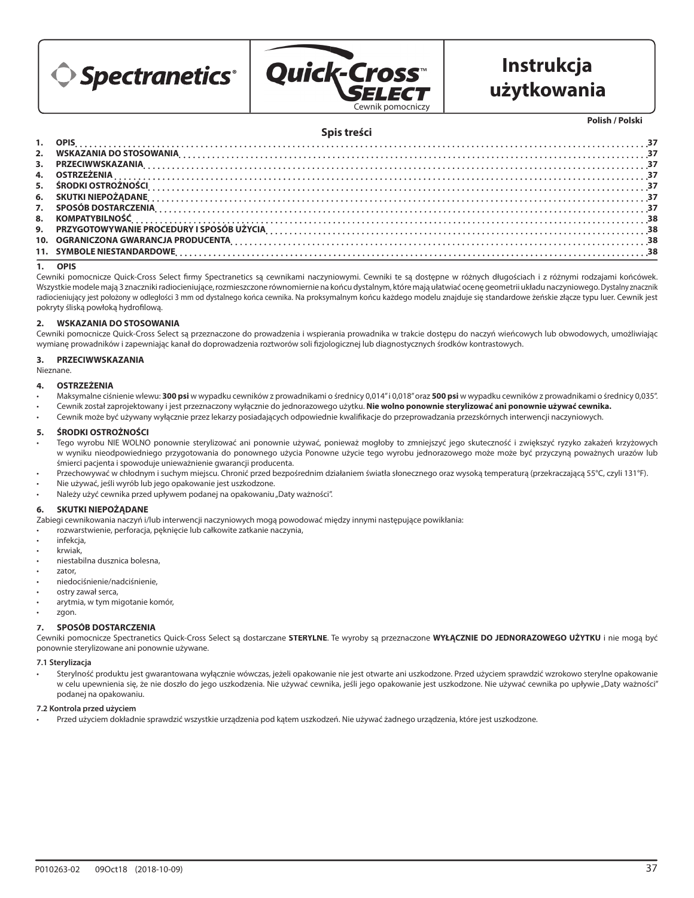Spectranetics®

Quick-Cross™ SELECT

Cewnik pomocniczy

# Instrukcja użytkowania

**Polish / Polski**

## Spis treści

| | | |
|---|---|---|
| 1. | OPIS | 37 |
| 2. | WSKAZANIA DO STOSOWANIA | 37 |
| 3. | PRZECIWWSKAZANIA | 37 |
| 4. | OSTRZEŻENIA | 37 |
| 5. | ŚRODKI OSTROŻNOŚCI | 37 |
| 6. | SKUTKI NIEPOŻĄDANE | 37 |
| 7. | SPOSÓB DOSTARCZENIA | 37 |
| 8. | KOMPATYBILNOŚĆ | 38 |
| 9. | PRZYGOTOWYWANIE PROCEDURY I SPOSÓB UŻYCIA | 38 |
| 10. | OGRANICZONA GWARANCJA PRODUCENTA | 38 |
| 11. | SYMBOLE NIESTANDARDOWE | 38 |

## 1. OPIS

Cewniki pomocnicze Quick-Cross Select firmy Spectranetics są cewnikami naczyniowymi. Cewniki te są dostępne w różnych długościach i z różnymi rodzajami końcówek. Wszystkie modele mają 3 znaczniki radiocieniujące, rozmieszczone równomiernie na końcu dystalnym, które mają ułatwiać ocenę geometrii układu naczyniowego. Dystalny znacznik radiocieniujący jest położony w odległości 3 mm od dystalnego końca cewnika. Na proksymalnym końcu każdego modelu znajduje się standardowe żeńskie złącze typu luer. Cewnik jest pokryty śliską powłoką hydrofilową.

## 2. WSKAZANIA DO STOSOWANIA

Cewniki pomocnicze Quick-Cross Select są przeznaczone do prowadzenia i wspierania prowadnika w trakcie dostępu do naczyń wieńcowych lub obwodowych, umożliwiając wymianę prowadników i zapewniając kanał do doprowadzenia roztworów soli fizjologicznej lub diagnostycznych środków kontrastowych.

## 3. PRZECIWWSKAZANIA

Nieznane.

## 4. OSTRZEŻENIA

- Maksymalne ciśnienie wlewu: **300 psi** w wypadku cewników z prowadnikami o średnicy 0,014" i 0,018" oraz **500 psi** w wypadku cewników z prowadnikami o średnicy 0,035".
- Cewnik został zaprojektowany i jest przeznaczony wyłącznie do jednorazowego użytku. **Nie wolno ponownie sterylizować ani ponownie używać cewnika.**
- Cewnik może być używany wyłącznie przez lekarzy posiadających odpowiednie kwalifikacje do przeprowadzania przezskórnych interwencji naczyniowych.

## 5. ŚRODKI OSTROŻNOŚCI

- Tego wyrobu NIE WOLNO ponownie sterylizować ani ponownie używać, ponieważ mogłoby to zmniejszyć jego skuteczność i zwiększyć ryzyko zakażeń krzyżowych w wyniku nieodpowiedniego przygotowania do ponownego użycia Ponowne użycie tego wyrobu jednorazowego może może być przyczyną poważnych urazów lub śmierci pacjenta i spowoduje unieważnienie gwarancji producenta.
- Przechowywać w chłodnym i suchym miejscu. Chronić przed bezpośrednim działaniem światła słonecznego oraz wysoką temperaturą (przekraczającą 55°C, czyli 131°F).
- Nie używać, jeśli wyrób lub jego opakowanie jest uszkodzone.
- Należy użyć cewnika przed upływem podanej na opakowaniu „Daty ważności".

## 6. SKUTKI NIEPOŻĄDANE

Zabiegi cewnikowania naczyń i/lub interwencji naczyniowych mogą powodować między innymi następujące powikłania:

- rozwarstwienie, perforacja, pęknięcie lub całkowite zatkanie naczynia,
- infekcja,
- krwiak,
- niestabilna dusznica bolesna,
- zator,
- niedociśnienie/nadciśnienie,
- ostry zawał serca,
- arytmia, w tym migotanie komór,
- zgon.

## 7. SPOSÓB DOSTARCZENIA

Cewniki pomocnicze Spectranetics Quick-Cross Select są dostarczane **STERYLNE**. Te wyroby są przeznaczone **WYŁĄCZNIE DO JEDNORAZOWEGO UŻYTKU** i nie mogą być ponownie sterylizowane ani ponownie używane.

### 7.1 Sterylizacja

- Sterylność produktu jest gwarantowana wyłącznie wówczas, jeżeli opakowanie nie jest otwarte ani uszkodzone. Przed użyciem sprawdzić wzrokowo sterylne opakowanie w celu upewnienia się, że nie doszło do jego uszkodzenia. Nie używać cewnika, jeśli jego opakowanie jest uszkodzone. Nie używać cewnika po upływie „Daty ważności" podanej na opakowaniu.

### 7.2 Kontrola przed użyciem

- Przed użyciem dokładnie sprawdzić wszystkie urządzenia pod kątem uszkodzeń. Nie używać żadnego urządzenia, które jest uszkodzone.

P010263-02 09Oct18 (2018-10-09)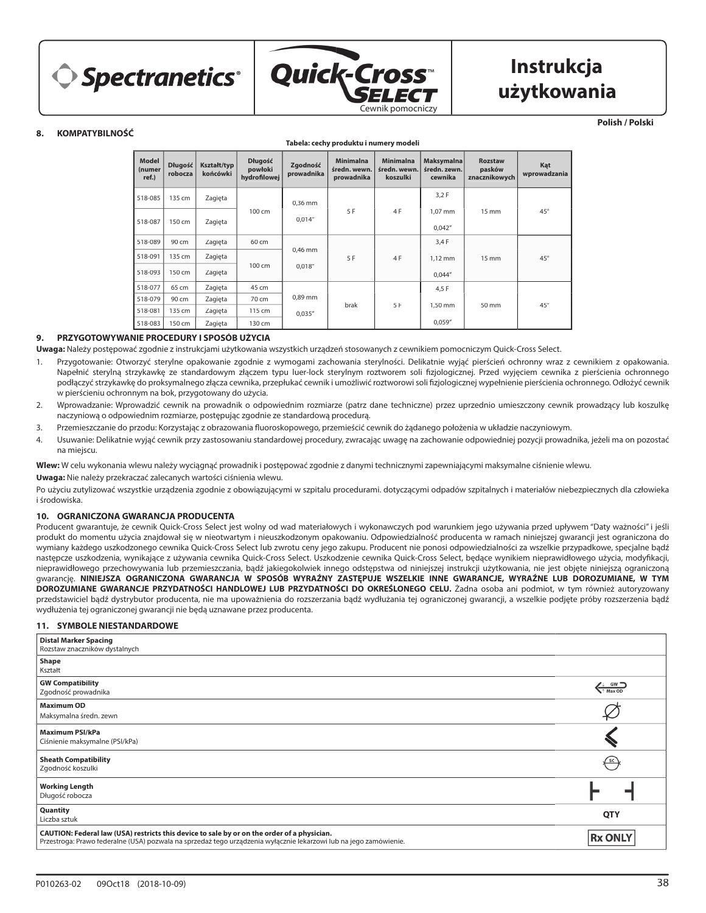Spectranetics® | Quick-Cross™ SELECT Cewnik pomocniczy | Instrukcja użytkowania

**Polish / Polski**

## 8. KOMPATYBILNOŚĆ

**Tabela: cechy produktu i numery modeli**

| Model (numer ref.) | Długość robocza | Kształt/typ końcówki | Długość powłoki hydrofilowej | Zgodność prowadnika | Minimalna średn. wewn. prowadnika | Minimalna średn. wewn. koszulki | Maksymalna średn. zewn. cewnika | Rozstaw pasków znacznikowych | Kąt wprowadzania |
|---|---|---|---|---|---|---|---|---|---|
| 518-085 | 135 cm | Zagięta | 100 cm | 0,36 mm 0,014" | 5 F | 4 F | 3,2 F 1,07 mm 0,042" | 15 mm | 45° |
| 518-087 | 150 cm | Zagięta | | | | | | | |
| 518-089 | 90 cm | Zagięta | 60 cm | 0,46 mm 0,018" | 5 F | 4 F | 3,4 F 1,12 mm 0,044" | 15 mm | 45° |
| 518-091 | 135 cm | Zagięta | 100 cm | | | | | | |
| 518-093 | 150 cm | Zagięta | | | | | | | |
| 518-077 | 65 cm | Zagięta | 45 cm | 0,89 mm 0,035" | brak | 5 F | 4,5 F 1,50 mm 0,059" | 50 mm | 45° |
| 518-079 | 90 cm | Zagięta | 70 cm | | | | | | |
| 518-081 | 135 cm | Zagięta | 115 cm | | | | | | |
| 518-083 | 150 cm | Zagięta | 130 cm | | | | | | |

## 9. PRZYGOTOWYWANIE PROCEDURY I SPOSÓB UŻYCIA

**Uwaga:** Należy postępować zgodnie z instrukcjami użytkowania wszystkich urządzeń stosowanych z cewnikiem pomocniczym Quick-Cross Select.

1. Przygotowanie: Otworzyć sterylne opakowanie zgodnie z wymogami zachowania sterylności. Delikatnie wyjąć pierścień ochronny wraz z cewnikiem z opakowania. Napełnić sterylną strzykawkę ze standardowym złączem typu luer-lock sterylnym roztworem soli fizjologicznej. Przed wyjęciem cewnika z pierścienia ochronnego podłączyć strzykawkę do proksymalnego złącza cewnika, przepłukać cewnik i umożliwić roztworowi soli fizjologicznej wypełnienie pierścienia ochronnego. Odłożyć cewnik w pierścieniu ochronnym na bok, przygotowany do użycia.
2. Wprowadzanie: Wprowadzić cewnik na prowadnik o odpowiednim rozmiarze (patrz dane techniczne) przez uprzednio umieszczony cewnik prowadzący lub koszulkę naczyniową o odpowiednim rozmiarze, postępując zgodnie ze standardową procedurą.
3. Przemieszczanie do przodu: Korzystając z obrazowania fluoroskopowego, przemieścić cewnik do żądanego położenia w układzie naczyniowym.
4. Usuwanie: Delikatnie wyjąć cewnik przy zastosowaniu standardowej procedury, zwracając uwagę na zachowanie odpowiedniej pozycji prowadnika, jeżeli ma on pozostać na miejscu.

**Wlew:** W celu wykonania wlewu należy wyciągnąć prowadnik i postępować zgodnie z danymi technicznymi zapewniającymi maksymalne ciśnienie wlewu.

**Uwaga:** Nie należy przekraczać zalecanych wartości ciśnienia wlewu.

Po użyciu zutylizować wszystkie urządzenia zgodnie z obowiązującymi w szpitalu procedurami. dotyczącymi odpadów szpitalnych i materiałów niebezpiecznych dla człowieka i środowiska.

## 10. OGRANICZONA GWARANCJA PRODUCENTA

Producent gwarantuje, że cewnik Quick-Cross Select jest wolny od wad materiałowych i wykonawczych pod warunkiem jego używania przed upływem "Daty ważności" i jeśli produkt do momentu użycia znajdował się w nieotwartym i nieuszkodzonym opakowaniu. Odpowiedzialność producenta w ramach niniejszej gwarancji jest ograniczona do wymiany każdego uszkodzonego cewnika Quick-Cross Select lub zwrotu ceny jego zakupu. Producent nie ponosi odpowiedzialności za wszelkie przypadkowe, specjalne bądź następcze uszkodzenia, wynikające z używania cewnika Quick-Cross Select. Uszkodzenie cewnika Quick-Cross Select, będące wynikiem nieprawidłowego użycia, modyfikacji, nieprawidłowego przechowywania lub przemieszczania, bądź jakiegokolwiek innego odstępstwa od niniejszej instrukcji użytkowania, nie jest objęte niniejszą ograniczoną gwarancję. **NINIEJSZA OGRANICZONA GWARANCJA W SPOSÓB WYRAŹNY ZASTĘPUJE WSZELKIE INNE GWARANCJE, WYRAŹNE LUB DOROZUMIANE, W TYM DOROZUMIANE GWARANCJE PRZYDATNOŚCI HANDLOWEJ LUB PRZYDATNOŚCI DO OKREŚLONEGO CELU.** Żadna osoba ani podmiot, w tym również autoryzowany przedstawiciel bądź dystrybutor producenta, nie ma upoważnienia do rozszerzania bądź wydłużania tej ograniczonej gwarancji, a wszelkie podjęte próby rozszerzenia bądź wydłużenia tej ograniczonej gwarancji nie będą uznawane przez producenta.

## 11. SYMBOLE NIESTANDARDOWE

| Opis | Symbol |
|---|---|
| **Distal Marker Spacing** Rozstaw znaczników dystalnych | |
| **Shape** Kształt | |
| **GW Compatibility** Zgodność prowadnika | GW Max OD |
| **Maximum OD** Maksymalna średn. zewn | ⌀ |
| **Maximum PSI/kPa** Ciśnienie maksymalne (PSI/kPa) | |
| **Sheath Compatibility** Zgodność koszulki | SC |
| **Working Length** Długość robocza | |
| **Quantity** Liczba sztuk | QTY |
| **CAUTION: Federal law (USA) restricts this device to sale by or on the order of a physician.** Przestroga: Prawo federalne (USA) pozwala na sprzedaż tego urządzenia wyłącznie lekarzowi lub na jego zamówienie. | Rx ONLY |

P010263-02 09Oct18 (2018-10-09)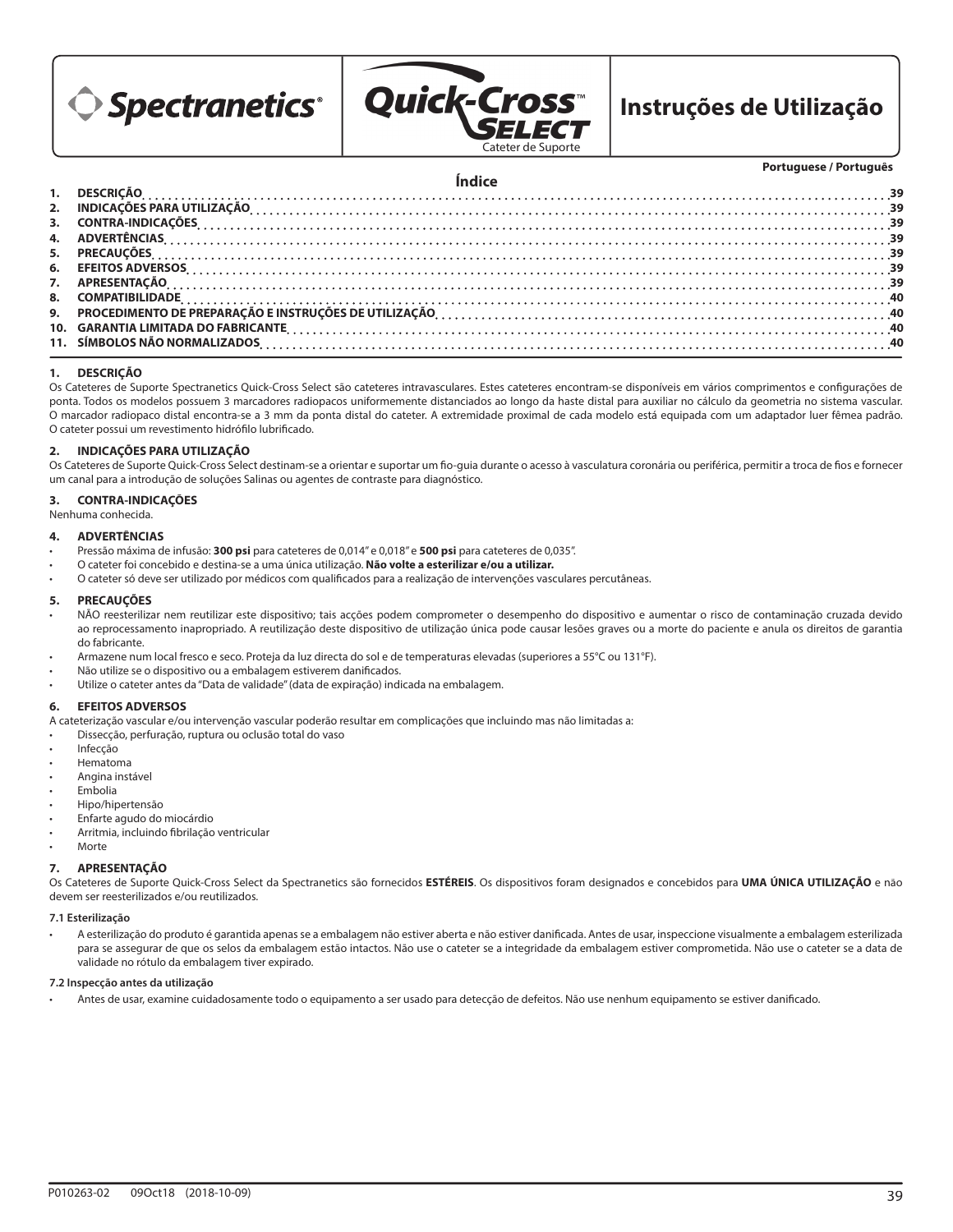Spectranetics® | Quick-Cross™ SELECT Cateter de Suporte | Instruções de Utilização

Portuguese / Português

## Índice

| | | |
|---|---|---|
| 1. | DESCRIÇÃO | 39 |
| 2. | INDICAÇÕES PARA UTILIZAÇÃO | 39 |
| 3. | CONTRA-INDICAÇÕES | 39 |
| 4. | ADVERTÊNCIAS | 39 |
| 5. | PRECAUÇÕES | 39 |
| 6. | EFEITOS ADVERSOS | 39 |
| 7. | APRESENTAÇÃO | 39 |
| 8. | COMPATIBILIDADE | 40 |
| 9. | PROCEDIMENTO DE PREPARAÇÃO E INSTRUÇÕES DE UTILIZAÇÃO | 40 |
| 10. | GARANTIA LIMITADA DO FABRICANTE | 40 |
| 11. | SÍMBOLOS NÃO NORMALIZADOS | 40 |

## 1. DESCRIÇÃO

Os Cateteres de Suporte Spectranetics Quick-Cross Select são cateteres intravasculares. Estes cateteres encontram-se disponíveis em vários comprimentos e configurações de ponta. Todos os modelos possuem 3 marcadores radiopacos uniformemente distanciados ao longo da haste distal para auxiliar no cálculo da geometria no sistema vascular. O marcador radiopaco distal encontra-se a 3 mm da ponta distal do cateter. A extremidade proximal de cada modelo está equipada com um adaptador luer fêmea padrão. O cateter possui um revestimento hidrófilo lubrificado.

## 2. INDICAÇÕES PARA UTILIZAÇÃO

Os Cateteres de Suporte Quick-Cross Select destinam-se a orientar e suportar um fio-guia durante o acesso à vasculatura coronária ou periférica, permitir a troca de fios e fornecer um canal para a introdução de soluções Salinas ou agentes de contraste para diagnóstico.

## 3. CONTRA-INDICAÇÕES

Nenhuma conhecida.

## 4. ADVERTÊNCIAS

- Pressão máxima de infusão: **300 psi** para cateteres de 0,014" e 0,018" e **500 psi** para cateteres de 0,035".
- O cateter foi concebido e destina-se a uma única utilização. **Não volte a esterilizar e/ou a utilizar.**
- O cateter só deve ser utilizado por médicos com qualificados para a realização de intervenções vasculares percutâneas.

## 5. PRECAUÇÕES

- NÃO reesterilizar nem reutilizar este dispositivo; tais acções podem comprometer o desempenho do dispositivo e aumentar o risco de contaminação cruzada devido ao reprocessamento inapropriado. A reutilização deste dispositivo de utilização única pode causar lesões graves ou a morte do paciente e anula os direitos de garantia do fabricante.
- Armazene num local fresco e seco. Proteja da luz directa do sol e de temperaturas elevadas (superiores a 55°C ou 131°F).
- Não utilize se o dispositivo ou a embalagem estiverem danificados.
- Utilize o cateter antes da "Data de validade" (data de expiração) indicada na embalagem.

## 6. EFEITOS ADVERSOS

A cateterização vascular e/ou intervenção vascular poderão resultar em complicações que incluindo mas não limitadas a:

- Dissecção, perfuração, ruptura ou oclusão total do vaso
- Infecção
- Hematoma
- Angina instável
- Embolia
- Hipo/hipertensão
- Enfarte agudo do miocárdio
- Arritmia, incluindo fibrilação ventricular
- Morte

## 7. APRESENTAÇÃO

Os Cateteres de Suporte Quick-Cross Select da Spectranetics são fornecidos **ESTÉREIS**. Os dispositivos foram designados e concebidos para **UMA ÚNICA UTILIZAÇÃO** e não devem ser reesterilizados e/ou reutilizados.

### 7.1 Esterilização

- A esterilização do produto é garantida apenas se a embalagem não estiver aberta e não estiver danificada. Antes de usar, inspeccione visualmente a embalagem esterilizada para se assegurar de que os selos da embalagem estão intactos. Não use o cateter se a integridade da embalagem estiver comprometida. Não use o cateter se a data de validade no rótulo da embalagem tiver expirado.

### 7.2 Inspecção antes da utilização

- Antes de usar, examine cuidadosamente todo o equipamento a ser usado para detecção de defeitos. Não use nenhum equipamento se estiver danificado.

P010263-02 09Oct18 (2018-10-09)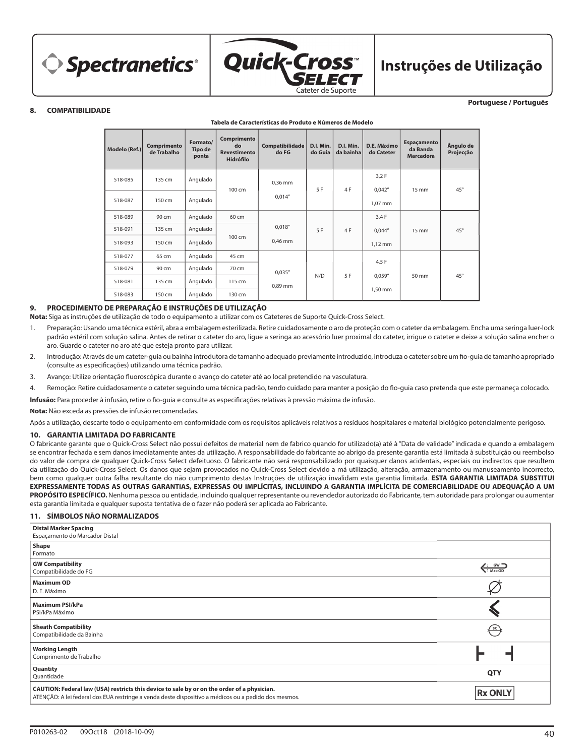**Portuguese / Português**

## 8. COMPATIBILIDADE

**Tabela de Características do Produto e Números de Modelo**

| Modelo (Ref.) | Comprimento de Trabalho | Formato/ Tipo de ponta | Comprimento do Revestimento Hidrófilo | Compatibilidade do FG | D.I. Min. do Guia | D.I. Min. da bainha | D.E. Máximo do Cateter | Espaçamento da Banda Marcadora | Ângulo de Projecção |
|---|---|---|---|---|---|---|---|---|---|
| 518-085 | 135 cm | Angulado | 100 cm | 0,36 mm 0,014" | 5 F | 4 F | 3,2 F 0,042" 1,07 mm | 15 mm | 45° |
| 518-087 | 150 cm | Angulado | | | | | | | |
| 518-089 | 90 cm | Angulado | 60 cm | 0,018" 0,46 mm | 5 F | 4 F | 3,4 F 0,044" 1,12 mm | 15 mm | 45° |
| 518-091 | 135 cm | Angulado | 100 cm | | | | | | |
| 518-093 | 150 cm | Angulado | | | | | | | |
| 518-077 | 65 cm | Angulado | 45 cm | 0,035" 0,89 mm | N/D | 5 F | 4,5 F 0,059" 1,50 mm | 50 mm | 45° |
| 518-079 | 90 cm | Angulado | 70 cm | | | | | | |
| 518-081 | 135 cm | Angulado | 115 cm | | | | | | |
| 518-083 | 150 cm | Angulado | 130 cm | | | | | | |

## 9. PROCEDIMENTO DE PREPARAÇÃO E INSTRUÇÕES DE UTILIZAÇÃO

**Nota:** Siga as instruções de utilização de todo o equipamento a utilizar com os Cateteres de Suporte Quick-Cross Select.

1. Preparação: Usando uma técnica estéril, abra a embalagem esterilizada. Retire cuidadosamente o aro de proteção com o cateter da embalagem. Encha uma seringa luer-lock padrão estéril com solução salina. Antes de retirar o cateter do aro, ligue a seringa ao acessório luer proximal do cateter, irrigue o cateter e deixe a solução salina encher o aro. Guarde o cateter no aro até que esteja pronto para utilizar.
2. Introdução: Através de um cateter-guia ou bainha introdutora de tamanho adequado previamente introduzido, introduza o cateter sobre um fio-guia de tamanho apropriado (consulte as especificações) utilizando uma técnica padrão.
3. Avanço: Utilize orientação fluoroscópica durante o avanço do cateter até ao local pretendido na vasculatura.
4. Remoção: Retire cuidadosamente o cateter seguindo uma técnica padrão, tendo cuidado para manter a posição do fio-guia caso pretenda que este permaneça colocado.

**Infusão:** Para proceder à infusão, retire o fio-guia e consulte as especificações relativas à pressão máxima de infusão.

**Nota:** Não exceda as pressões de infusão recomendadas.

Após a utilização, descarte todo o equipamento em conformidade com os requisitos aplicáveis relativos a resíduos hospitalares e material biológico potencialmente perigoso.

## 10. GARANTIA LIMITADA DO FABRICANTE

O fabricante garante que o Quick-Cross Select não possui defeitos de material nem de fabrico quando for utilizado(a) até à "Data de validade" indicada e quando a embalagem se encontrar fechada e sem danos imediatamente antes da utilização. A responsabilidade do fabricante ao abrigo da presente garantia está limitada à substituição ou reembolso do valor de compra de qualquer Quick-Cross Select defeituoso. O fabricante não será responsabilizado por quaisquer danos acidentais, especiais ou indirectos que resultem da utilização do Quick-Cross Select. Os danos que sejam provocados no Quick-Cross Select devido a má utilização, alteração, armazenamento ou manuseamento incorrecto, bem como qualquer outra falha resultante do não cumprimento destas Instruções de utilização invalidam esta garantia limitada. **ESTA GARANTIA LIMITADA SUBSTITUI EXPRESSAMENTE TODAS AS OUTRAS GARANTIAS, EXPRESSAS OU IMPLÍCITAS, INCLUINDO A GARANTIA IMPLÍCITA DE COMERCIABILIDADE OU ADEQUAÇÃO A UM PROPÓSITO ESPECÍFICO.** Nenhuma pessoa ou entidade, incluindo qualquer representante ou revendedor autorizado do Fabricante, tem autoridade para prolongar ou aumentar esta garantia limitada e qualquer suposta tentativa de o fazer não poderá ser aplicada ao Fabricante.

## 11. SÍMBOLOS NÃO NORMALIZADOS

| Símbolo | |
|---|---|
| **Distal Marker Spacing** Espaçamento do Marcador Distal | |
| **Shape** Formato | |
| **GW Compatibility** Compatibilidade do FG | GW Max OD |
| **Maximum OD** D. E. Máximo | |
| **Maximum PSI/kPa** PSI/kPa Máximo | |
| **Sheath Compatibility** Compatibilidade da Bainha | SC |
| **Working Length** Comprimento de Trabalho | |
| **Quantity** Quantidade | QTY |
| **CAUTION: Federal law (USA) restricts this device to sale by or on the order of a physician.** ATENÇÃO: A lei federal dos EUA restringe a venda deste dispositivo a médicos ou a pedido dos mesmos. | Rx ONLY |

P010263-02 09Oct18 (2018-10-09)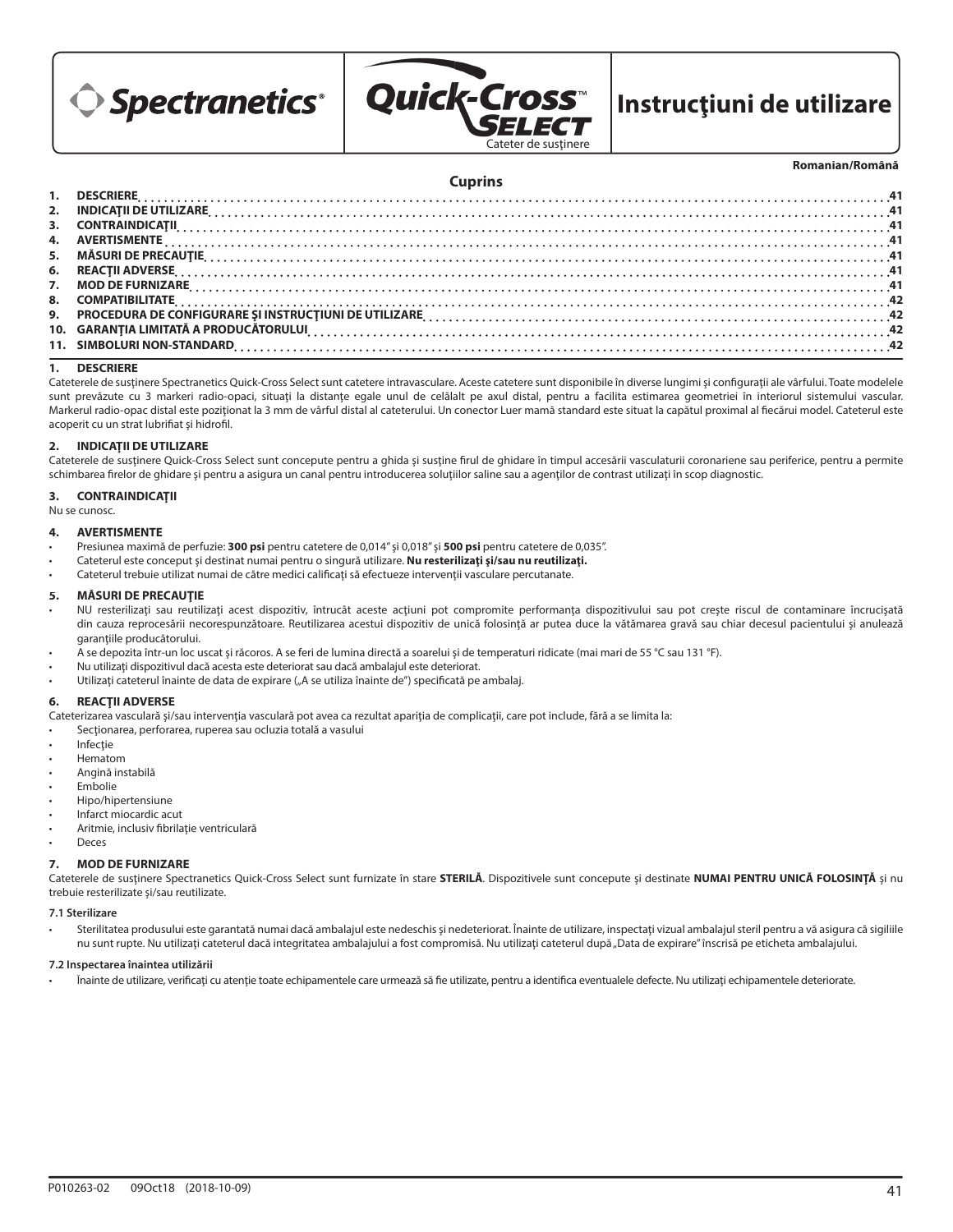Spectranetics® | Quick-Cross™ SELECT Cateter de susţinere | Instrucţiuni de utilizare

Romanian/Română

## Cuprins

| | | |
|---|---|---|
| 1. | DESCRIERE | 41 |
| 2. | INDICAŢII DE UTILIZARE | 41 |
| 3. | CONTRAINDICAŢII | 41 |
| 4. | AVERTISMENTE | 41 |
| 5. | MĂSURI DE PRECAUŢIE | 41 |
| 6. | REACŢII ADVERSE | 41 |
| 7. | MOD DE FURNIZARE | 41 |
| 8. | COMPATIBILITATE | 42 |
| 9. | PROCEDURA DE CONFIGURARE ŞI INSTRUCŢIUNI DE UTILIZARE | 42 |
| 10. | GARANŢIA LIMITATĂ A PRODUCĂTORULUI | 42 |
| 11. | SIMBOLURI NON-STANDARD | 42 |

## 1. DESCRIERE

Cateterele de susţinere Spectranetics Quick-Cross Select sunt catetere intravasculare. Aceste catetere sunt disponibile în diverse lungimi şi configuraţii ale vârfului. Toate modelele sunt prevăzute cu 3 markeri radio-opaci, situaţi la distanţe egale unul de celălalt pe axul distal, pentru a facilita estimarea geometriei în interiorul sistemului vascular. Markerul radio-opac distal este poziţionat la 3 mm de vârful distal al cateterului. Un conector Luer mamă standard este situat la capătul proximal al fiecărui model. Cateterul este acoperit cu un strat lubrifiat şi hidrofil.

## 2. INDICAŢII DE UTILIZARE

Cateterele de susţinere Quick-Cross Select sunt concepute pentru a ghida şi susţine firul de ghidare în timpul accesării vasculaturii coronariene sau periferice, pentru a permite schimbarea firelor de ghidare şi pentru a asigura un canal pentru introducerea soluţiilor saline sau a agenţilor de contrast utilizaţi în scop diagnostic.

## 3. CONTRAINDICAŢII

Nu se cunosc.

## 4. AVERTISMENTE

- Presiunea maximă de perfuzie: **300 psi** pentru catetere de 0,014" şi 0,018" şi **500 psi** pentru catetere de 0,035".
- Cateterul este conceput şi destinat numai pentru o singură utilizare. **Nu resterilizaţi şi/sau nu reutilizaţi.**
- Cateterul trebuie utilizat numai de către medici calificaţi să efectueze intervenţii vasculare percutanate.

## 5. MĂSURI DE PRECAUŢIE

- NU resterilizaţi sau reutilizaţi acest dispozitiv, întrucât aceste acţiuni pot compromite performanţa dispozitivului sau pot creşte riscul de contaminare încrucişată din cauza reprocesării necorespunzătoare. Reutilizarea acestui dispozitiv de unică folosinţă ar putea duce la vătămarea gravă sau chiar decesul pacientului şi anulează garanţiile producătorului.
- A se depozita într-un loc uscat şi răcoros. A se feri de lumina directă a soarelui şi de temperaturi ridicate (mai mari de 55 °C sau 131 °F).
- Nu utilizaţi dispozitivul dacă acesta este deteriorat sau dacă ambalajul este deteriorat.
- Utilizaţi cateterul înainte de data de expirare („A se utiliza înainte de") specificată pe ambalaj.

## 6. REACŢII ADVERSE

Cateterizarea vasculară şi/sau intervenţia vasculară pot avea ca rezultat apariţia de complicaţii, care pot include, fără a se limita la:

- Secţionarea, perforarea, ruperea sau ocluzia totală a vasului
- Infecţie
- Hematom
- Angină instabilă
- Embolie
- Hipo/hipertensiune
- Infarct miocardic acut
- Aritmie, inclusiv fibrilaţie ventriculară
- Deces

## 7. MOD DE FURNIZARE

Cateterele de susţinere Spectranetics Quick-Cross Select sunt furnizate în stare **STERILĂ**. Dispozitivele sunt concepute şi destinate **NUMAI PENTRU UNICĂ FOLOSINŢĂ** şi nu trebuie resterilizate şi/sau reutilizate.

### 7.1 Sterilizare

- Sterilitatea produsului este garantată numai dacă ambalajul este nedeschis şi nedeteriorat. Înainte de utilizare, inspectaţi vizual ambalajul steril pentru a vă asigura că sigiliile nu sunt rupte. Nu utilizaţi cateterul dacă integritatea ambalajului a fost compromisă. Nu utilizaţi cateterul după „Data de expirare" înscrisă pe eticheta ambalajului.

### 7.2 Inspectarea înaintea utilizării

- Înainte de utilizare, verificaţi cu atenţie toate echipamentele care urmează să fie utilizate, pentru a identifica eventualele defecte. Nu utilizaţi echipamentele deteriorate.

P010263-02 09Oct18 (2018-10-09)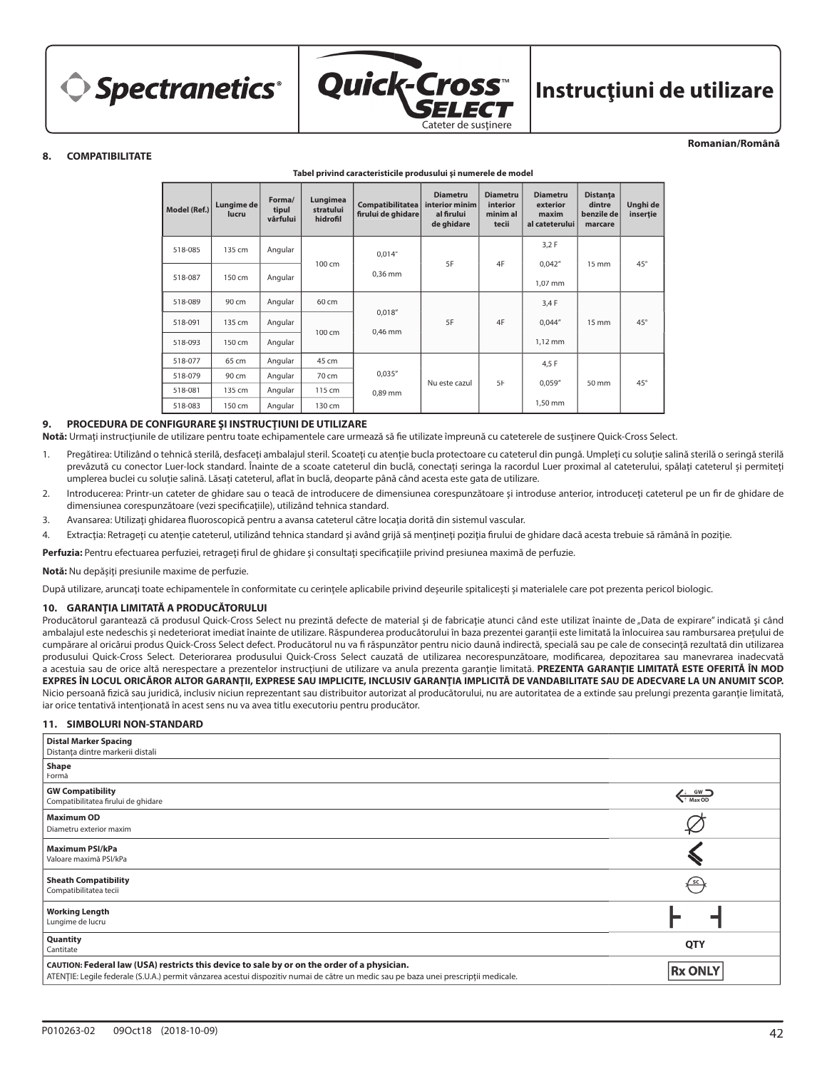# Instrucţiuni de utilizare

Quick-Cross Select — Cateter de susţinere

Romanian/Română

## 8. COMPATIBILITATE

**Tabel privind caracteristicile produsului şi numerele de model**

| Model (Ref.) | Lungime de lucru | Forma/ tipul vârfului | Lungimea stratului hidrofil | Compatibilitatea firului de ghidare | Diametru interior minim al firului de ghidare | Diametru interior minim al tecii | Diametru exterior maxim al cateterului | Distanţa dintre benzile de marcare | Unghi de inserţie |
|---|---|---|---|---|---|---|---|---|---|
| 518-085 | 135 cm | Angular | 100 cm | 0,014" 0,36 mm | 5F | 4F | 3,2 F 0,042" 1,07 mm | 15 mm | 45° |
| 518-087 | 150 cm | Angular | | | | | | | |
| 518-089 | 90 cm | Angular | 60 cm | 0,018" 0,46 mm | 5F | 4F | 3,4 F 0,044" 1,12 mm | 15 mm | 45° |
| 518-091 | 135 cm | Angular | 100 cm | | | | | | |
| 518-093 | 150 cm | Angular | | | | | | | |
| 518-077 | 65 cm | Angular | 45 cm | 0,035" 0,89 mm | Nu este cazul | 5F | 4,5 F 0,059" 1,50 mm | 50 mm | 45° |
| 518-079 | 90 cm | Angular | 70 cm | | | | | | |
| 518-081 | 135 cm | Angular | 115 cm | | | | | | |
| 518-083 | 150 cm | Angular | 130 cm | | | | | | |

## 9. PROCEDURA DE CONFIGURARE ŞI INSTRUCŢIUNI DE UTILIZARE

**Notă:** Urmaţi instrucţiunile de utilizare pentru toate echipamentele care urmează să fie utilizate împreună cu cateterele de susţinere Quick-Cross Select.

1. Pregătirea: Utilizând o tehnică sterilă, desfaceţi ambalajul steril. Scoateţi cu atenţie bucla protectoare cu cateterul din pungă. Umpleţi cu soluţie salină sterilă o seringă sterilă prevăzută cu conector Luer-lock standard. Înainte de a scoate cateterul din buclă, conectaţi seringa la racordul Luer proximal al cateterului, spălaţi cateterul şi permiteţi umplerea buclei cu soluţie salină. Lăsaţi cateterul, aflat în buclă, deoparte până când acesta este gata de utilizare.
2. Introducerea: Printr-un cateter de ghidare sau o teacă de introducere de dimensiunea corespunzătoare şi introduse anterior, introduceţi cateterul pe un fir de ghidare de dimensiunea corespunzătoare (vezi specificaţiile), utilizând tehnica standard.
3. Avansarea: Utilizaţi ghidarea fluoroscopică pentru a avansa cateterul către locaţia dorită din sistemul vascular.
4. Extracţia: Retrageţi cu atenţie cateterul, utilizând tehnica standard şi având grijă să menţineţi poziţia firului de ghidare dacă acesta trebuie să rămână în poziţie.

**Perfuzia:** Pentru efectuarea perfuziei, retrageţi firul de ghidare şi consultaţi specificaţiile privind presiunea maximă de perfuzie.

**Notă:** Nu depăşiţi presiunile maxime de perfuzie.

După utilizare, aruncaţi toate echipamentele în conformitate cu cerinţele aplicabile privind deşeurile spitaliceşti şi materialele care pot prezenta pericol biologic.

## 10. GARANŢIA LIMITATĂ A PRODUCĂTORULUI

Producătorul garantează că produsul Quick-Cross Select nu prezintă defecte de material şi de fabricaţie atunci când este utilizat înainte de „Data de expirare" indicată şi când ambalajul este nedeschis şi nedeteriorat imediat înainte de utilizare. Răspunderea producătorului în baza prezentei garanţii este limitată la înlocuirea sau rambursarea preţului de cumpărare al oricărui produs Quick-Cross Select defect. Producătorul nu va fi răspunzător pentru nicio daună indirectă, specială sau pe cale de consecinţă rezultată din utilizarea produsului Quick-Cross Select. Deteriorarea produsului Quick-Cross Select cauzată de utilizarea necorespunzătoare, modificarea, depozitarea sau manevrarea inadecvată a acestuia sau de orice altă nerespectare a prezentelor instrucţiuni de utilizare va anula prezenta garanţie limitată. **PREZENTA GARANŢIE LIMITATĂ ESTE OFERITĂ ÎN MOD EXPRES ÎN LOCUL ORICĂROR ALTOR GARANŢII, EXPRESE SAU IMPLICITE, INCLUSIV GARANŢIA IMPLICITĂ DE VANDABILITATE SAU DE ADECVARE LA UN ANUMIT SCOP.** Nicio persoană fizică sau juridică, inclusiv niciun reprezentant sau distribuitor autorizat al producătorului, nu are autoritatea de a extinde sau prelungi prezenta garanţie limitată, iar orice tentativă intenţionată în acest sens nu va avea titlu executoriu pentru producător.

## 11. SIMBOLURI NON-STANDARD

| Simbol | |
|---|---|
| **Distal Marker Spacing** Distanţa dintre markerii distali | |
| **Shape** Formă | |
| **GW Compatibility** Compatibilitatea firului de ghidare | GW Max OD |
| **Maximum OD** Diametru exterior maxim | |
| **Maximum PSI/kPa** Valoare maximă PSI/kPa | |
| **Sheath Compatibility** Compatibilitatea tecii | SC |
| **Working Length** Lungime de lucru | |
| **Quantity** Cantitate | QTY |
| **CAUTION: Federal law (USA) restricts this device to sale by or on the order of a physician.** ATENŢIE: Legile federale (S.U.A.) permit vânzarea acestui dispozitiv numai de către un medic sau pe baza unei prescripţii medicale. | Rx ONLY |

P010263-02 09Oct18 (2018-10-09)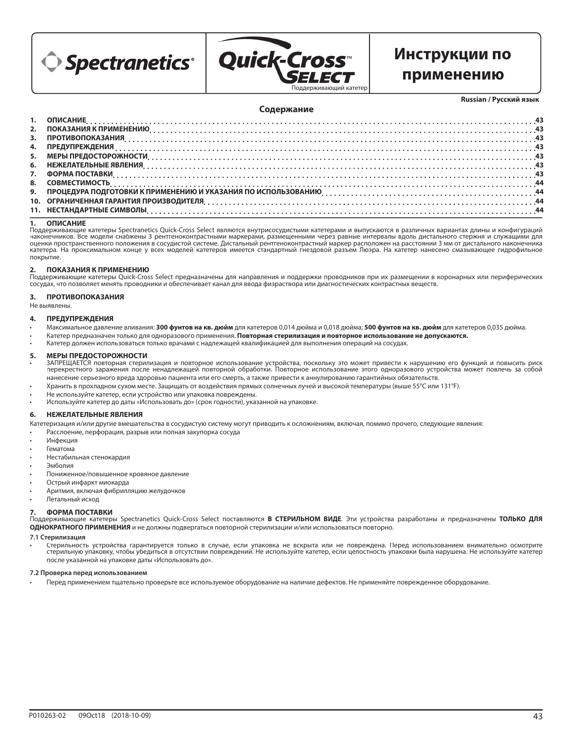Spectranetics®

Quick-Cross™ SELECT
Поддерживающий катетер

# Инструкции по применению

**Russian / Русский язык**

## Содержание

1. ОПИСАНИЕ ... 43
2. ПОКАЗАНИЯ К ПРИМЕНЕНИЮ ... 43
3. ПРОТИВОПОКАЗАНИЯ ... 43
4. ПРЕДУПРЕЖДЕНИЯ ... 43
5. МЕРЫ ПРЕДОСТОРОЖНОСТИ ... 43
6. НЕЖЕЛАТЕЛЬНЫЕ ЯВЛЕНИЯ ... 43
7. ФОРМА ПОСТАВКИ ... 43
8. СОВМЕСТИМОСТЬ ... 44
9. ПРОЦЕДУРА ПОДГОТОВКИ К ПРИМЕНЕНИЮ И УКАЗАНИЯ ПО ИСПОЛЬЗОВАНИЮ ... 44
10. ОГРАНИЧЕННАЯ ГАРАНТИЯ ПРОИЗВОДИТЕЛЯ ... 44
11. НЕСТАНДАРТНЫЕ СИМВОЛЫ ... 44

## 1. ОПИСАНИЕ

Поддерживающие катетеры Spectranetics Quick-Cross Select являются внутрисосудистыми катетерами и выпускаются в различных вариантах длины и конфигураций наконечников. Все модели снабжены 3 рентгеноконтрастными маркерами, размещенными через равные интервалы вдоль дистального стержня и служащими для оценки пространственного положения в сосудистой системе. Дистальный рентгеноконтрастный маркер расположен на расстоянии 3 мм от дистального наконечника катетера. На проксимальном конце у всех моделей катетеров имеется стандартный гнездовой разъем Люэра. На катетер нанесено смазывающее гидрофильное покрытие.

## 2. ПОКАЗАНИЯ К ПРИМЕНЕНИЮ

Поддерживающие катетеры Quick-Cross Select предназначены для направления и поддержки проводников при их размещении в коронарных или периферических сосудах, что позволяет менять проводники и обеспечивает канал для ввода физраствора или диагностических контрастных веществ.

## 3. ПРОТИВОПОКАЗАНИЯ

Не выявлены.

## 4. ПРЕДУПРЕЖДЕНИЯ

- Максимальное давление вливания: **300 фунтов на кв. дюйм** для катетеров 0,014 дюйма и 0,018 дюйма; **500 фунтов на кв. дюйм** для катетеров 0,035 дюйма.
- Катетер предназначен только для одноразового применения. **Повторная стерилизация и повторное использование не допускаются.**
- Катетер должен использоваться только врачами с надлежащей квалификацией для выполнения операций на сосудах.

## 5. МЕРЫ ПРЕДОСТОРОЖНОСТИ

- ЗАПРЕЩАЕТСЯ повторная стерилизация и повторное использование устройства, поскольку это может привести к нарушению его функций и повысить риск перекрестного заражения после ненадлежащей повторной обработки. Повторное использование этого одноразового устройства может повлечь за собой нанесение серьезного вреда здоровью пациента или его смерть, а также привести к аннулированию гарантийных обязательств.
- Хранить в прохладном сухом месте. Защищать от воздействия прямых солнечных лучей и высокой температуры (выше 55°C или 131°F).
- Не используйте катетер, если устройство или упаковка повреждены.
- Используйте катетер до даты «Использовать до» (срок годности), указанной на упаковке.

## 6. НЕЖЕЛАТЕЛЬНЫЕ ЯВЛЕНИЯ

Катетеризация и/или другие вмешательства в сосудистую систему могут приводить к осложнениям, включая, помимо прочего, следующие явления:

- Расслоение, перфорация, разрыв или полная закупорка сосуда
- Инфекция
- Гематома
- Нестабильная стенокардия
- Эмболия
- Пониженное/повышенное кровяное давление
- Острый инфаркт миокарда
- Аритмия, включая фибрилляцию желудочков
- Летальный исход

## 7. ФОРМА ПОСТАВКИ

Поддерживающие катетеры Spectranetics Quick-Cross Select поставляются **В СТЕРИЛЬНОМ ВИДЕ**. Эти устройства разработаны и предназначены **ТОЛЬКО ДЛЯ ОДНОКРАТНОГО ПРИМЕНЕНИЯ** и не должны подвергаться повторной стерилизации и/или использоваться повторно.

### 7.1 Стерилизация

- Стерильность устройства гарантируется только в случае, если упаковка не вскрыта или не повреждена. Перед использованием внимательно осмотрите стерильную упаковку, чтобы убедиться в отсутствии повреждений. Не используйте катетер, если целостность упаковки была нарушена. Не используйте катетер после указанной на упаковке даты «Использовать до».

### 7.2 Проверка перед использованием

- Перед применением тщательно проверьте все используемое оборудование на наличие дефектов. Не применяйте поврежденное оборудование.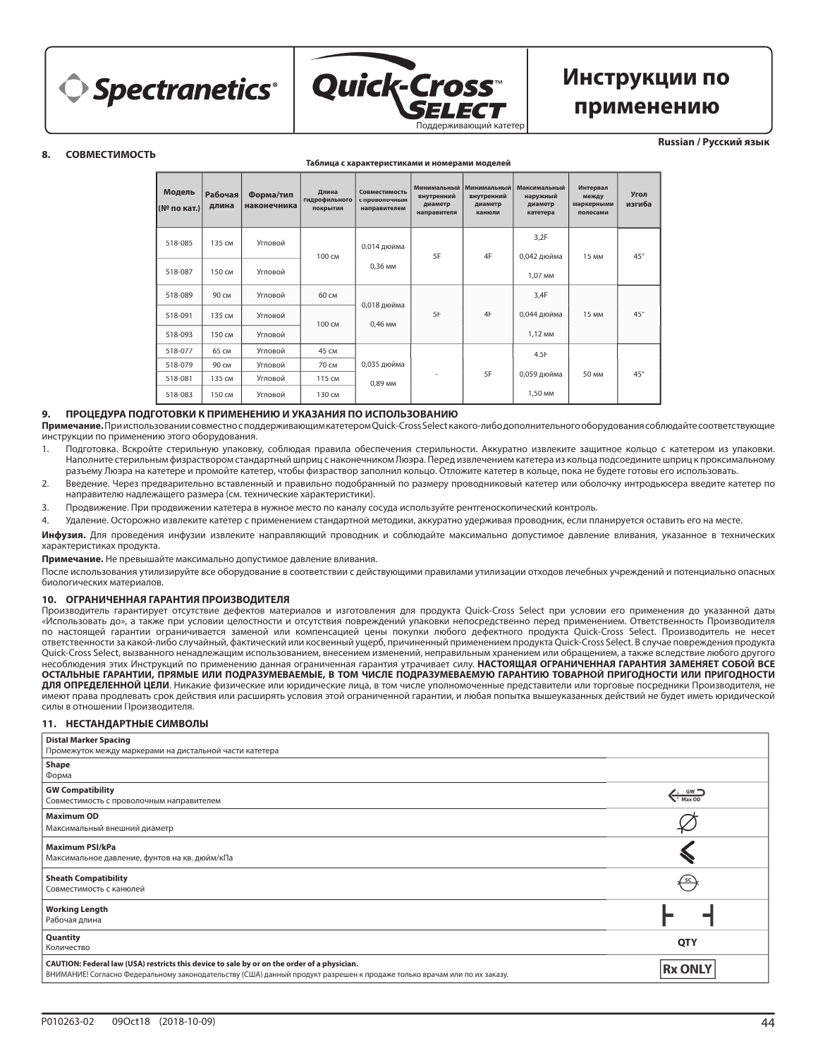**Spectranetics** | **Quick-Cross SELECT** Поддерживающий катетер | **Инструкции по применению**

**Russian / Русский язык**

## 8. СОВМЕСТИМОСТЬ

**Таблица с характеристиками и номерами моделей**

| Модель (№ по кат.) | Рабочая длина | Форма/тип наконечника | Длина гидрофильного покрытия | Совместимость с проволочным направителем | Минимальный внутренний диаметр направителя | Минимальный внутренний диаметр канюли | Максимальный наружный диаметр катетера | Интервал между маркерными полосами | Угол изгиба |
|---|---|---|---|---|---|---|---|---|---|
| 518-085 | 135 см | Угловой | 100 см | 0,014 дюйма 0,36 мм | 5F | 4F | 3,2F 0,042 дюйма 1,07 мм | 15 мм | 45° |
| 518-087 | 150 см | Угловой | | | | | | | |
| 518-089 | 90 см | Угловой | 60 см | 0,018 дюйма 0,46 мм | 5F | 4F | 3,4F 0,044 дюйма 1,12 мм | 15 мм | 45° |
| 518-091 | 135 см | Угловой | 100 см | | | | | | |
| 518-093 | 150 см | Угловой | | | | | | | |
| 518-077 | 65 см | Угловой | 45 см | 0,035 дюйма 0,89 мм | - | 5F | 4.5F 0,059 дюйма 1,50 мм | 50 мм | 45° |
| 518-079 | 90 см | Угловой | 70 см | | | | | | |
| 518-081 | 135 см | Угловой | 115 см | | | | | | |
| 518-083 | 150 см | Угловой | 130 см | | | | | | |

## 9. ПРОЦЕДУРА ПОДГОТОВКИ К ПРИМЕНЕНИЮ И УКАЗАНИЯ ПО ИСПОЛЬЗОВАНИЮ

**Примечание.** При использовании совместно с поддерживающим катетером Quick-Cross Select какого-либо дополнительного оборудования соблюдайте соответствующие инструкции по применению этого оборудования.

1. Подготовка. Вскройте стерильную упаковку, соблюдая правила обеспечения стерильности. Аккуратно извлеките защитное кольцо с катетером из упаковки. Наполните стерильным физраствором стандартный шприц с наконечником Люэра. Перед извлечением катетера из кольца подсоедините шприц к проксимальному разъему Люэра на катетере и промойте катетер, чтобы физраствор заполнил кольцо. Отложите катетер в кольце, пока не будете готовы его использовать.
2. Введение. Через предварительно вставленный и правильно подобранный по размеру проводниковый катетер или оболочку интродьюсера введите катетер по направителю надлежащего размера (см. технические характеристики).
3. Продвижение. При продвижении катетера в нужное место по каналу сосуда используйте рентгеноскопический контроль.
4. Удаление. Осторожно извлеките катетер с применением стандартной методики, аккуратно удерживая проводник, если планируется оставить его на месте.

**Инфузия.** Для проведения инфузии извлеките направляющий проводник и соблюдайте максимально допустимое давление вливания, указанное в технических характеристиках продукта.

**Примечание.** Не превышайте максимально допустимое давление вливания.

После использования утилизируйте все оборудование в соответствии с действующими правилами утилизации отходов лечебных учреждений и потенциально опасных биологических материалов.

## 10. ОГРАНИЧЕННАЯ ГАРАНТИЯ ПРОИЗВОДИТЕЛЯ

Производитель гарантирует отсутствие дефектов материалов и изготовления для продукта Quick-Cross Select при условии его применения до указанной даты «Использовать до», а также при условии целостности и отсутствия повреждений упаковки непосредственно перед применением. Ответственность Производителя по настоящей гарантии ограничивается заменой или компенсацией цены покупки любого дефектного продукта Quick-Cross Select. Производитель не несет ответственности за какой-либо случайный, фактический или косвенный ущерб, причиненный применением продукта Quick-Cross Select. В случае повреждения продукта Quick-Cross Select, вызванного ненадлежащим использованием, внесением изменений, неправильным хранением или обращением, а также вследствие любого другого несоблюдения этих Инструкций по применению данная ограниченная гарантия утрачивает силу. **НАСТОЯЩАЯ ОГРАНИЧЕННАЯ ГАРАНТИЯ ЗАМЕНЯЕТ СОБОЙ ВСЕ ОСТАЛЬНЫЕ ГАРАНТИИ, ПРЯМЫЕ ИЛИ ПОДРАЗУМЕВАЕМЫЕ, В ТОМ ЧИСЛЕ ПОДРАЗУМЕВАЕМУЮ ГАРАНТИЮ ТОВАРНОЙ ПРИГОДНОСТИ ИЛИ ПРИГОДНОСТИ ДЛЯ ОПРЕДЕЛЕННОЙ ЦЕЛИ**. Никакие физические или юридические лица, в том числе уполномоченные представители или торговые посредники Производителя, не имеют права продлевать срок действия или расширять условия этой ограниченной гарантии, и любая попытка вышеуказанных действий не будет иметь юридической силы в отношении Производителя.

## 11. НЕСТАНДАРТНЫЕ СИМВОЛЫ

| Символ | |
|---|---|
| **Distal Marker Spacing** Промежуток между маркерами на дистальной части катетера | |
| **Shape** Форма | |
| **GW Compatibility** Совместимость с проволочным направителем | GW Max OD |
| **Maximum OD** Максимальный внешний диаметр | ⌀ |
| **Maximum PSI/kPa** Максимальное давление, фунтов на кв. дюйм/кПа | |
| **Sheath Compatibility** Совместимость с канюлей | SC |
| **Working Length** Рабочая длина | |
| **Quantity** Количество | QTY |
| **CAUTION: Federal law (USA) restricts this device to sale by or on the order of a physician.** ВНИМАНИЕ! Согласно Федеральному законодательству (США) данный продукт разрешен к продаже только врачам или по их заказу. | Rx ONLY |

P010263-02 09Oct18 (2018-10-09)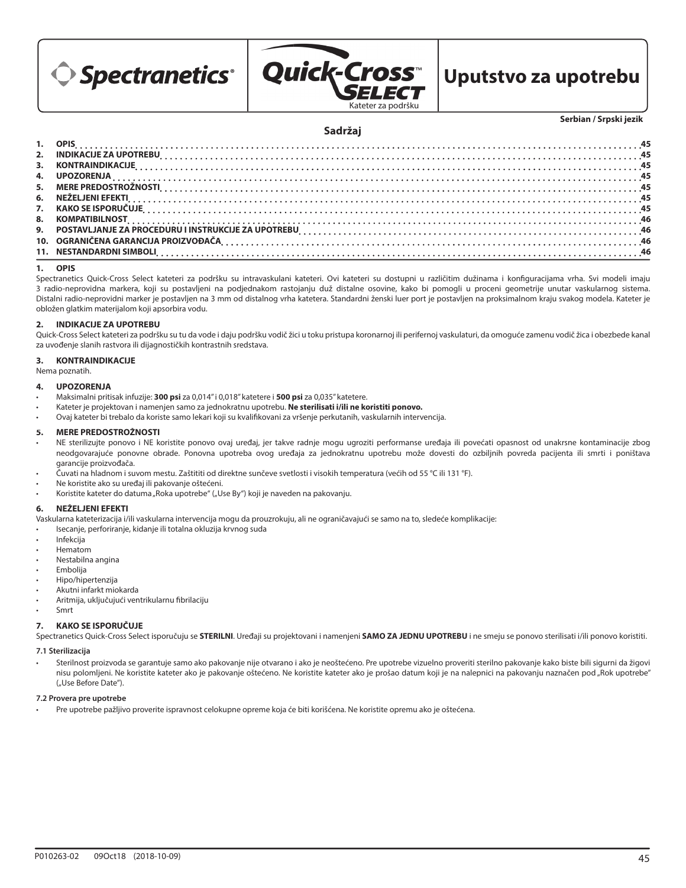Spectranetics® | Quick-Cross™ SELECT Kateter za podršku | Uputstvo za upotrebu

**Serbian / Srpski jezik**

## Sadržaj

1. OPIS .......... 45
2. INDIKACIJE ZA UPOTREBU .......... 45
3. KONTRAINDIKACIJE .......... 45
4. UPOZORENJA .......... 45
5. MERE PREDOSTROŽNOSTI .......... 45
6. NEŽELJENI EFEKTI .......... 45
7. KAKO SE ISPORUČUJE .......... 45
8. KOMPATIBILNOST .......... 46
9. POSTAVLJANJE ZA PROCEDURU I INSTRUKCIJE ZA UPOTREBU .......... 46
10. OGRANIČENA GARANCIJA PROIZVOĐAČA .......... 46
11. NESTANDARDNI SIMBOLI .......... 46

## 1. OPIS

Spectranetics Quick-Cross Select kateteri za podršku su intravaskulani kateteri. Ovi kateteri su dostupni u različitim dužinama i konfiguracijama vrha. Svi modeli imaju 3 radio-neprovidna markera, koji su postavljeni na podjednakom rastojanju duž distalne osovine, kako bi pomogli u proceni geometrije unutar vaskularnog sistema. Distalni radio-neprovidni marker je postavljen na 3 mm od distalnog vrha katetera. Standardni ženski luer port je postavljen na proksimalnom kraju svakog modela. Kateter je obložen glatkim materijalom koji apsorbira vodu.

## 2. INDIKACIJE ZA UPOTREBU

Quick-Cross Select kateteri za podršku su tu da vode i daju podršku vodič žici u toku pristupa koronarnoj ili perifernoj vaskulaturi, da omoguće zamenu vodič žica i obezbede kanal za uvođenje slanih rastvora ili dijagnostičkih kontrastnih sredstava.

## 3. KONTRAINDIKACIJE

Nema poznatih.

## 4. UPOZORENJA

- Maksimalni pritisak infuzije: **300 psi** za 0,014" i 0,018" katetere i **500 psi** za 0,035" katetere.
- Kateter je projektovan i namenjen samo za jednokratnu upotrebu. **Ne sterilisati i/ili ne koristiti ponovo.**
- Ovaj kateter bi trebalo da koriste samo lekari koji su kvalifikovani za vršenje perkutanih, vaskularnih intervencija.

## 5. MERE PREDOSTROŽNOSTI

- NE sterilizujte ponovo i NE koristite ponovo ovaj uređaj, jer takve radnje mogu ugroziti performanse uređaja ili povećati opasnost od unakrsne kontaminacije zbog neodgovarajuće ponovne obrade. Ponovna upotreba ovog uređaja za jednokratnu upotrebu može dovesti do ozbiljnih povreda pacijenta ili smrti i poništava garancije proizvođača.
- Čuvati na hladnom i suvom mestu. Zaštititi od direktne sunčeve svetlosti i visokih temperatura (većih od 55 °C ili 131 °F).
- Ne koristite ako su uređaj ili pakovanje oštećeni.
- Koristite kateter do datuma „Roka upotrebe" („Use By") koji je naveden na pakovanju.

## 6. NEŽELJENI EFEKTI

Vaskularna kateterizacija i/ili vaskularna intervencija mogu da prouzrokuju, ali ne ograničavajući se samo na to, sledeće komplikacije:

- Isecanje, perforiranje, kidanje ili totalna okluzija krvnog suda
- Infekcija
- Hematom
- Nestabilna angina
- Embolija
- Hipo/hipertenzija
- Akutni infarkt miokarda
- Aritmija, uključujući ventrikularnu fibrilaciju
- Smrt

## 7. KAKO SE ISPORUČUJE

Spectranetics Quick-Cross Select isporučuju se **STERILNI**. Uređaji su projektovani i namenjeni **SAMO ZA JEDNU UPOTREBU** i ne smeju se ponovo sterilisati i/ili ponovo koristiti.

### 7.1 Sterilizacija

- Sterilnost proizvoda se garantuje samo ako pakovanje nije otvarano i ako je neoštećeno. Pre upotrebe vizuelno proveriti sterilno pakovanje kako biste bili sigurni da žigovi nisu polomljeni. Ne koristite kateter ako je pakovanje oštećeno. Ne koristite kateter ako je prošao datum koji je na nalepnici na pakovanju naznačen pod „Rok upotrebe" („Use Before Date").

### 7.2 Provera pre upotrebe

- Pre upotrebe pažljivo proverite ispravnost celokupne opreme koja će biti korišćena. Ne koristite opremu ako je oštećena.

P010263-02 09Oct18 (2018-10-09)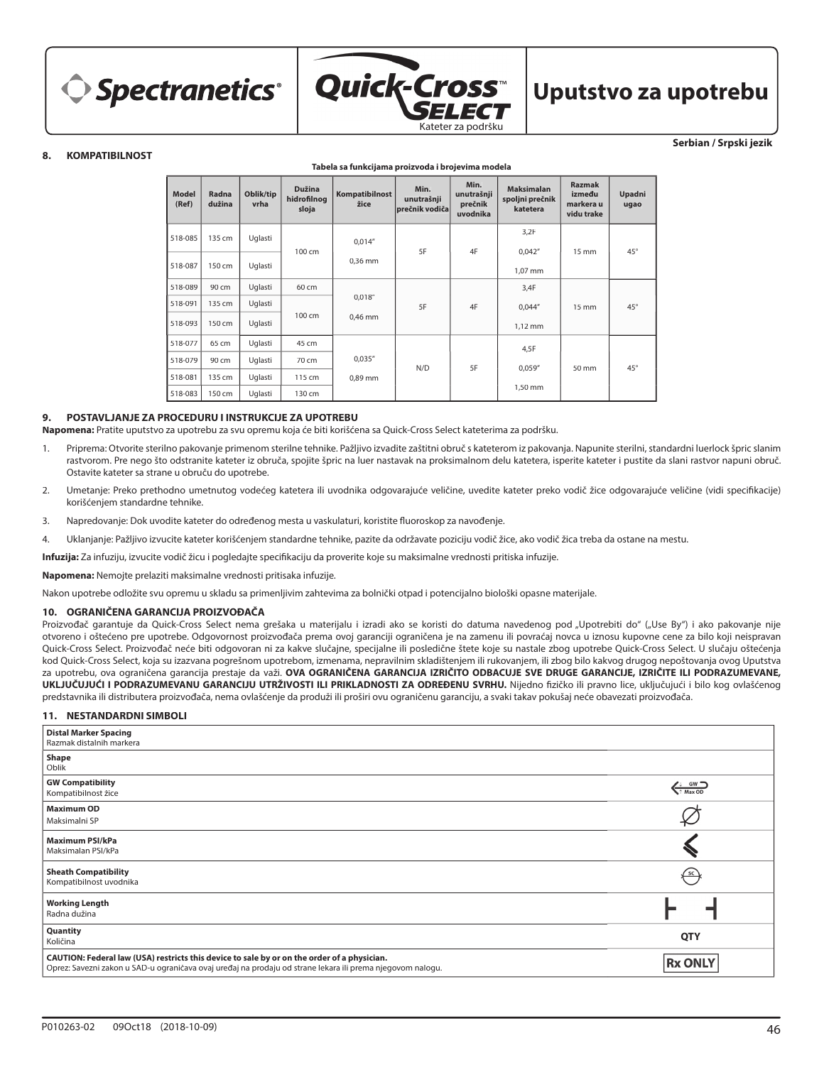Spectranetics® Quick-Cross™ SELECT Kateter za podršku

# Uputstvo za upotrebu

**Serbian / Srpski jezik**

## 8. KOMPATIBILNOST

**Tabela sa funkcijama proizvoda i brojevima modela**

| Model (Ref) | Radna dužina | Oblik/tip vrha | Dužina hidrofilnog sloja | Kompatibilnost žice | Min. unutrašnji prečnik vodiča | Min. unutrašnji prečnik uvodnika | Maksimalan spoljni prečnik katetera | Razmak između markera u vidu trake | Upadni ugao |
|---|---|---|---|---|---|---|---|---|---|
| 518-085 | 135 cm | Uglasti | 100 cm | 0,014" 0,36 mm | 5F | 4F | 3,2F 0,042" 1,07 mm | 15 mm | 45° |
| 518-087 | 150 cm | Uglasti | | | | | | | |
| 518-089 | 90 cm | Uglasti | 60 cm | 0,018" 0,46 mm | 5F | 4F | 3,4F 0,044" 1,12 mm | 15 mm | 45° |
| 518-091 | 135 cm | Uglasti | 100 cm | | | | | | |
| 518-093 | 150 cm | Uglasti | | | | | | | |
| 518-077 | 65 cm | Uglasti | 45 cm | 0,035" 0,89 mm | N/D | 5F | 4,5F 0,059" 1,50 mm | 50 mm | 45° |
| 518-079 | 90 cm | Uglasti | 70 cm | | | | | | |
| 518-081 | 135 cm | Uglasti | 115 cm | | | | | | |
| 518-083 | 150 cm | Uglasti | 130 cm | | | | | | |

## 9. POSTAVLJANJE ZA PROCEDURU I INSTRUKCIJE ZA UPOTREBU

**Napomena:** Pratite uputstvo za upotrebu za svu opremu koja će biti korišćena sa Quick-Cross Select kateterima za podršku.

1. Priprema: Otvorite sterilno pakovanje primenom sterilne tehnike. Pažljivo izvadite zaštitni obruč s kateterom iz pakovanja. Napunite sterilni, standardni luerlock špric slanim rastvorom. Pre nego što odstranite kateter iz obruča, spojite špric na luer nastavak na proksimalnom delu katetera, isperite kateter i pustite da slani rastvor napuni obruč. Ostavite kateter sa strane u obruču do upotrebe.
2. Umetanje: Preko prethodno umetnutog vodećeg katetera ili uvodnika odgovarajuće veličine, uvedite kateter preko vodič žice odgovarajuće veličine (vidi specifikacije) korišćenjem standardne tehnike.
3. Napredovanje: Dok uvodite kateter do određenog mesta u vaskulaturi, koristite fluoroskop za navođenje.
4. Uklanjanje: Pažljivo izvucite kateter korišćenjem standardne tehnike, pazite da održavate poziciju vodič žice, ako vodič žica treba da ostane na mestu.

**Infuzija:** Za infuziju, izvucite vodič žicu i pogledajte specifikaciju da proverite koje su maksimalne vrednosti pritiska infuzije.

**Napomena:** Nemojte prelaziti maksimalne vrednosti pritisaka infuzije.

Nakon upotrebe odložite svu opremu u skladu sa primenljivim zahtevima za bolnički otpad i potencijalno biološki opasne materijale.

## 10. OGRANIČENA GARANCIJA PROIZVOĐAČA

Proizvođač garantuje da Quick-Cross Select nema grešaka u materijalu i izradi ako se koristi do datuma navedenog pod „Upotrebiti do" („Use By") i ako pakovanje nije otvoreno i oštećeno pre upotrebe. Odgovornost proizvođača prema ovoj garanciji ograničena je na zamenu ili povraćaj novca u iznosu kupovne cene za bilo koji neispravan Quick-Cross Select. Proizvođač neće biti odgovoran ni za kakve slučajne, specijalne ili posledične štete koje su nastale zbog upotrebe Quick-Cross Select. U slučaju oštećenja kod Quick-Cross Select, koja su izazvana pogrešnom upotrebom, izmenama, nepravilnim skladištenjem ili rukovanjem, ili zbog bilo kakvog drugog nepoštovanja ovog Uputstva za upotrebu, ova ograničena garancija prestaje da važi. **OVA OGRANIČENA GARANCIJA IZRIČITO ODBACUJE SVE DRUGE GARANCIJE, IZRIČITE ILI PODRAZUMEVANE, UKLJUČUJUĆI I PODRAZUMEVANU GARANCIJU UTRŽIVOSTI ILI PRIKLADNOSTI ZA ODREĐENU SVRHU.** Nijedno fizičko ili pravno lice, uključujući i bilo kog ovlašćenog predstavnika ili distributera proizvođača, nema ovlašćenje da produži ili proširi ovu ograničenu garanciju, a svaki takav pokušaj neće obavezati proizvođača.

## 11. NESTANDARDNI SIMBOLI

| | |
|---|---|
| **Distal Marker Spacing** Razmak distalnih markera | |
| **Shape** Oblik | |
| **GW Compatibility** Kompatibilnost žice | GW Max OD |
| **Maximum OD** Maksimalni SP | ⌀ |
| **Maximum PSI/kPa** Maksimalan PSI/kPa | |
| **Sheath Compatibility** Kompatibilnost uvodnika | SC |
| **Working Length** Radna dužina | |
| **Quantity** Količina | QTY |
| **CAUTION: Federal law (USA) restricts this device to sale by or on the order of a physician.** Oprez: Savezni zakon u SAD-u ograničava ovaj uređaj na prodaju od strane lekara ili prema njegovom nalogu. | Rx ONLY |

P010263-02 09Oct18 (2018-10-09)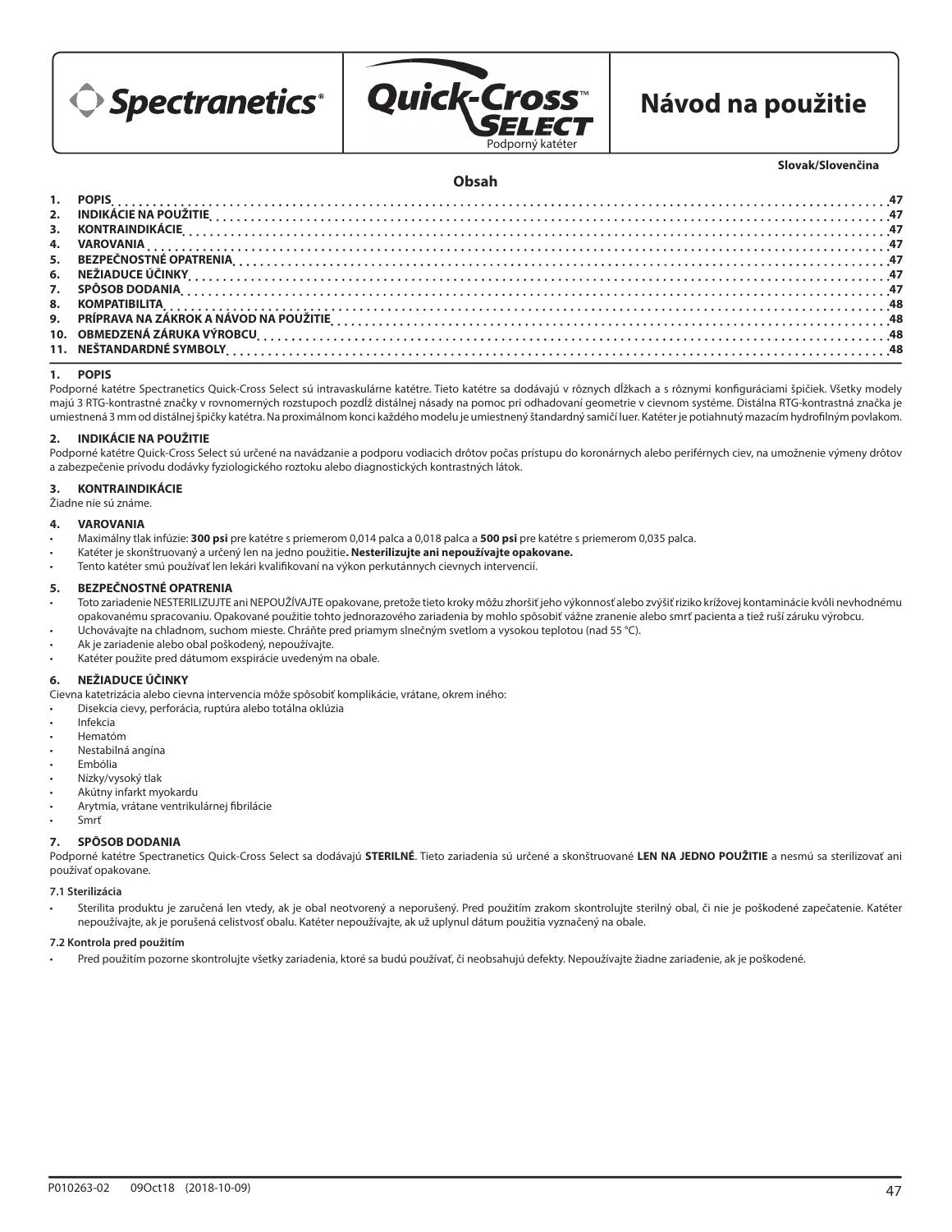Spectranetics® Quick-Cross™ SELECT

Podporný katéter

# Návod na použitie

Slovak/Slovenčina

## Obsah

1. POPIS ..... 47
2. INDIKÁCIE NA POUŽITIE ..... 47
3. KONTRAINDIKÁCIE ..... 47
4. VAROVANIA ..... 47
5. BEZPEČNOSTNÉ OPATRENIA ..... 47
6. NEŽIADUCE ÚČINKY ..... 47
7. SPÔSOB DODANIA ..... 47
8. KOMPATIBILITA ..... 48
9. PRÍPRAVA NA ZÁKROK A NÁVOD NA POUŽITIE ..... 48
10. OBMEDZENÁ ZÁRUKA VÝROBCU ..... 48
11. NEŠTANDARDNÉ SYMBOLY ..... 48

## 1. POPIS

Podporné katétre Spectranetics Quick-Cross Select sú intravaskulárne katétre. Tieto katétre sa dodávajú v rôznych dĺžkach a s rôznymi konfiguráciami špičiek. Všetky modely majú 3 RTG-kontrastné značky v rovnomerných rozstupoch pozdĺž distálnej násady na pomoc pri odhadovaní geometrie v cievnom systéme. Distálna RTG-kontrastná značka je umiestnená 3 mm od distálnej špičky katétra. Na proximálnom konci každého modelu je umiestnený štandardný samičí luer. Katéter je potiahnutý mazacím hydrofilným povlakom.

## 2. INDIKÁCIE NA POUŽITIE

Podporné katétre Quick-Cross Select sú určené na navádzanie a podporu vodiacich drôtov počas prístupu do koronárnych alebo periférnych ciev, na umožnenie výmeny drôtov a zabezpečenie prívodu dodávky fyziologického roztoku alebo diagnostických kontrastných látok.

## 3. KONTRAINDIKÁCIE

Žiadne nie sú známe.

## 4. VAROVANIA

- Maximálny tlak infúzie: **300 psi** pre katétre s priemerom 0,014 palca a 0,018 palca a **500 psi** pre katétre s priemerom 0,035 palca.
- Katéter je skonštruovaný a určený len na jedno použitie**. Nesterilizujte ani nepoužívajte opakovane.**
- Tento katéter smú používať len lekári kvalifikovaní na výkon perkutánnych cievnych intervencií.

## 5. BEZPEČNOSTNÉ OPATRENIA

- Toto zariadenie NESTERILIZUJTE ani NEPOUŽÍVAJTE opakovane, pretože tieto kroky môžu zhoršiť jeho výkonnosť alebo zvýšiť riziko krížovej kontaminácie kvôli nevhodnému opakovanému spracovaniu. Opakované použitie tohto jednorazového zariadenia by mohlo spôsobiť vážne zranenie alebo smrť pacienta a tiež ruší záruku výrobcu.
- Uchovávajte na chladnom, suchom mieste. Chráňte pred priamym slnečným svetlom a vysokou teplotou (nad 55 °C).
- Ak je zariadenie alebo obal poškodený, nepoužívajte.
- Katéter použite pred dátumom exspirácie uvedeným na obale.

## 6. NEŽIADUCE ÚČINKY

Cievna katetrizácia alebo cievna intervencia môže spôsobiť komplikácie, vrátane, okrem iného:

- Disekcia cievy, perforácia, ruptúra alebo totálna oklúzia
- Infekcia
- Hematóm
- Nestabilná angína
- Embólia
- Nízky/vysoký tlak
- Akútny infarkt myokardu
- Arytmia, vrátane ventrikulárnej fibrilácie
- Smrť

## 7. SPÔSOB DODANIA

Podporné katétre Spectranetics Quick-Cross Select sa dodávajú **STERILNÉ**. Tieto zariadenia sú určené a skonštruované **LEN NA JEDNO POUŽITIE** a nesmú sa sterilizovať ani používať opakovane.

### 7.1 Sterilizácia

- Sterilita produktu je zaručená len vtedy, ak je obal neotvorený a neporušený. Pred použitím zrakom skontrolujte sterilný obal, či nie je poškodené zapečatenie. Katéter nepoužívajte, ak je porušená celistvosť obalu. Katéter nepoužívajte, ak už uplynul dátum použitia vyznačený na obale.

### 7.2 Kontrola pred použitím

- Pred použitím pozorne skontrolujte všetky zariadenia, ktoré sa budú používať, či neobsahujú defekty. Nepoužívajte žiadne zariadenie, ak je poškodené.

P010263-02 09Oct18 (2018-10-09)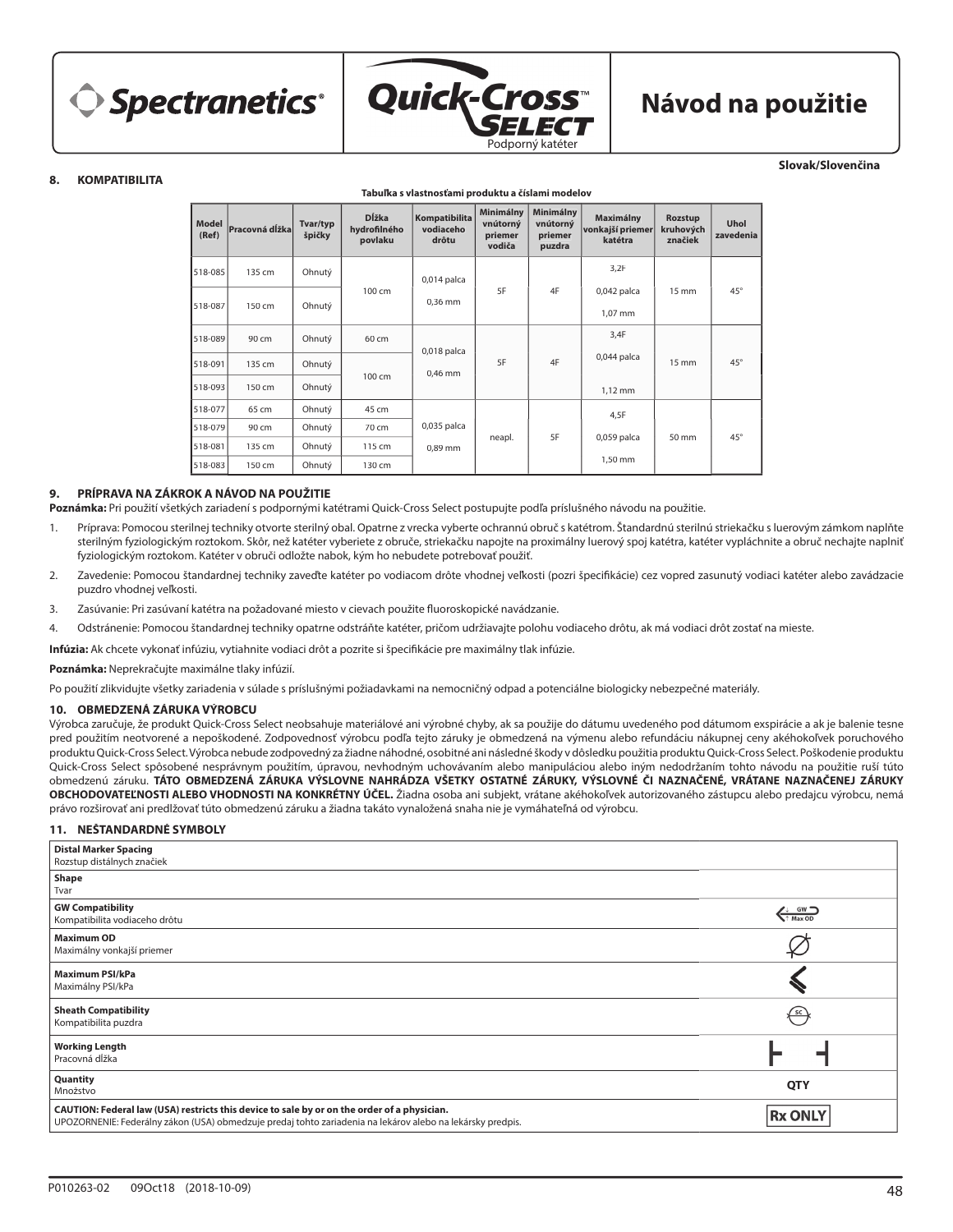Spectranetics® | Quick-Cross™ SELECT Podporný katéter | **Návod na použitie**

Slovak/Slovenčina

## 8. KOMPATIBILITA

**Tabuľka s vlastnosťami produktu a číslami modelov**

| Model (Ref) | Pracovná dĺžka | Tvar/typ špičky | Dĺžka hydrofilného povlaku | Kompatibilita vodiaceho drôtu | Minimálny vnútorný priemer vodiča | Minimálny vnútorný priemer puzdra | Maximálny vonkajší priemer katétra | Rozstup kruhových značiek | Uhol zavedenia |
|---|---|---|---|---|---|---|---|---|---|
| 518-085 | 135 cm | Ohnutý | 100 cm | 0,014 palca 0,36 mm | 5F | 4F | 3,2F 0,042 palca 1,07 mm | 15 mm | 45° |
| 518-087 | 150 cm | Ohnutý | | | | | | | |
| 518-089 | 90 cm | Ohnutý | 60 cm | 0,018 palca 0,46 mm | 5F | 4F | 3,4F 0,044 palca 1,12 mm | 15 mm | 45° |
| 518-091 | 135 cm | Ohnutý | 100 cm | | | | | | |
| 518-093 | 150 cm | Ohnutý | | | | | | | |
| 518-077 | 65 cm | Ohnutý | 45 cm | 0,035 palca 0,89 mm | neapl. | 5F | 4,5F 0,059 palca 1,50 mm | 50 mm | 45° |
| 518-079 | 90 cm | Ohnutý | 70 cm | | | | | | |
| 518-081 | 135 cm | Ohnutý | 115 cm | | | | | | |
| 518-083 | 150 cm | Ohnutý | 130 cm | | | | | | |

## 9. PRÍPRAVA NA ZÁKROK A NÁVOD NA POUŽITIE

**Poznámka:** Pri použití všetkých zariadení s podpornými katétrami Quick-Cross Select postupujte podľa príslušného návodu na použitie.

1. Príprava: Pomocou sterilnej techniky otvorte sterilný obal. Opatrne z vrecka vyberte ochrannú obruč s katétrom. Štandardnú sterilnú striekačku s luerovým zámkom naplňte sterilným fyziologickým roztokom. Skôr, než katéter vyberiete z obruče, striekačku napojte na proximálny luerový spoj katétra, katéter vypláchnite a obruč nechajte naplniť fyziologickým roztokom. Katéter v obruči odložte nabok, kým ho nebudete potrebovať použiť.
2. Zavedenie: Pomocou štandardnej techniky zaveďte katéter po vodiacom drôte vhodnej veľkosti (pozri špecifikácie) cez vopred zasunutý vodiaci katéter alebo zavádzacie puzdro vhodnej veľkosti.
3. Zasúvanie: Pri zasúvaní katétra na požadované miesto v cievach použite fluoroskopické navádzanie.
4. Odstránenie: Pomocou štandardnej techniky opatrne odstráňte katéter, pričom udržiavajte polohu vodiaceho drôtu, ak má vodiaci drôt zostať na mieste.

**Infúzia:** Ak chcete vykonať infúziu, vytiahnite vodiaci drôt a pozrite si špecifikácie pre maximálny tlak infúzie.

**Poznámka:** Neprekračujte maximálne tlaky infúzií.

Po použití zlikvidujte všetky zariadenia v súlade s príslušnými požiadavkami na nemocničný odpad a potenciálne biologicky nebezpečné materiály.

## 10. OBMEDZENÁ ZÁRUKA VÝROBCU

Výrobca zaručuje, že produkt Quick-Cross Select neobsahuje materiálové ani výrobné chyby, ak sa použije do dátumu uvedeného pod dátumom exspirácie a ak je balenie tesne pred použitím neotvorené a nepoškodené. Zodpovednosť výrobcu podľa tejto záruky je obmedzená na výmenu alebo refundáciu nákupnej ceny akéhokoľvek poruchového produktu Quick-Cross Select. Výrobca nebude zodpovedný za žiadne náhodné, osobitné ani následné škody v dôsledku použitia produktu Quick-Cross Select. Poškodenie produktu Quick-Cross Select spôsobené nesprávnym použitím, úpravou, nevhodným uchovávaním alebo manipuláciou alebo iným nedodržaním tohto návodu na použitie ruší túto obmedzenú záruku. **TÁTO OBMEDZENÁ ZÁRUKA VÝSLOVNE NAHRÁDZA VŠETKY OSTATNÉ ZÁRUKY, VÝSLOVNÉ ČI NAZNAČENÉ, VRÁTANE NAZNAČENEJ ZÁRUKY OBCHODOVATEĽNOSTI ALEBO VHODNOSTI NA KONKRÉTNY ÚČEL.** Žiadna osoba ani subjekt, vrátane akéhokoľvek autorizovaného zástupcu alebo predajcu výrobcu, nemá právo rozširovať ani predlžovať túto obmedzenú záruku a žiadna takáto vynaložená snaha nie je vymáhateľná od výrobcu.

## 11. NEŠTANDARDNÉ SYMBOLY

| | |
|---|---|
| **Distal Marker Spacing** Rozstup distálnych značiek | |
| **Shape** Tvar | |
| **GW Compatibility** Kompatibilita vodiaceho drôtu | GW Max OD |
| **Maximum OD** Maximálny vonkajší priemer | Ø |
| **Maximum PSI/kPa** Maximálny PSI/kPa | |
| **Sheath Compatibility** Kompatibilita puzdra | SC |
| **Working Length** Pracovná dĺžka | |
| **Quantity** Množstvo | QTY |
| **CAUTION: Federal law (USA) restricts this device to sale by or on the order of a physician.** UPOZORNENIE: Federálny zákon (USA) obmedzuje predaj tohto zariadenia na lekárov alebo na lekársky predpis. | Rx ONLY |

P010263-02 09Oct18 (2018-10-09)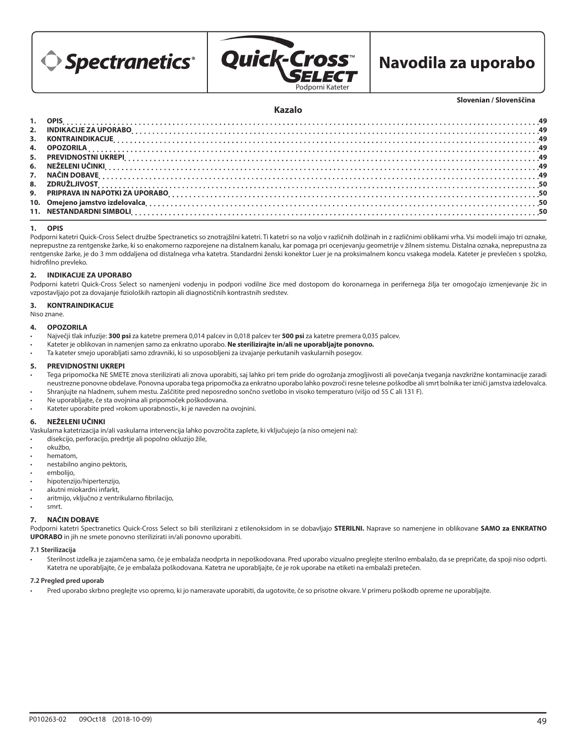Spectranetics®

Quick-Cross™ SELECT

Podporni Kateter

# Navodila za uporabo

**Slovenian / Slovenščina**

## Kazalo

| | | |
|---|---|---|
| 1. | OPIS | 49 |
| 2. | INDIKACIJE ZA UPORABO | 49 |
| 3. | KONTRAINDIKACIJE | 49 |
| 4. | OPOZORILA | 49 |
| 5. | PREVIDNOSTNI UKREPI | 49 |
| 6. | NEŽELENI UČINKI | 49 |
| 7. | NAČIN DOBAVE | 49 |
| 8. | ZDRUŽLJIVOST | 50 |
| 9. | PRIPRAVA IN NAPOTKI ZA UPORABO | 50 |
| 10. | Omejeno jamstvo izdelovalca | 50 |
| 11. | NESTANDARDNI SIMBOLI | 50 |

### 1. OPIS

Podporni katetri Quick-Cross Select družbe Spectranetics so znotrajžilni katetri. Ti katetri so na voljo v različnih dolžinah in z različnimi oblikami vrha. Vsi modeli imajo tri oznake, neprepustne za rentgenske žarke, ki so enakomerno razporejene na distalnem kanalu, kar pomaga pri ocenjevanju geometrije v žilnem sistemu. Distalna oznaka, neprepustna za rentgenske žarke, je do 3 mm oddaljena od distalnega vrha katetra. Standardni ženski konektor Luer je na proksimalnem koncu vsakega modela. Kateter je prevlečen s spolzko, hidrofilno prevleko.

### 2. INDIKACIJE ZA UPORABO

Podporni katetri Quick-Cross Select so namenjeni vodenju in podpori vodilne žice med dostopom do koronarnega in perifernega žilja ter omogočajo izmenjevanje žic in vzpostavljajo pot za dovajanje fizioloških raztopin ali diagnostičnih kontrastnih sredstev.

### 3. KONTRAINDIKACIJE

Niso znane.

### 4. OPOZORILA

- Največji tlak infuzije: **300 psi** za katetre premera 0,014 palcev in 0,018 palcev ter **500 psi** za katetre premera 0,035 palcev.
- Kateter je oblikovan in namenjen samo za enkratno uporabo. **Ne sterilizirajte in/ali ne uporabljajte ponovno.**
- Ta kateter smejo uporabljati samo zdravniki, ki so usposobljeni za izvajanje perkutanih vaskularnih posegov.

### 5. PREVIDNOSTNI UKREPI

- Tega pripomočka NE SMETE znova sterilizirati ali znova uporabiti, saj lahko pri tem pride do ogrožanja zmogljivosti ali povečanja tveganja navzkrižne kontaminacije zaradi neustrezne ponovne obdelave. Ponovna uporaba tega pripomočka za enkratno uporabo lahko povzroči resne telesne poškodbe ali smrt bolnika ter izniči jamstva izdelovalca.
- Shranjujte na hladnem, suhem mestu. Zaščitite pred neposredno sončno svetlobo in visoko temperaturo (višjo od 55 C ali 131 F).
- Ne uporabljajte, če sta ovojnina ali pripomoček poškodovana.
- Kateter uporabite pred »rokom uporabnosti«, ki je naveden na ovojnini.

### 6. NEŽELENI UČINKI

Vaskularna katetrizacija in/ali vaskularna intervencija lahko povzročita zaplete, ki vključujejo (a niso omejeni na):

- disekcijo, perforacijo, predrtje ali popolno okluzijo žile,
- okužbo,
- hematom,
- nestabilno angino pektoris,
- embolijo,
- hipotenzijo/hipertenzijo,
- akutni miokardni infarkt,
- aritmijo, vključno z ventrikularno fibrilacijo,
- smrt.

### 7. NAČIN DOBAVE

Podporni katetri Spectranetics Quick-Cross Select so bili sterilizirani z etilenoksidom in se dobavljajo **STERILNI.** Naprave so namenjene in oblikovane **SAMO za ENKRATNO UPORABO** in jih ne smete ponovno sterilizirati in/ali ponovno uporabiti.

#### 7.1 Sterilizacija

- Sterilnost izdelka je zajamčena samo, če je embalaža neodprta in nepoškodovana. Pred uporabo vizualno preglejte sterilno embalažo, da se prepričate, da spoji niso odprti. Katetra ne uporabljajte, če je embalaža poškodovana. Katetra ne uporabljajte, če je rok uporabe na etiketi na embalaži pretečen.

#### 7.2 Pregled pred uporab

- Pred uporabo skrbno preglejte vso opremo, ki jo nameravate uporabiti, da ugotovite, če so prisotne okvare. V primeru poškodb opreme ne uporabljajte.

P010263-02 09Oct18 (2018-10-09)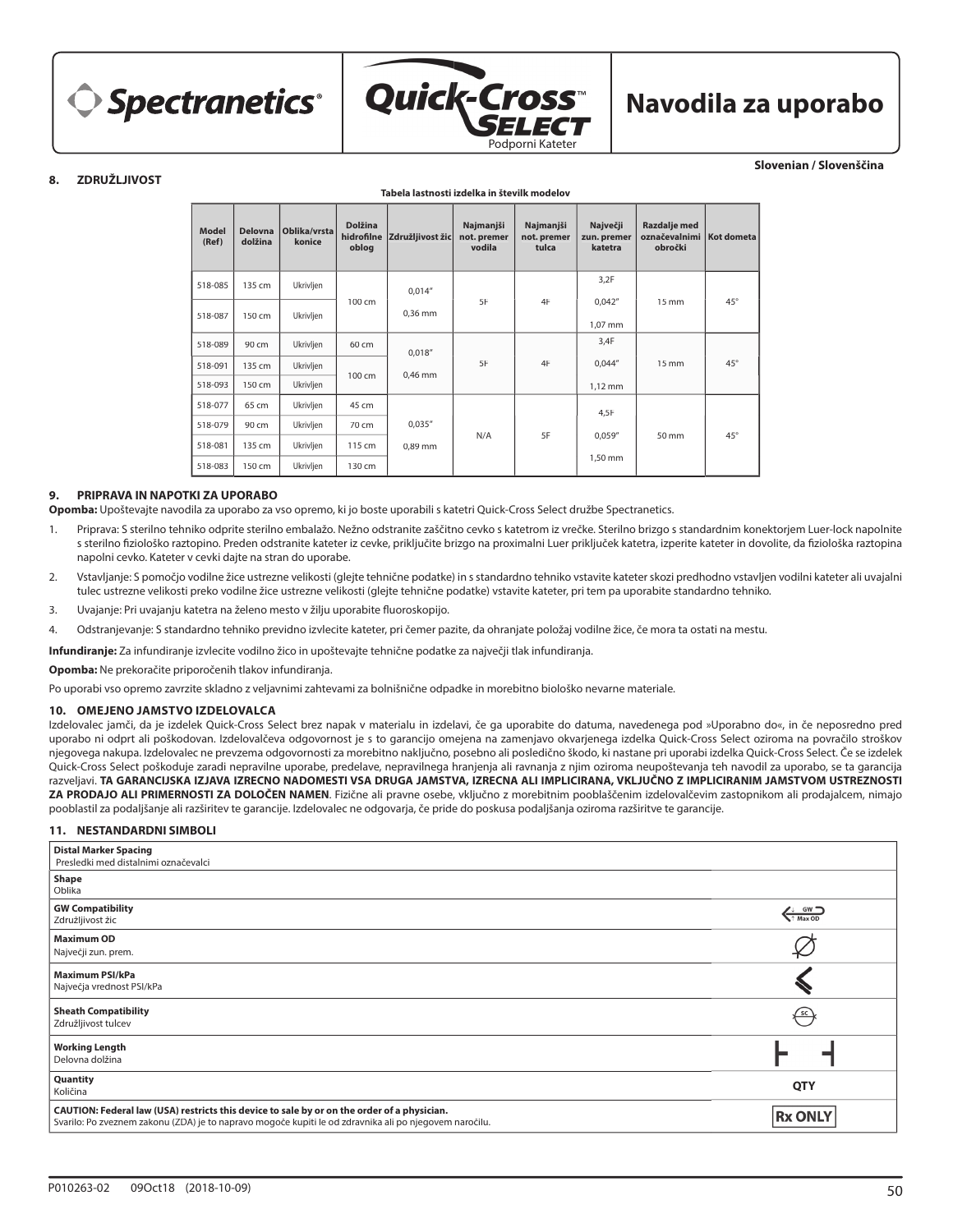# Navodila za uporabo

Quick-Cross SELECT Podporni Kateter

**Slovenian / Slovenščina**

## 8. ZDRUŽLJIVOST

**Tabela lastnosti izdelka in številk modelov**

| Model (Ref) | Delovna dolžina | Oblika/vrsta konice | Dolžina hidrofilne oblog | Združljivost žic | Najmanjši not. premer vodila | Najmanjši not. premer tulca | Največji zun. premer katetra | Razdalje med označevalnimi obročki | Kot dometa |
|---|---|---|---|---|---|---|---|---|---|
| 518-085 | 135 cm | Ukrivljen | 100 cm | 0,014" 0,36 mm | 5F | 4F | 3,2F 0,042" 1,07 mm | 15 mm | 45° |
| 518-087 | 150 cm | Ukrivljen | | | | | | | |
| 518-089 | 90 cm | Ukrivljen | 60 cm | 0,018" 0,46 mm | 5F | 4F | 3,4F 0,044" 1,12 mm | 15 mm | 45° |
| 518-091 | 135 cm | Ukrivljen | 100 cm | | | | | | |
| 518-093 | 150 cm | Ukrivljen | | | | | | | |
| 518-077 | 65 cm | Ukrivljen | 45 cm | 0,035" 0,89 mm | N/A | 5F | 4,5F 0,059" 1,50 mm | 50 mm | 45° |
| 518-079 | 90 cm | Ukrivljen | 70 cm | | | | | | |
| 518-081 | 135 cm | Ukrivljen | 115 cm | | | | | | |
| 518-083 | 150 cm | Ukrivljen | 130 cm | | | | | | |

## 9. PRIPRAVA IN NAPOTKI ZA UPORABO

**Opomba:** Upoštevajte navodila za uporabo za vso opremo, ki jo boste uporabili s katetri Quick-Cross Select družbe Spectranetics.

1. Priprava: S sterilno tehniko odprite sterilno embalažo. Nežno odstranite zaščitno cevko s katetrom iz vrečke. Sterilno brizgo s standardnim konektorjem Luer-lock napolnite s sterilno fiziološko raztopino. Preden odstranite kateter iz cevke, priključite brizgo na proksimalni Luer priključek katetra, izperite kateter in dovolite, da fiziološka raztopina napolni cevko. Kateter v cevki dajte na stran do uporabe.
2. Vstavljanje: S pomočjo vodilne žice ustrezne velikosti (glejte tehnične podatke) in s standardno tehniko vstavite kateter skozi predhodno vstavljen vodilni kateter ali uvajalni tulec ustrezne velikosti preko vodilne žice ustrezne velikosti (glejte tehnične podatke) vstavite kateter, pri tem pa uporabite standardno tehniko.
3. Uvajanje: Pri uvajanju katetra na želeno mesto v žilju uporabite fluoroskopijo.
4. Odstranjevanje: S standardno tehniko previdno izvlecite kateter, pri čemer pazite, da ohranjate položaj vodilne žice, če mora ta ostati na mestu.

**Infundiranje:** Za infundiranje izvlecite vodilno žico in upoštevajte tehnične podatke za največji tlak infundiranja.

**Opomba:** Ne prekoračite priporočenih tlakov infundiranja.

Po uporabi vso opremo zavrzite skladno z veljavnimi zahtevami za bolnišnične odpadke in morebitno biološko nevarne materiale.

## 10. OMEJENO JAMSTVO IZDELOVALCA

Izdelovalec jamči, da je izdelek Quick-Cross Select brez napak v materialu in izdelavi, če ga uporabite do datuma, navedenega pod »Uporabno do«, in če neposredno pred uporabo ni odprt ali poškodovan. Izdelovalčeva odgovornost je s to garancijo omejena na zamenjavo okvarjenega izdelka Quick-Cross Select oziroma na povračilo stroškov njegovega nakupa. Izdelovalec ne prevzema odgovornosti za morebitno naključno, posebno ali posledično škodo, ki nastane pri uporabi izdelka Quick-Cross Select. Če se izdelek Quick-Cross Select poškoduje zaradi nepravilne uporabe, predelave, nepravilnega hranjenja ali ravnanja z njim oziroma neupoštevanja teh navodil za uporabo, se ta garancija razveljavi. **TA GARANCIJSKA IZJAVA IZRECNO NADOMESTI VSA DRUGA JAMSTVA, IZRECNA ALI IMPLICIRANA, VKLJUČNO Z IMPLICIRANIM JAMSTVOM USTREZNOSTI ZA PRODAJO ALI PRIMERNOSTI ZA DOLOČEN NAMEN**. Fizične ali pravne osebe, vključno z morebitnim pooblaščenim izdelovalčevim zastopnikom ali prodajalcem, nimajo pooblastil za podaljšanje ali razširitev te garancije. Izdelovalec ne odgovarja, če pride do poskusa podaljšanja oziroma razširitve te garancije.

## 11. NESTANDARDNI SIMBOLI

| Simbol | |
|---|---|
| **Distal Marker Spacing** Presledki med distalnimi označevalci | |
| **Shape** Oblika | |
| **GW Compatibility** Združljivost žic | GW Max OD |
| **Maximum OD** Največji zun. prem. | |
| **Maximum PSI/kPa** Največja vrednost PSI/kPa | |
| **Sheath Compatibility** Združljivost tulcev | SC |
| **Working Length** Delovna dolžina | |
| **Quantity** Količina | QTY |
| **CAUTION: Federal law (USA) restricts this device to sale by or on the order of a physician.** Svarilo: Po zveznem zakonu (ZDA) je to napravo mogoče kupiti le od zdravnika ali po njegovem naročilu. | Rx ONLY |

P010263-02 09Oct18 (2018-10-09)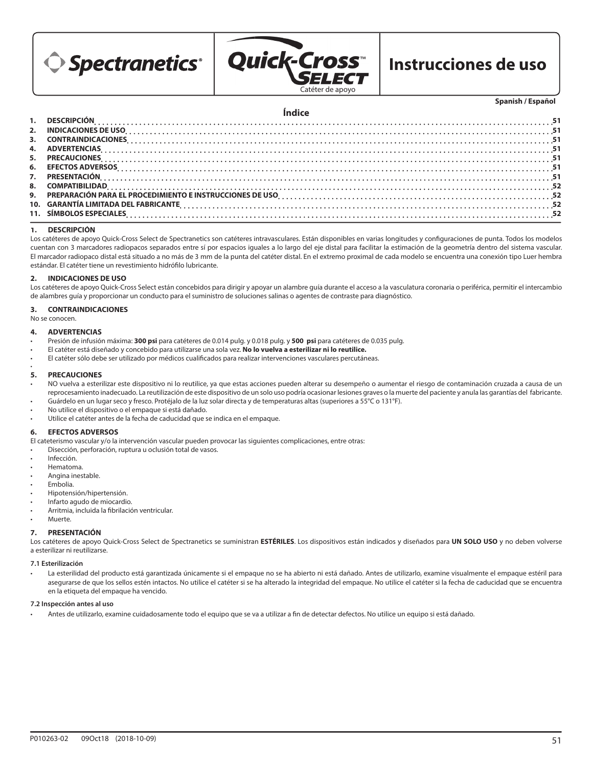Spectranetics®

Quick-Cross™ SELECT

Catéter de apoyo

# Instrucciones de uso

**Spanish / Español**

## Índice

| | | |
|---|---|---|
| 1. | DESCRIPCIÓN | 51 |
| 2. | INDICACIONES DE USO | 51 |
| 3. | CONTRAINDICACIONES | 51 |
| 4. | ADVERTENCIAS | 51 |
| 5. | PRECAUCIONES | 51 |
| 6. | EFECTOS ADVERSOS | 51 |
| 7. | PRESENTACIÓN | 51 |
| 8. | COMPATIBILIDAD | 52 |
| 9. | PREPARACIÓN PARA EL PROCEDIMIENTO E INSTRUCCIONES DE USO | 52 |
| 10. | GARANTÍA LIMITADA DEL FABRICANTE | 52 |
| 11. | SÍMBOLOS ESPECIALES | 52 |

## 1. DESCRIPCIÓN

Los catéteres de apoyo Quick-Cross Select de Spectranetics son catéteres intravasculares. Están disponibles en varias longitudes y configuraciones de punta. Todos los modelos cuentan con 3 marcadores radiopacos separados entre sí por espacios iguales a lo largo del eje distal para facilitar la estimación de la geometría dentro del sistema vascular. El marcador radiopaco distal está situado a no más de 3 mm de la punta del catéter distal. En el extremo proximal de cada modelo se encuentra una conexión tipo Luer hembra estándar. El catéter tiene un revestimiento hidrófilo lubricante.

## 2. INDICACIONES DE USO

Los catéteres de apoyo Quick-Cross Select están concebidos para dirigir y apoyar un alambre guía durante el acceso a la vasculatura coronaria o periférica, permitir el intercambio de alambres guía y proporcionar un conducto para el suministro de soluciones salinas o agentes de contraste para diagnóstico.

## 3. CONTRAINDICACIONES

No se conocen.

## 4. ADVERTENCIAS

- Presión de infusión máxima: **300 psi** para catéteres de 0.014 pulg. y 0.018 pulg. y **500 psi** para catéteres de 0.035 pulg.
- El catéter está diseñado y concebido para utilizarse una sola vez. **No lo vuelva a esterilizar ni lo reutilice.**
- El catéter sólo debe ser utilizado por médicos cualificados para realizar intervenciones vasculares percutáneas.

## 5. PRECAUCIONES

- NO vuelva a esterilizar este dispositivo ni lo reutilice, ya que estas acciones pueden alterar su desempeño o aumentar el riesgo de contaminación cruzada a causa de un reprocesamiento inadecuado. La reutilización de este dispositivo de un solo uso podría ocasionar lesiones graves o la muerte del paciente y anula las garantías del fabricante.
- Guárdelo en un lugar seco y fresco. Protéjalo de la luz solar directa y de temperaturas altas (superiores a 55°C o 131°F).
- No utilice el dispositivo o el empaque si está dañado.
- Utilice el catéter antes de la fecha de caducidad que se indica en el empaque.

## 6. EFECTOS ADVERSOS

El cateterismo vascular y/o la intervención vascular pueden provocar las siguientes complicaciones, entre otras:

- Disección, perforación, ruptura u oclusión total de vasos.
- Infección.
- Hematoma.
- Angina inestable.
- Embolia.
- Hipotensión/hipertensión.
- Infarto agudo de miocardio.
- Arritmia, incluida la fibrilación ventricular.
- Muerte.

## 7. PRESENTACIÓN

Los catéteres de apoyo Quick-Cross Select de Spectranetics se suministran **ESTÉRILES**. Los dispositivos están indicados y diseñados para **UN SOLO USO** y no deben volverse a esterilizar ni reutilizarse.

### 7.1 Esterilización

- La esterilidad del producto está garantizada únicamente si el empaque no se ha abierto ni está dañado. Antes de utilizarlo, examine visualmente el empaque estéril para asegurarse de que los sellos estén intactos. No utilice el catéter si se ha alterado la integridad del empaque. No utilice el catéter si la fecha de caducidad que se encuentra en la etiqueta del empaque ha vencido.

### 7.2 Inspección antes al uso

- Antes de utilizarlo, examine cuidadosamente todo el equipo que se va a utilizar a fin de detectar defectos. No utilice un equipo si está dañado.

P010263-02 09Oct18 (2018-10-09)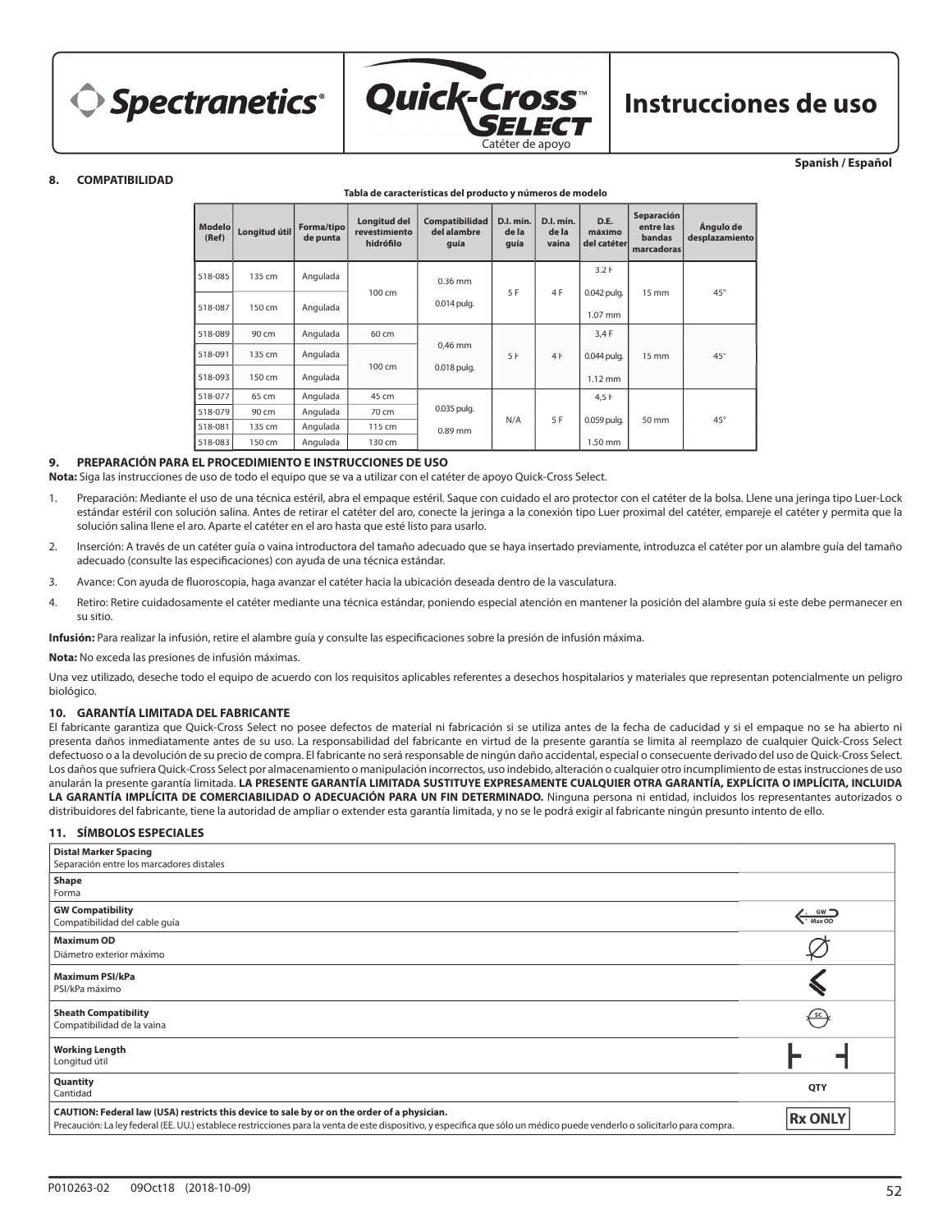## 8. COMPATIBILIDAD

**Tabla de características del producto y números de modelo**

| Modelo (Ref) | Longitud útil | Forma/tipo de punta | Longitud del revestimiento hidrófilo | Compatibilidad del alambre guía | D.I. mín. de la guía | D.I. mín. de la vaina | D.E. máximo del catéter | Separación entre las bandas marcadoras | Ángulo de desplazamiento |
|---|---|---|---|---|---|---|---|---|---|
| 518-085 | 135 cm | Angulada | 100 cm | 0.36 mm 0.014 pulg. | 5 F | 4 F | 3.2 F 0.042 pulg. 1.07 mm | 15 mm | 45° |
| 518-087 | 150 cm | Angulada | | | | | | | |
| 518-089 | 90 cm | Angulada | 60 cm | 0,46 mm 0.018 pulg. | 5 F | 4 F | 3,4 F 0.044 pulg. 1.12 mm | 15 mm | 45° |
| 518-091 | 135 cm | Angulada | 100 cm | | | | | | |
| 518-093 | 150 cm | Angulada | | | | | | | |
| 518-077 | 65 cm | Angulada | 45 cm | 0.035 pulg. 0.89 mm | N/A | 5 F | 4,5 F 0.059 pulg. 1.50 mm | 50 mm | 45° |
| 518-079 | 90 cm | Angulada | 70 cm | | | | | | |
| 518-081 | 135 cm | Angulada | 115 cm | | | | | | |
| 518-083 | 150 cm | Angulada | 130 cm | | | | | | |

## 9. PREPARACIÓN PARA EL PROCEDIMIENTO E INSTRUCCIONES DE USO

**Nota:** Siga las instrucciones de uso de todo el equipo que se va a utilizar con el catéter de apoyo Quick-Cross Select.

1. Preparación: Mediante el uso de una técnica estéril, abra el empaque estéril. Saque con cuidado el aro protector con el catéter de la bolsa. Llene una jeringa tipo Luer-Lock estándar estéril con solución salina. Antes de retirar el catéter del aro, conecte la jeringa a la conexión tipo Luer proximal del catéter, empareje el catéter y permita que la solución salina llene el aro. Aparte el catéter en el aro hasta que esté listo para usarlo.
2. Inserción: A través de un catéter guía o vaina introductora del tamaño adecuado que se haya insertado previamente, introduzca el catéter por un alambre guía del tamaño adecuado (consulte las especificaciones) con ayuda de una técnica estándar.
3. Avance: Con ayuda de fluoroscopia, haga avanzar el catéter hacia la ubicación deseada dentro de la vasculatura.
4. Retiro: Retire cuidadosamente el catéter mediante una técnica estándar, poniendo especial atención en mantener la posición del alambre guía si este debe permanecer en su sitio.

**Infusión:** Para realizar la infusión, retire el alambre guía y consulte las especificaciones sobre la presión de infusión máxima.

**Nota:** No exceda las presiones de infusión máximas.

Una vez utilizado, deseche todo el equipo de acuerdo con los requisitos aplicables referentes a desechos hospitalarios y materiales que representan potencialmente un peligro biológico.

## 10. GARANTÍA LIMITADA DEL FABRICANTE

El fabricante garantiza que Quick-Cross Select no posee defectos de material ni fabricación si se utiliza antes de la fecha de caducidad y si el empaque no se ha abierto ni presenta daños inmediatamente antes de su uso. La responsabilidad del fabricante en virtud de la presente garantía se limita al reemplazo de cualquier Quick-Cross Select defectuoso o a la devolución de su precio de compra. El fabricante no será responsable de ningún daño accidental, especial o consecuente derivado del uso de Quick-Cross Select. Los daños que sufriera Quick-Cross Select por almacenamiento o manipulación incorrectos, uso indebido, alteración o cualquier otro incumplimiento de estas instrucciones de uso anularán la presente garantía limitada. **LA PRESENTE GARANTÍA LIMITADA SUSTITUYE EXPRESAMENTE CUALQUIER OTRA GARANTÍA, EXPLÍCITA O IMPLÍCITA, INCLUIDA LA GARANTÍA IMPLÍCITA DE COMERCIABILIDAD O ADECUACIÓN PARA UN FIN DETERMINADO.** Ninguna persona ni entidad, incluidos los representantes autorizados o distribuidores del fabricante, tiene la autoridad de ampliar o extender esta garantía limitada, y no se le podrá exigir al fabricante ningún presunto intento de ello.

## 11. SÍMBOLOS ESPECIALES

| Símbolo | |
|---|---|
| **Distal Marker Spacing** Separación entre los marcadores distales | |
| **Shape** Forma | |
| **GW Compatibility** Compatibilidad del cable guía | GW Max OD |
| **Maximum OD** Diámetro exterior máximo | Ø |
| **Maximum PSI/kPa** PSI/kPa máximo | |
| **Sheath Compatibility** Compatibilidad de la vaina | SC |
| **Working Length** Longitud útil | |
| **Quantity** Cantidad | QTY |
| **CAUTION: Federal law (USA) restricts this device to sale by or on the order of a physician.** Precaución: La ley federal (EE. UU.) establece restricciones para la venta de este dispositivo, y especifica que sólo un médico puede venderlo o solicitarlo para compra. | Rx ONLY |

P010263-02 09Oct18 (2018-10-09)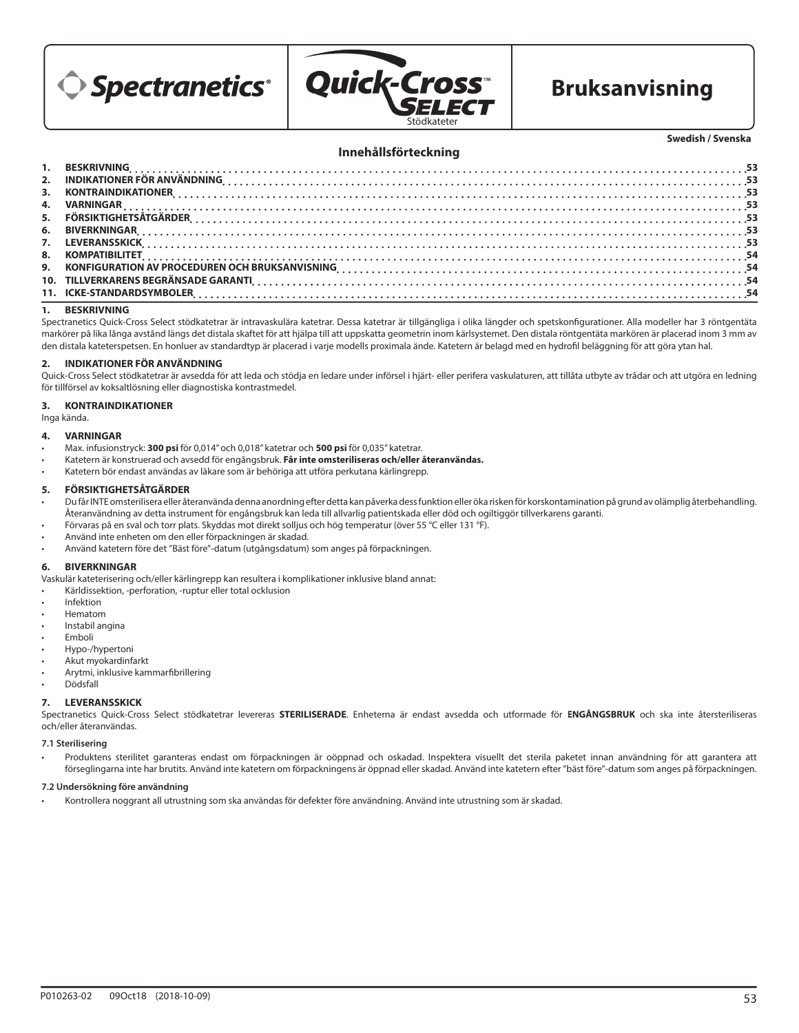Spectranetics® Quick-Cross™ SELECT Stödkateter

# Bruksanvisning

**Swedish / Svenska**

## Innehållsförteckning

1. BESKRIVNING ... 53
2. INDIKATIONER FÖR ANVÄNDNING ... 53
3. KONTRAINDIKATIONER ... 53
4. VARNINGAR ... 53
5. FÖRSIKTIGHETSÅTGÄRDER ... 53
6. BIVERKNINGAR ... 53
7. LEVERANSSKICK ... 53
8. KOMPATIBILITET ... 54
9. KONFIGURATION AV PROCEDUREN OCH BRUKSANVISNING ... 54
10. TILLVERKARENS BEGRÄNSADE GARANTI ... 54
11. ICKE-STANDARDSYMBOLER ... 54

## 1. BESKRIVNING

Spectranetics Quick-Cross Select stödkatetrar är intravaskulära katetrar. Dessa katetrar är tillgängliga i olika längder och spetskonfigurationer. Alla modeller har 3 röntgentäta markörer på lika långa avstånd längs det distala skaftet för att hjälpa till att uppskatta geometrin inom kärlsystemet. Den distala röntgentäta markören är placerad inom 3 mm av den distala kateterspetsen. En honluer av standardtyp är placerad i varje modells proximala ände. Katetern är belagd med en hydrofil beläggning för att göra ytan hal.

## 2. INDIKATIONER FÖR ANVÄNDNING

Quick-Cross Select stödkatetrar är avsedda för att leda och stödja en ledare under införsel i hjärt- eller perifera vaskulaturen, att tillåta utbyte av trådar och att utgöra en ledning för tillförsel av koksaltlösning eller diagnostiska kontrastmedel.

## 3. KONTRAINDIKATIONER

Inga kända.

## 4. VARNINGAR

- Max. infusionstryck: **300 psi** för 0,014" och 0,018" katetrar och **500 psi** för 0,035" katetrar.
- Katetern är konstruerad och avsedd för engångsbruk. **Får inte omsteriliseras och/eller återanvändas.**
- Katetern bör endast användas av läkare som är behöriga att utföra perkutana kärlingrepp.

## 5. FÖRSIKTIGHETSÅTGÄRDER

- Du får INTE omsterilisera eller återanvända denna anordning efter detta kan påverka dess funktion eller öka risken för korskontamination på grund av olämplig återbehandling. Återanvändning av detta instrument för engångsbruk kan leda till allvarlig patientskada eller död och ogiltiggör tillverkarens garanti.
- Förvaras på en sval och torr plats. Skyddas mot direkt solljus och hög temperatur (över 55 °C eller 131 °F).
- Använd inte enheten om den eller förpackningen är skadad.
- Använd katetern före det "Bäst före"-datum (utgångsdatum) som anges på förpackningen.

## 6. BIVERKNINGAR

Vaskulär kateterisering och/eller kärlingrepp kan resultera i komplikationer inklusive bland annat:

- Kärldissektion, -perforation, -ruptur eller total ocklusion
- Infektion
- Hematom
- Instabil angina
- Emboli
- Hypo-/hypertoni
- Akut myokardinfarkt
- Arytmi, inklusive kammarfibrillering
- Dödsfall

## 7. LEVERANSSKICK

Spectranetics Quick-Cross Select stödkatetrar levereras **STERILISERADE**. Enheterna är endast avsedda och utformade för **ENGÅNGSBRUK** och ska inte återsteriliseras och/eller återanvändas.

### 7.1 Sterilisering

- Produktens sterilitet garanteras endast om förpackningen är oöppnad och oskadad. Inspektera visuellt det sterila paketet innan användning för att garantera att förseglingarna inte har brutits. Använd inte katetern om förpackningens är öppnad eller skadad. Använd inte katetern efter "bäst före"-datum som anges på förpackningen.

### 7.2 Undersökning före användning

- Kontrollera noggrant all utrustning som ska användas för defekter före användning. Använd inte utrustning som är skadad.

P010263-02 09Oct18 (2018-10-09)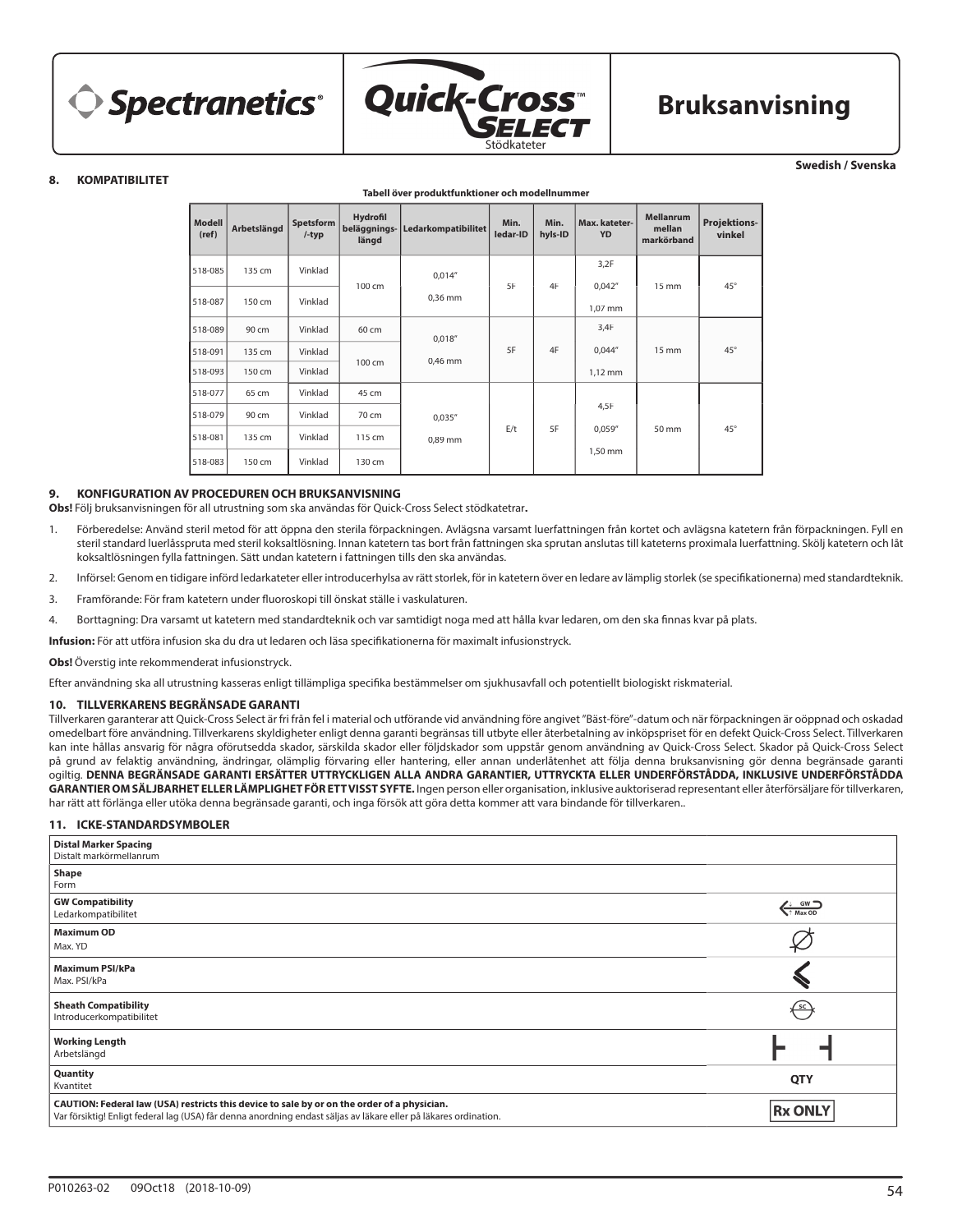Spectranetics® Quick-Cross™ SELECT Stödkateter

# Bruksanvisning

Swedish / Svenska

## 8. KOMPATIBILITET

**Tabell över produktfunktioner och modellnummer**

| Modell (ref) | Arbetslängd | Spetsform /-typ | Hydrofil beläggnings-längd | Ledarkompatibilitet | Min. ledar-ID | Min. hyls-ID | Max. kateter-YD | Mellanrum mellan markörband | Projektions-vinkel |
|---|---|---|---|---|---|---|---|---|---|
| 518-085 | 135 cm | Vinklad | 100 cm | 0,014" 0,36 mm | 5F | 4F | 3,2F 0,042" 1,07 mm | 15 mm | 45° |
| 518-087 | 150 cm | Vinklad | | | | | | | |
| 518-089 | 90 cm | Vinklad | 60 cm | 0,018" 0,46 mm | 5F | 4F | 3,4F 0,044" 1,12 mm | 15 mm | 45° |
| 518-091 | 135 cm | Vinklad | 100 cm | | | | | | |
| 518-093 | 150 cm | Vinklad | | | | | | | |
| 518-077 | 65 cm | Vinklad | 45 cm | 0,035" 0,89 mm | E/t | 5F | 4,5F 0,059" 1,50 mm | 50 mm | 45° |
| 518-079 | 90 cm | Vinklad | 70 cm | | | | | | |
| 518-081 | 135 cm | Vinklad | 115 cm | | | | | | |
| 518-083 | 150 cm | Vinklad | 130 cm | | | | | | |

## 9. KONFIGURATION AV PROCEDUREN OCH BRUKSANVISNING

**Obs!** Följ bruksanvisningen för all utrustning som ska användas för Quick-Cross Select stödkatetrar**.**

1. Förberedelse: Använd steril metod för att öppna den sterila förpackningen. Avlägsna varsamt luerfattningen från kortet och avlägsna katetern från förpackningen. Fyll en steril standard luerlåsspruta med steril koksaltlösning. Innan katetern tas bort från fattningen ska sprutan anslutas till kateterns proximala luerfattning. Skölj katetern och låt koksaltlösningen fylla fattningen. Sätt undan katetern i fattningen tills den ska användas.
2. Införsel: Genom en tidigare införd ledarkateter eller introducerhylsa av rätt storlek, för in katetern över en ledare av lämplig storlek (se specifikationerna) med standardteknik.
3. Framförande: För fram katetern under fluoroskopi till önskat ställe i vaskulaturen.
4. Borttagning: Dra varsamt ut katetern med standardteknik och var samtidigt noga med att hålla kvar ledaren, om den ska finnas kvar på plats.

**Infusion:** För att utföra infusion ska du dra ut ledaren och läsa specifikationerna för maximalt infusionstryck.

**Obs!** Överstig inte rekommenderat infusionstryck.

Efter användning ska all utrustning kasseras enligt tillämpliga specifika bestämmelser om sjukhusavfall och potentiellt biologiskt riskmaterial.

## 10. TILLVERKARENS BEGRÄNSADE GARANTI

Tillverkaren garanterar att Quick-Cross Select är fri från fel i material och utförande vid användning före angivet "Bäst-före"-datum och när förpackningen är oöppnad och oskadad omedelbart före användning. Tillverkarens skyldigheter enligt denna garanti begränsas till utbyte eller återbetalning av inköpspriset för en defekt Quick-Cross Select. Tillverkaren kan inte hållas ansvarig för några oförutsedda skador, särskilda skador eller följdskador som uppstår genom användning av Quick-Cross Select. Skador på Quick-Cross Select på grund av felaktig användning, ändringar, olämplig förvaring eller hantering, eller annan underlåtenhet att följa denna bruksanvisning gör denna begränsade garanti ogiltig. **DENNA BEGRÄNSADE GARANTI ERSÄTTER UTTRYCKLIGEN ALLA ANDRA GARANTIER, UTTRYCKTA ELLER UNDERFÖRSTÅDDA, INKLUSIVE UNDERFÖRSTÅDDA GARANTIER OM SÄLJBARHET ELLER LÄMPLIGHET FÖR ETT VISST SYFTE.** Ingen person eller organisation, inklusive auktoriserad representant eller återförsäljare för tillverkaren, har rätt att förlänga eller utöka denna begränsade garanti, och inga försök att göra detta kommer att vara bindande för tillverkaren..

## 11. ICKE-STANDARDSYMBOLER

| Symbol | |
|---|---|
| **Distal Marker Spacing** Distalt markörmellanrum | |
| **Shape** Form | |
| **GW Compatibility** Ledarkompatibilitet | GW Max OD |
| **Maximum OD** Max. YD | |
| **Maximum PSI/kPa** Max. PSI/kPa | |
| **Sheath Compatibility** Introducerkompatibilitet | SC |
| **Working Length** Arbetslängd | |
| **Quantity** Kvantitet | QTY |
| **CAUTION: Federal law (USA) restricts this device to sale by or on the order of a physician.** Var försiktig! Enligt federal lag (USA) får denna anordning endast säljas av läkare eller på läkares ordination. | Rx ONLY |

P010263-02 09Oct18 (2018-10-09)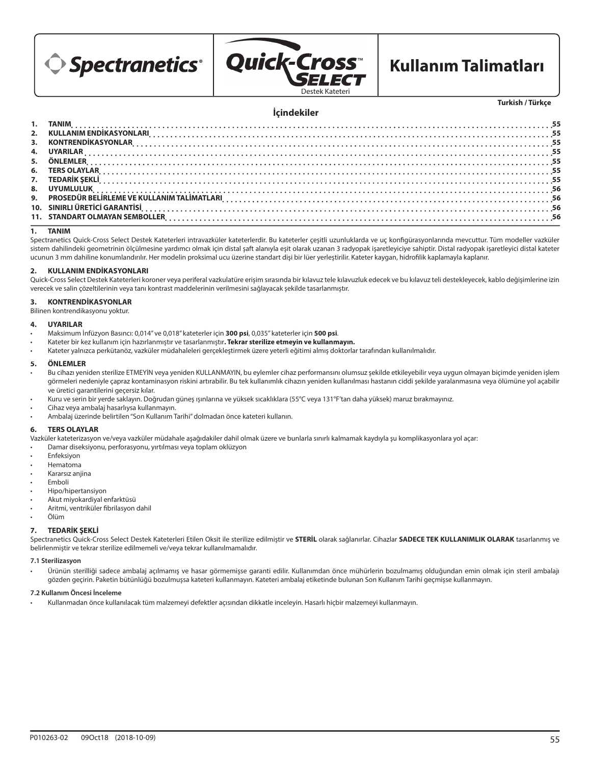Spectranetics®

Quick-Cross™ SELECT
Destek Kateteri

# Kullanım Talimatları

**Turkish / Türkçe**

## İçindekiler

| | | |
|---|---|---|
| 1. | TANIM | 55 |
| 2. | KULLANIM ENDİKASYONLARI | 55 |
| 3. | KONTRENDİKASYONLAR | 55 |
| 4. | UYARILAR | 55 |
| 5. | ÖNLEMLER | 55 |
| 6. | TERS OLAYLAR | 55 |
| 7. | TEDARİK ŞEKLİ | 55 |
| 8. | UYUMLULUK | 56 |
| 9. | PROSEDÜR BELİRLEME VE KULLANIM TALİMATLARI | 56 |
| 10. | SINIRLI ÜRETİCİ GARANTİSİ | 56 |
| 11. | STANDART OLMAYAN SEMBOLLER | 56 |

## 1. TANIM

Spectranetics Quick-Cross Select Destek Kateterleri intravazküler kateterlerdir. Bu kateterler çeşitli uzunluklarda ve uç konfigürasyonlarında mevcuttur. Tüm modeller vazküler sistem dahilindeki geometrinin ölçülmesine yardımcı olmak için distal şaft alanıyla eşit olarak uzanan 3 radyopak işaretleyiciye sahiptir. Distal radyopak işaretleyici distal kateter ucunun 3 mm dahiline konumlandırılır. Her modelin proksimal ucu üzerine standart dişi bir lüer yerleştirilir. Kateter kaygan, hidrofilik kaplamayla kaplanır.

## 2. KULLANIM ENDİKASYONLARI

Quick-Cross Select Destek Kateterleri koroner veya periferal vazkulatüre erişim sırasında bir kılavuz tele kılavuzluk edecek ve bu kılavuz teli destekleyecek, kablo değişimlerine izin verecek ve salin çözeltilerinin veya tanı kontrast maddelerinin verilmesini sağlayacak şekilde tasarlanmıştır.

## 3. KONTRENDİKASYONLAR

Bilinen kontrendikasyonu yoktur.

## 4. UYARILAR

- Maksimum İnfüzyon Basıncı: 0,014" ve 0,018" kateterler için **300 psi**, 0,035" kateterler için **500 psi**.
- Kateter bir kez kullanım için hazırlanmıştır ve tasarlanmıştır**. Tekrar sterilize etmeyin ve kullanmayın.**
- Kateter yalnızca perkütanöz, vazküler müdahaleleri gerçekleştirmek üzere yeterli eğitimi almış doktorlar tarafından kullanılmalıdır.

## 5. ÖNLEMLER

- Bu cihazı yeniden sterilize ETMEYİN veya yeniden KULLANMAYIN, bu eylemler cihaz performansını olumsuz şekilde etkileyebilir veya uygun olmayan biçimde yeniden işlem görmeleri nedeniyle çapraz kontaminasyon riskini artırabilir. Bu tek kullanımlık cihazın yeniden kullanılması hastanın ciddi şekilde yaralanmasına veya ölümüne yol açabilir ve üretici garantilerini geçersiz kılar.
- Kuru ve serin bir yerde saklayın. Doğrudan güneş ışınlarına ve yüksek sıcaklıklara (55°C veya 131°F'tan daha yüksek) maruz bırakmayınız.
- Cihaz veya ambalaj hasarlıysa kullanmayın.
- Ambalaj üzerinde belirtilen "Son Kullanım Tarihi" dolmadan önce kateteri kullanın.

## 6. TERS OLAYLAR

Vazküler kateterizasyon ve/veya vazküler müdahale aşağıdakiler dahil olmak üzere ve bunlarla sınırlı kalmamak kaydıyla şu komplikasyonlara yol açar:

- Damar diseksiyonu, perforasyonu, yırtılması veya toplam oklüzyon
- Enfeksiyon
- Hematoma
- Kararsız anjina
- Emboli
- Hipo/hipertansiyon
- Akut miyokardiyal enfarktüsü
- Aritmi, ventriküler fibrilasyon dahil
- Ölüm

## 7. TEDARİK ŞEKLİ

Spectranetics Quick-Cross Select Destek Kateterleri Etilen Oksit ile sterilize edilmiştir ve **STERİL** olarak sağlanırlar. Cihazlar **SADECE TEK KULLANIMLIK OLARAK** tasarlanmış ve belirlenmiştir ve tekrar sterilize edilmemeli ve/veya tekrar kullanılmamalıdır.

### 7.1 Sterilizasyon

- Ürünün sterilliği sadece ambalaj açılmamış ve hasar görmemişse garanti edilir. Kullanımdan önce mühürlerin bozulmamış olduğundan emin olmak için steril ambalajı gözden geçirin. Paketin bütünlüğü bozulmuşsa kateteri kullanmayın. Kateteri ambalaj etiketinde bulunan Son Kullanım Tarihi geçmişse kullanmayın.

### 7.2 Kullanım Öncesi İnceleme

- Kullanmadan önce kullanılacak tüm malzemeyi defektler açısından dikkatle inceleyin. Hasarlı hiçbir malzemeyi kullanmayın.

P010263-02 09Oct18 (2018-10-09)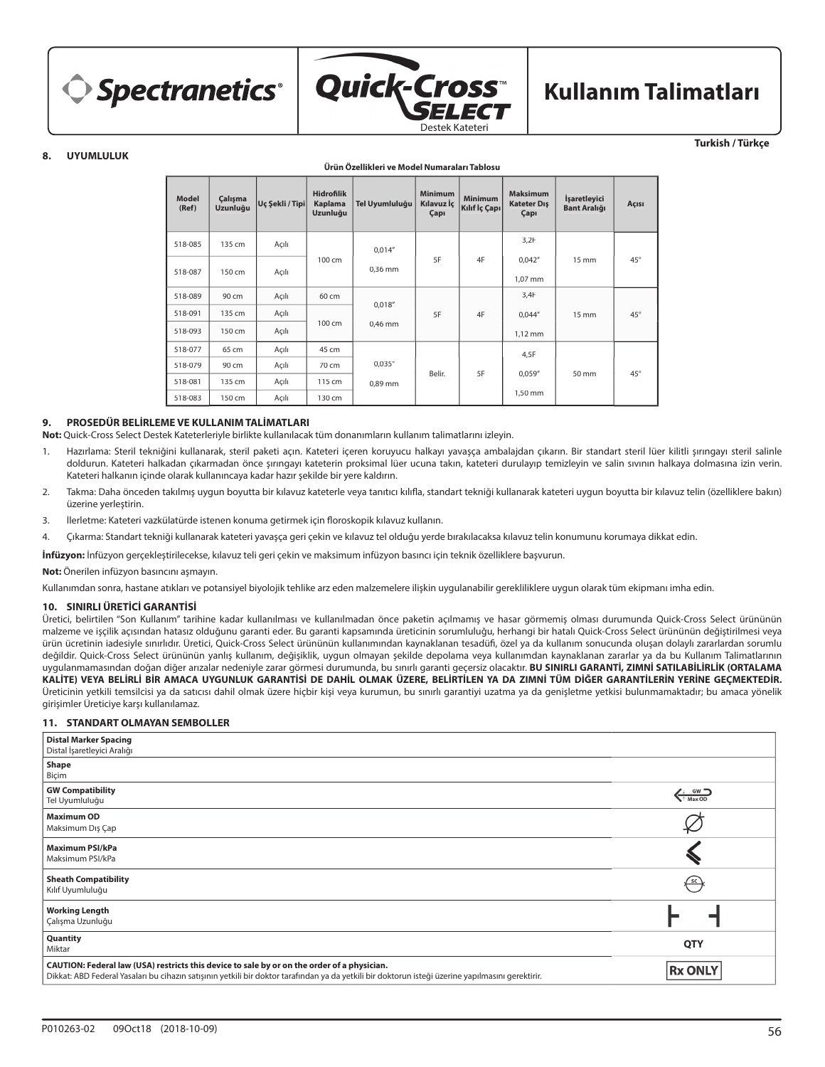**Spectranetics®** | **Quick-Cross™ SELECT** Destek Kateteri | **Kullanım Talimatları**

**Turkish / Türkçe**

## 8. UYUMLULUK

**Ürün Özellikleri ve Model Numaraları Tablosu**

| Model (Ref) | Çalışma Uzunluğu | Uç Şekli / Tipi | Hidrofilik Kaplama Uzunluğu | Tel Uyumluluğu | Minimum Kılavuz İç Çapı | Minimum Kılıf İç Çapı | Maksimum Kateter Dış Çapı | İşaretleyici Bant Aralığı | Açısı |
|---|---|---|---|---|---|---|---|---|---|
| 518-085 | 135 cm | Açılı | 100 cm | 0,014" 0,36 mm | 5F | 4F | 3,2F 0,042" 1,07 mm | 15 mm | 45° |
| 518-087 | 150 cm | Açılı | | | | | | | |
| 518-089 | 90 cm | Açılı | 60 cm | 0,018" 0,46 mm | 5F | 4F | 3,4F 0,044" 1,12 mm | 15 mm | 45° |
| 518-091 | 135 cm | Açılı | 100 cm | | | | | | |
| 518-093 | 150 cm | Açılı | | | | | | | |
| 518-077 | 65 cm | Açılı | 45 cm | 0,035" 0,89 mm | Belir. | 5F | 4,5F 0,059" 1,50 mm | 50 mm | 45° |
| 518-079 | 90 cm | Açılı | 70 cm | | | | | | |
| 518-081 | 135 cm | Açılı | 115 cm | | | | | | |
| 518-083 | 150 cm | Açılı | 130 cm | | | | | | |

## 9. PROSEDÜR BELİRLEME VE KULLANIM TALİMATLARI

**Not:** Quick-Cross Select Destek Kateterleriyle birlikte kullanılacak tüm donanımların kullanım talimatlarını izleyin.

1. Hazırlama: Steril tekniğini kullanarak, steril paketi açın. Kateteri içeren koruyucu halkayı yavaşça ambalajdan çıkarın. Bir standart steril lüer kilitli şırıngayı steril salinle doldurun. Kateteri halkadan çıkarmadan önce şırıngayı kateterin proksimal lüer ucuna takın, kateteri durulayıp temizleyin ve salin sıvının halkaya dolmasına izin verin. Kateteri halkanın içinde olarak kullanıncaya kadar hazır şekilde bir yere kaldırın.
2. Takma: Daha önceden takılmış uygun boyutta bir kılavuz kateterle veya tanıtıcı kılıfla, standart tekniği kullanarak kateteri uygun boyutta bir kılavuz telin (özelliklere bakın) üzerine yerleştirin.
3. İlerletme: Kateteri vazkülatürde istenen konuma getirmek için floroskopik kılavuz kullanın.
4. Çıkarma: Standart tekniği kullanarak kateteri yavaşça geri çekin ve kılavuz tel olduğu yerde bırakılacaksa kılavuz telin konumunu korumaya dikkat edin.

**İnfüzyon:** İnfüzyon gerçekleştirilecekse, kılavuz teli geri çekin ve maksimum infüzyon basıncı için teknik özelliklere başvurun.

**Not:** Önerilen infüzyon basıncını aşmayın.

Kullanımdan sonra, hastane atıkları ve potansiyel biyolojik tehlike arz eden malzemelere ilişkin uygulanabilir gerekliliklere uygun olarak tüm ekipmanı imha edin.

## 10. SINIRLI ÜRETİCİ GARANTİSİ

Üretici, belirtilen "Son Kullanım" tarihine kadar kullanılması ve kullanılmadan önce paketin açılmamış ve hasar görmemiş olması durumunda Quick-Cross Select ürününün malzeme ve işçilik açısından hatasız olduğunu garanti eder. Bu garanti kapsamında üreticinin sorumluluğu, herhangi bir hatalı Quick-Cross Select ürününün değiştirilmesi veya ürün ücretinin iadesiyle sınırlıdır. Üretici, Quick-Cross Select ürününün kullanımından kaynaklanan tesadüfi, özel ya da kullanım sonucunda oluşan dolaylı zararlardan sorumlu değildir. Quick-Cross Select ürününün yanlış kullanım, değişiklik, uygun olmayan şekilde depolama veya kullanımdan kaynaklanan zararlar ya da bu Kullanım Talimatlarının uygulanmamasından doğan diğer arızalar nedeniyle zarar görmesi durumunda, bu sınırlı garanti geçersiz olacaktır. **BU SINIRLI GARANTİ, ZIMNİ SATILABİLİRLİK (ORTALAMA KALİTE) VEYA BELİRLİ BİR AMACA UYGUNLUK GARANTİSİ DE DAHİL OLMAK ÜZERE, BELİRTİLEN YA DA ZIMNİ TÜM DİĞER GARANTİLERİN YERİNE GEÇMEKTEDİR.** Üreticinin yetkili temsilcisi ya da satıcısı dahil olmak üzere hiçbir kişi veya kurumun, bu sınırlı garantiyi uzatma ya da genişletme yetkisi bulunmamaktadır; bu amaca yönelik girişimler Üreticiye karşı kullanılamaz.

## 11. STANDART OLMAYAN SEMBOLLER

| Sembol Açıklaması | Sembol |
|---|---|
| **Distal Marker Spacing** Distal İşaretleyici Aralığı | |
| **Shape** Biçim | |
| **GW Compatibility** Tel Uyumluluğu | GW Max OD |
| **Maximum OD** Maksimum Dış Çap | Ø |
| **Maximum PSI/kPa** Maksimum PSI/kPa | |
| **Sheath Compatibility** Kılıf Uyumluluğu | SC |
| **Working Length** Çalışma Uzunluğu | |
| **Quantity** Miktar | QTY |
| **CAUTION: Federal law (USA) restricts this device to sale by or on the order of a physician.** Dikkat: ABD Federal Yasaları bu cihazın satışının yetkili bir doktor tarafından ya da yetkili bir doktorun isteği üzerine yapılmasını gerektirir. | Rx ONLY |

P010263-02 09Oct18 (2018-10-09)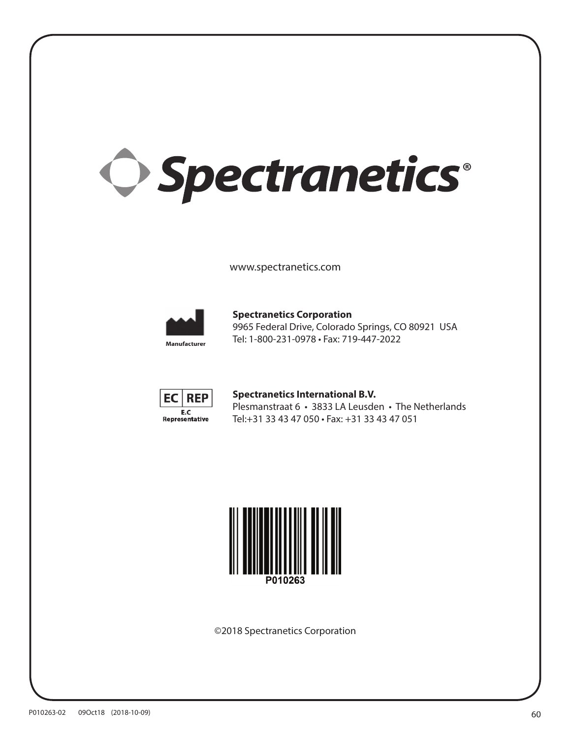Spectranetics®

www.spectranetics.com

Manufacturer

**Spectranetics Corporation**
9965 Federal Drive, Colorado Springs, CO 80921 USA
Tel: 1-800-231-0978 • Fax: 719-447-2022

EC REP
E.C Representative

**Spectranetics International B.V.**
Plesmanstraat 6 • 3833 LA Leusden • The Netherlands
Tel:+31 33 43 47 050 • Fax: +31 33 43 47 051

P010263

©2018 Spectranetics Corporation

P010263-02 09Oct18 (2018-10-09)